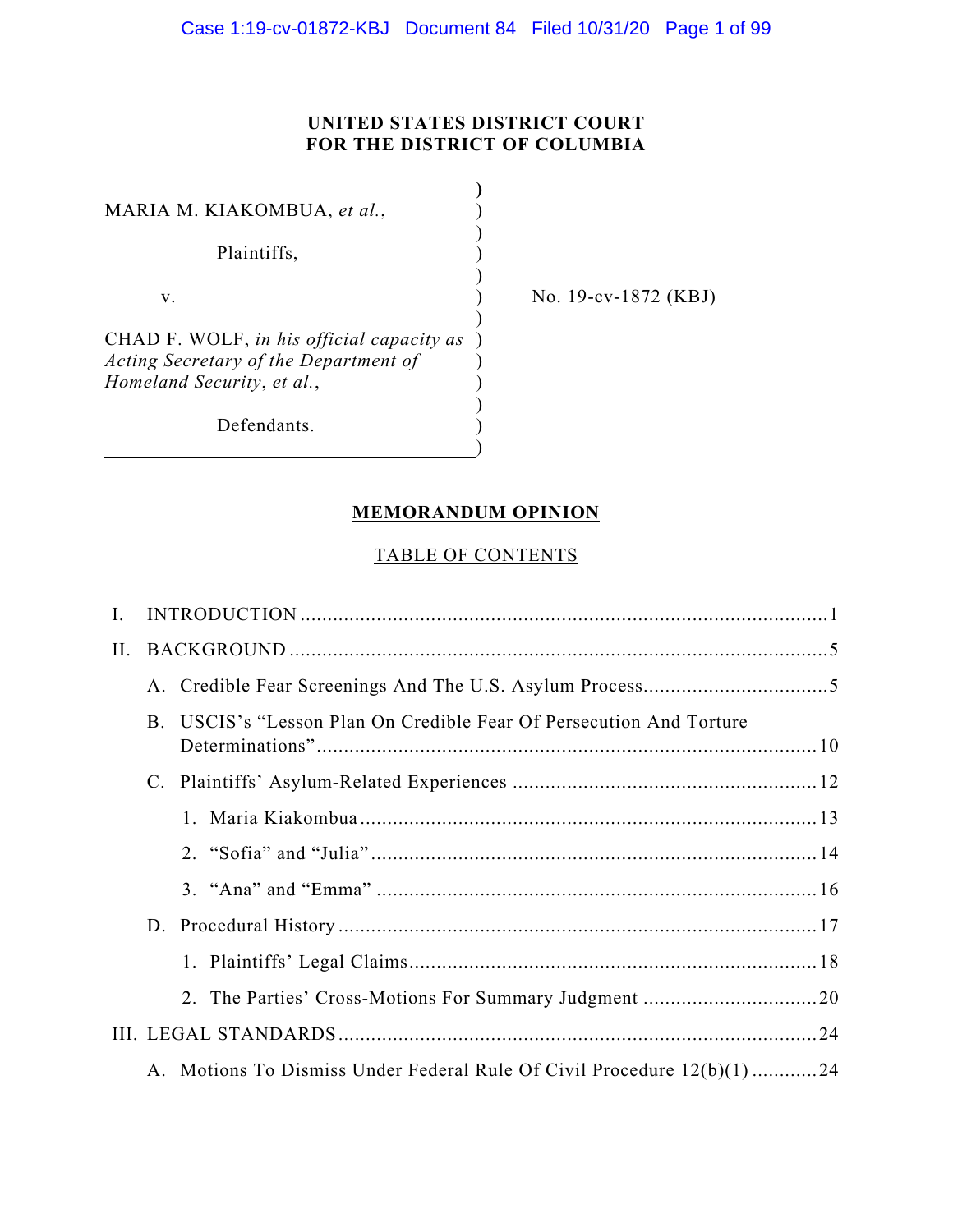**UNITED STATES DISTRICT COURT**
**FOR THE DISTRICT OF COLUMBIA**

MARIA M. KIAKOMBUA, *et al.*,

Plaintiffs,

v.

CHAD F. WOLF, *in his official capacity as Acting Secretary of the Department of Homeland Security*, *et al.*,

Defendants.

No. 19-cv-1872 (KBJ)

# MEMORANDUM OPINION

## TABLE OF CONTENTS

I. INTRODUCTION ..... 1

II. BACKGROUND ..... 5

- A. Credible Fear Screenings And The U.S. Asylum Process ..... 5
- B. USCIS's "Lesson Plan On Credible Fear Of Persecution And Torture Determinations" ..... 10
- C. Plaintiffs' Asylum-Related Experiences ..... 12
  1. Maria Kiakombua ..... 13
  2. "Sofia" and "Julia" ..... 14
  3. "Ana" and "Emma" ..... 16
- D. Procedural History ..... 17
  1. Plaintiffs' Legal Claims ..... 18
  2. The Parties' Cross-Motions For Summary Judgment ..... 20

III. LEGAL STANDARDS ..... 24

- A. Motions To Dismiss Under Federal Rule Of Civil Procedure 12(b)(1) ..... 24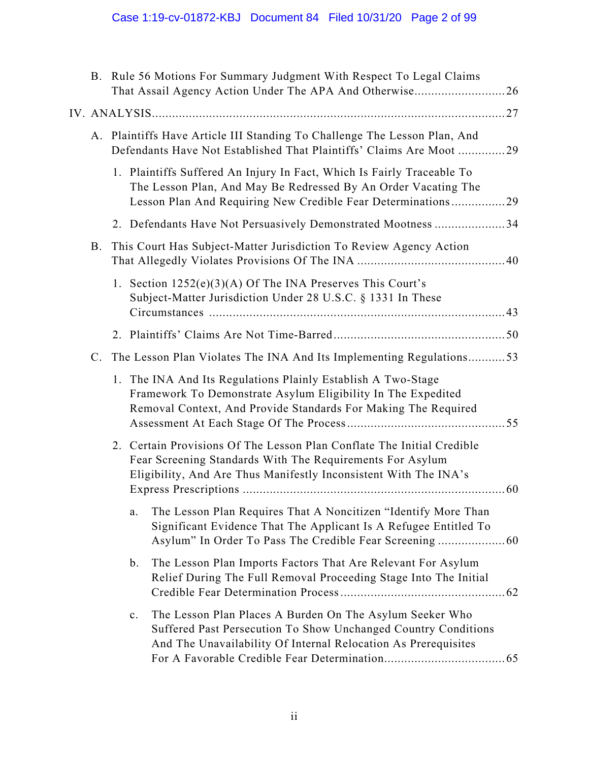B. Rule 56 Motions For Summary Judgment With Respect To Legal Claims That Assail Agency Action Under The APA And Otherwise ........................... 26

IV. ANALYSIS ........................................................................................................ 27

A. Plaintiffs Have Article III Standing To Challenge The Lesson Plan, And Defendants Have Not Established That Plaintiffs' Claims Are Moot .............. 29

1. Plaintiffs Suffered An Injury In Fact, Which Is Fairly Traceable To The Lesson Plan, And May Be Redressed By An Order Vacating The Lesson Plan And Requiring New Credible Fear Determinations ................ 29

2. Defendants Have Not Persuasively Demonstrated Mootness ..................... 34

B. This Court Has Subject-Matter Jurisdiction To Review Agency Action That Allegedly Violates Provisions Of The INA ............................................ 40

1. Section 1252(e)(3)(A) Of The INA Preserves This Court's Subject-Matter Jurisdiction Under 28 U.S.C. § 1331 In These Circumstances ....................................................................................... 43

2. Plaintiffs' Claims Are Not Time-Barred .................................................. 50

C. The Lesson Plan Violates The INA And Its Implementing Regulations ........... 53

1. The INA And Its Regulations Plainly Establish A Two-Stage Framework To Demonstrate Asylum Eligibility In The Expedited Removal Context, And Provide Standards For Making The Required Assessment At Each Stage Of The Process .............................................. 55

2. Certain Provisions Of The Lesson Plan Conflate The Initial Credible Fear Screening Standards With The Requirements For Asylum Eligibility, And Are Thus Manifestly Inconsistent With The INA's Express Prescriptions ............................................................................ 60

a. The Lesson Plan Requires That A Noncitizen "Identify More Than Significant Evidence That The Applicant Is A Refugee Entitled To Asylum" In Order To Pass The Credible Fear Screening .................... 60

b. The Lesson Plan Imports Factors That Are Relevant For Asylum Relief During The Full Removal Proceeding Stage Into The Initial Credible Fear Determination Process ................................................ 62

c. The Lesson Plan Places A Burden On The Asylum Seeker Who Suffered Past Persecution To Show Unchanged Country Conditions And The Unavailability Of Internal Relocation As Prerequisites For A Favorable Credible Fear Determination ................................... 65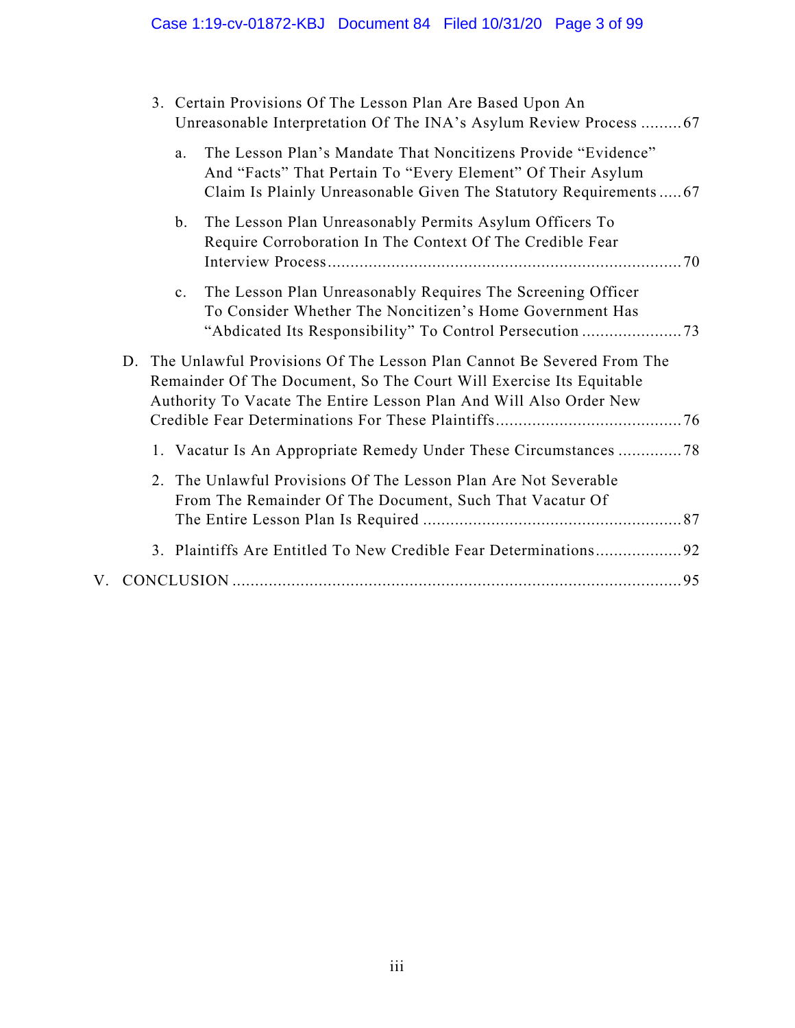3. Certain Provisions Of The Lesson Plan Are Based Upon An Unreasonable Interpretation Of The INA's Asylum Review Process ......... 67

   a. The Lesson Plan's Mandate That Noncitizens Provide "Evidence" And "Facts" That Pertain To "Every Element" Of Their Asylum Claim Is Plainly Unreasonable Given The Statutory Requirements ..... 67

   b. The Lesson Plan Unreasonably Permits Asylum Officers To Require Corroboration In The Context Of The Credible Fear Interview Process ........................................................................... 70

   c. The Lesson Plan Unreasonably Requires The Screening Officer To Consider Whether The Noncitizen's Home Government Has "Abdicated Its Responsibility" To Control Persecution ...................... 73

D. The Unlawful Provisions Of The Lesson Plan Cannot Be Severed From The Remainder Of The Document, So The Court Will Exercise Its Equitable Authority To Vacate The Entire Lesson Plan And Will Also Order New Credible Fear Determinations For These Plaintiffs ........................................ 76

1. Vacatur Is An Appropriate Remedy Under These Circumstances .............. 78

2. The Unlawful Provisions Of The Lesson Plan Are Not Severable From The Remainder Of The Document, Such That Vacatur Of The Entire Lesson Plan Is Required ........................................................ 87

3. Plaintiffs Are Entitled To New Credible Fear Determinations ................... 92

V. CONCLUSION .................................................................................................. 95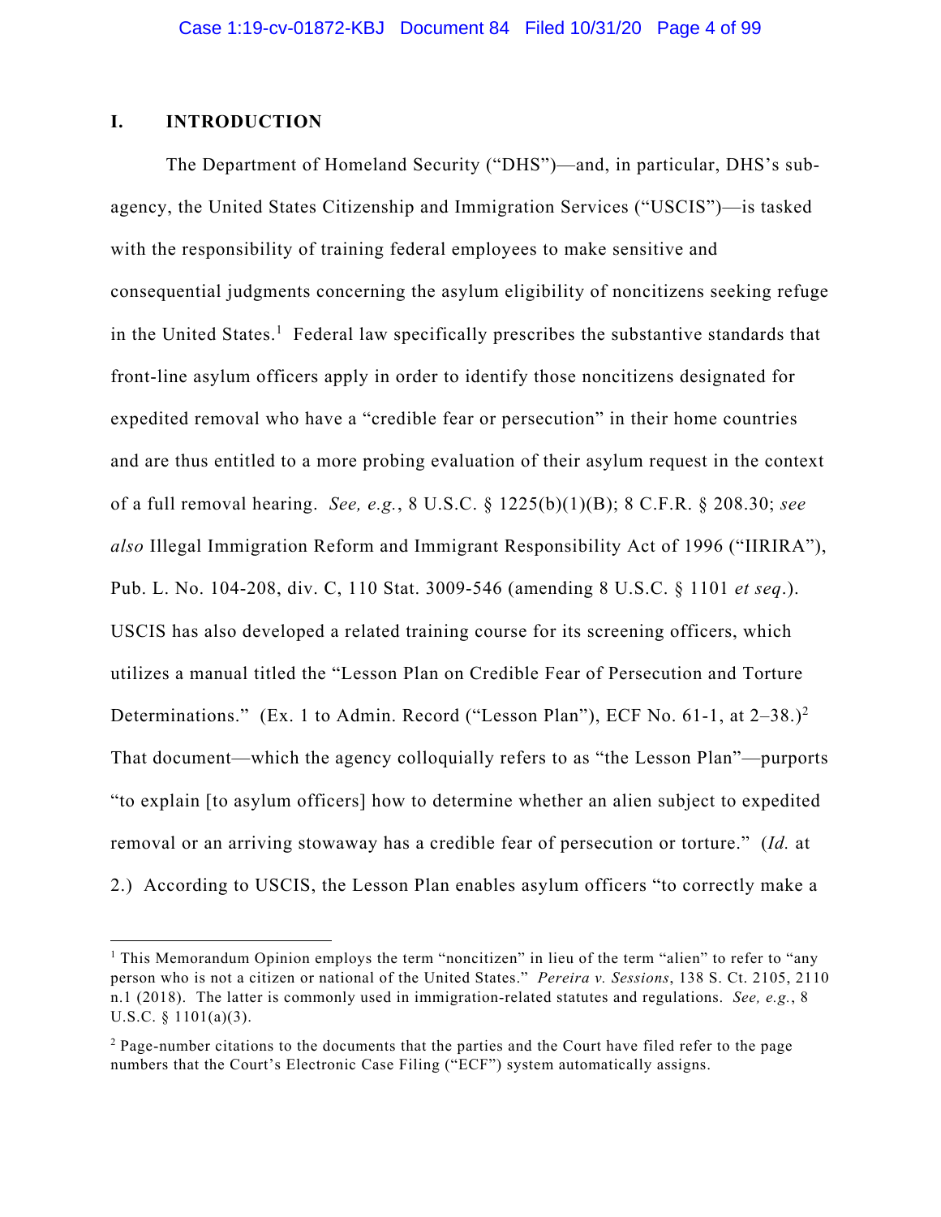## I. INTRODUCTION

The Department of Homeland Security ("DHS")—and, in particular, DHS's sub-agency, the United States Citizenship and Immigration Services ("USCIS")—is tasked with the responsibility of training federal employees to make sensitive and consequential judgments concerning the asylum eligibility of noncitizens seeking refuge in the United States.[1] Federal law specifically prescribes the substantive standards that front-line asylum officers apply in order to identify those noncitizens designated for expedited removal who have a "credible fear or persecution" in their home countries and are thus entitled to a more probing evaluation of their asylum request in the context of a full removal hearing. *See, e.g.*, 8 U.S.C. § 1225(b)(1)(B); 8 C.F.R. § 208.30; *see also* Illegal Immigration Reform and Immigrant Responsibility Act of 1996 ("IIRIRA"), Pub. L. No. 104-208, div. C, 110 Stat. 3009-546 (amending 8 U.S.C. § 1101 *et seq.*). USCIS has also developed a related training course for its screening officers, which utilizes a manual titled the "Lesson Plan on Credible Fear of Persecution and Torture Determinations." (Ex. 1 to Admin. Record ("Lesson Plan"), ECF No. 61-1, at 2–38.)[2] That document—which the agency colloquially refers to as "the Lesson Plan"—purports "to explain [to asylum officers] how to determine whether an alien subject to expedited removal or an arriving stowaway has a credible fear of persecution or torture." (*Id.* at 2.) According to USCIS, the Lesson Plan enables asylum officers "to correctly make a

---

[1] This Memorandum Opinion employs the term "noncitizen" in lieu of the term "alien" to refer to "any person who is not a citizen or national of the United States." *Pereira v. Sessions*, 138 S. Ct. 2105, 2110 n.1 (2018). The latter is commonly used in immigration-related statutes and regulations. *See, e.g.*, 8 U.S.C. § 1101(a)(3).

[2] Page-number citations to the documents that the parties and the Court have filed refer to the page numbers that the Court's Electronic Case Filing ("ECF") system automatically assigns.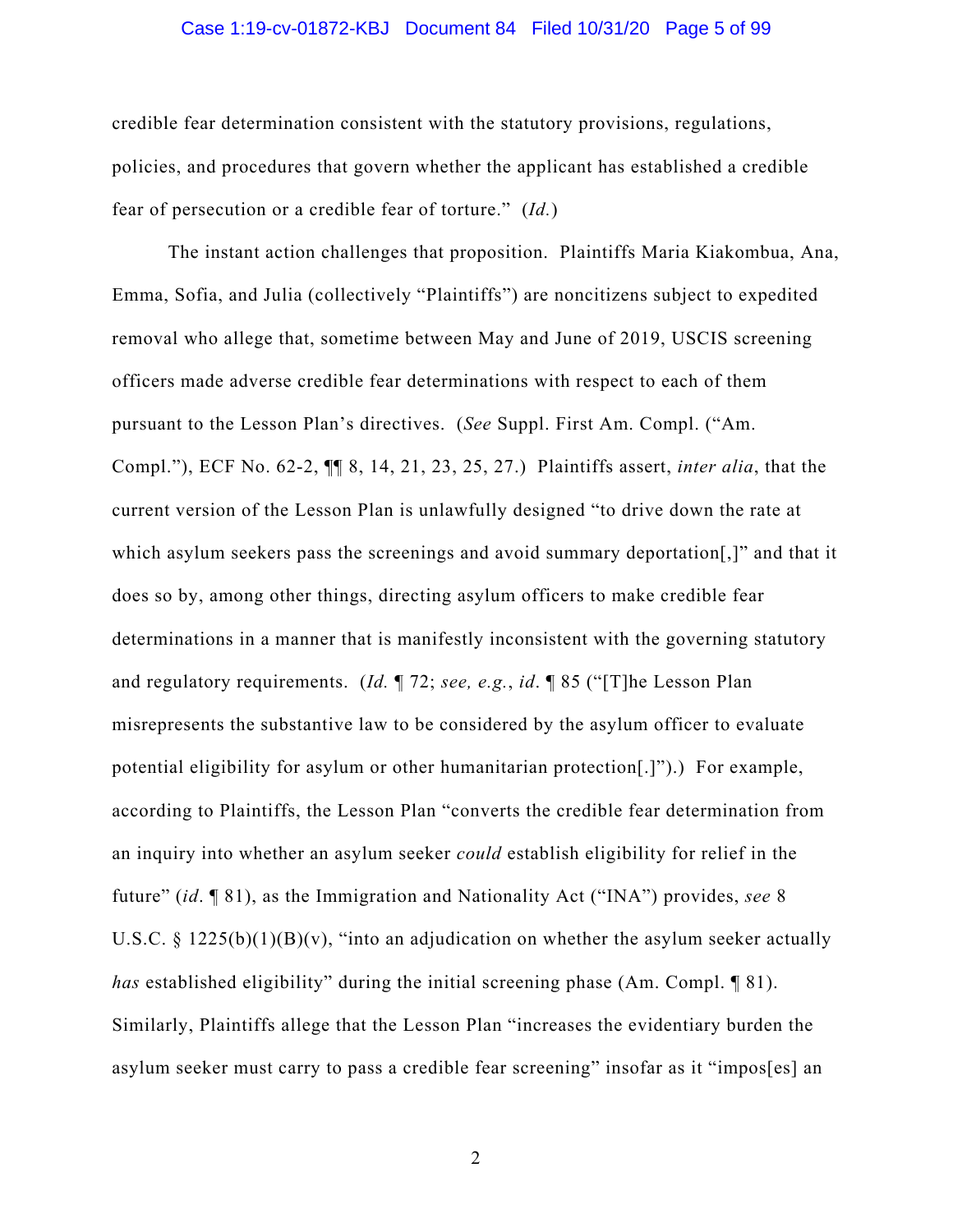credible fear determination consistent with the statutory provisions, regulations, policies, and procedures that govern whether the applicant has established a credible fear of persecution or a credible fear of torture." (*Id.*)

The instant action challenges that proposition. Plaintiffs Maria Kiakombua, Ana, Emma, Sofia, and Julia (collectively "Plaintiffs") are noncitizens subject to expedited removal who allege that, sometime between May and June of 2019, USCIS screening officers made adverse credible fear determinations with respect to each of them pursuant to the Lesson Plan's directives. (*See* Suppl. First Am. Compl. ("Am. Compl."), ECF No. 62-2, ¶¶ 8, 14, 21, 23, 25, 27.) Plaintiffs assert, *inter alia*, that the current version of the Lesson Plan is unlawfully designed "to drive down the rate at which asylum seekers pass the screenings and avoid summary deportation[,]" and that it does so by, among other things, directing asylum officers to make credible fear determinations in a manner that is manifestly inconsistent with the governing statutory and regulatory requirements. (*Id.* ¶ 72; *see, e.g.*, *id*. ¶ 85 ("[T]he Lesson Plan misrepresents the substantive law to be considered by the asylum officer to evaluate potential eligibility for asylum or other humanitarian protection[.]").) For example, according to Plaintiffs, the Lesson Plan "converts the credible fear determination from an inquiry into whether an asylum seeker *could* establish eligibility for relief in the future" (*id*. ¶ 81), as the Immigration and Nationality Act ("INA") provides, *see* 8 U.S.C. § 1225(b)(1)(B)(v), "into an adjudication on whether the asylum seeker actually *has* established eligibility" during the initial screening phase (Am. Compl. ¶ 81). Similarly, Plaintiffs allege that the Lesson Plan "increases the evidentiary burden the asylum seeker must carry to pass a credible fear screening" insofar as it "impos[es] an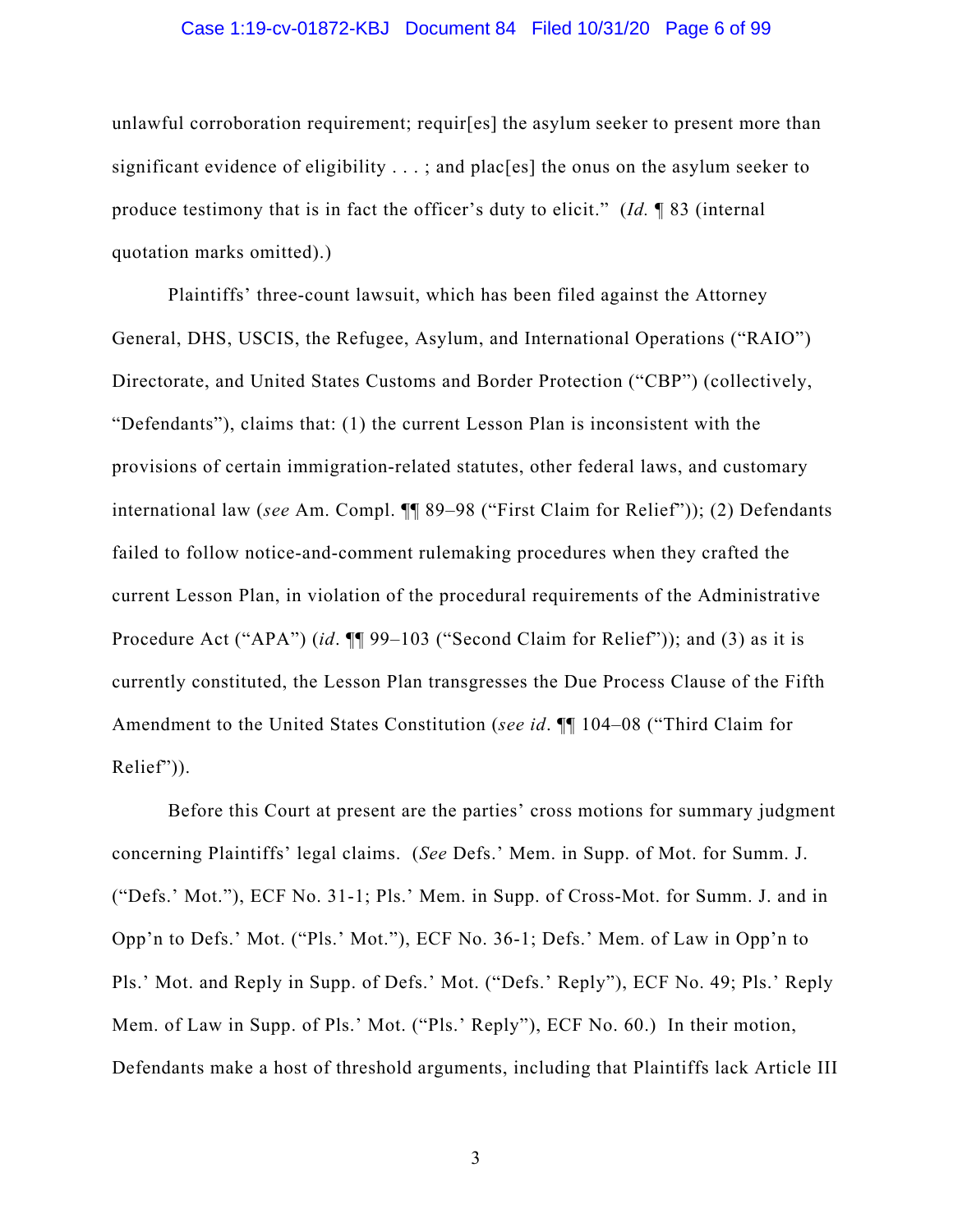unlawful corroboration requirement; requir[es] the asylum seeker to present more than significant evidence of eligibility . . . ; and plac[es] the onus on the asylum seeker to produce testimony that is in fact the officer's duty to elicit." (*Id.* ¶ 83 (internal quotation marks omitted).)

Plaintiffs' three-count lawsuit, which has been filed against the Attorney General, DHS, USCIS, the Refugee, Asylum, and International Operations ("RAIO") Directorate, and United States Customs and Border Protection ("CBP") (collectively, "Defendants"), claims that: (1) the current Lesson Plan is inconsistent with the provisions of certain immigration-related statutes, other federal laws, and customary international law (*see* Am. Compl. ¶¶ 89–98 ("First Claim for Relief")); (2) Defendants failed to follow notice-and-comment rulemaking procedures when they crafted the current Lesson Plan, in violation of the procedural requirements of the Administrative Procedure Act ("APA") (*id*. ¶¶ 99–103 ("Second Claim for Relief")); and (3) as it is currently constituted, the Lesson Plan transgresses the Due Process Clause of the Fifth Amendment to the United States Constitution (*see id*. ¶¶ 104–08 ("Third Claim for Relief")).

Before this Court at present are the parties' cross motions for summary judgment concerning Plaintiffs' legal claims. (*See* Defs.' Mem. in Supp. of Mot. for Summ. J. ("Defs.' Mot."), ECF No. 31-1; Pls.' Mem. in Supp. of Cross-Mot. for Summ. J. and in Opp'n to Defs.' Mot. ("Pls.' Mot."), ECF No. 36-1; Defs.' Mem. of Law in Opp'n to Pls.' Mot. and Reply in Supp. of Defs.' Mot. ("Defs.' Reply"), ECF No. 49; Pls.' Reply Mem. of Law in Supp. of Pls.' Mot. ("Pls.' Reply"), ECF No. 60.) In their motion, Defendants make a host of threshold arguments, including that Plaintiffs lack Article III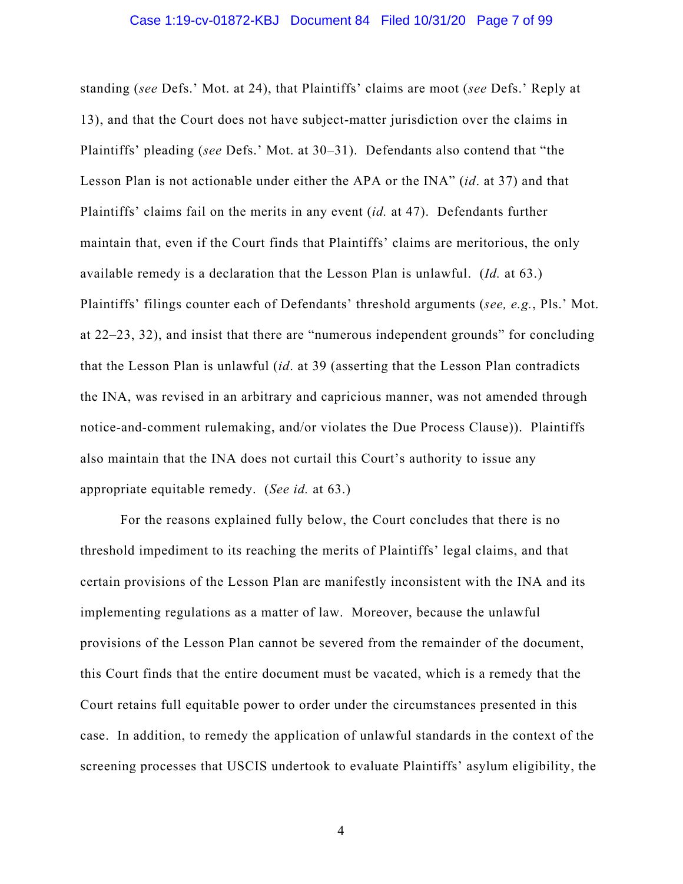standing (*see* Defs.' Mot. at 24), that Plaintiffs' claims are moot (*see* Defs.' Reply at 13), and that the Court does not have subject-matter jurisdiction over the claims in Plaintiffs' pleading (*see* Defs.' Mot. at 30–31). Defendants also contend that "the Lesson Plan is not actionable under either the APA or the INA" (*id*. at 37) and that Plaintiffs' claims fail on the merits in any event (*id.* at 47). Defendants further maintain that, even if the Court finds that Plaintiffs' claims are meritorious, the only available remedy is a declaration that the Lesson Plan is unlawful. (*Id.* at 63.) Plaintiffs' filings counter each of Defendants' threshold arguments (*see, e.g.*, Pls.' Mot. at 22–23, 32), and insist that there are "numerous independent grounds" for concluding that the Lesson Plan is unlawful (*id*. at 39 (asserting that the Lesson Plan contradicts the INA, was revised in an arbitrary and capricious manner, was not amended through notice-and-comment rulemaking, and/or violates the Due Process Clause)). Plaintiffs also maintain that the INA does not curtail this Court's authority to issue any appropriate equitable remedy. (*See id.* at 63.)

For the reasons explained fully below, the Court concludes that there is no threshold impediment to its reaching the merits of Plaintiffs' legal claims, and that certain provisions of the Lesson Plan are manifestly inconsistent with the INA and its implementing regulations as a matter of law. Moreover, because the unlawful provisions of the Lesson Plan cannot be severed from the remainder of the document, this Court finds that the entire document must be vacated, which is a remedy that the Court retains full equitable power to order under the circumstances presented in this case. In addition, to remedy the application of unlawful standards in the context of the screening processes that USCIS undertook to evaluate Plaintiffs' asylum eligibility, the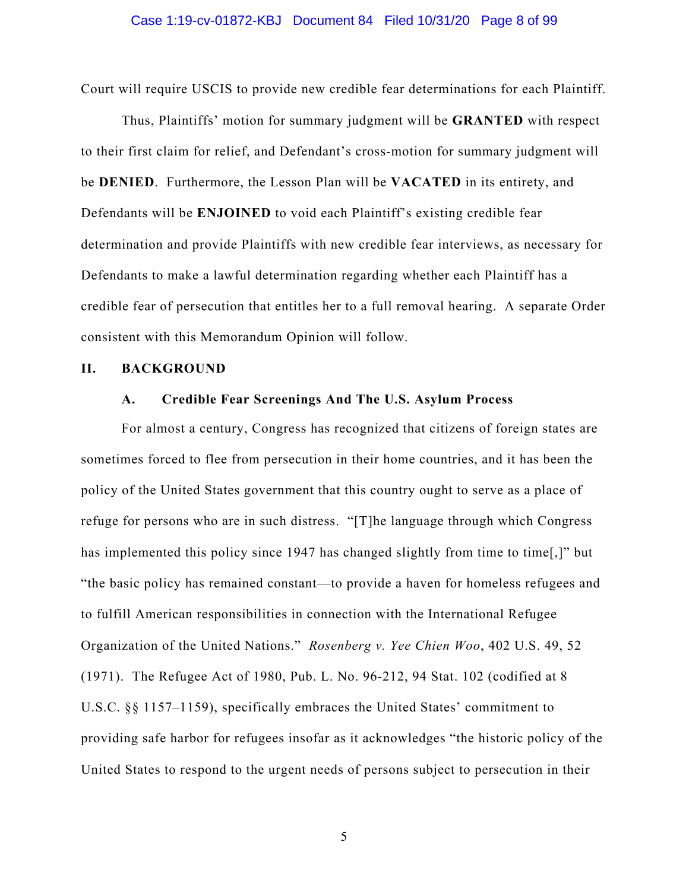Court will require USCIS to provide new credible fear determinations for each Plaintiff.

Thus, Plaintiffs' motion for summary judgment will be **GRANTED** with respect to their first claim for relief, and Defendant's cross-motion for summary judgment will be **DENIED**. Furthermore, the Lesson Plan will be **VACATED** in its entirety, and Defendants will be **ENJOINED** to void each Plaintiff's existing credible fear determination and provide Plaintiffs with new credible fear interviews, as necessary for Defendants to make a lawful determination regarding whether each Plaintiff has a credible fear of persecution that entitles her to a full removal hearing. A separate Order consistent with this Memorandum Opinion will follow.

## II. BACKGROUND

### A. Credible Fear Screenings And The U.S. Asylum Process

For almost a century, Congress has recognized that citizens of foreign states are sometimes forced to flee from persecution in their home countries, and it has been the policy of the United States government that this country ought to serve as a place of refuge for persons who are in such distress. "[T]he language through which Congress has implemented this policy since 1947 has changed slightly from time to time[,]" but "the basic policy has remained constant—to provide a haven for homeless refugees and to fulfill American responsibilities in connection with the International Refugee Organization of the United Nations." *Rosenberg v. Yee Chien Woo*, 402 U.S. 49, 52 (1971). The Refugee Act of 1980, Pub. L. No. 96-212, 94 Stat. 102 (codified at 8 U.S.C. §§ 1157–1159), specifically embraces the United States' commitment to providing safe harbor for refugees insofar as it acknowledges "the historic policy of the United States to respond to the urgent needs of persons subject to persecution in their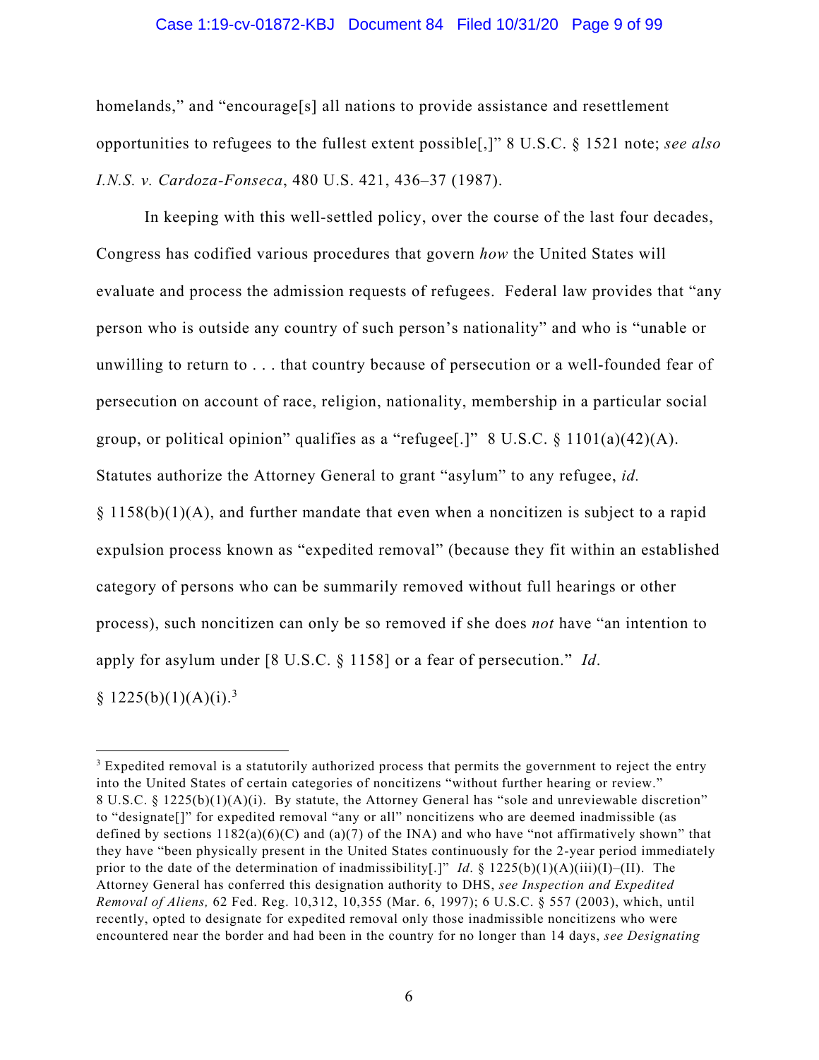homelands," and "encourage[s] all nations to provide assistance and resettlement opportunities to refugees to the fullest extent possible[,]" 8 U.S.C. § 1521 note; *see also I.N.S. v. Cardoza-Fonseca*, 480 U.S. 421, 436–37 (1987).

In keeping with this well-settled policy, over the course of the last four decades, Congress has codified various procedures that govern *how* the United States will evaluate and process the admission requests of refugees. Federal law provides that "any person who is outside any country of such person's nationality" and who is "unable or unwilling to return to . . . that country because of persecution or a well-founded fear of persecution on account of race, religion, nationality, membership in a particular social group, or political opinion" qualifies as a "refugee[.]" 8 U.S.C. § 1101(a)(42)(A). Statutes authorize the Attorney General to grant "asylum" to any refugee, *id.* § 1158(b)(1)(A), and further mandate that even when a noncitizen is subject to a rapid expulsion process known as "expedited removal" (because they fit within an established category of persons who can be summarily removed without full hearings or other process), such noncitizen can only be so removed if she does *not* have "an intention to apply for asylum under [8 U.S.C. § 1158] or a fear of persecution." *Id*. § 1225(b)(1)(A)(i).[3]

[3] Expedited removal is a statutorily authorized process that permits the government to reject the entry into the United States of certain categories of noncitizens "without further hearing or review." 8 U.S.C. § 1225(b)(1)(A)(i). By statute, the Attorney General has "sole and unreviewable discretion" to "designate[]" for expedited removal "any or all" noncitizens who are deemed inadmissible (as defined by sections 1182(a)(6)(C) and (a)(7) of the INA) and who have "not affirmatively shown" that they have "been physically present in the United States continuously for the 2-year period immediately prior to the date of the determination of inadmissibility[.]" *Id*. § 1225(b)(1)(A)(iii)(I)–(II). The Attorney General has conferred this designation authority to DHS, *see Inspection and Expedited Removal of Aliens,* 62 Fed. Reg. 10,312, 10,355 (Mar. 6, 1997); 6 U.S.C. § 557 (2003), which, until recently, opted to designate for expedited removal only those inadmissible noncitizens who were encountered near the border and had been in the country for no longer than 14 days, *see Designating*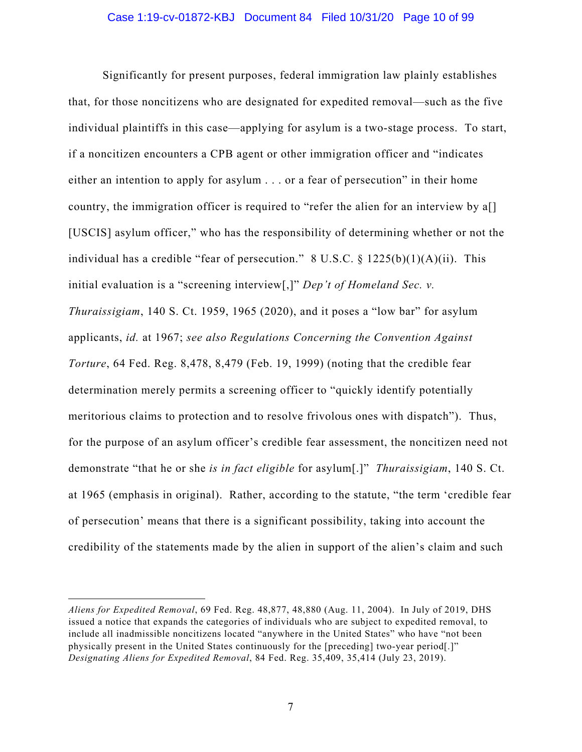Significantly for present purposes, federal immigration law plainly establishes that, for those noncitizens who are designated for expedited removal—such as the five individual plaintiffs in this case—applying for asylum is a two-stage process. To start, if a noncitizen encounters a CPB agent or other immigration officer and "indicates either an intention to apply for asylum . . . or a fear of persecution" in their home country, the immigration officer is required to "refer the alien for an interview by a[] [USCIS] asylum officer," who has the responsibility of determining whether or not the individual has a credible "fear of persecution." 8 U.S.C. § 1225(b)(1)(A)(ii). This initial evaluation is a "screening interview[,]" *Dep't of Homeland Sec. v. Thuraissigiam*, 140 S. Ct. 1959, 1965 (2020), and it poses a "low bar" for asylum applicants, *id.* at 1967; *see also Regulations Concerning the Convention Against Torture*, 64 Fed. Reg. 8,478, 8,479 (Feb. 19, 1999) (noting that the credible fear determination merely permits a screening officer to "quickly identify potentially meritorious claims to protection and to resolve frivolous ones with dispatch"). Thus, for the purpose of an asylum officer's credible fear assessment, the noncitizen need not demonstrate "that he or she *is in fact eligible* for asylum[.]" *Thuraissigiam*, 140 S. Ct. at 1965 (emphasis in original). Rather, according to the statute, "the term 'credible fear of persecution' means that there is a significant possibility, taking into account the credibility of the statements made by the alien in support of the alien's claim and such

---

*Aliens for Expedited Removal*, 69 Fed. Reg. 48,877, 48,880 (Aug. 11, 2004). In July of 2019, DHS issued a notice that expands the categories of individuals who are subject to expedited removal, to include all inadmissible noncitizens located "anywhere in the United States" who have "not been physically present in the United States continuously for the [preceding] two-year period[.]" *Designating Aliens for Expedited Removal*, 84 Fed. Reg. 35,409, 35,414 (July 23, 2019).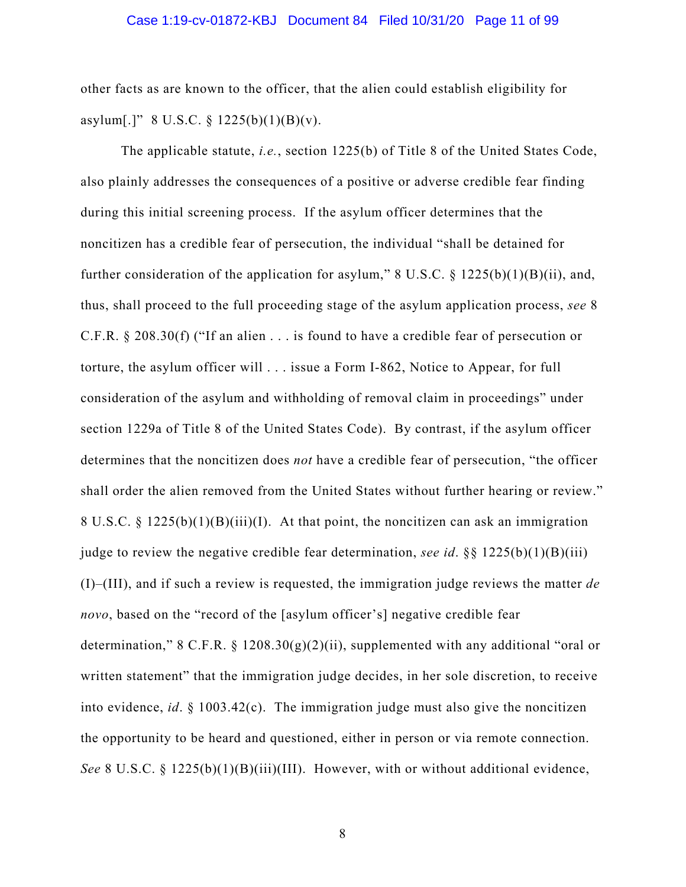other facts as are known to the officer, that the alien could establish eligibility for asylum[.]" 8 U.S.C. § 1225(b)(1)(B)(v).

The applicable statute, *i.e.*, section 1225(b) of Title 8 of the United States Code, also plainly addresses the consequences of a positive or adverse credible fear finding during this initial screening process. If the asylum officer determines that the noncitizen has a credible fear of persecution, the individual "shall be detained for further consideration of the application for asylum," 8 U.S.C. § 1225(b)(1)(B)(ii), and, thus, shall proceed to the full proceeding stage of the asylum application process, *see* 8 C.F.R. § 208.30(f) ("If an alien . . . is found to have a credible fear of persecution or torture, the asylum officer will . . . issue a Form I-862, Notice to Appear, for full consideration of the asylum and withholding of removal claim in proceedings" under section 1229a of Title 8 of the United States Code). By contrast, if the asylum officer determines that the noncitizen does *not* have a credible fear of persecution, "the officer shall order the alien removed from the United States without further hearing or review." 8 U.S.C. § 1225(b)(1)(B)(iii)(I). At that point, the noncitizen can ask an immigration judge to review the negative credible fear determination, *see id*. §§ 1225(b)(1)(B)(iii)(I)–(III), and if such a review is requested, the immigration judge reviews the matter *de novo*, based on the "record of the [asylum officer's] negative credible fear determination," 8 C.F.R. § 1208.30(g)(2)(ii), supplemented with any additional "oral or written statement" that the immigration judge decides, in her sole discretion, to receive into evidence, *id*. § 1003.42(c). The immigration judge must also give the noncitizen the opportunity to be heard and questioned, either in person or via remote connection. *See* 8 U.S.C. § 1225(b)(1)(B)(iii)(III). However, with or without additional evidence,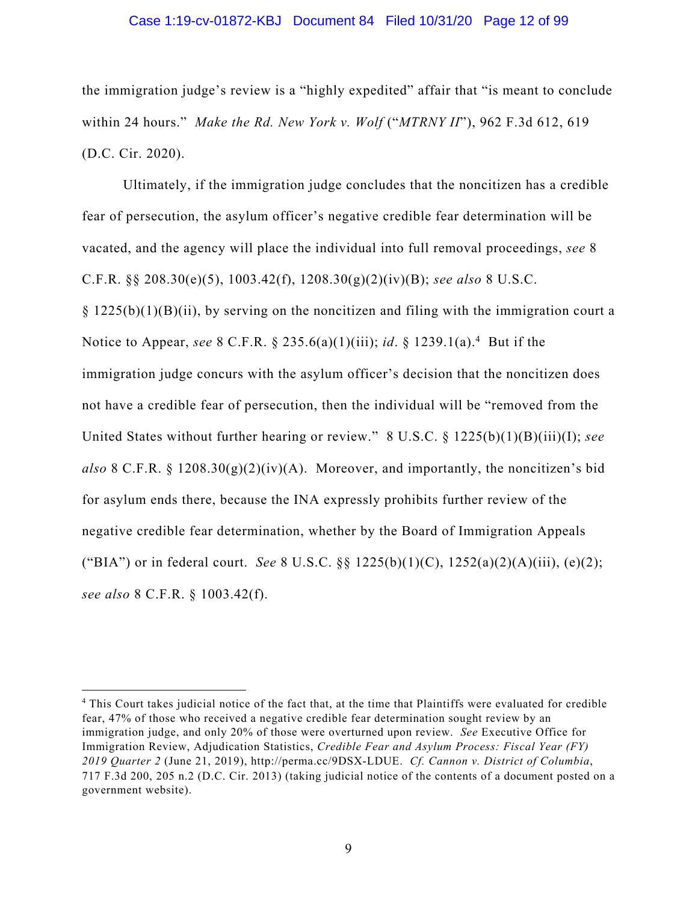the immigration judge's review is a "highly expedited" affair that "is meant to conclude within 24 hours." *Make the Rd. New York v. Wolf* ("*MTRNY II*"), 962 F.3d 612, 619 (D.C. Cir. 2020).

Ultimately, if the immigration judge concludes that the noncitizen has a credible fear of persecution, the asylum officer's negative credible fear determination will be vacated, and the agency will place the individual into full removal proceedings, *see* 8 C.F.R. §§ 208.30(e)(5), 1003.42(f), 1208.30(g)(2)(iv)(B); *see also* 8 U.S.C. § 1225(b)(1)(B)(ii), by serving on the noncitizen and filing with the immigration court a Notice to Appear, *see* 8 C.F.R. § 235.6(a)(1)(iii); *id*. § 1239.1(a).[4] But if the immigration judge concurs with the asylum officer's decision that the noncitizen does not have a credible fear of persecution, then the individual will be "removed from the United States without further hearing or review." 8 U.S.C. § 1225(b)(1)(B)(iii)(I); *see also* 8 C.F.R. § 1208.30(g)(2)(iv)(A). Moreover, and importantly, the noncitizen's bid for asylum ends there, because the INA expressly prohibits further review of the negative credible fear determination, whether by the Board of Immigration Appeals ("BIA") or in federal court. *See* 8 U.S.C. §§ 1225(b)(1)(C), 1252(a)(2)(A)(iii), (e)(2); *see also* 8 C.F.R. § 1003.42(f).

---

[4] This Court takes judicial notice of the fact that, at the time that Plaintiffs were evaluated for credible fear, 47% of those who received a negative credible fear determination sought review by an immigration judge, and only 20% of those were overturned upon review. *See* Executive Office for Immigration Review, Adjudication Statistics, *Credible Fear and Asylum Process: Fiscal Year (FY) 2019 Quarter 2* (June 21, 2019), http://perma.cc/9DSX-LDUE. *Cf. Cannon v. District of Columbia*, 717 F.3d 200, 205 n.2 (D.C. Cir. 2013) (taking judicial notice of the contents of a document posted on a government website).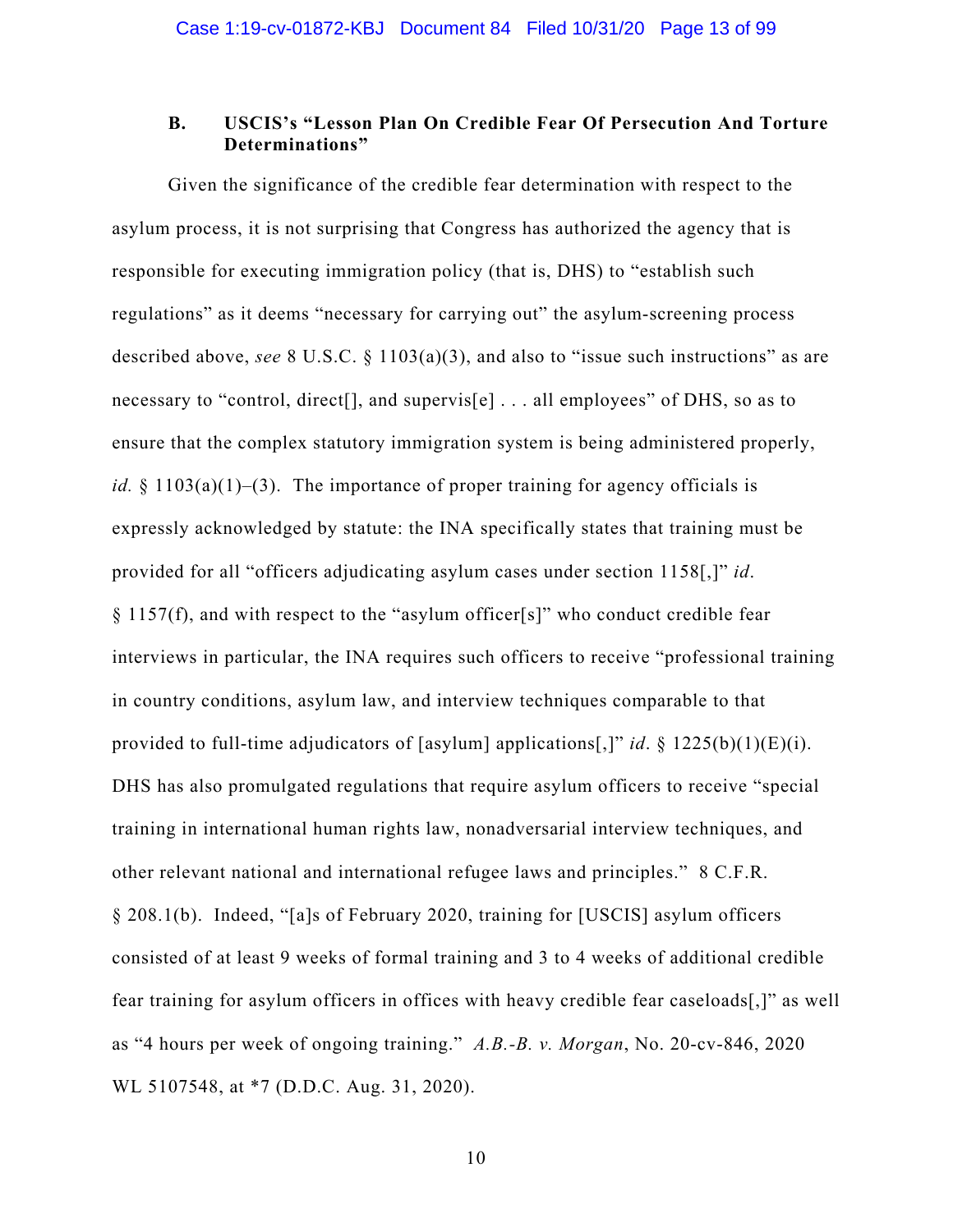### B. USCIS's "Lesson Plan On Credible Fear Of Persecution And Torture Determinations"

Given the significance of the credible fear determination with respect to the asylum process, it is not surprising that Congress has authorized the agency that is responsible for executing immigration policy (that is, DHS) to "establish such regulations" as it deems "necessary for carrying out" the asylum-screening process described above, *see* 8 U.S.C. § 1103(a)(3), and also to "issue such instructions" as are necessary to "control, direct[], and supervis[e] . . . all employees" of DHS, so as to ensure that the complex statutory immigration system is being administered properly, *id.* § 1103(a)(1)–(3). The importance of proper training for agency officials is expressly acknowledged by statute: the INA specifically states that training must be provided for all "officers adjudicating asylum cases under section 1158[,]" *id*. § 1157(f), and with respect to the "asylum officer[s]" who conduct credible fear interviews in particular, the INA requires such officers to receive "professional training in country conditions, asylum law, and interview techniques comparable to that provided to full-time adjudicators of [asylum] applications[,]" *id*. § 1225(b)(1)(E)(i). DHS has also promulgated regulations that require asylum officers to receive "special training in international human rights law, nonadversarial interview techniques, and other relevant national and international refugee laws and principles." 8 C.F.R. § 208.1(b). Indeed, "[a]s of February 2020, training for [USCIS] asylum officers consisted of at least 9 weeks of formal training and 3 to 4 weeks of additional credible fear training for asylum officers in offices with heavy credible fear caseloads[,]" as well as "4 hours per week of ongoing training." *A.B.-B. v. Morgan*, No. 20-cv-846, 2020 WL 5107548, at *7 (D.D.C. Aug. 31, 2020).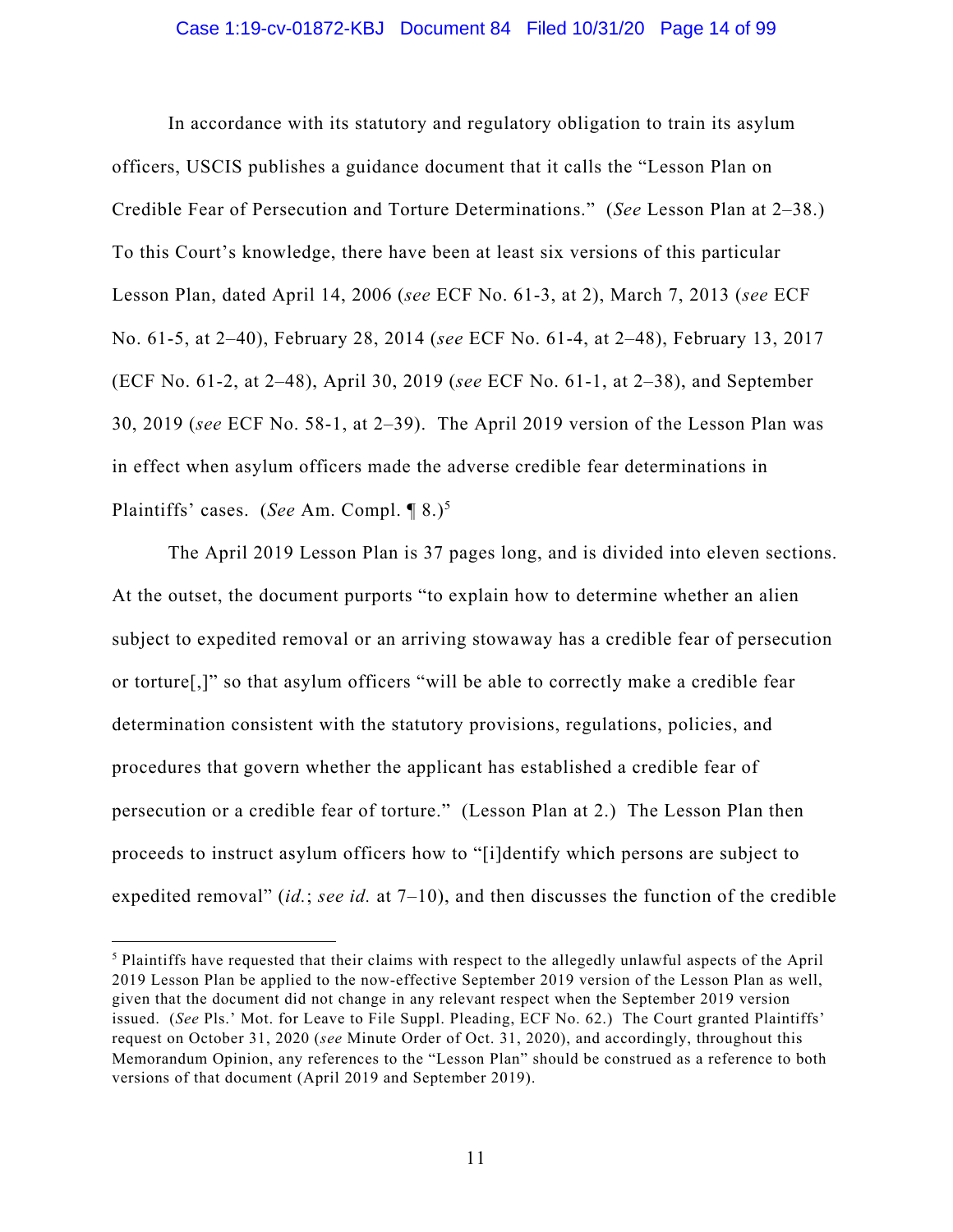In accordance with its statutory and regulatory obligation to train its asylum officers, USCIS publishes a guidance document that it calls the "Lesson Plan on Credible Fear of Persecution and Torture Determinations." (*See* Lesson Plan at 2–38.) To this Court's knowledge, there have been at least six versions of this particular Lesson Plan, dated April 14, 2006 (*see* ECF No. 61-3, at 2), March 7, 2013 (*see* ECF No. 61-5, at 2–40), February 28, 2014 (*see* ECF No. 61-4, at 2–48), February 13, 2017 (ECF No. 61-2, at 2–48), April 30, 2019 (*see* ECF No. 61-1, at 2–38), and September 30, 2019 (*see* ECF No. 58-1, at 2–39). The April 2019 version of the Lesson Plan was in effect when asylum officers made the adverse credible fear determinations in Plaintiffs' cases. (*See* Am. Compl. ¶ 8.)[5]

The April 2019 Lesson Plan is 37 pages long, and is divided into eleven sections. At the outset, the document purports "to explain how to determine whether an alien subject to expedited removal or an arriving stowaway has a credible fear of persecution or torture[,]" so that asylum officers "will be able to correctly make a credible fear determination consistent with the statutory provisions, regulations, policies, and procedures that govern whether the applicant has established a credible fear of persecution or a credible fear of torture." (Lesson Plan at 2.) The Lesson Plan then proceeds to instruct asylum officers how to "[i]dentify which persons are subject to expedited removal" (*id.*; *see id.* at 7–10), and then discusses the function of the credible

---

[5] Plaintiffs have requested that their claims with respect to the allegedly unlawful aspects of the April 2019 Lesson Plan be applied to the now-effective September 2019 version of the Lesson Plan as well, given that the document did not change in any relevant respect when the September 2019 version issued. (*See* Pls.' Mot. for Leave to File Suppl. Pleading, ECF No. 62.) The Court granted Plaintiffs' request on October 31, 2020 (*see* Minute Order of Oct. 31, 2020), and accordingly, throughout this Memorandum Opinion, any references to the "Lesson Plan" should be construed as a reference to both versions of that document (April 2019 and September 2019).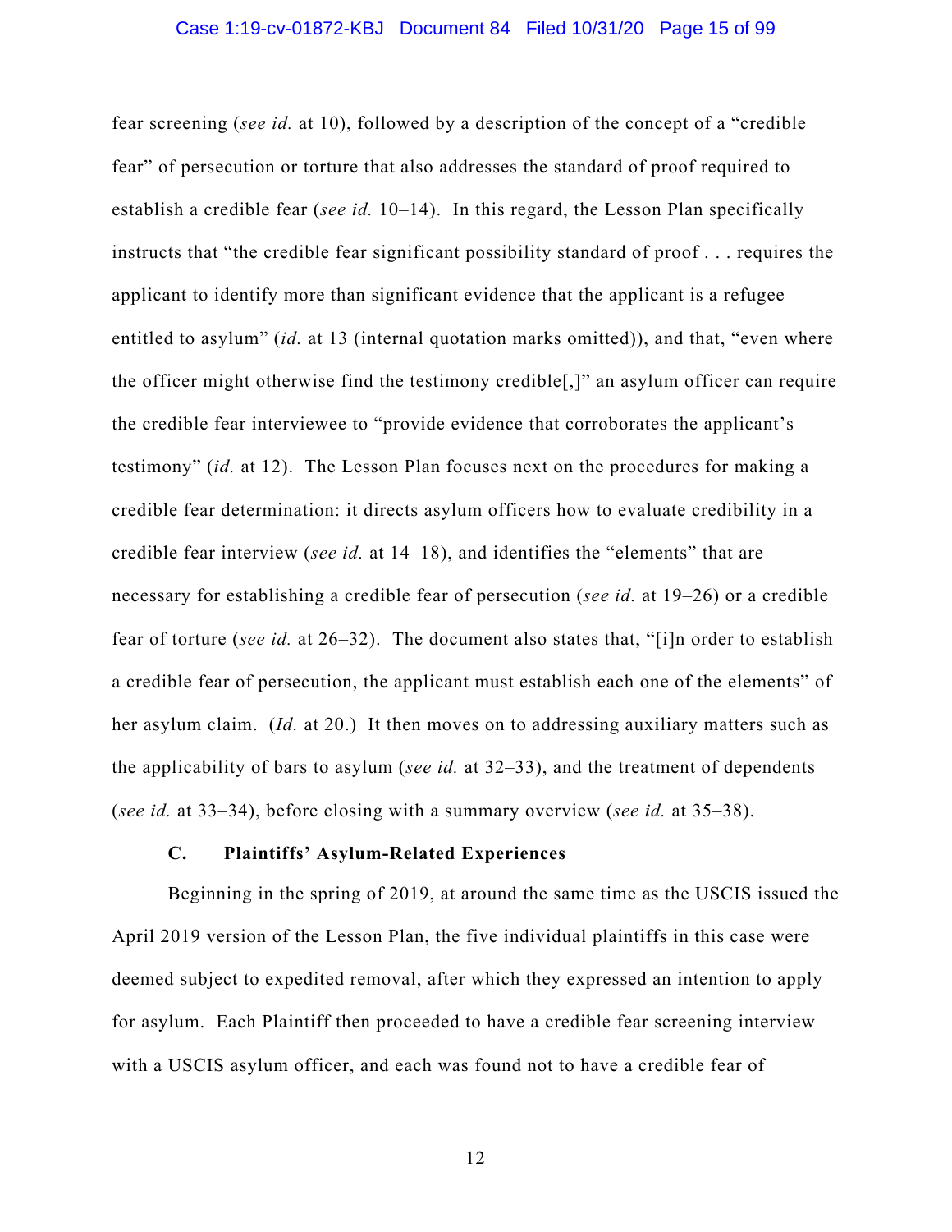fear screening (*see id.* at 10), followed by a description of the concept of a "credible fear" of persecution or torture that also addresses the standard of proof required to establish a credible fear (*see id.* 10–14). In this regard, the Lesson Plan specifically instructs that "the credible fear significant possibility standard of proof . . . requires the applicant to identify more than significant evidence that the applicant is a refugee entitled to asylum" (*id.* at 13 (internal quotation marks omitted)), and that, "even where the officer might otherwise find the testimony credible[,]" an asylum officer can require the credible fear interviewee to "provide evidence that corroborates the applicant's testimony" (*id.* at 12). The Lesson Plan focuses next on the procedures for making a credible fear determination: it directs asylum officers how to evaluate credibility in a credible fear interview (*see id.* at 14–18), and identifies the "elements" that are necessary for establishing a credible fear of persecution (*see id.* at 19–26) or a credible fear of torture (*see id.* at 26–32). The document also states that, "[i]n order to establish a credible fear of persecution, the applicant must establish each one of the elements" of her asylum claim. (*Id.* at 20.) It then moves on to addressing auxiliary matters such as the applicability of bars to asylum (*see id.* at 32–33), and the treatment of dependents (*see id.* at 33–34), before closing with a summary overview (*see id.* at 35–38).

### C. Plaintiffs' Asylum-Related Experiences

Beginning in the spring of 2019, at around the same time as the USCIS issued the April 2019 version of the Lesson Plan, the five individual plaintiffs in this case were deemed subject to expedited removal, after which they expressed an intention to apply for asylum. Each Plaintiff then proceeded to have a credible fear screening interview with a USCIS asylum officer, and each was found not to have a credible fear of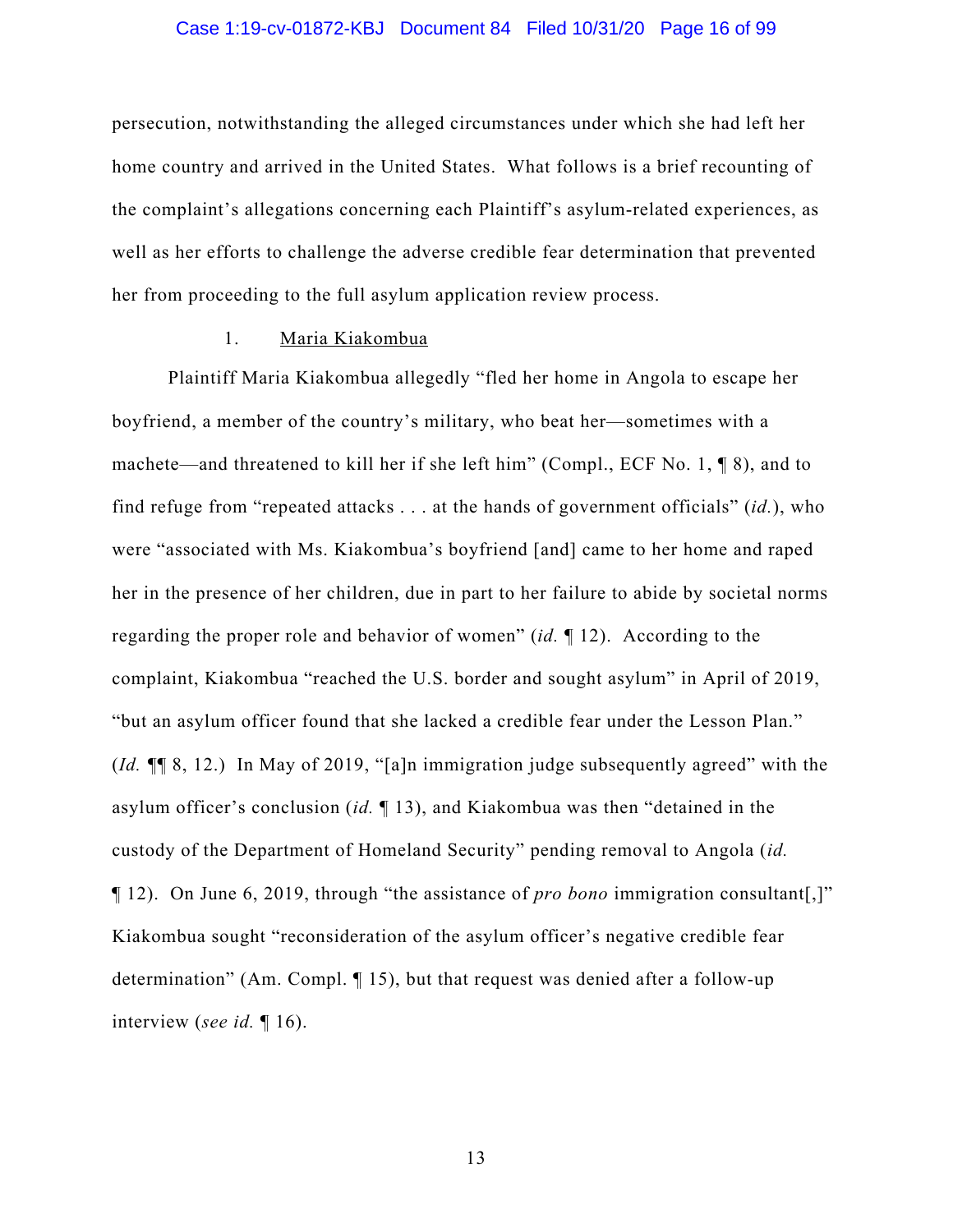persecution, notwithstanding the alleged circumstances under which she had left her home country and arrived in the United States. What follows is a brief recounting of the complaint's allegations concerning each Plaintiff's asylum-related experiences, as well as her efforts to challenge the adverse credible fear determination that prevented her from proceeding to the full asylum application review process.

1. Maria Kiakombua

Plaintiff Maria Kiakombua allegedly "fled her home in Angola to escape her boyfriend, a member of the country's military, who beat her—sometimes with a machete—and threatened to kill her if she left him" (Compl., ECF No. 1, ¶ 8), and to find refuge from "repeated attacks . . . at the hands of government officials" (*id.*), who were "associated with Ms. Kiakombua's boyfriend [and] came to her home and raped her in the presence of her children, due in part to her failure to abide by societal norms regarding the proper role and behavior of women" (*id.* ¶ 12). According to the complaint, Kiakombua "reached the U.S. border and sought asylum" in April of 2019, "but an asylum officer found that she lacked a credible fear under the Lesson Plan." (*Id.* ¶¶ 8, 12.) In May of 2019, "[a]n immigration judge subsequently agreed" with the asylum officer's conclusion (*id.* ¶ 13), and Kiakombua was then "detained in the custody of the Department of Homeland Security" pending removal to Angola (*id.* ¶ 12). On June 6, 2019, through "the assistance of *pro bono* immigration consultant[,]" Kiakombua sought "reconsideration of the asylum officer's negative credible fear determination" (Am. Compl. ¶ 15), but that request was denied after a follow-up interview (*see id.* ¶ 16).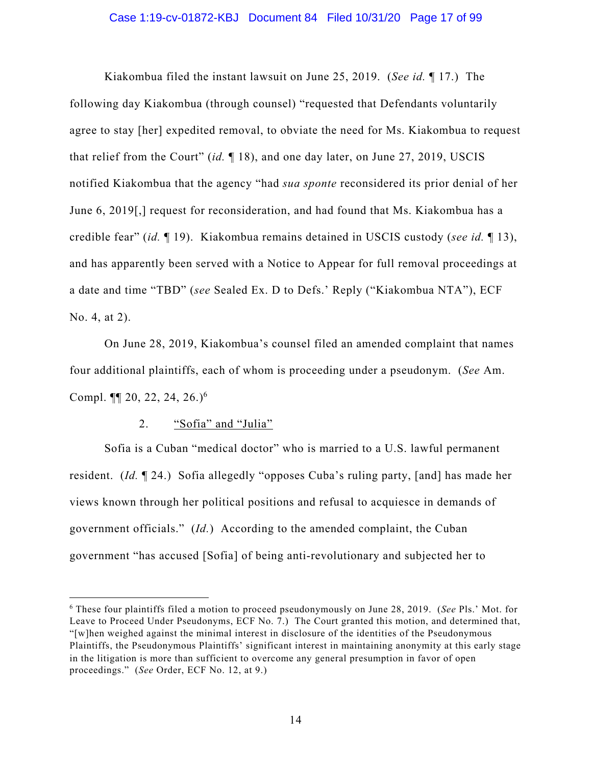Kiakombua filed the instant lawsuit on June 25, 2019. (*See id.* ¶ 17.) The following day Kiakombua (through counsel) "requested that Defendants voluntarily agree to stay [her] expedited removal, to obviate the need for Ms. Kiakombua to request that relief from the Court" (*id.* ¶ 18), and one day later, on June 27, 2019, USCIS notified Kiakombua that the agency "had *sua sponte* reconsidered its prior denial of her June 6, 2019[,] request for reconsideration, and had found that Ms. Kiakombua has a credible fear" (*id.* ¶ 19). Kiakombua remains detained in USCIS custody (*see id.* ¶ 13), and has apparently been served with a Notice to Appear for full removal proceedings at a date and time "TBD" (*see* Sealed Ex. D to Defs.' Reply ("Kiakombua NTA"), ECF No. 4, at 2).

On June 28, 2019, Kiakombua's counsel filed an amended complaint that names four additional plaintiffs, each of whom is proceeding under a pseudonym. (*See* Am. Compl. ¶¶ 20, 22, 24, 26.)[6]

2. <u>"Sofia" and "Julia"</u>

Sofia is a Cuban "medical doctor" who is married to a U.S. lawful permanent resident. (*Id.* ¶ 24.) Sofia allegedly "opposes Cuba's ruling party, [and] has made her views known through her political positions and refusal to acquiesce in demands of government officials." (*Id.*) According to the amended complaint, the Cuban government "has accused [Sofia] of being anti-revolutionary and subjected her to

---

[6] These four plaintiffs filed a motion to proceed pseudonymously on June 28, 2019. (*See* Pls.' Mot. for Leave to Proceed Under Pseudonyms, ECF No. 7.) The Court granted this motion, and determined that, "[w]hen weighed against the minimal interest in disclosure of the identities of the Pseudonymous Plaintiffs, the Pseudonymous Plaintiffs' significant interest in maintaining anonymity at this early stage in the litigation is more than sufficient to overcome any general presumption in favor of open proceedings." (*See* Order, ECF No. 12, at 9.)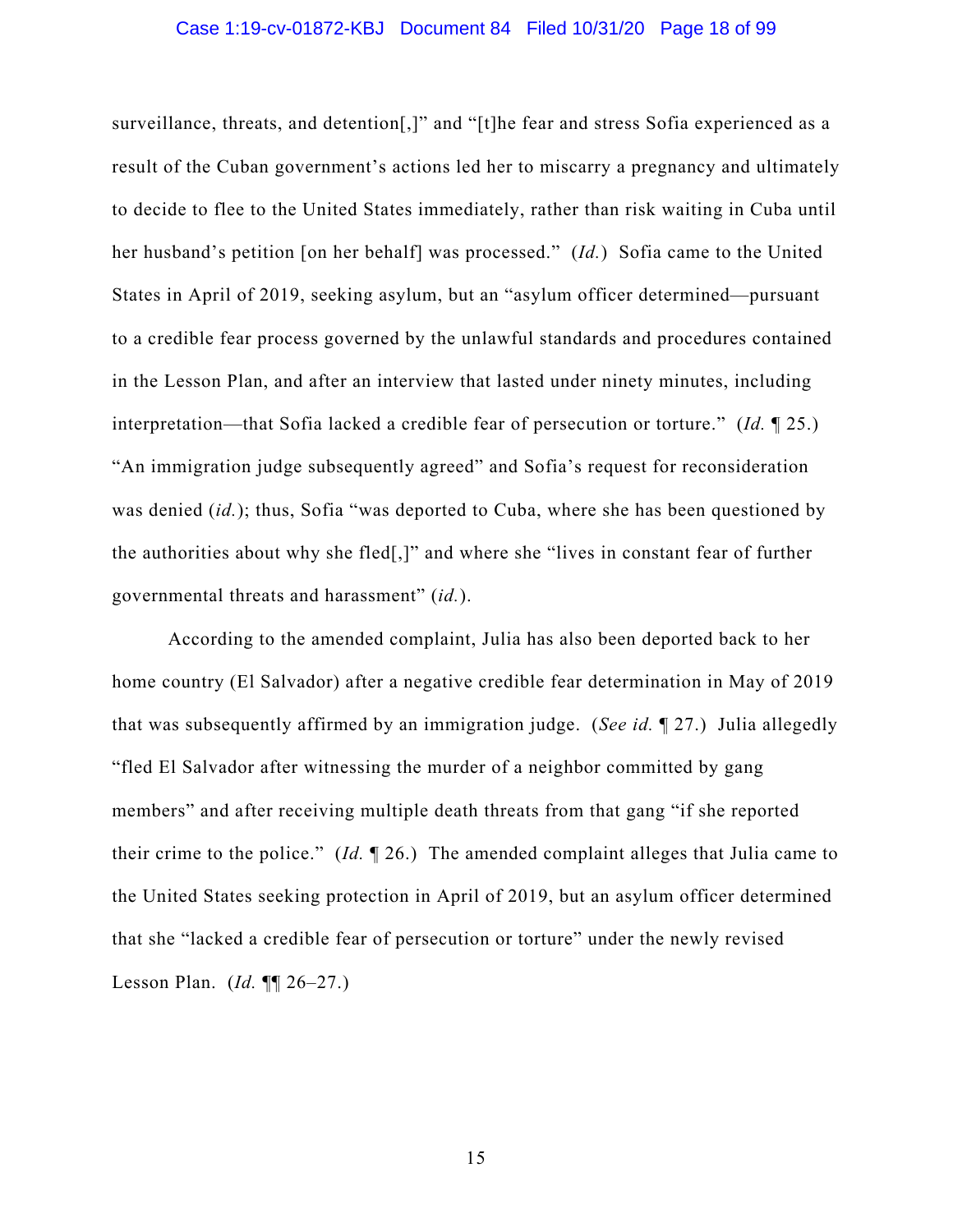surveillance, threats, and detention[,]" and "[t]he fear and stress Sofia experienced as a result of the Cuban government's actions led her to miscarry a pregnancy and ultimately to decide to flee to the United States immediately, rather than risk waiting in Cuba until her husband's petition [on her behalf] was processed." (*Id.*) Sofia came to the United States in April of 2019, seeking asylum, but an "asylum officer determined—pursuant to a credible fear process governed by the unlawful standards and procedures contained in the Lesson Plan, and after an interview that lasted under ninety minutes, including interpretation—that Sofia lacked a credible fear of persecution or torture." (*Id.* ¶ 25.) "An immigration judge subsequently agreed" and Sofia's request for reconsideration was denied (*id.*); thus, Sofia "was deported to Cuba, where she has been questioned by the authorities about why she fled[,]" and where she "lives in constant fear of further governmental threats and harassment" (*id.*).

According to the amended complaint, Julia has also been deported back to her home country (El Salvador) after a negative credible fear determination in May of 2019 that was subsequently affirmed by an immigration judge. (*See id.* ¶ 27.) Julia allegedly "fled El Salvador after witnessing the murder of a neighbor committed by gang members" and after receiving multiple death threats from that gang "if she reported their crime to the police." (*Id.* ¶ 26.) The amended complaint alleges that Julia came to the United States seeking protection in April of 2019, but an asylum officer determined that she "lacked a credible fear of persecution or torture" under the newly revised Lesson Plan. (*Id.* ¶¶ 26–27.)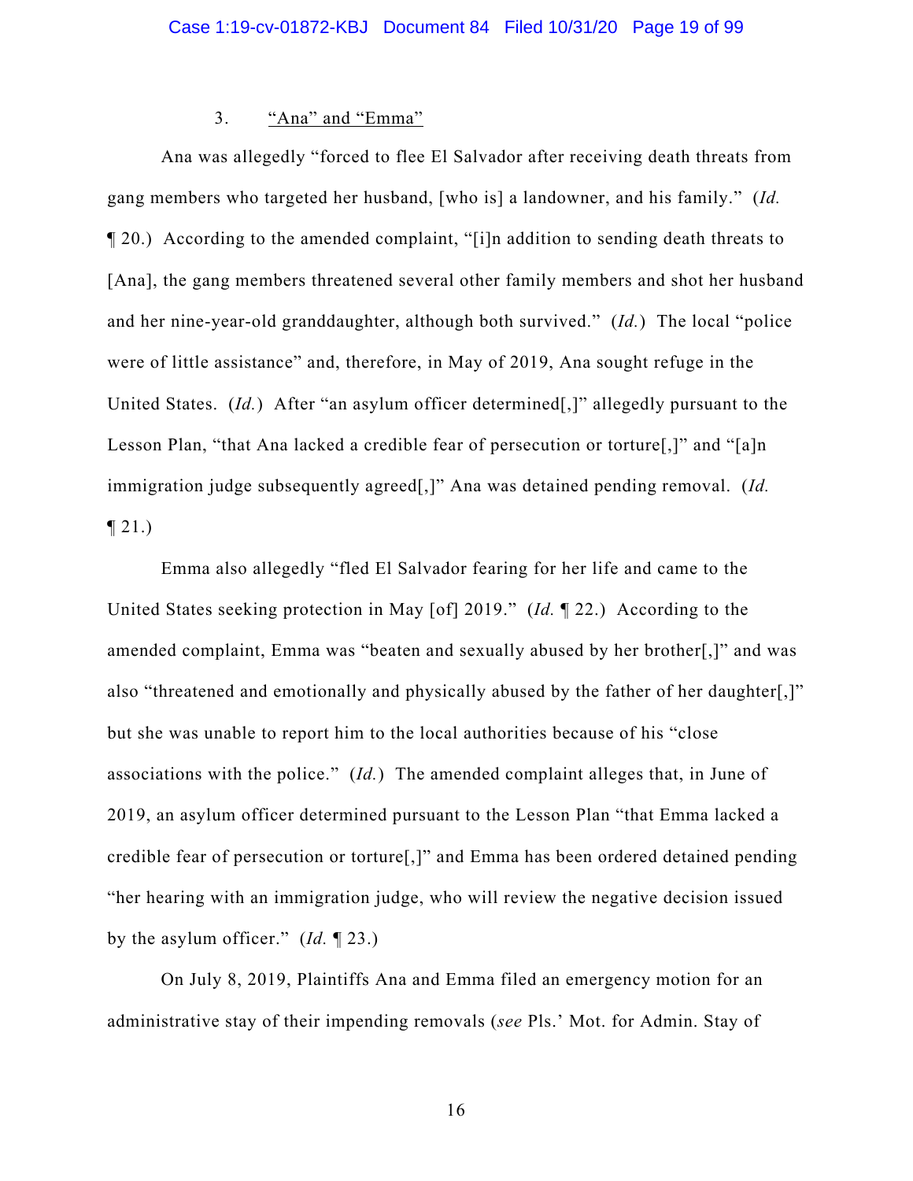### 3. <u>"Ana" and "Emma"</u>

Ana was allegedly "forced to flee El Salvador after receiving death threats from gang members who targeted her husband, [who is] a landowner, and his family." (*Id.* ¶ 20.) According to the amended complaint, "[i]n addition to sending death threats to [Ana], the gang members threatened several other family members and shot her husband and her nine-year-old granddaughter, although both survived." (*Id.*) The local "police were of little assistance" and, therefore, in May of 2019, Ana sought refuge in the United States. (*Id.*) After "an asylum officer determined[,]" allegedly pursuant to the Lesson Plan, "that Ana lacked a credible fear of persecution or torture[,]" and "[a]n immigration judge subsequently agreed[,]" Ana was detained pending removal. (*Id.* ¶ 21.)

Emma also allegedly "fled El Salvador fearing for her life and came to the United States seeking protection in May [of] 2019." (*Id.* ¶ 22.) According to the amended complaint, Emma was "beaten and sexually abused by her brother[,]" and was also "threatened and emotionally and physically abused by the father of her daughter[,]" but she was unable to report him to the local authorities because of his "close associations with the police." (*Id.*) The amended complaint alleges that, in June of 2019, an asylum officer determined pursuant to the Lesson Plan "that Emma lacked a credible fear of persecution or torture[,]" and Emma has been ordered detained pending "her hearing with an immigration judge, who will review the negative decision issued by the asylum officer." (*Id.* ¶ 23.)

On July 8, 2019, Plaintiffs Ana and Emma filed an emergency motion for an administrative stay of their impending removals (*see* Pls.' Mot. for Admin. Stay of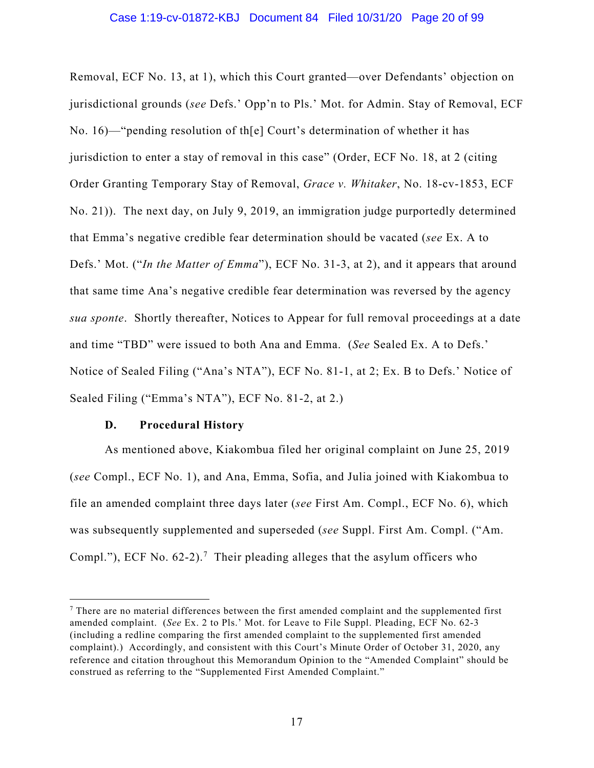Removal, ECF No. 13, at 1), which this Court granted—over Defendants' objection on jurisdictional grounds (*see* Defs.' Opp'n to Pls.' Mot. for Admin. Stay of Removal, ECF No. 16)—"pending resolution of th[e] Court's determination of whether it has jurisdiction to enter a stay of removal in this case" (Order, ECF No. 18, at 2 (citing Order Granting Temporary Stay of Removal, *Grace v. Whitaker*, No. 18-cv-1853, ECF No. 21)). The next day, on July 9, 2019, an immigration judge purportedly determined that Emma's negative credible fear determination should be vacated (*see* Ex. A to Defs.' Mot. ("*In the Matter of Emma*"), ECF No. 31-3, at 2), and it appears that around that same time Ana's negative credible fear determination was reversed by the agency *sua sponte*. Shortly thereafter, Notices to Appear for full removal proceedings at a date and time "TBD" were issued to both Ana and Emma. (*See* Sealed Ex. A to Defs.' Notice of Sealed Filing ("Ana's NTA"), ECF No. 81-1, at 2; Ex. B to Defs.' Notice of Sealed Filing ("Emma's NTA"), ECF No. 81-2, at 2.)

### D. Procedural History

As mentioned above, Kiakombua filed her original complaint on June 25, 2019 (*see* Compl., ECF No. 1), and Ana, Emma, Sofia, and Julia joined with Kiakombua to file an amended complaint three days later (*see* First Am. Compl., ECF No. 6), which was subsequently supplemented and superseded (*see* Suppl. First Am. Compl. ("Am. Compl."), ECF No. 62-2).[7] Their pleading alleges that the asylum officers who

---

[7] There are no material differences between the first amended complaint and the supplemented first amended complaint. (*See* Ex. 2 to Pls.' Mot. for Leave to File Suppl. Pleading, ECF No. 62-3 (including a redline comparing the first amended complaint to the supplemented first amended complaint).) Accordingly, and consistent with this Court's Minute Order of October 31, 2020, any reference and citation throughout this Memorandum Opinion to the "Amended Complaint" should be construed as referring to the "Supplemented First Amended Complaint."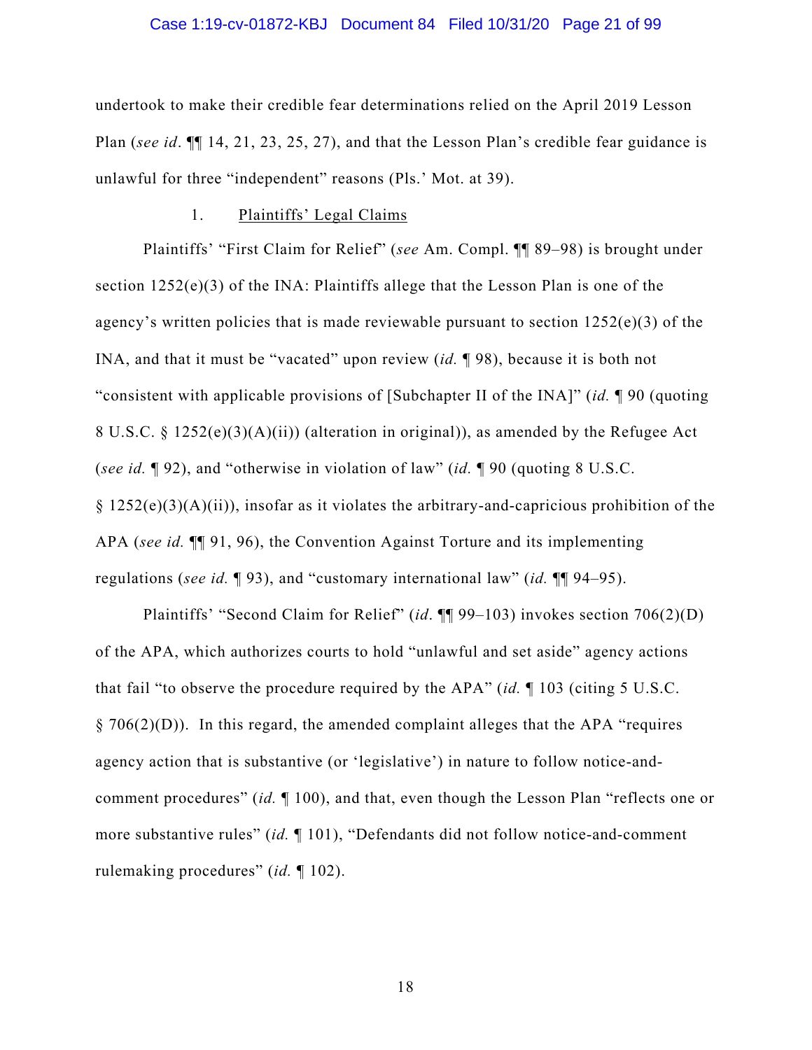undertook to make their credible fear determinations relied on the April 2019 Lesson Plan (*see id*. ¶¶ 14, 21, 23, 25, 27), and that the Lesson Plan's credible fear guidance is unlawful for three "independent" reasons (Pls.' Mot. at 39).

1. Plaintiffs' Legal Claims

Plaintiffs' "First Claim for Relief" (*see* Am. Compl. ¶¶ 89–98) is brought under section 1252(e)(3) of the INA: Plaintiffs allege that the Lesson Plan is one of the agency's written policies that is made reviewable pursuant to section 1252(e)(3) of the INA, and that it must be "vacated" upon review (*id.* ¶ 98), because it is both not "consistent with applicable provisions of [Subchapter II of the INA]" (*id.* ¶ 90 (quoting 8 U.S.C. § 1252(e)(3)(A)(ii)) (alteration in original)), as amended by the Refugee Act (*see id.* ¶ 92), and "otherwise in violation of law" (*id.* ¶ 90 (quoting 8 U.S.C. § 1252(e)(3)(A)(ii)), insofar as it violates the arbitrary-and-capricious prohibition of the APA (*see id.* ¶¶ 91, 96), the Convention Against Torture and its implementing regulations (*see id.* ¶ 93), and "customary international law" (*id.* ¶¶ 94–95).

Plaintiffs' "Second Claim for Relief" (*id*. ¶¶ 99–103) invokes section 706(2)(D) of the APA, which authorizes courts to hold "unlawful and set aside" agency actions that fail "to observe the procedure required by the APA" (*id.* ¶ 103 (citing 5 U.S.C. § 706(2)(D)). In this regard, the amended complaint alleges that the APA "requires agency action that is substantive (or 'legislative') in nature to follow notice-and-comment procedures" (*id.* ¶ 100), and that, even though the Lesson Plan "reflects one or more substantive rules" (*id.* ¶ 101), "Defendants did not follow notice-and-comment rulemaking procedures" (*id.* ¶ 102).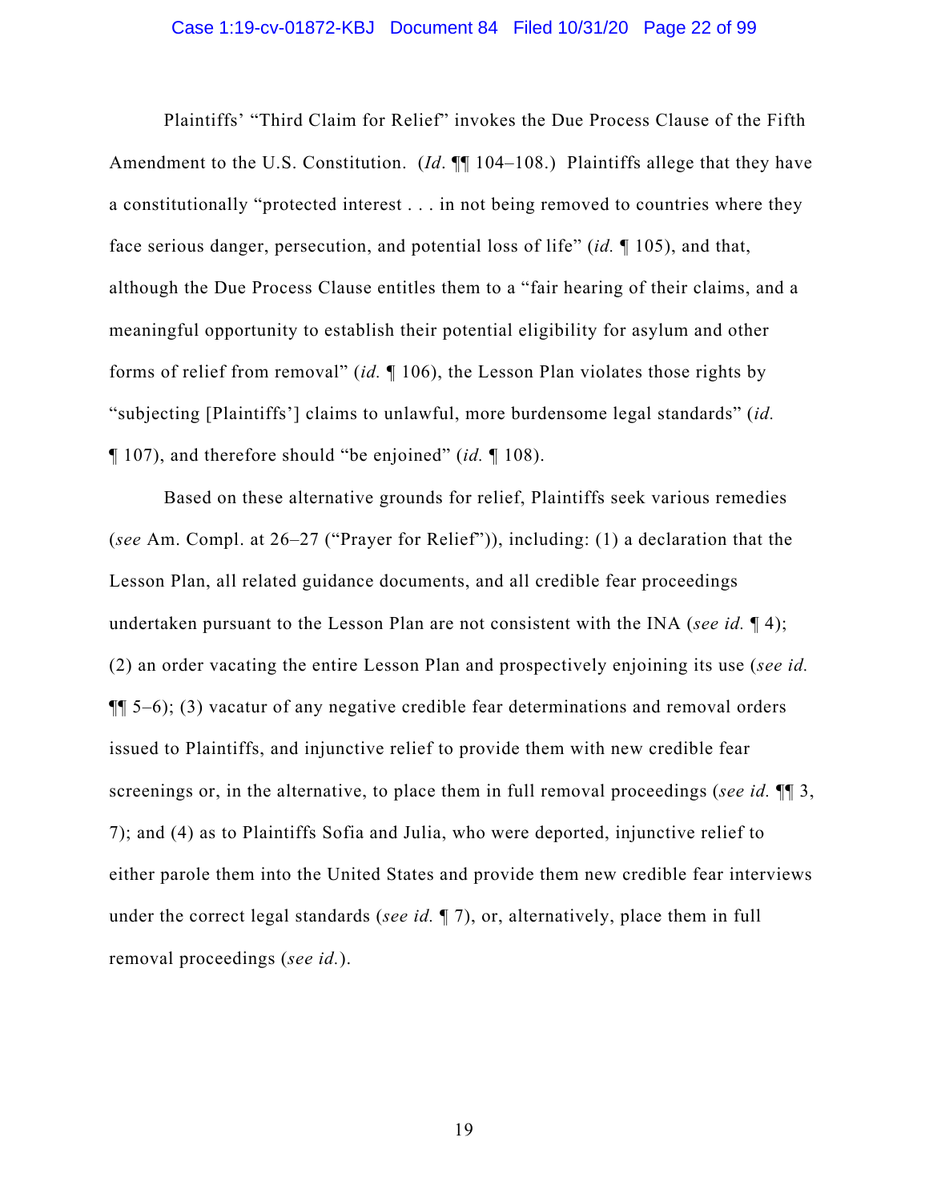Plaintiffs' "Third Claim for Relief" invokes the Due Process Clause of the Fifth Amendment to the U.S. Constitution. (*Id*. ¶¶ 104–108.) Plaintiffs allege that they have a constitutionally "protected interest . . . in not being removed to countries where they face serious danger, persecution, and potential loss of life" (*id.* ¶ 105), and that, although the Due Process Clause entitles them to a "fair hearing of their claims, and a meaningful opportunity to establish their potential eligibility for asylum and other forms of relief from removal" (*id.* ¶ 106), the Lesson Plan violates those rights by "subjecting [Plaintiffs'] claims to unlawful, more burdensome legal standards" (*id.* ¶ 107), and therefore should "be enjoined" (*id.* ¶ 108).

Based on these alternative grounds for relief, Plaintiffs seek various remedies (*see* Am. Compl. at 26–27 ("Prayer for Relief")), including: (1) a declaration that the Lesson Plan, all related guidance documents, and all credible fear proceedings undertaken pursuant to the Lesson Plan are not consistent with the INA (*see id.* ¶ 4); (2) an order vacating the entire Lesson Plan and prospectively enjoining its use (*see id.* ¶¶ 5–6); (3) vacatur of any negative credible fear determinations and removal orders issued to Plaintiffs, and injunctive relief to provide them with new credible fear screenings or, in the alternative, to place them in full removal proceedings (*see id.* ¶¶ 3, 7); and (4) as to Plaintiffs Sofia and Julia, who were deported, injunctive relief to either parole them into the United States and provide them new credible fear interviews under the correct legal standards (*see id.* ¶ 7), or, alternatively, place them in full removal proceedings (*see id.*).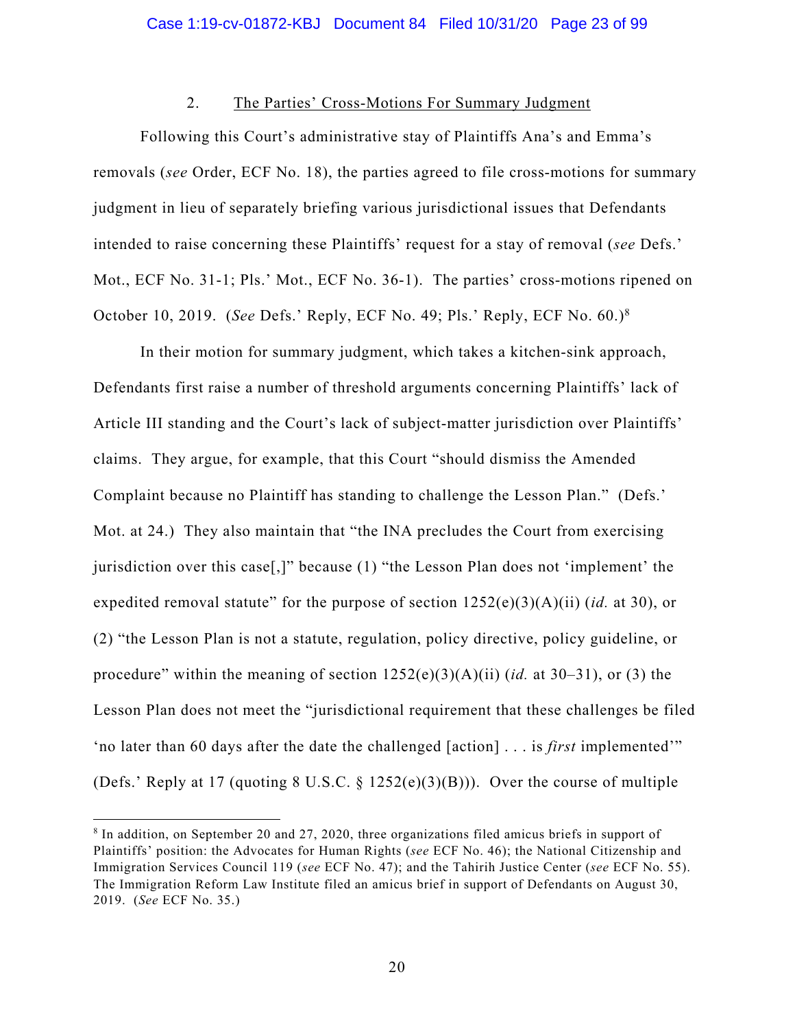### 2. The Parties' Cross-Motions For Summary Judgment

Following this Court's administrative stay of Plaintiffs Ana's and Emma's removals (*see* Order, ECF No. 18), the parties agreed to file cross-motions for summary judgment in lieu of separately briefing various jurisdictional issues that Defendants intended to raise concerning these Plaintiffs' request for a stay of removal (*see* Defs.' Mot., ECF No. 31-1; Pls.' Mot., ECF No. 36-1). The parties' cross-motions ripened on October 10, 2019. (*See* Defs.' Reply, ECF No. 49; Pls.' Reply, ECF No. 60.)[8]

In their motion for summary judgment, which takes a kitchen-sink approach, Defendants first raise a number of threshold arguments concerning Plaintiffs' lack of Article III standing and the Court's lack of subject-matter jurisdiction over Plaintiffs' claims. They argue, for example, that this Court "should dismiss the Amended Complaint because no Plaintiff has standing to challenge the Lesson Plan." (Defs.' Mot. at 24.) They also maintain that "the INA precludes the Court from exercising jurisdiction over this case[,]" because (1) "the Lesson Plan does not 'implement' the expedited removal statute" for the purpose of section 1252(e)(3)(A)(ii) (*id.* at 30), or (2) "the Lesson Plan is not a statute, regulation, policy directive, policy guideline, or procedure" within the meaning of section 1252(e)(3)(A)(ii) (*id.* at 30–31), or (3) the Lesson Plan does not meet the "jurisdictional requirement that these challenges be filed 'no later than 60 days after the date the challenged [action] . . . is *first* implemented'" (Defs.' Reply at 17 (quoting 8 U.S.C. § 1252(e)(3)(B))). Over the course of multiple

---

[8] In addition, on September 20 and 27, 2020, three organizations filed amicus briefs in support of Plaintiffs' position: the Advocates for Human Rights (*see* ECF No. 46); the National Citizenship and Immigration Services Council 119 (*see* ECF No. 47); and the Tahirih Justice Center (*see* ECF No. 55). The Immigration Reform Law Institute filed an amicus brief in support of Defendants on August 30, 2019. (*See* ECF No. 35.)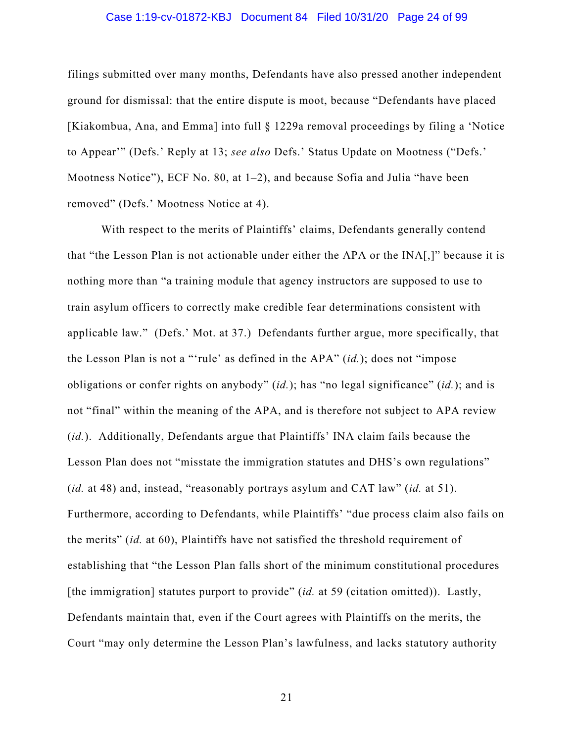filings submitted over many months, Defendants have also pressed another independent ground for dismissal: that the entire dispute is moot, because "Defendants have placed [Kiakombua, Ana, and Emma] into full § 1229a removal proceedings by filing a 'Notice to Appear'" (Defs.' Reply at 13; *see also* Defs.' Status Update on Mootness ("Defs.' Mootness Notice"), ECF No. 80, at 1–2), and because Sofia and Julia "have been removed" (Defs.' Mootness Notice at 4).

With respect to the merits of Plaintiffs' claims, Defendants generally contend that "the Lesson Plan is not actionable under either the APA or the INA[,]" because it is nothing more than "a training module that agency instructors are supposed to use to train asylum officers to correctly make credible fear determinations consistent with applicable law." (Defs.' Mot. at 37.) Defendants further argue, more specifically, that the Lesson Plan is not a "'rule' as defined in the APA" (*id.*); does not "impose obligations or confer rights on anybody" (*id.*); has "no legal significance" (*id.*); and is not "final" within the meaning of the APA, and is therefore not subject to APA review (*id.*). Additionally, Defendants argue that Plaintiffs' INA claim fails because the Lesson Plan does not "misstate the immigration statutes and DHS's own regulations" (*id.* at 48) and, instead, "reasonably portrays asylum and CAT law" (*id.* at 51). Furthermore, according to Defendants, while Plaintiffs' "due process claim also fails on the merits" (*id.* at 60), Plaintiffs have not satisfied the threshold requirement of establishing that "the Lesson Plan falls short of the minimum constitutional procedures [the immigration] statutes purport to provide" (*id.* at 59 (citation omitted)). Lastly, Defendants maintain that, even if the Court agrees with Plaintiffs on the merits, the Court "may only determine the Lesson Plan's lawfulness, and lacks statutory authority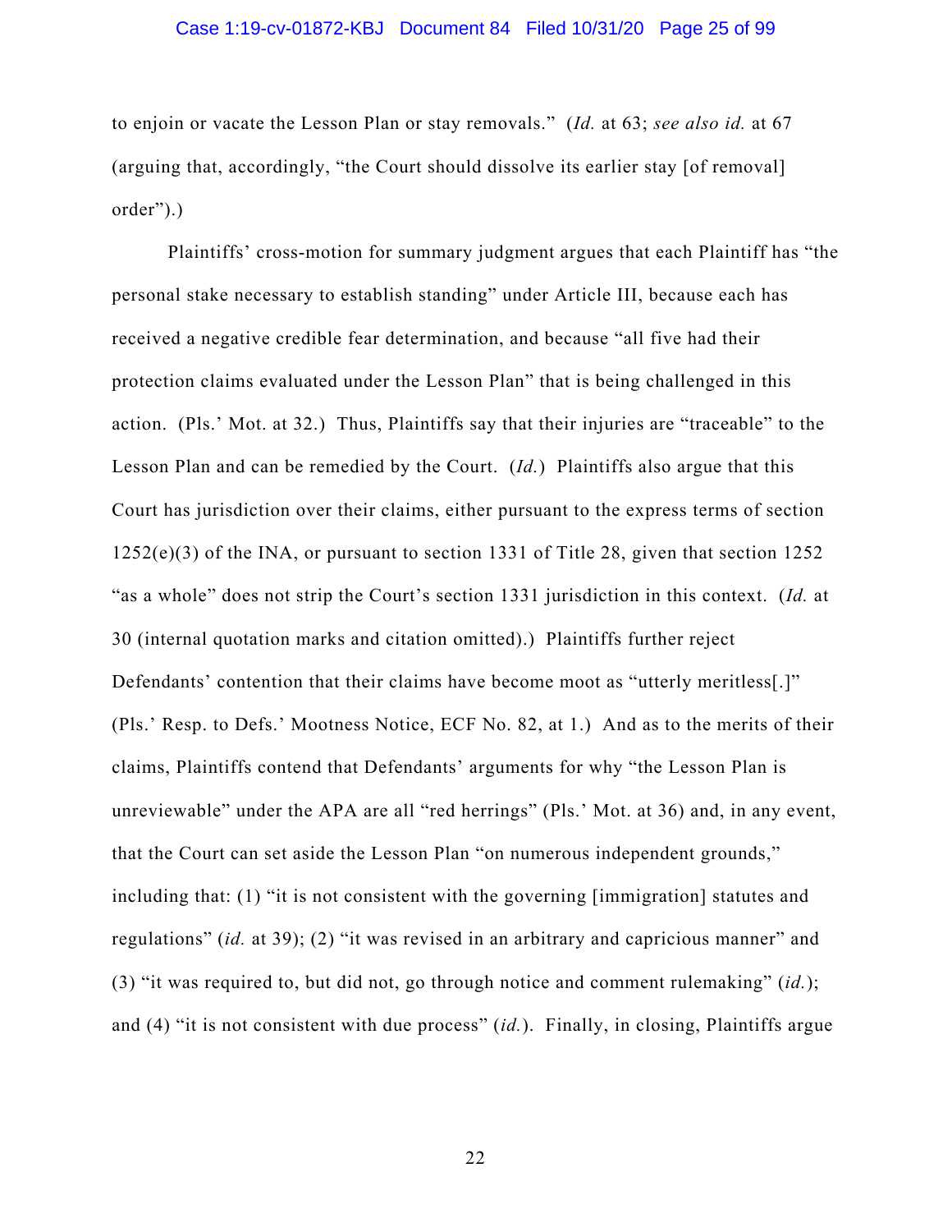to enjoin or vacate the Lesson Plan or stay removals." (*Id.* at 63; *see also id.* at 67 (arguing that, accordingly, "the Court should dissolve its earlier stay [of removal] order").)

Plaintiffs' cross-motion for summary judgment argues that each Plaintiff has "the personal stake necessary to establish standing" under Article III, because each has received a negative credible fear determination, and because "all five had their protection claims evaluated under the Lesson Plan" that is being challenged in this action. (Pls.' Mot. at 32.) Thus, Plaintiffs say that their injuries are "traceable" to the Lesson Plan and can be remedied by the Court. (*Id.*) Plaintiffs also argue that this Court has jurisdiction over their claims, either pursuant to the express terms of section 1252(e)(3) of the INA, or pursuant to section 1331 of Title 28, given that section 1252 "as a whole" does not strip the Court's section 1331 jurisdiction in this context. (*Id.* at 30 (internal quotation marks and citation omitted).) Plaintiffs further reject Defendants' contention that their claims have become moot as "utterly meritless[.]" (Pls.' Resp. to Defs.' Mootness Notice, ECF No. 82, at 1.) And as to the merits of their claims, Plaintiffs contend that Defendants' arguments for why "the Lesson Plan is unreviewable" under the APA are all "red herrings" (Pls.' Mot. at 36) and, in any event, that the Court can set aside the Lesson Plan "on numerous independent grounds," including that: (1) "it is not consistent with the governing [immigration] statutes and regulations" (*id.* at 39); (2) "it was revised in an arbitrary and capricious manner" and (3) "it was required to, but did not, go through notice and comment rulemaking" (*id.*); and (4) "it is not consistent with due process" (*id.*). Finally, in closing, Plaintiffs argue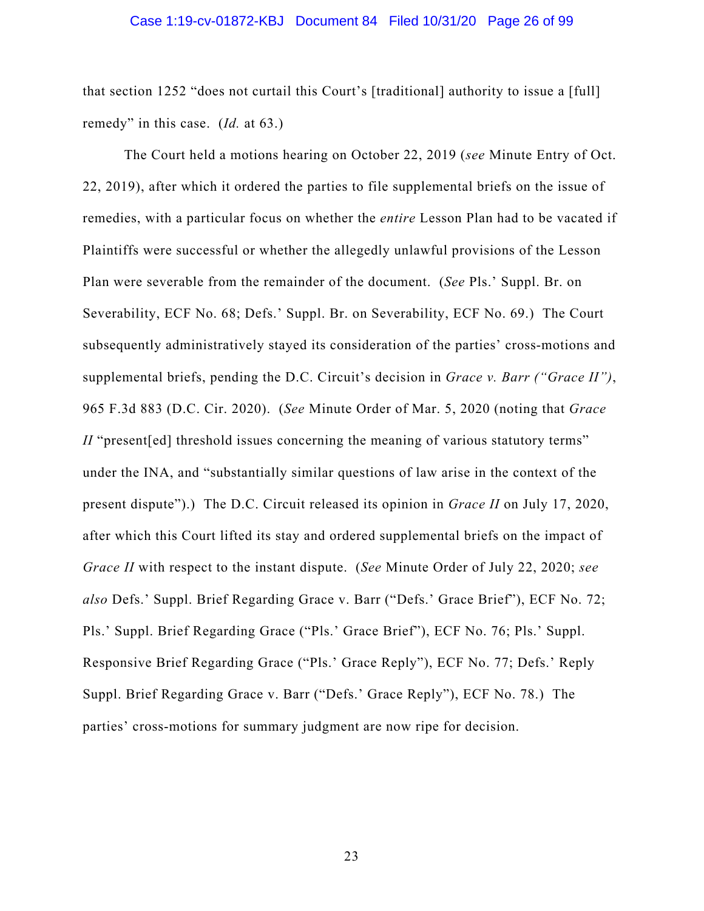that section 1252 "does not curtail this Court's [traditional] authority to issue a [full] remedy" in this case. (*Id.* at 63.)

The Court held a motions hearing on October 22, 2019 (*see* Minute Entry of Oct. 22, 2019), after which it ordered the parties to file supplemental briefs on the issue of remedies, with a particular focus on whether the *entire* Lesson Plan had to be vacated if Plaintiffs were successful or whether the allegedly unlawful provisions of the Lesson Plan were severable from the remainder of the document. (*See* Pls.' Suppl. Br. on Severability, ECF No. 68; Defs.' Suppl. Br. on Severability, ECF No. 69.) The Court subsequently administratively stayed its consideration of the parties' cross-motions and supplemental briefs, pending the D.C. Circuit's decision in *Grace v. Barr ("Grace II")*, 965 F.3d 883 (D.C. Cir. 2020). (*See* Minute Order of Mar. 5, 2020 (noting that *Grace II* "present[ed] threshold issues concerning the meaning of various statutory terms" under the INA, and "substantially similar questions of law arise in the context of the present dispute").) The D.C. Circuit released its opinion in *Grace II* on July 17, 2020, after which this Court lifted its stay and ordered supplemental briefs on the impact of *Grace II* with respect to the instant dispute. (*See* Minute Order of July 22, 2020; *see also* Defs.' Suppl. Brief Regarding Grace v. Barr ("Defs.' Grace Brief"), ECF No. 72; Pls.' Suppl. Brief Regarding Grace ("Pls.' Grace Brief"), ECF No. 76; Pls.' Suppl. Responsive Brief Regarding Grace ("Pls.' Grace Reply"), ECF No. 77; Defs.' Reply Suppl. Brief Regarding Grace v. Barr ("Defs.' Grace Reply"), ECF No. 78.) The parties' cross-motions for summary judgment are now ripe for decision.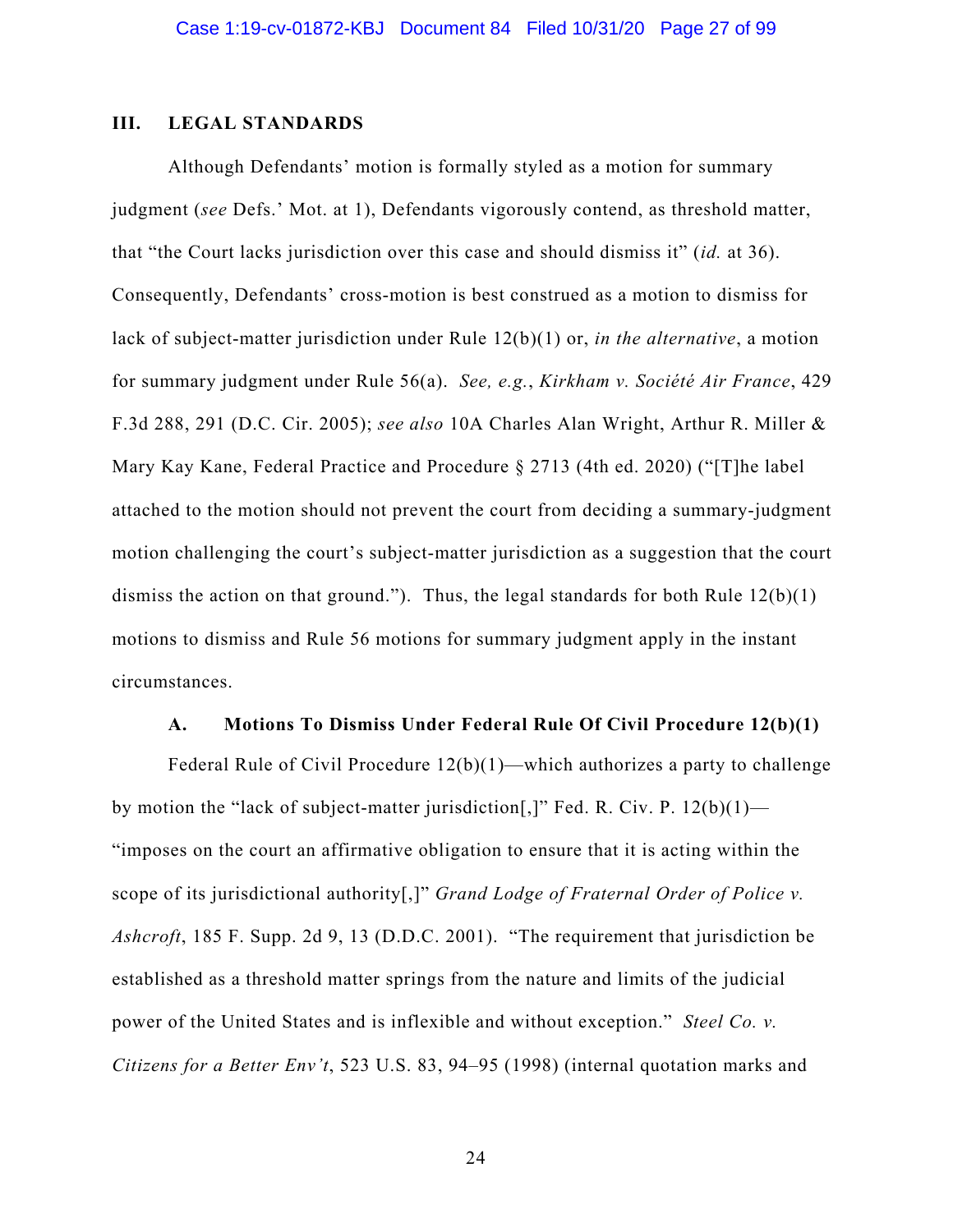## III. LEGAL STANDARDS

Although Defendants' motion is formally styled as a motion for summary judgment (*see* Defs.' Mot. at 1), Defendants vigorously contend, as threshold matter, that "the Court lacks jurisdiction over this case and should dismiss it" (*id.* at 36). Consequently, Defendants' cross-motion is best construed as a motion to dismiss for lack of subject-matter jurisdiction under Rule 12(b)(1) or, *in the alternative*, a motion for summary judgment under Rule 56(a). *See, e.g.*, *Kirkham v. Société Air France*, 429 F.3d 288, 291 (D.C. Cir. 2005); *see also* 10A Charles Alan Wright, Arthur R. Miller & Mary Kay Kane, Federal Practice and Procedure § 2713 (4th ed. 2020) ("[T]he label attached to the motion should not prevent the court from deciding a summary-judgment motion challenging the court's subject-matter jurisdiction as a suggestion that the court dismiss the action on that ground."). Thus, the legal standards for both Rule 12(b)(1) motions to dismiss and Rule 56 motions for summary judgment apply in the instant circumstances.

### A. Motions To Dismiss Under Federal Rule Of Civil Procedure 12(b)(1)

Federal Rule of Civil Procedure 12(b)(1)—which authorizes a party to challenge by motion the "lack of subject-matter jurisdiction[,]" Fed. R. Civ. P. 12(b)(1)—"imposes on the court an affirmative obligation to ensure that it is acting within the scope of its jurisdictional authority[,]" *Grand Lodge of Fraternal Order of Police v. Ashcroft*, 185 F. Supp. 2d 9, 13 (D.D.C. 2001). "The requirement that jurisdiction be established as a threshold matter springs from the nature and limits of the judicial power of the United States and is inflexible and without exception." *Steel Co. v. Citizens for a Better Env't*, 523 U.S. 83, 94–95 (1998) (internal quotation marks and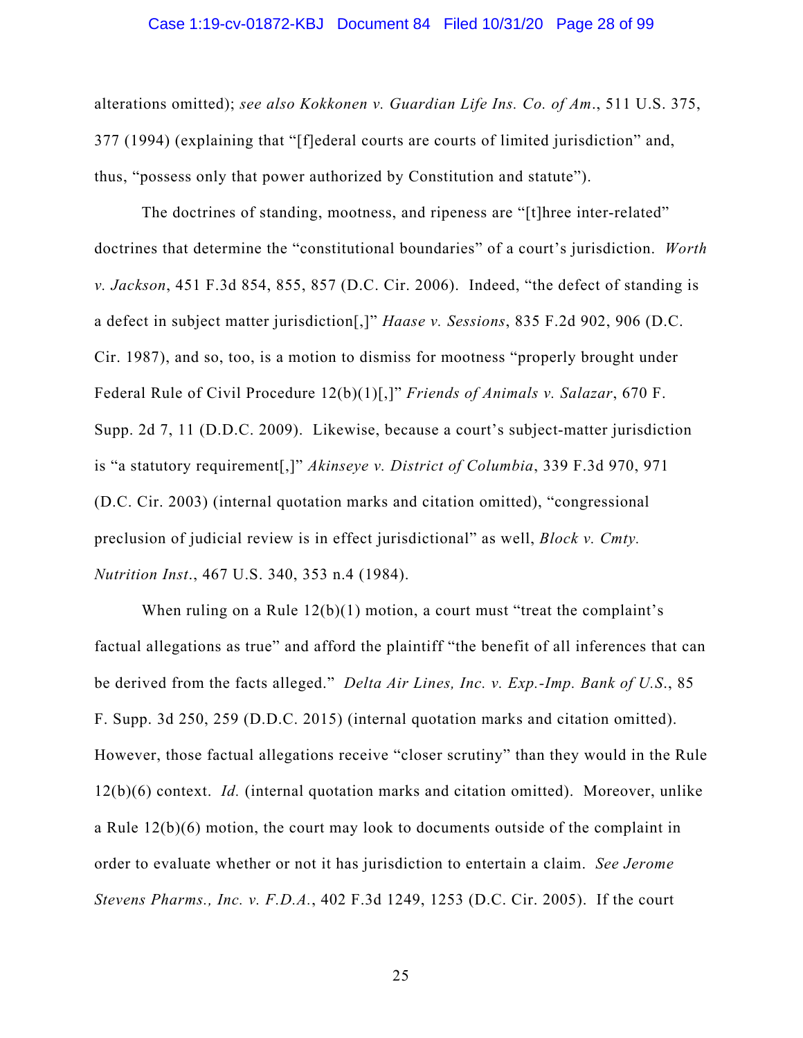alterations omitted); *see also Kokkonen v. Guardian Life Ins. Co. of Am.*, 511 U.S. 375, 377 (1994) (explaining that "[f]ederal courts are courts of limited jurisdiction" and, thus, "possess only that power authorized by Constitution and statute").

The doctrines of standing, mootness, and ripeness are "[t]hree inter-related" doctrines that determine the "constitutional boundaries" of a court's jurisdiction. *Worth v. Jackson*, 451 F.3d 854, 855, 857 (D.C. Cir. 2006). Indeed, "the defect of standing is a defect in subject matter jurisdiction[,]" *Haase v. Sessions*, 835 F.2d 902, 906 (D.C. Cir. 1987), and so, too, is a motion to dismiss for mootness "properly brought under Federal Rule of Civil Procedure 12(b)(1)[,]" *Friends of Animals v. Salazar*, 670 F. Supp. 2d 7, 11 (D.D.C. 2009). Likewise, because a court's subject-matter jurisdiction is "a statutory requirement[,]" *Akinseye v. District of Columbia*, 339 F.3d 970, 971 (D.C. Cir. 2003) (internal quotation marks and citation omitted), "congressional preclusion of judicial review is in effect jurisdictional" as well, *Block v. Cmty. Nutrition Inst.*, 467 U.S. 340, 353 n.4 (1984).

When ruling on a Rule 12(b)(1) motion, a court must "treat the complaint's factual allegations as true" and afford the plaintiff "the benefit of all inferences that can be derived from the facts alleged." *Delta Air Lines, Inc. v. Exp.-Imp. Bank of U.S.*, 85 F. Supp. 3d 250, 259 (D.D.C. 2015) (internal quotation marks and citation omitted). However, those factual allegations receive "closer scrutiny" than they would in the Rule 12(b)(6) context. *Id.* (internal quotation marks and citation omitted). Moreover, unlike a Rule 12(b)(6) motion, the court may look to documents outside of the complaint in order to evaluate whether or not it has jurisdiction to entertain a claim. *See Jerome Stevens Pharms., Inc. v. F.D.A.*, 402 F.3d 1249, 1253 (D.C. Cir. 2005). If the court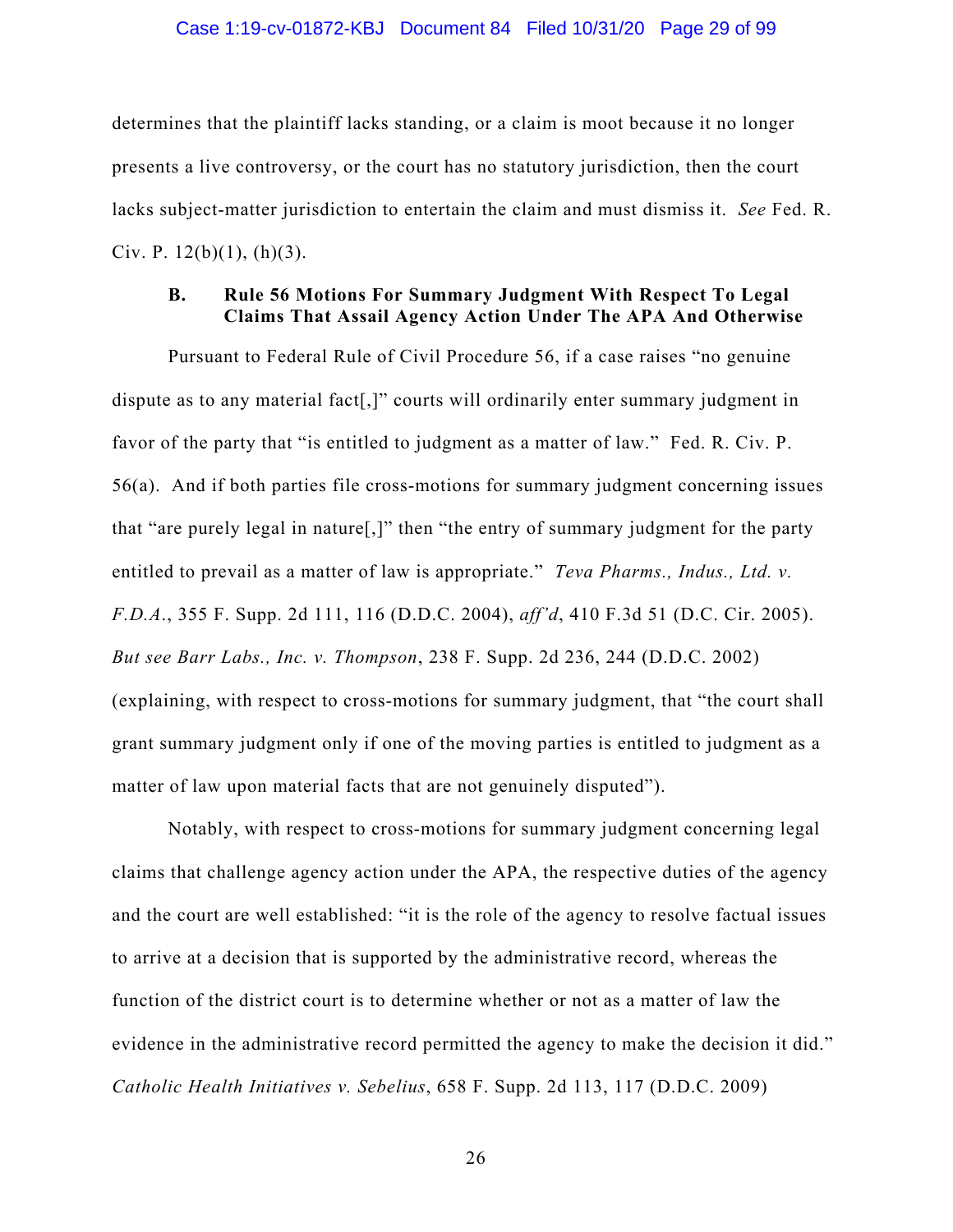determines that the plaintiff lacks standing, or a claim is moot because it no longer presents a live controversy, or the court has no statutory jurisdiction, then the court lacks subject-matter jurisdiction to entertain the claim and must dismiss it. *See* Fed. R. Civ. P. 12(b)(1), (h)(3).

### B. Rule 56 Motions For Summary Judgment With Respect To Legal Claims That Assail Agency Action Under The APA And Otherwise

Pursuant to Federal Rule of Civil Procedure 56, if a case raises "no genuine dispute as to any material fact[,]" courts will ordinarily enter summary judgment in favor of the party that "is entitled to judgment as a matter of law." Fed. R. Civ. P. 56(a). And if both parties file cross-motions for summary judgment concerning issues that "are purely legal in nature[,]" then "the entry of summary judgment for the party entitled to prevail as a matter of law is appropriate." *Teva Pharms., Indus., Ltd. v. F.D.A.*, 355 F. Supp. 2d 111, 116 (D.D.C. 2004), *aff'd*, 410 F.3d 51 (D.C. Cir. 2005). *But see Barr Labs., Inc. v. Thompson*, 238 F. Supp. 2d 236, 244 (D.D.C. 2002) (explaining, with respect to cross-motions for summary judgment, that "the court shall grant summary judgment only if one of the moving parties is entitled to judgment as a matter of law upon material facts that are not genuinely disputed").

Notably, with respect to cross-motions for summary judgment concerning legal claims that challenge agency action under the APA, the respective duties of the agency and the court are well established: "it is the role of the agency to resolve factual issues to arrive at a decision that is supported by the administrative record, whereas the function of the district court is to determine whether or not as a matter of law the evidence in the administrative record permitted the agency to make the decision it did." *Catholic Health Initiatives v. Sebelius*, 658 F. Supp. 2d 113, 117 (D.D.C. 2009)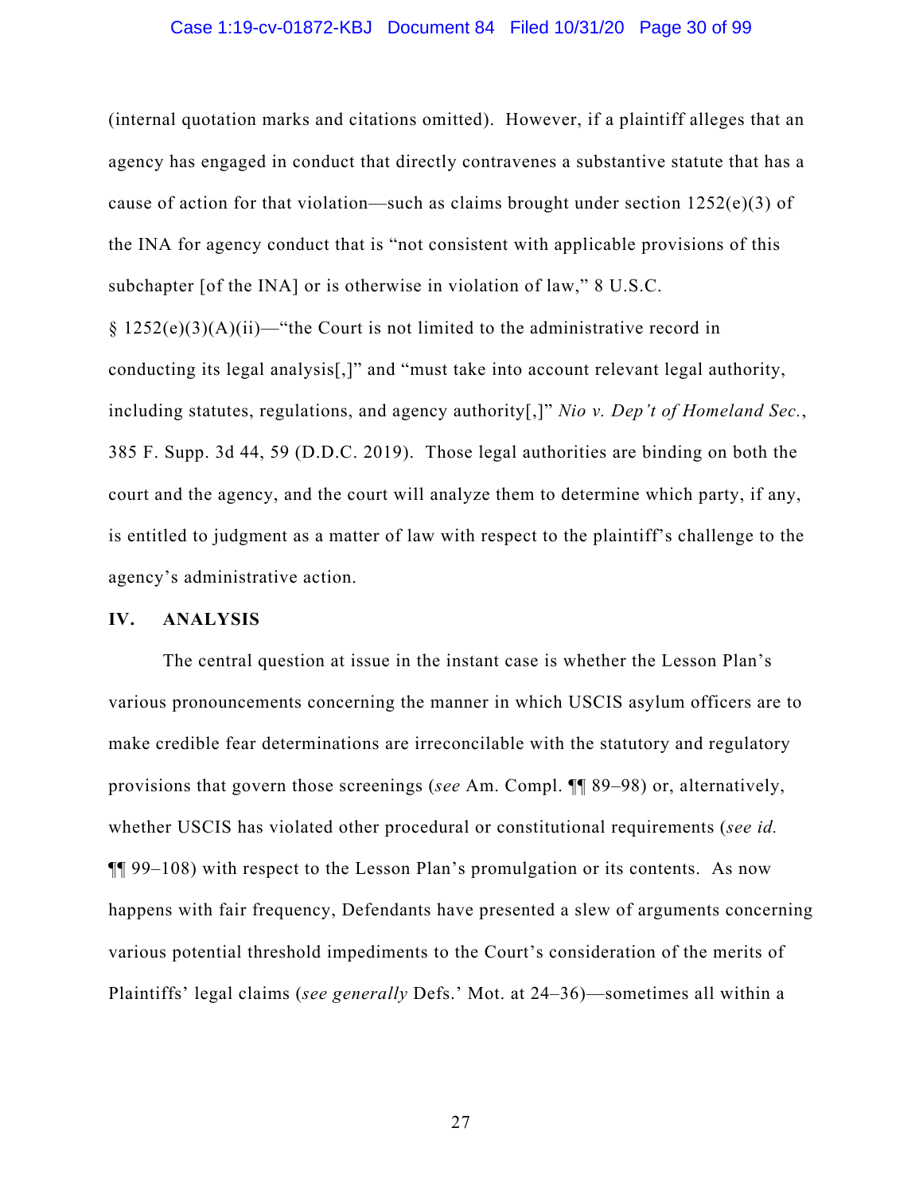(internal quotation marks and citations omitted). However, if a plaintiff alleges that an agency has engaged in conduct that directly contravenes a substantive statute that has a cause of action for that violation—such as claims brought under section 1252(e)(3) of the INA for agency conduct that is "not consistent with applicable provisions of this subchapter [of the INA] or is otherwise in violation of law," 8 U.S.C. § 1252(e)(3)(A)(ii)—"the Court is not limited to the administrative record in conducting its legal analysis[,]" and "must take into account relevant legal authority, including statutes, regulations, and agency authority[,]" *Nio v. Dep't of Homeland Sec.*, 385 F. Supp. 3d 44, 59 (D.D.C. 2019). Those legal authorities are binding on both the court and the agency, and the court will analyze them to determine which party, if any, is entitled to judgment as a matter of law with respect to the plaintiff's challenge to the agency's administrative action.

## IV. ANALYSIS

The central question at issue in the instant case is whether the Lesson Plan's various pronouncements concerning the manner in which USCIS asylum officers are to make credible fear determinations are irreconcilable with the statutory and regulatory provisions that govern those screenings (*see* Am. Compl. ¶¶ 89–98) or, alternatively, whether USCIS has violated other procedural or constitutional requirements (*see id.* ¶¶ 99–108) with respect to the Lesson Plan's promulgation or its contents. As now happens with fair frequency, Defendants have presented a slew of arguments concerning various potential threshold impediments to the Court's consideration of the merits of Plaintiffs' legal claims (*see generally* Defs.' Mot. at 24–36)—sometimes all within a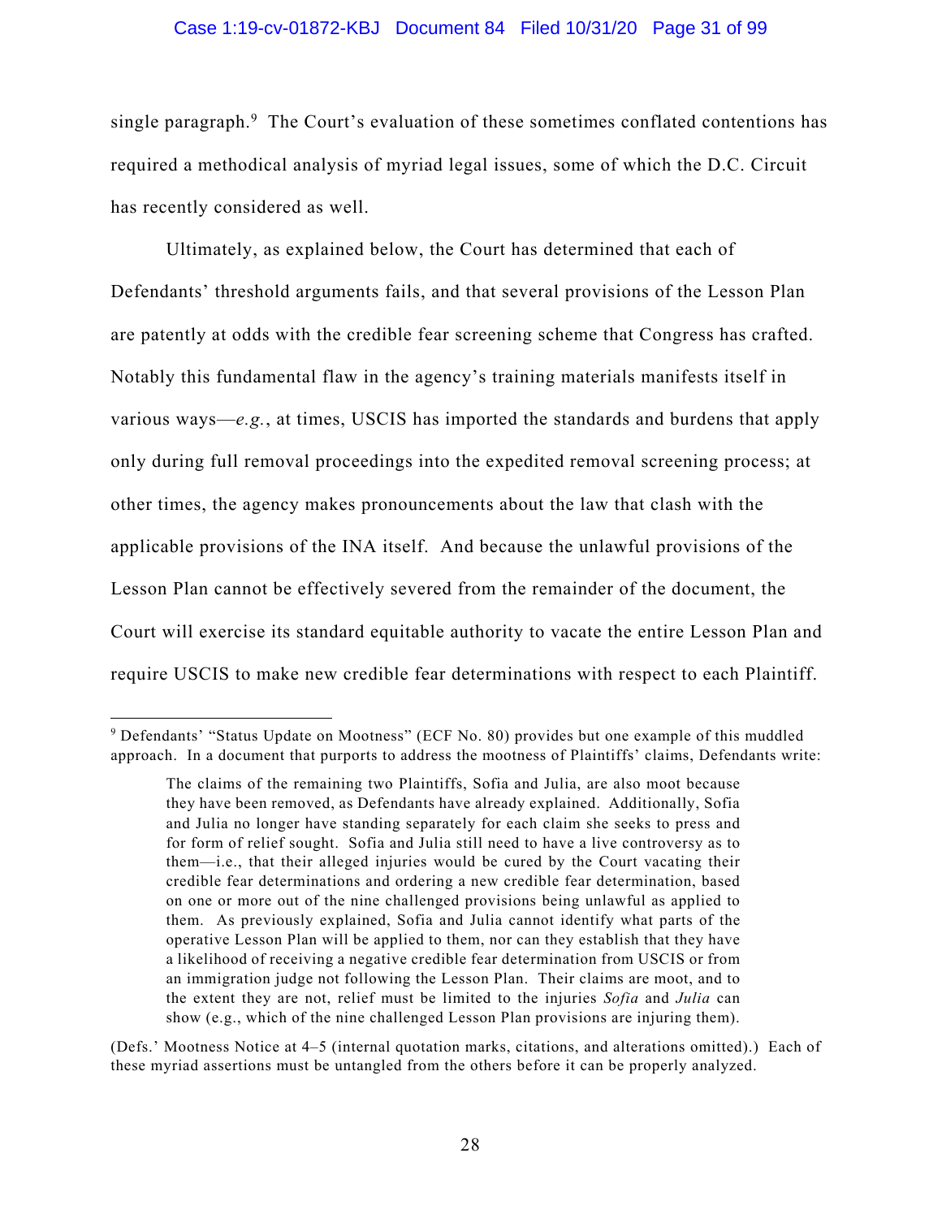single paragraph.[9] The Court's evaluation of these sometimes conflated contentions has required a methodical analysis of myriad legal issues, some of which the D.C. Circuit has recently considered as well.

Ultimately, as explained below, the Court has determined that each of Defendants' threshold arguments fails, and that several provisions of the Lesson Plan are patently at odds with the credible fear screening scheme that Congress has crafted. Notably this fundamental flaw in the agency's training materials manifests itself in various ways—*e.g.*, at times, USCIS has imported the standards and burdens that apply only during full removal proceedings into the expedited removal screening process; at other times, the agency makes pronouncements about the law that clash with the applicable provisions of the INA itself. And because the unlawful provisions of the Lesson Plan cannot be effectively severed from the remainder of the document, the Court will exercise its standard equitable authority to vacate the entire Lesson Plan and require USCIS to make new credible fear determinations with respect to each Plaintiff.

---

[9] Defendants' "Status Update on Mootness" (ECF No. 80) provides but one example of this muddled approach. In a document that purports to address the mootness of Plaintiffs' claims, Defendants write:

> The claims of the remaining two Plaintiffs, Sofia and Julia, are also moot because they have been removed, as Defendants have already explained. Additionally, Sofia and Julia no longer have standing separately for each claim she seeks to press and for form of relief sought. Sofia and Julia still need to have a live controversy as to them—i.e., that their alleged injuries would be cured by the Court vacating their credible fear determinations and ordering a new credible fear determination, based on one or more out of the nine challenged provisions being unlawful as applied to them. As previously explained, Sofia and Julia cannot identify what parts of the operative Lesson Plan will be applied to them, nor can they establish that they have a likelihood of receiving a negative credible fear determination from USCIS or from an immigration judge not following the Lesson Plan. Their claims are moot, and to the extent they are not, relief must be limited to the injuries *Sofia* and *Julia* can show (e.g., which of the nine challenged Lesson Plan provisions are injuring them).

(Defs.' Mootness Notice at 4–5 (internal quotation marks, citations, and alterations omitted).) Each of these myriad assertions must be untangled from the others before it can be properly analyzed.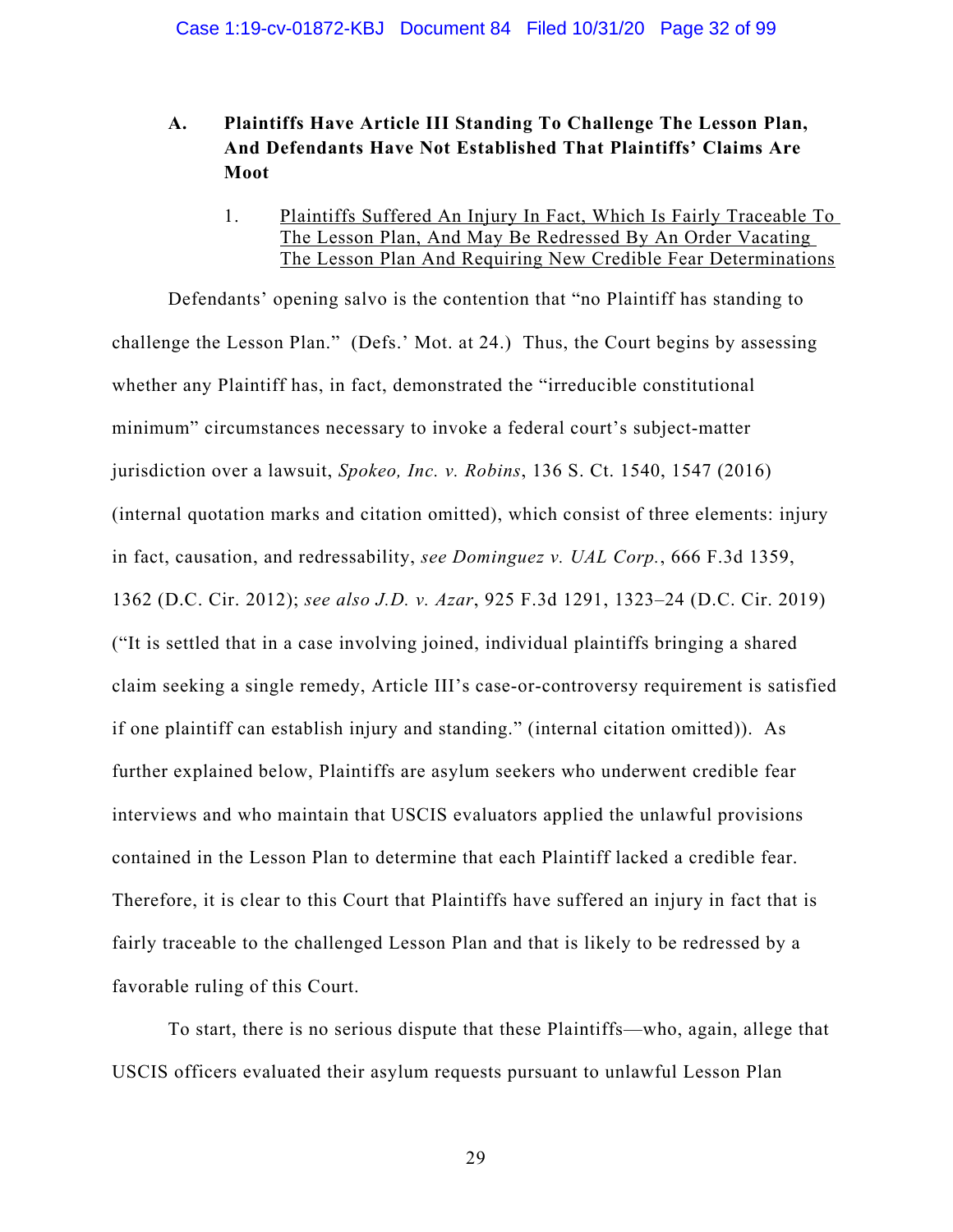### A. Plaintiffs Have Article III Standing To Challenge The Lesson Plan, And Defendants Have Not Established That Plaintiffs' Claims Are Moot

#### 1. Plaintiffs Suffered An Injury In Fact, Which Is Fairly Traceable To The Lesson Plan, And May Be Redressed By An Order Vacating The Lesson Plan And Requiring New Credible Fear Determinations

Defendants' opening salvo is the contention that "no Plaintiff has standing to challenge the Lesson Plan." (Defs.' Mot. at 24.) Thus, the Court begins by assessing whether any Plaintiff has, in fact, demonstrated the "irreducible constitutional minimum" circumstances necessary to invoke a federal court's subject-matter jurisdiction over a lawsuit, *Spokeo, Inc. v. Robins*, 136 S. Ct. 1540, 1547 (2016) (internal quotation marks and citation omitted), which consist of three elements: injury in fact, causation, and redressability, *see Dominguez v. UAL Corp.*, 666 F.3d 1359, 1362 (D.C. Cir. 2012); *see also J.D. v. Azar*, 925 F.3d 1291, 1323–24 (D.C. Cir. 2019) ("It is settled that in a case involving joined, individual plaintiffs bringing a shared claim seeking a single remedy, Article III's case-or-controversy requirement is satisfied if one plaintiff can establish injury and standing." (internal citation omitted)). As further explained below, Plaintiffs are asylum seekers who underwent credible fear interviews and who maintain that USCIS evaluators applied the unlawful provisions contained in the Lesson Plan to determine that each Plaintiff lacked a credible fear. Therefore, it is clear to this Court that Plaintiffs have suffered an injury in fact that is fairly traceable to the challenged Lesson Plan and that is likely to be redressed by a favorable ruling of this Court.

To start, there is no serious dispute that these Plaintiffs—who, again, allege that USCIS officers evaluated their asylum requests pursuant to unlawful Lesson Plan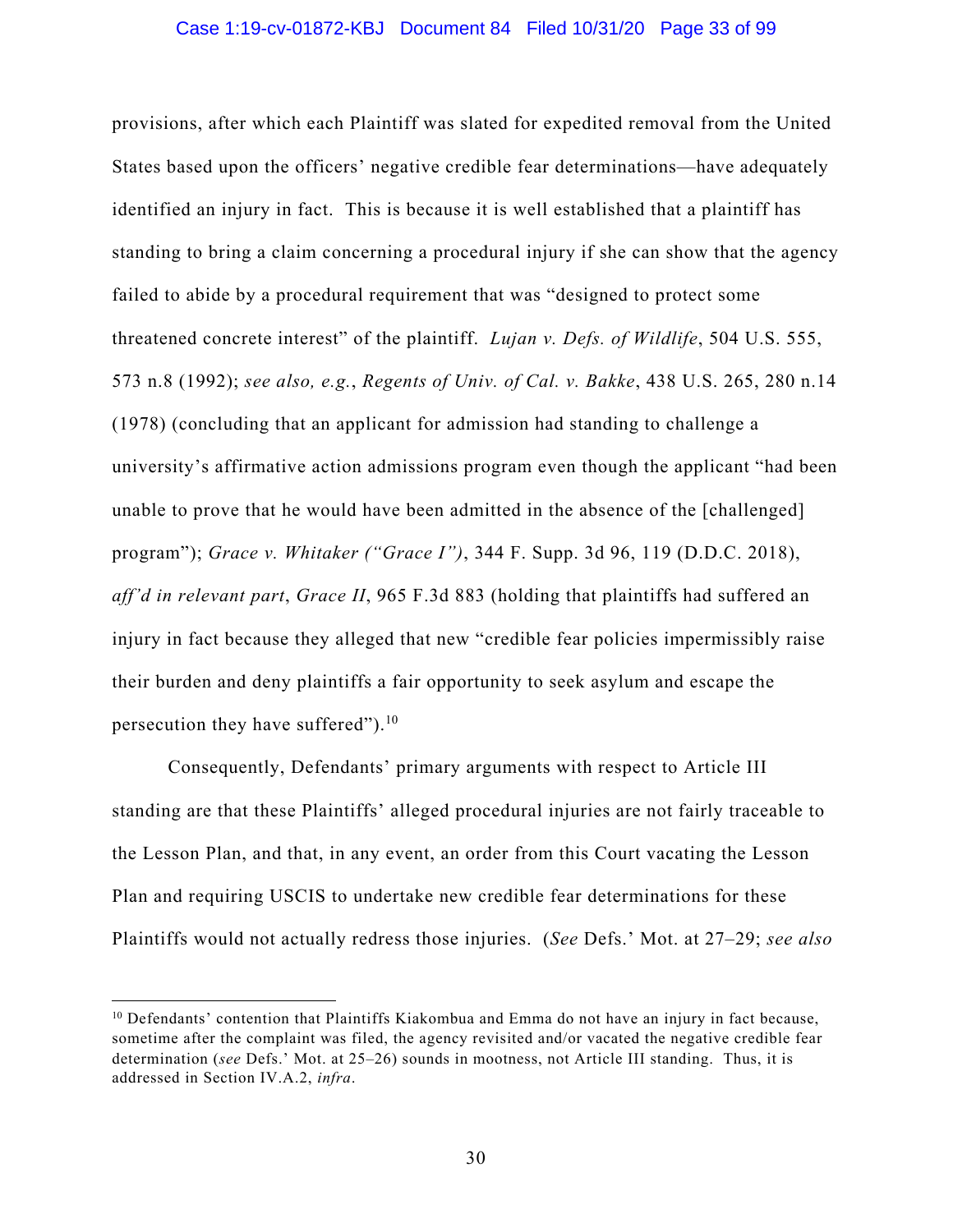provisions, after which each Plaintiff was slated for expedited removal from the United States based upon the officers' negative credible fear determinations—have adequately identified an injury in fact. This is because it is well established that a plaintiff has standing to bring a claim concerning a procedural injury if she can show that the agency failed to abide by a procedural requirement that was "designed to protect some threatened concrete interest" of the plaintiff. *Lujan v. Defs. of Wildlife*, 504 U.S. 555, 573 n.8 (1992); *see also, e.g.*, *Regents of Univ. of Cal. v. Bakke*, 438 U.S. 265, 280 n.14 (1978) (concluding that an applicant for admission had standing to challenge a university's affirmative action admissions program even though the applicant "had been unable to prove that he would have been admitted in the absence of the [challenged] program"); *Grace v. Whitaker ("Grace I")*, 344 F. Supp. 3d 96, 119 (D.D.C. 2018), *aff'd in relevant part*, *Grace II*, 965 F.3d 883 (holding that plaintiffs had suffered an injury in fact because they alleged that new "credible fear policies impermissibly raise their burden and deny plaintiffs a fair opportunity to seek asylum and escape the persecution they have suffered").[10]

Consequently, Defendants' primary arguments with respect to Article III standing are that these Plaintiffs' alleged procedural injuries are not fairly traceable to the Lesson Plan, and that, in any event, an order from this Court vacating the Lesson Plan and requiring USCIS to undertake new credible fear determinations for these Plaintiffs would not actually redress those injuries. (*See* Defs.' Mot. at 27–29; *see also*

[10] Defendants' contention that Plaintiffs Kiakombua and Emma do not have an injury in fact because, sometime after the complaint was filed, the agency revisited and/or vacated the negative credible fear determination (*see* Defs.' Mot. at 25–26) sounds in mootness, not Article III standing. Thus, it is addressed in Section IV.A.2, *infra*.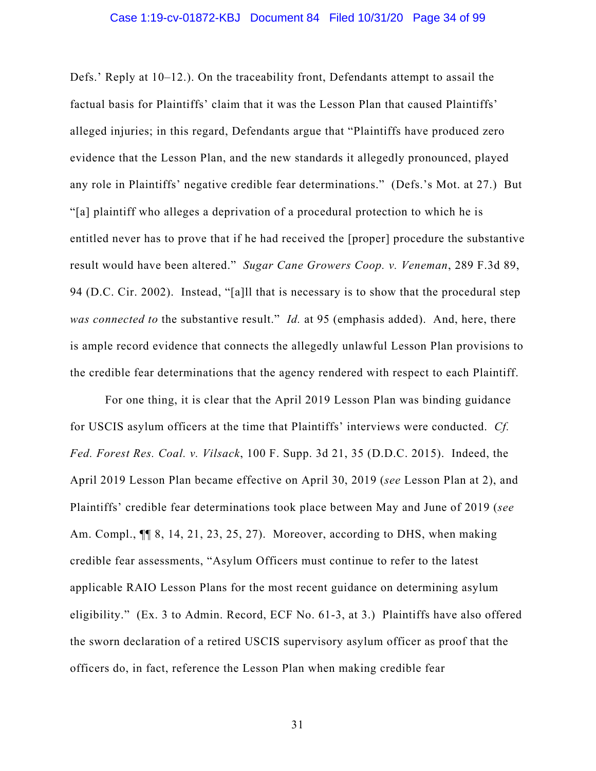Defs.' Reply at 10–12.). On the traceability front, Defendants attempt to assail the factual basis for Plaintiffs' claim that it was the Lesson Plan that caused Plaintiffs' alleged injuries; in this regard, Defendants argue that "Plaintiffs have produced zero evidence that the Lesson Plan, and the new standards it allegedly pronounced, played any role in Plaintiffs' negative credible fear determinations." (Defs.'s Mot. at 27.) But "[a] plaintiff who alleges a deprivation of a procedural protection to which he is entitled never has to prove that if he had received the [proper] procedure the substantive result would have been altered." *Sugar Cane Growers Coop. v. Veneman*, 289 F.3d 89, 94 (D.C. Cir. 2002). Instead, "[a]ll that is necessary is to show that the procedural step *was connected to* the substantive result." *Id.* at 95 (emphasis added). And, here, there is ample record evidence that connects the allegedly unlawful Lesson Plan provisions to the credible fear determinations that the agency rendered with respect to each Plaintiff.

For one thing, it is clear that the April 2019 Lesson Plan was binding guidance for USCIS asylum officers at the time that Plaintiffs' interviews were conducted. *Cf. Fed. Forest Res. Coal. v. Vilsack*, 100 F. Supp. 3d 21, 35 (D.D.C. 2015). Indeed, the April 2019 Lesson Plan became effective on April 30, 2019 (*see* Lesson Plan at 2), and Plaintiffs' credible fear determinations took place between May and June of 2019 (*see* Am. Compl., ¶¶ 8, 14, 21, 23, 25, 27). Moreover, according to DHS, when making credible fear assessments, "Asylum Officers must continue to refer to the latest applicable RAIO Lesson Plans for the most recent guidance on determining asylum eligibility." (Ex. 3 to Admin. Record, ECF No. 61-3, at 3.) Plaintiffs have also offered the sworn declaration of a retired USCIS supervisory asylum officer as proof that the officers do, in fact, reference the Lesson Plan when making credible fear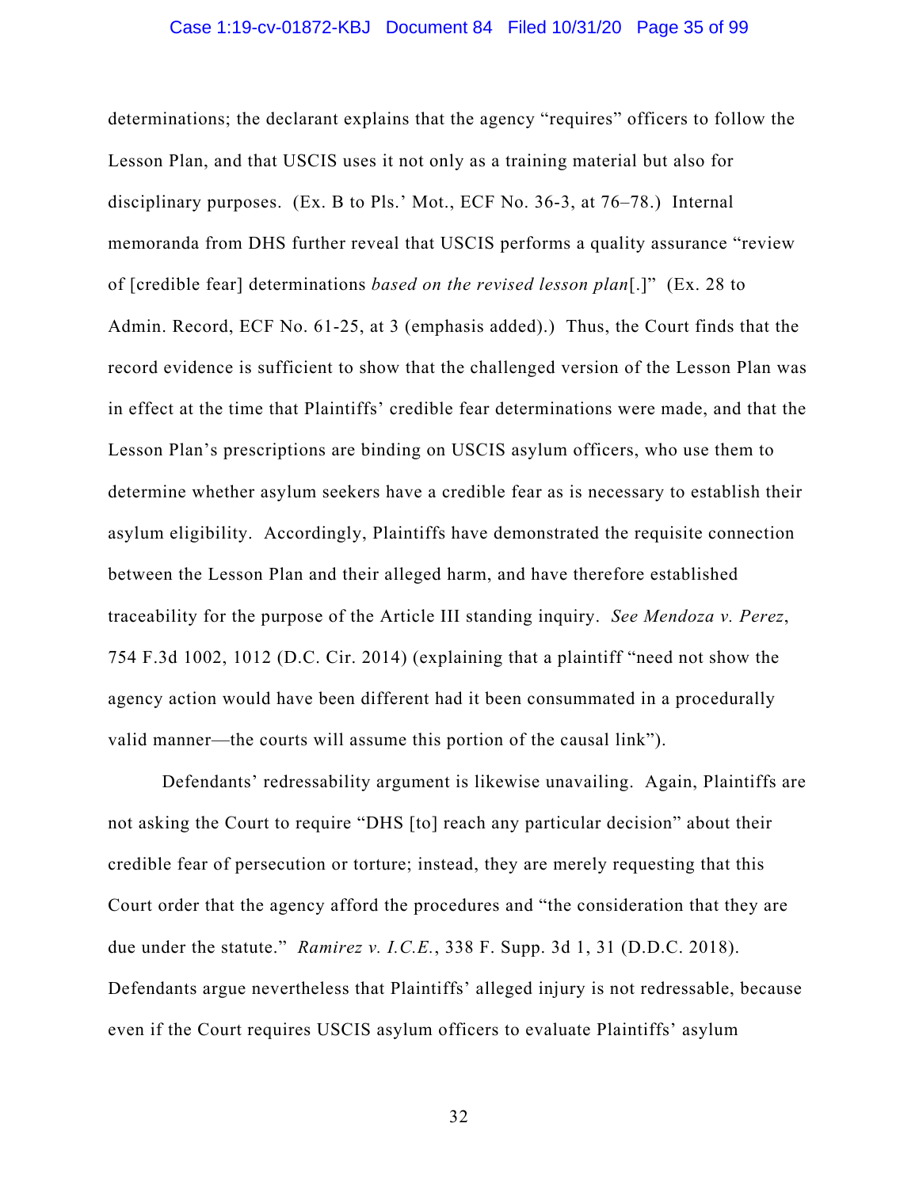determinations; the declarant explains that the agency "requires" officers to follow the Lesson Plan, and that USCIS uses it not only as a training material but also for disciplinary purposes. (Ex. B to Pls.' Mot., ECF No. 36-3, at 76–78.) Internal memoranda from DHS further reveal that USCIS performs a quality assurance "review of [credible fear] determinations *based on the revised lesson plan*[.]" (Ex. 28 to Admin. Record, ECF No. 61-25, at 3 (emphasis added).) Thus, the Court finds that the record evidence is sufficient to show that the challenged version of the Lesson Plan was in effect at the time that Plaintiffs' credible fear determinations were made, and that the Lesson Plan's prescriptions are binding on USCIS asylum officers, who use them to determine whether asylum seekers have a credible fear as is necessary to establish their asylum eligibility. Accordingly, Plaintiffs have demonstrated the requisite connection between the Lesson Plan and their alleged harm, and have therefore established traceability for the purpose of the Article III standing inquiry. *See Mendoza v. Perez*, 754 F.3d 1002, 1012 (D.C. Cir. 2014) (explaining that a plaintiff "need not show the agency action would have been different had it been consummated in a procedurally valid manner—the courts will assume this portion of the causal link").

Defendants' redressability argument is likewise unavailing. Again, Plaintiffs are not asking the Court to require "DHS [to] reach any particular decision" about their credible fear of persecution or torture; instead, they are merely requesting that this Court order that the agency afford the procedures and "the consideration that they are due under the statute." *Ramirez v. I.C.E.*, 338 F. Supp. 3d 1, 31 (D.D.C. 2018). Defendants argue nevertheless that Plaintiffs' alleged injury is not redressable, because even if the Court requires USCIS asylum officers to evaluate Plaintiffs' asylum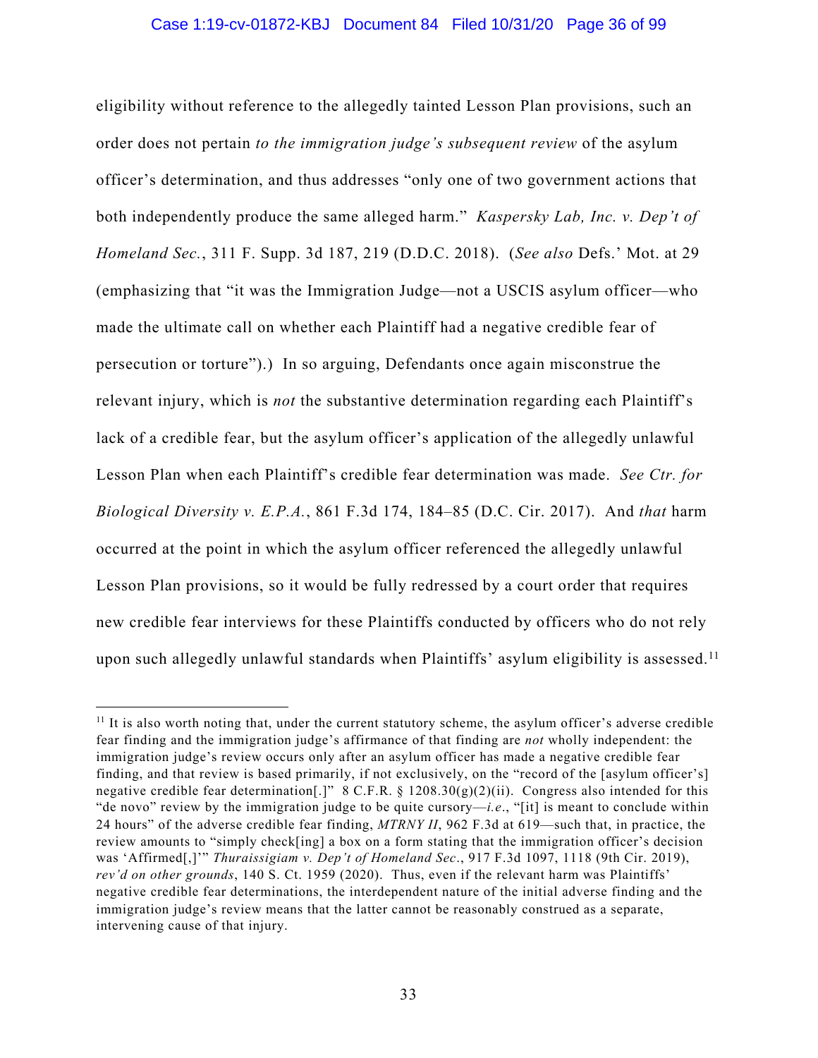eligibility without reference to the allegedly tainted Lesson Plan provisions, such an order does not pertain *to the immigration judge's subsequent review* of the asylum officer's determination, and thus addresses "only one of two government actions that both independently produce the same alleged harm." *Kaspersky Lab, Inc. v. Dep't of Homeland Sec.*, 311 F. Supp. 3d 187, 219 (D.D.C. 2018). (*See also* Defs.' Mot. at 29 (emphasizing that "it was the Immigration Judge—not a USCIS asylum officer—who made the ultimate call on whether each Plaintiff had a negative credible fear of persecution or torture").) In so arguing, Defendants once again misconstrue the relevant injury, which is *not* the substantive determination regarding each Plaintiff's lack of a credible fear, but the asylum officer's application of the allegedly unlawful Lesson Plan when each Plaintiff's credible fear determination was made. *See Ctr. for Biological Diversity v. E.P.A.*, 861 F.3d 174, 184–85 (D.C. Cir. 2017). And *that* harm occurred at the point in which the asylum officer referenced the allegedly unlawful Lesson Plan provisions, so it would be fully redressed by a court order that requires new credible fear interviews for these Plaintiffs conducted by officers who do not rely upon such allegedly unlawful standards when Plaintiffs' asylum eligibility is assessed.[11]

---

[11] It is also worth noting that, under the current statutory scheme, the asylum officer's adverse credible fear finding and the immigration judge's affirmance of that finding are *not* wholly independent: the immigration judge's review occurs only after an asylum officer has made a negative credible fear finding, and that review is based primarily, if not exclusively, on the "record of the [asylum officer's] negative credible fear determination[.]" 8 C.F.R. § 1208.30(g)(2)(ii). Congress also intended for this "de novo" review by the immigration judge to be quite cursory—*i.e.*, "[it] is meant to conclude within 24 hours" of the adverse credible fear finding, *MTRNY II*, 962 F.3d at 619—such that, in practice, the review amounts to "simply check[ing] a box on a form stating that the immigration officer's decision was 'Affirmed[,]'" *Thuraissigiam v. Dep't of Homeland Sec.*, 917 F.3d 1097, 1118 (9th Cir. 2019), *rev'd on other grounds*, 140 S. Ct. 1959 (2020). Thus, even if the relevant harm was Plaintiffs' negative credible fear determinations, the interdependent nature of the initial adverse finding and the immigration judge's review means that the latter cannot be reasonably construed as a separate, intervening cause of that injury.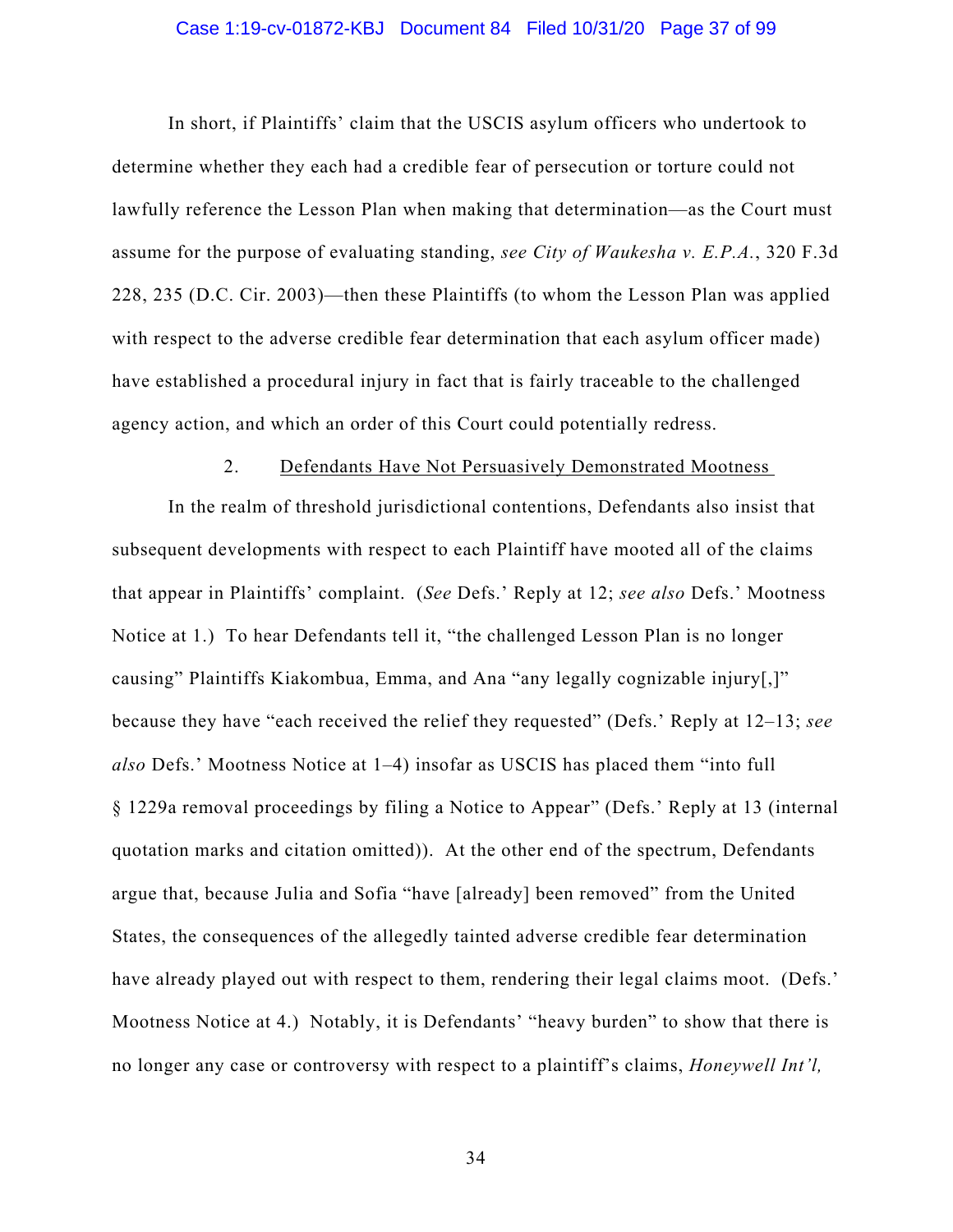In short, if Plaintiffs' claim that the USCIS asylum officers who undertook to determine whether they each had a credible fear of persecution or torture could not lawfully reference the Lesson Plan when making that determination—as the Court must assume for the purpose of evaluating standing, *see City of Waukesha v. E.P.A.*, 320 F.3d 228, 235 (D.C. Cir. 2003)—then these Plaintiffs (to whom the Lesson Plan was applied with respect to the adverse credible fear determination that each asylum officer made) have established a procedural injury in fact that is fairly traceable to the challenged agency action, and which an order of this Court could potentially redress.

2. Defendants Have Not Persuasively Demonstrated Mootness

In the realm of threshold jurisdictional contentions, Defendants also insist that subsequent developments with respect to each Plaintiff have mooted all of the claims that appear in Plaintiffs' complaint. (*See* Defs.' Reply at 12; *see also* Defs.' Mootness Notice at 1.) To hear Defendants tell it, "the challenged Lesson Plan is no longer causing" Plaintiffs Kiakombua, Emma, and Ana "any legally cognizable injury[,]" because they have "each received the relief they requested" (Defs.' Reply at 12–13; *see also* Defs.' Mootness Notice at 1–4) insofar as USCIS has placed them "into full § 1229a removal proceedings by filing a Notice to Appear" (Defs.' Reply at 13 (internal quotation marks and citation omitted)). At the other end of the spectrum, Defendants argue that, because Julia and Sofia "have [already] been removed" from the United States, the consequences of the allegedly tainted adverse credible fear determination have already played out with respect to them, rendering their legal claims moot. (Defs.' Mootness Notice at 4.) Notably, it is Defendants' "heavy burden" to show that there is no longer any case or controversy with respect to a plaintiff's claims, *Honeywell Int'l,*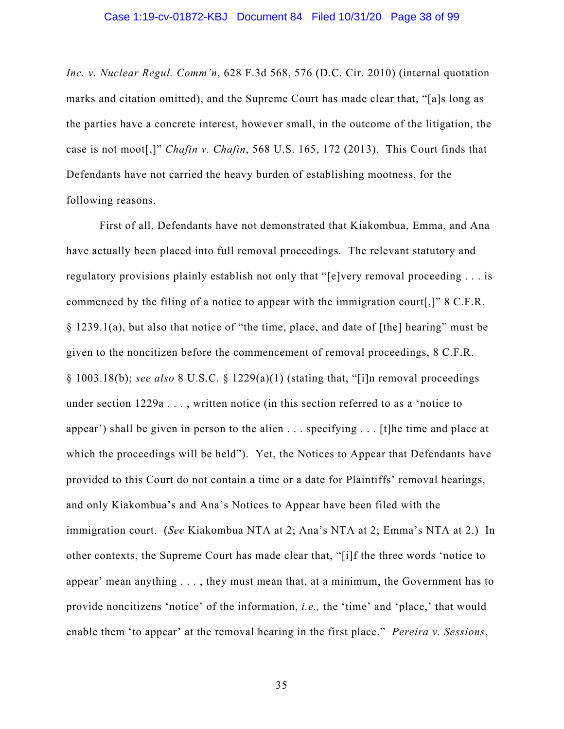*Inc. v. Nuclear Regul. Comm'n*, 628 F.3d 568, 576 (D.C. Cir. 2010) (internal quotation marks and citation omitted), and the Supreme Court has made clear that, "[a]s long as the parties have a concrete interest, however small, in the outcome of the litigation, the case is not moot[,]" *Chafin v. Chafin*, 568 U.S. 165, 172 (2013). This Court finds that Defendants have not carried the heavy burden of establishing mootness, for the following reasons.

First of all, Defendants have not demonstrated that Kiakombua, Emma, and Ana have actually been placed into full removal proceedings. The relevant statutory and regulatory provisions plainly establish not only that "[e]very removal proceeding . . . is commenced by the filing of a notice to appear with the immigration court[,]" 8 C.F.R. § 1239.1(a), but also that notice of "the time, place, and date of [the] hearing" must be given to the noncitizen before the commencement of removal proceedings, 8 C.F.R. § 1003.18(b); *see also* 8 U.S.C. § 1229(a)(1) (stating that, "[i]n removal proceedings under section 1229a . . . , written notice (in this section referred to as a 'notice to appear') shall be given in person to the alien . . . specifying . . . [t]he time and place at which the proceedings will be held"). Yet, the Notices to Appear that Defendants have provided to this Court do not contain a time or a date for Plaintiffs' removal hearings, and only Kiakombua's and Ana's Notices to Appear have been filed with the immigration court. (*See* Kiakombua NTA at 2; Ana's NTA at 2; Emma's NTA at 2.) In other contexts, the Supreme Court has made clear that, "[i]f the three words 'notice to appear' mean anything . . . , they must mean that, at a minimum, the Government has to provide noncitizens 'notice' of the information, *i.e.,* the 'time' and 'place,' that would enable them 'to appear' at the removal hearing in the first place." *Pereira v. Sessions*,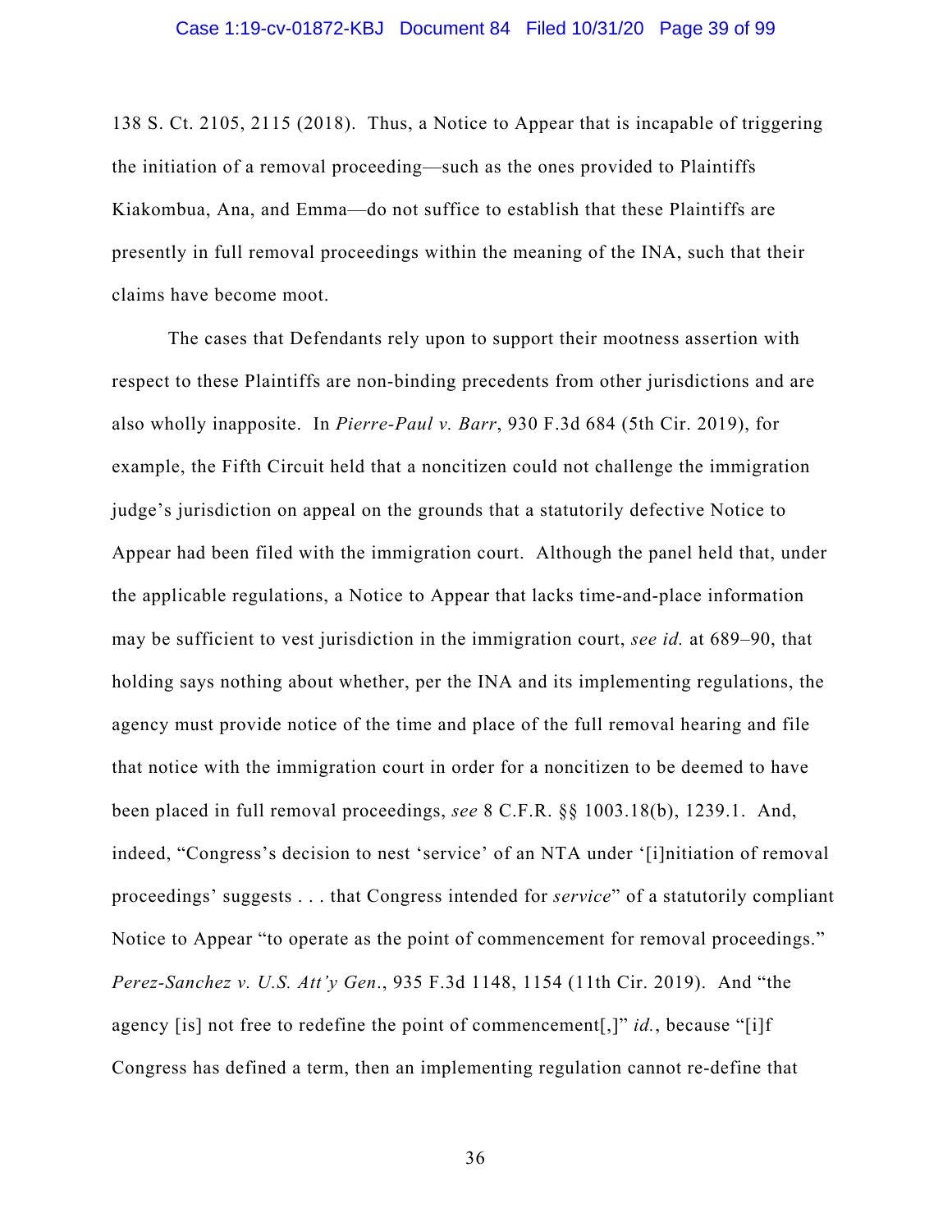138 S. Ct. 2105, 2115 (2018). Thus, a Notice to Appear that is incapable of triggering the initiation of a removal proceeding—such as the ones provided to Plaintiffs Kiakombua, Ana, and Emma—do not suffice to establish that these Plaintiffs are presently in full removal proceedings within the meaning of the INA, such that their claims have become moot.

The cases that Defendants rely upon to support their mootness assertion with respect to these Plaintiffs are non-binding precedents from other jurisdictions and are also wholly inapposite. In *Pierre-Paul v. Barr*, 930 F.3d 684 (5th Cir. 2019), for example, the Fifth Circuit held that a noncitizen could not challenge the immigration judge's jurisdiction on appeal on the grounds that a statutorily defective Notice to Appear had been filed with the immigration court. Although the panel held that, under the applicable regulations, a Notice to Appear that lacks time-and-place information may be sufficient to vest jurisdiction in the immigration court, *see id.* at 689–90, that holding says nothing about whether, per the INA and its implementing regulations, the agency must provide notice of the time and place of the full removal hearing and file that notice with the immigration court in order for a noncitizen to be deemed to have been placed in full removal proceedings, *see* 8 C.F.R. §§ 1003.18(b), 1239.1. And, indeed, "Congress's decision to nest 'service' of an NTA under '[i]nitiation of removal proceedings' suggests . . . that Congress intended for *service*" of a statutorily compliant Notice to Appear "to operate as the point of commencement for removal proceedings." *Perez-Sanchez v. U.S. Att'y Gen*., 935 F.3d 1148, 1154 (11th Cir. 2019). And "the agency [is] not free to redefine the point of commencement[,]" *id.*, because "[i]f Congress has defined a term, then an implementing regulation cannot re-define that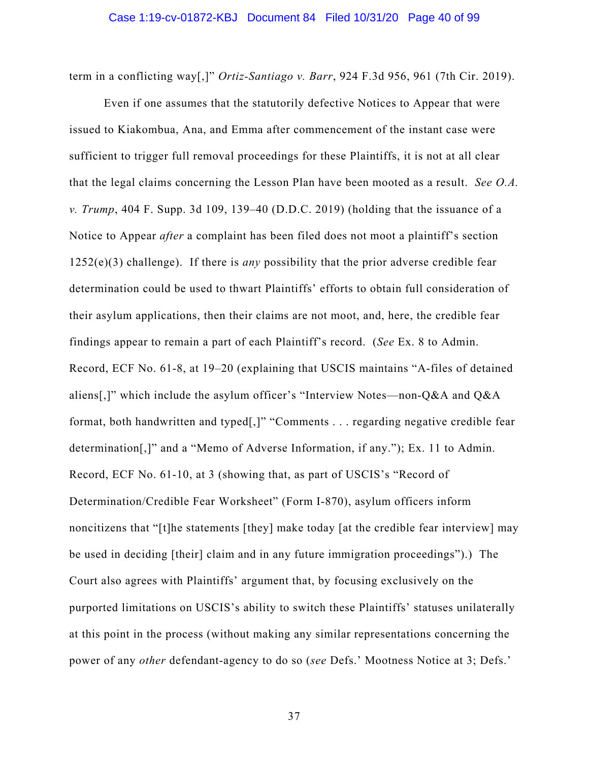term in a conflicting way[,]" *Ortiz-Santiago v. Barr*, 924 F.3d 956, 961 (7th Cir. 2019).

Even if one assumes that the statutorily defective Notices to Appear that were issued to Kiakombua, Ana, and Emma after commencement of the instant case were sufficient to trigger full removal proceedings for these Plaintiffs, it is not at all clear that the legal claims concerning the Lesson Plan have been mooted as a result. *See O.A. v. Trump*, 404 F. Supp. 3d 109, 139–40 (D.D.C. 2019) (holding that the issuance of a Notice to Appear *after* a complaint has been filed does not moot a plaintiff's section 1252(e)(3) challenge). If there is *any* possibility that the prior adverse credible fear determination could be used to thwart Plaintiffs' efforts to obtain full consideration of their asylum applications, then their claims are not moot, and, here, the credible fear findings appear to remain a part of each Plaintiff's record. (*See* Ex. 8 to Admin. Record, ECF No. 61-8, at 19–20 (explaining that USCIS maintains "A-files of detained aliens[,]" which include the asylum officer's "Interview Notes—non-Q&A and Q&A format, both handwritten and typed[,]" "Comments . . . regarding negative credible fear determination[,]" and a "Memo of Adverse Information, if any."); Ex. 11 to Admin. Record, ECF No. 61-10, at 3 (showing that, as part of USCIS's "Record of Determination/Credible Fear Worksheet" (Form I-870), asylum officers inform noncitizens that "[t]he statements [they] make today [at the credible fear interview] may be used in deciding [their] claim and in any future immigration proceedings").) The Court also agrees with Plaintiffs' argument that, by focusing exclusively on the purported limitations on USCIS's ability to switch these Plaintiffs' statuses unilaterally at this point in the process (without making any similar representations concerning the power of any *other* defendant-agency to do so (*see* Defs.' Mootness Notice at 3; Defs.'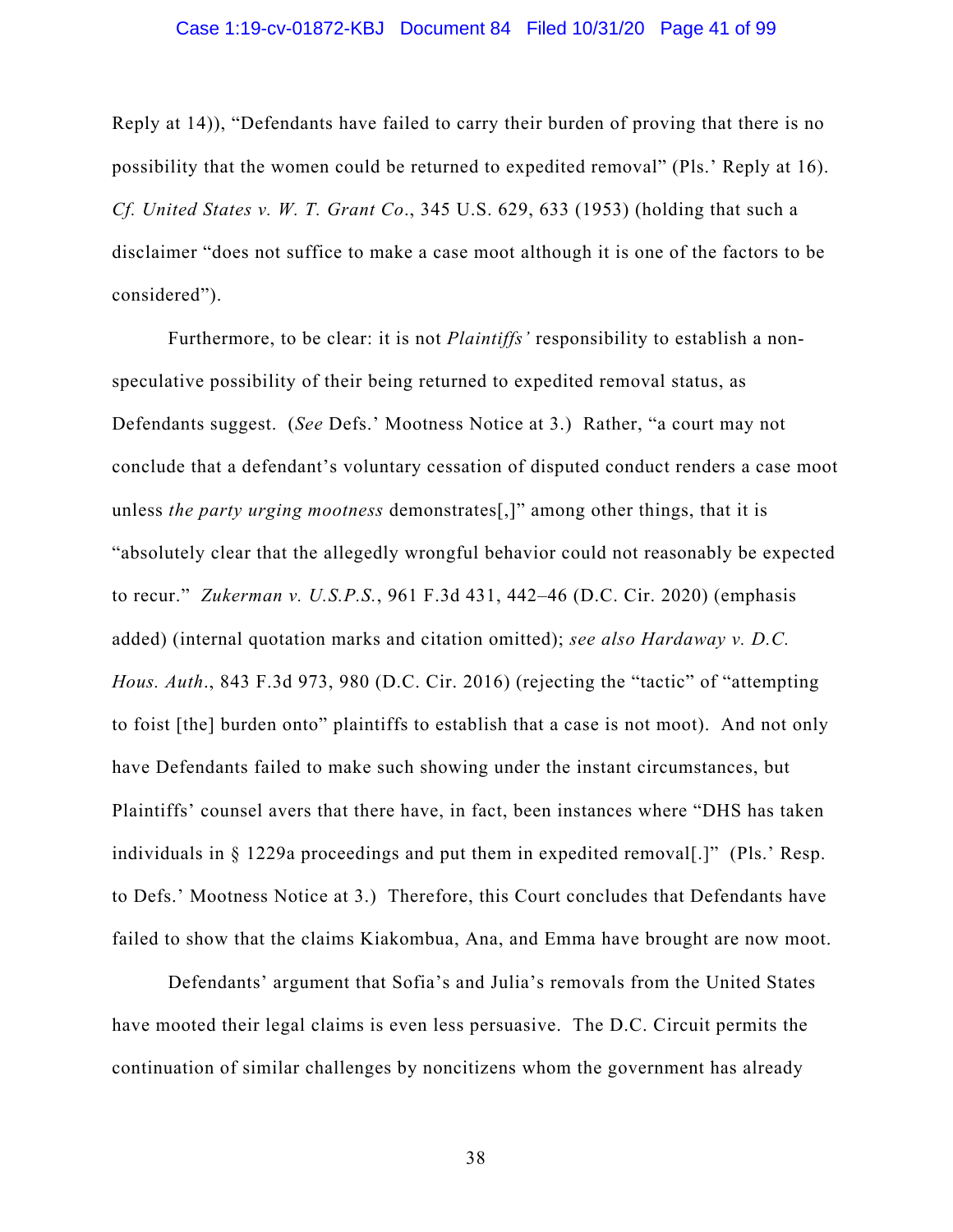Reply at 14)), "Defendants have failed to carry their burden of proving that there is no possibility that the women could be returned to expedited removal" (Pls.' Reply at 16). *Cf. United States v. W. T. Grant Co.*, 345 U.S. 629, 633 (1953) (holding that such a disclaimer "does not suffice to make a case moot although it is one of the factors to be considered").

Furthermore, to be clear: it is not *Plaintiffs'* responsibility to establish a non-speculative possibility of their being returned to expedited removal status, as Defendants suggest. (*See* Defs.' Mootness Notice at 3.) Rather, "a court may not conclude that a defendant's voluntary cessation of disputed conduct renders a case moot unless *the party urging mootness* demonstrates[,]" among other things, that it is "absolutely clear that the allegedly wrongful behavior could not reasonably be expected to recur." *Zukerman v. U.S.P.S.*, 961 F.3d 431, 442–46 (D.C. Cir. 2020) (emphasis added) (internal quotation marks and citation omitted); *see also Hardaway v. D.C. Hous. Auth.*, 843 F.3d 973, 980 (D.C. Cir. 2016) (rejecting the "tactic" of "attempting to foist [the] burden onto" plaintiffs to establish that a case is not moot). And not only have Defendants failed to make such showing under the instant circumstances, but Plaintiffs' counsel avers that there have, in fact, been instances where "DHS has taken individuals in § 1229a proceedings and put them in expedited removal[.]" (Pls.' Resp. to Defs.' Mootness Notice at 3.) Therefore, this Court concludes that Defendants have failed to show that the claims Kiakombua, Ana, and Emma have brought are now moot.

Defendants' argument that Sofia's and Julia's removals from the United States have mooted their legal claims is even less persuasive. The D.C. Circuit permits the continuation of similar challenges by noncitizens whom the government has already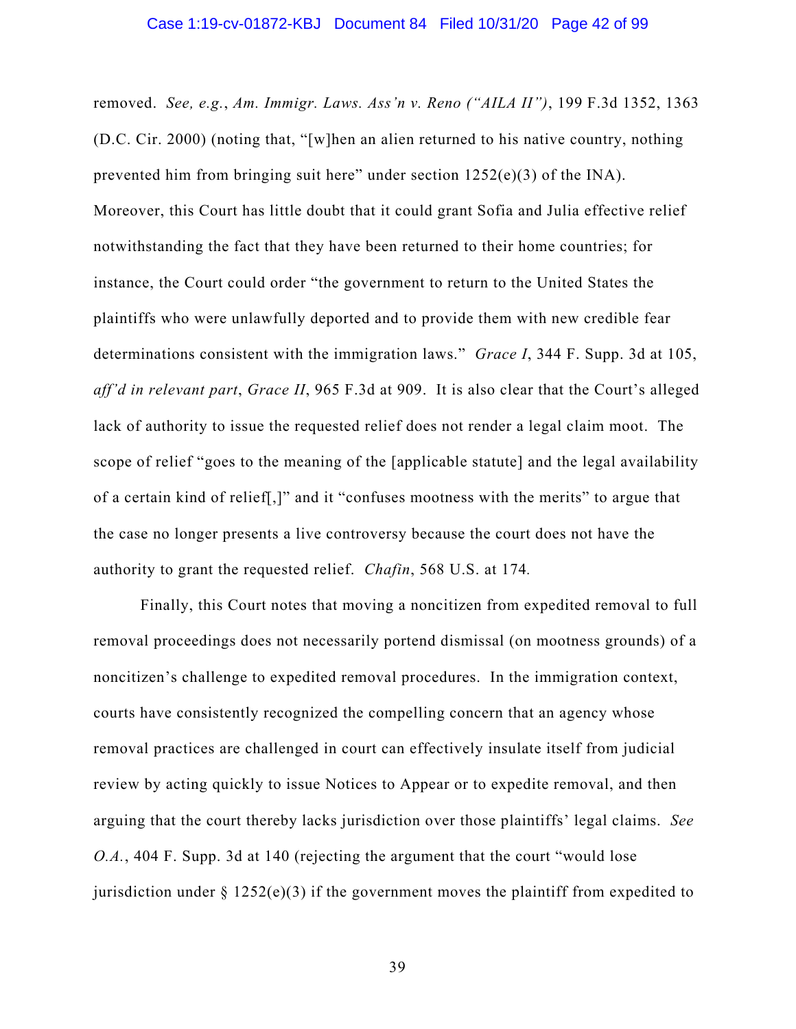removed. *See, e.g.*, *Am. Immigr. Laws. Ass'n v. Reno ("AILA II")*, 199 F.3d 1352, 1363 (D.C. Cir. 2000) (noting that, "[w]hen an alien returned to his native country, nothing prevented him from bringing suit here" under section 1252(e)(3) of the INA). Moreover, this Court has little doubt that it could grant Sofia and Julia effective relief notwithstanding the fact that they have been returned to their home countries; for instance, the Court could order "the government to return to the United States the plaintiffs who were unlawfully deported and to provide them with new credible fear determinations consistent with the immigration laws." *Grace I*, 344 F. Supp. 3d at 105, *aff'd in relevant part*, *Grace II*, 965 F.3d at 909. It is also clear that the Court's alleged lack of authority to issue the requested relief does not render a legal claim moot. The scope of relief "goes to the meaning of the [applicable statute] and the legal availability of a certain kind of relief[,]" and it "confuses mootness with the merits" to argue that the case no longer presents a live controversy because the court does not have the authority to grant the requested relief. *Chafin*, 568 U.S. at 174.

Finally, this Court notes that moving a noncitizen from expedited removal to full removal proceedings does not necessarily portend dismissal (on mootness grounds) of a noncitizen's challenge to expedited removal procedures. In the immigration context, courts have consistently recognized the compelling concern that an agency whose removal practices are challenged in court can effectively insulate itself from judicial review by acting quickly to issue Notices to Appear or to expedite removal, and then arguing that the court thereby lacks jurisdiction over those plaintiffs' legal claims. *See O.A.*, 404 F. Supp. 3d at 140 (rejecting the argument that the court "would lose jurisdiction under § 1252(e)(3) if the government moves the plaintiff from expedited to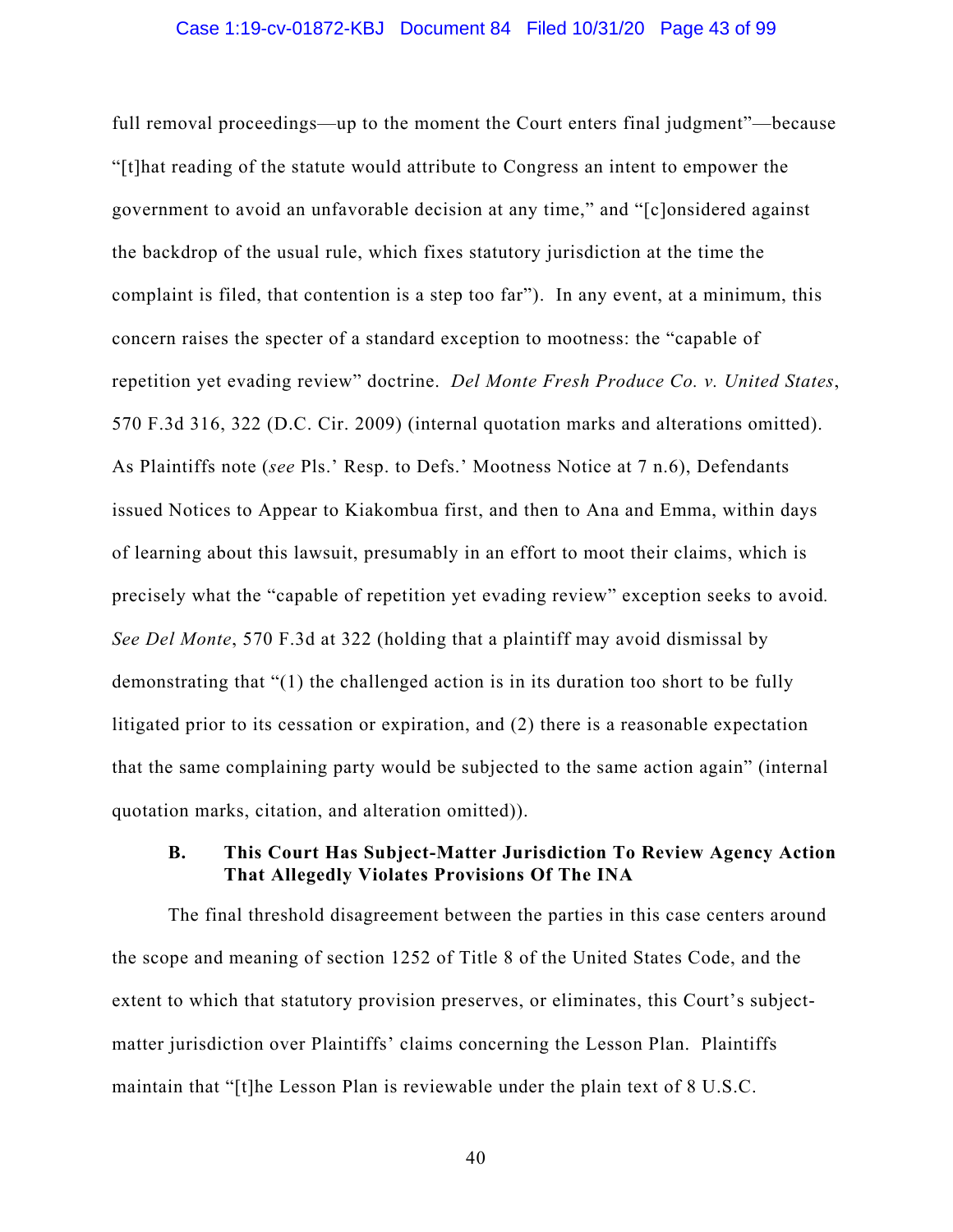full removal proceedings—up to the moment the Court enters final judgment"—because "[t]hat reading of the statute would attribute to Congress an intent to empower the government to avoid an unfavorable decision at any time," and "[c]onsidered against the backdrop of the usual rule, which fixes statutory jurisdiction at the time the complaint is filed, that contention is a step too far"). In any event, at a minimum, this concern raises the specter of a standard exception to mootness: the "capable of repetition yet evading review" doctrine. *Del Monte Fresh Produce Co. v. United States*, 570 F.3d 316, 322 (D.C. Cir. 2009) (internal quotation marks and alterations omitted). As Plaintiffs note (*see* Pls.' Resp. to Defs.' Mootness Notice at 7 n.6), Defendants issued Notices to Appear to Kiakombua first, and then to Ana and Emma, within days of learning about this lawsuit, presumably in an effort to moot their claims, which is precisely what the "capable of repetition yet evading review" exception seeks to avoid. *See Del Monte*, 570 F.3d at 322 (holding that a plaintiff may avoid dismissal by demonstrating that "(1) the challenged action is in its duration too short to be fully litigated prior to its cessation or expiration, and (2) there is a reasonable expectation that the same complaining party would be subjected to the same action again" (internal quotation marks, citation, and alteration omitted)).

### B. This Court Has Subject-Matter Jurisdiction To Review Agency Action That Allegedly Violates Provisions Of The INA

The final threshold disagreement between the parties in this case centers around the scope and meaning of section 1252 of Title 8 of the United States Code, and the extent to which that statutory provision preserves, or eliminates, this Court's subject-matter jurisdiction over Plaintiffs' claims concerning the Lesson Plan. Plaintiffs maintain that "[t]he Lesson Plan is reviewable under the plain text of 8 U.S.C.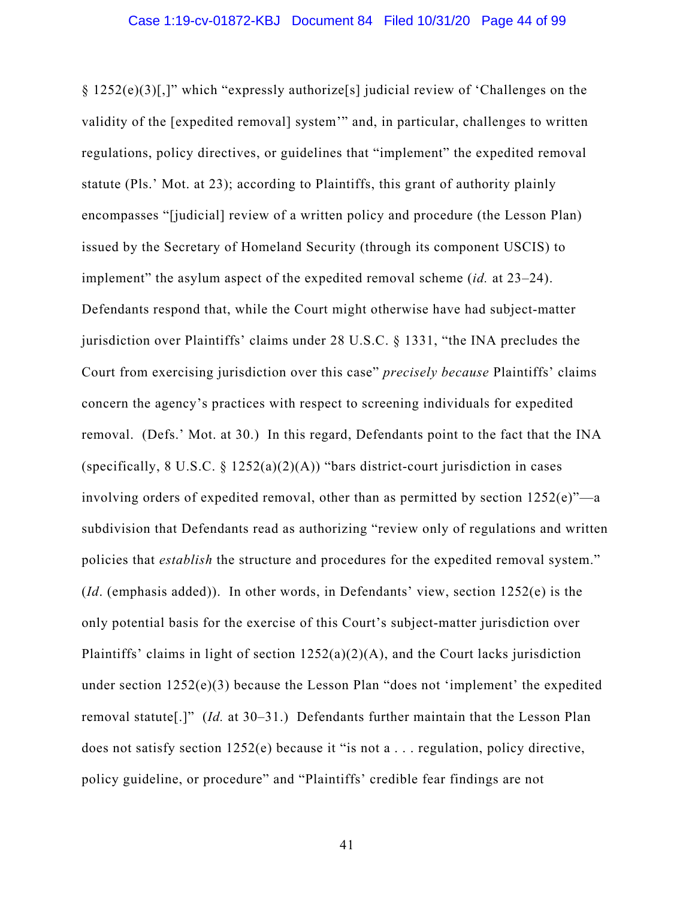§ 1252(e)(3)[,]" which "expressly authorize[s] judicial review of 'Challenges on the validity of the [expedited removal] system'" and, in particular, challenges to written regulations, policy directives, or guidelines that "implement" the expedited removal statute (Pls.' Mot. at 23); according to Plaintiffs, this grant of authority plainly encompasses "[judicial] review of a written policy and procedure (the Lesson Plan) issued by the Secretary of Homeland Security (through its component USCIS) to implement" the asylum aspect of the expedited removal scheme (*id.* at 23–24). Defendants respond that, while the Court might otherwise have had subject-matter jurisdiction over Plaintiffs' claims under 28 U.S.C. § 1331, "the INA precludes the Court from exercising jurisdiction over this case" *precisely because* Plaintiffs' claims concern the agency's practices with respect to screening individuals for expedited removal. (Defs.' Mot. at 30.) In this regard, Defendants point to the fact that the INA (specifically, 8 U.S.C. § 1252(a)(2)(A)) "bars district-court jurisdiction in cases involving orders of expedited removal, other than as permitted by section 1252(e)"—a subdivision that Defendants read as authorizing "review only of regulations and written policies that *establish* the structure and procedures for the expedited removal system." (*Id*. (emphasis added)). In other words, in Defendants' view, section 1252(e) is the only potential basis for the exercise of this Court's subject-matter jurisdiction over Plaintiffs' claims in light of section 1252(a)(2)(A), and the Court lacks jurisdiction under section 1252(e)(3) because the Lesson Plan "does not 'implement' the expedited removal statute[.]" (*Id.* at 30–31.) Defendants further maintain that the Lesson Plan does not satisfy section 1252(e) because it "is not a . . . regulation, policy directive, policy guideline, or procedure" and "Plaintiffs' credible fear findings are not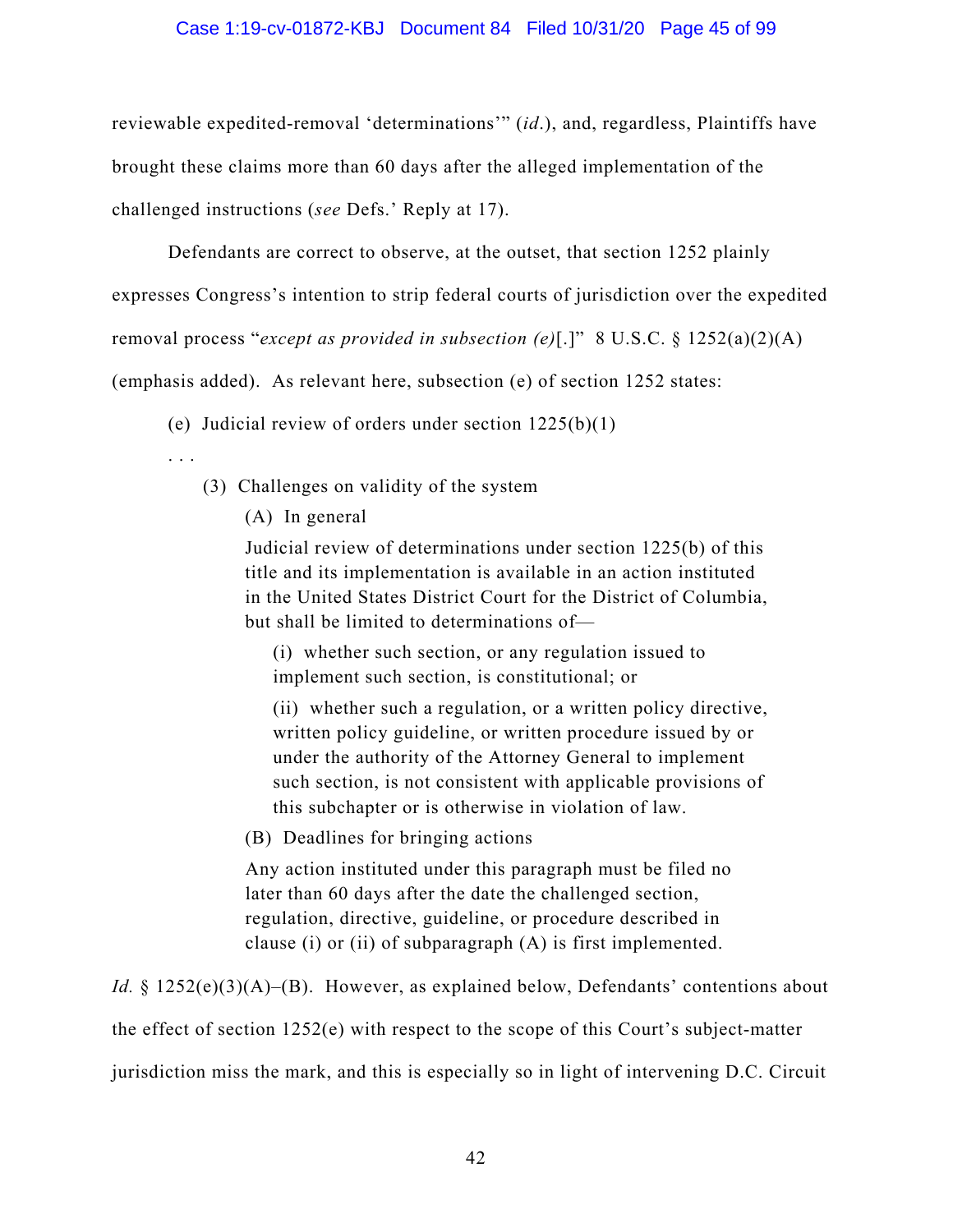reviewable expedited-removal 'determinations'" (*id.*), and, regardless, Plaintiffs have brought these claims more than 60 days after the alleged implementation of the challenged instructions (*see* Defs.' Reply at 17).

Defendants are correct to observe, at the outset, that section 1252 plainly expresses Congress's intention to strip federal courts of jurisdiction over the expedited removal process "*except as provided in subsection (e)*[.]" 8 U.S.C. § 1252(a)(2)(A) (emphasis added). As relevant here, subsection (e) of section 1252 states:

> (e) Judicial review of orders under section 1225(b)(1)
>
> . . .
>
> > (3) Challenges on validity of the system
> >
> > > (A) In general
> > >
> > > Judicial review of determinations under section 1225(b) of this title and its implementation is available in an action instituted in the United States District Court for the District of Columbia, but shall be limited to determinations of—
> > >
> > > > (i) whether such section, or any regulation issued to implement such section, is constitutional; or
> > > >
> > > > (ii) whether such a regulation, or a written policy directive, written policy guideline, or written procedure issued by or under the authority of the Attorney General to implement such section, is not consistent with applicable provisions of this subchapter or is otherwise in violation of law.
> > >
> > > (B) Deadlines for bringing actions
> > >
> > > Any action instituted under this paragraph must be filed no later than 60 days after the date the challenged section, regulation, directive, guideline, or procedure described in clause (i) or (ii) of subparagraph (A) is first implemented.

*Id.* § 1252(e)(3)(A)–(B). However, as explained below, Defendants' contentions about the effect of section 1252(e) with respect to the scope of this Court's subject-matter jurisdiction miss the mark, and this is especially so in light of intervening D.C. Circuit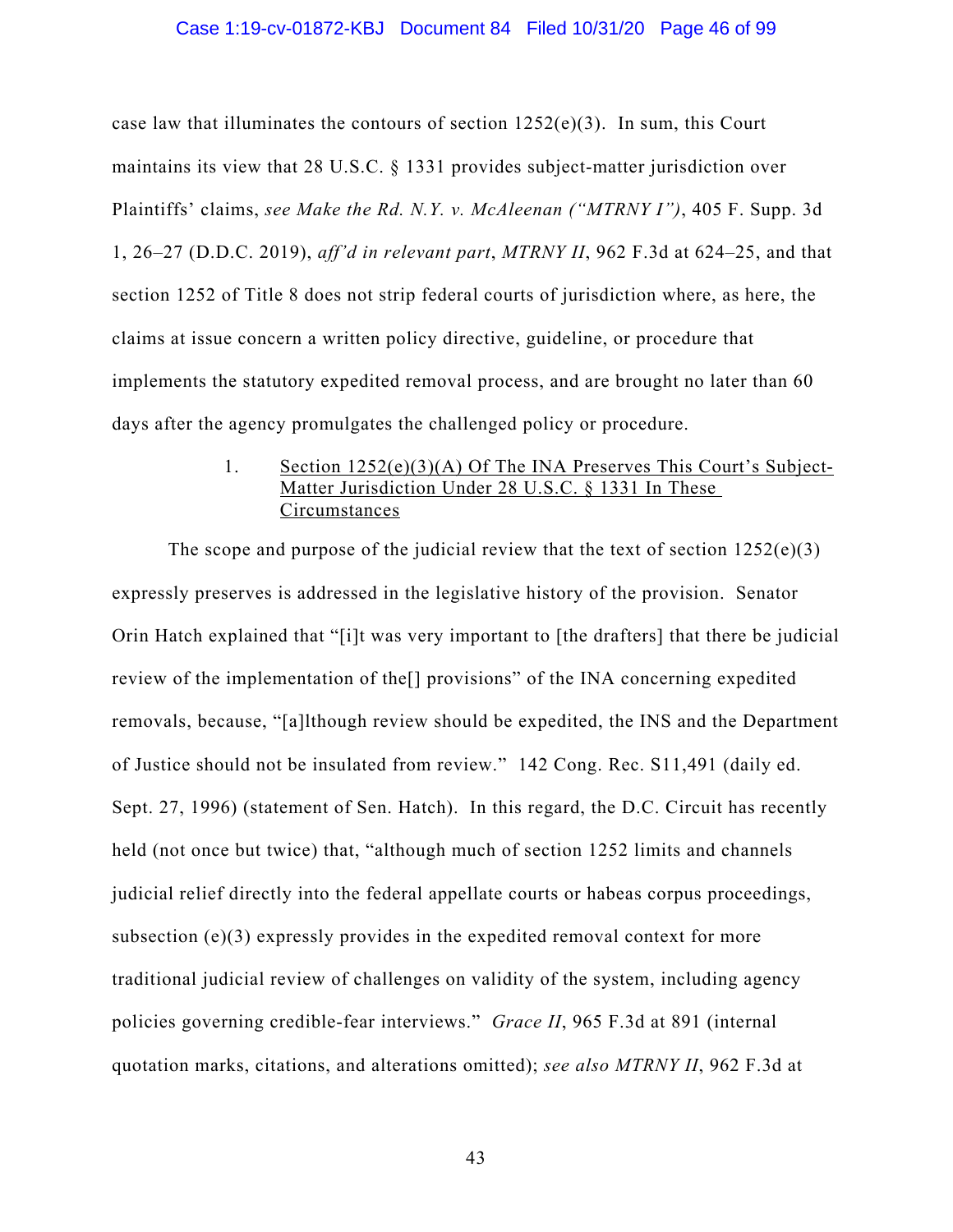case law that illuminates the contours of section 1252(e)(3). In sum, this Court maintains its view that 28 U.S.C. § 1331 provides subject-matter jurisdiction over Plaintiffs' claims, *see Make the Rd. N.Y. v. McAleenan ("MTRNY I")*, 405 F. Supp. 3d 1, 26–27 (D.D.C. 2019), *aff'd in relevant part*, *MTRNY II*, 962 F.3d at 624–25, and that section 1252 of Title 8 does not strip federal courts of jurisdiction where, as here, the claims at issue concern a written policy directive, guideline, or procedure that implements the statutory expedited removal process, and are brought no later than 60 days after the agency promulgates the challenged policy or procedure.

1. <u>Section 1252(e)(3)(A) Of The INA Preserves This Court's Subject-Matter Jurisdiction Under 28 U.S.C. § 1331 In These Circumstances</u>

The scope and purpose of the judicial review that the text of section 1252(e)(3) expressly preserves is addressed in the legislative history of the provision. Senator Orin Hatch explained that "[i]t was very important to [the drafters] that there be judicial review of the implementation of the[] provisions" of the INA concerning expedited removals, because, "[a]lthough review should be expedited, the INS and the Department of Justice should not be insulated from review." 142 Cong. Rec. S11,491 (daily ed. Sept. 27, 1996) (statement of Sen. Hatch). In this regard, the D.C. Circuit has recently held (not once but twice) that, "although much of section 1252 limits and channels judicial relief directly into the federal appellate courts or habeas corpus proceedings, subsection (e)(3) expressly provides in the expedited removal context for more traditional judicial review of challenges on validity of the system, including agency policies governing credible-fear interviews." *Grace II*, 965 F.3d at 891 (internal quotation marks, citations, and alterations omitted); *see also MTRNY II*, 962 F.3d at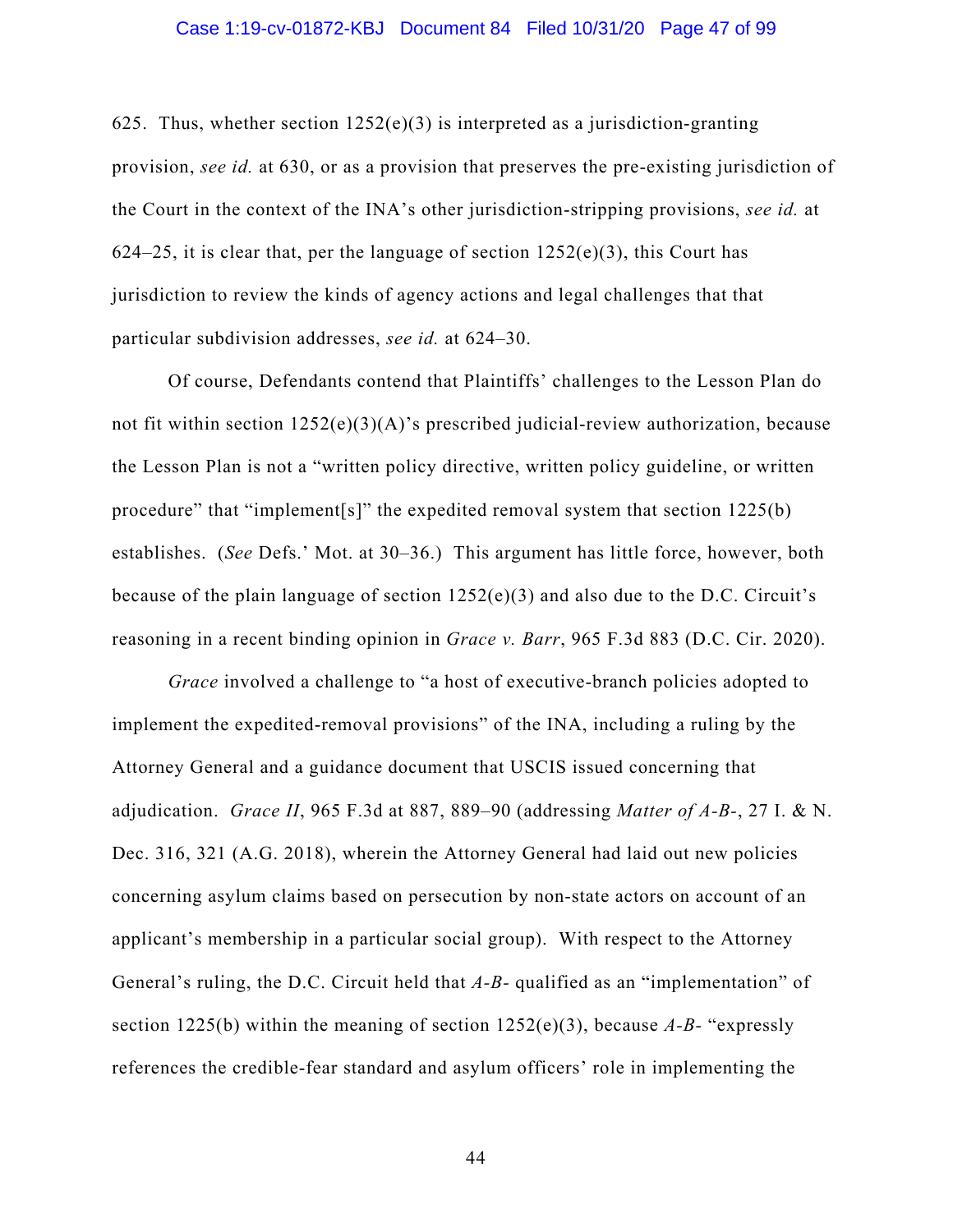625. Thus, whether section 1252(e)(3) is interpreted as a jurisdiction-granting provision, *see id.* at 630, or as a provision that preserves the pre-existing jurisdiction of the Court in the context of the INA's other jurisdiction-stripping provisions, *see id.* at 624–25, it is clear that, per the language of section 1252(e)(3), this Court has jurisdiction to review the kinds of agency actions and legal challenges that that particular subdivision addresses, *see id.* at 624–30.

Of course, Defendants contend that Plaintiffs' challenges to the Lesson Plan do not fit within section 1252(e)(3)(A)'s prescribed judicial-review authorization, because the Lesson Plan is not a "written policy directive, written policy guideline, or written procedure" that "implement[s]" the expedited removal system that section 1225(b) establishes. (*See* Defs.' Mot. at 30–36.) This argument has little force, however, both because of the plain language of section 1252(e)(3) and also due to the D.C. Circuit's reasoning in a recent binding opinion in *Grace v. Barr*, 965 F.3d 883 (D.C. Cir. 2020).

*Grace* involved a challenge to "a host of executive-branch policies adopted to implement the expedited-removal provisions" of the INA, including a ruling by the Attorney General and a guidance document that USCIS issued concerning that adjudication. *Grace II*, 965 F.3d at 887, 889–90 (addressing *Matter of A-B-*, 27 I. & N. Dec. 316, 321 (A.G. 2018), wherein the Attorney General had laid out new policies concerning asylum claims based on persecution by non-state actors on account of an applicant's membership in a particular social group). With respect to the Attorney General's ruling, the D.C. Circuit held that *A-B-* qualified as an "implementation" of section 1225(b) within the meaning of section 1252(e)(3), because *A-B-* "expressly references the credible-fear standard and asylum officers' role in implementing the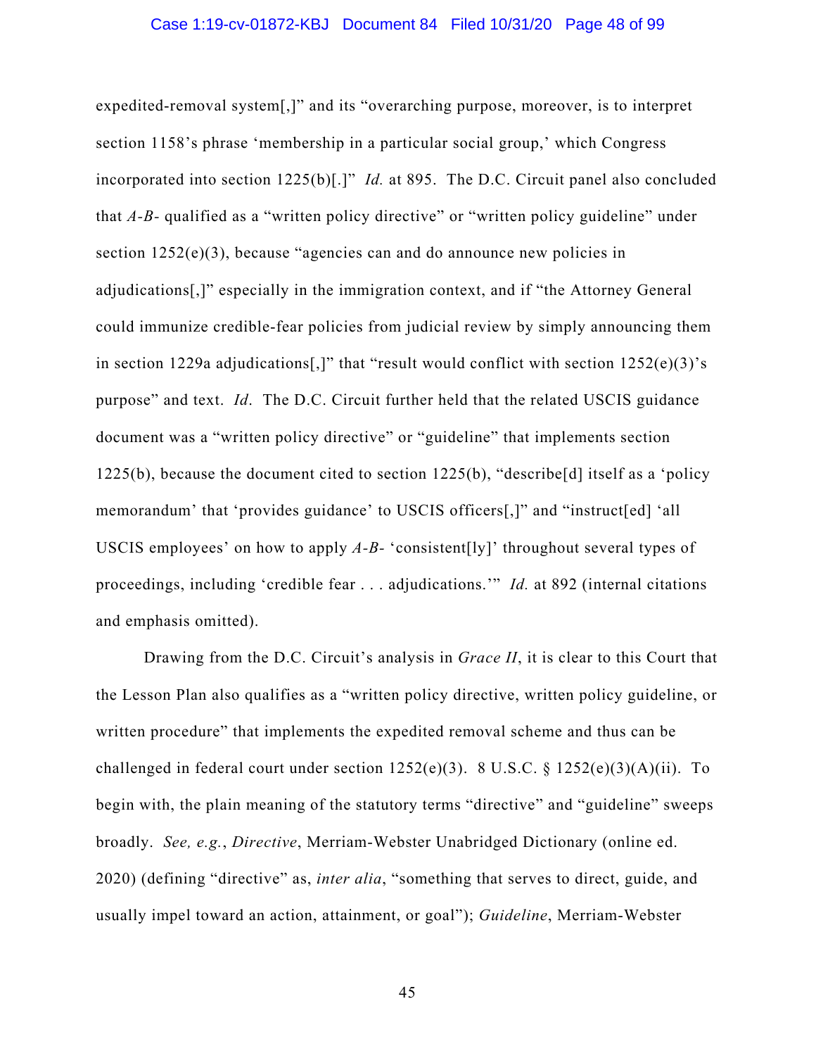expedited-removal system[,]" and its "overarching purpose, moreover, is to interpret section 1158's phrase 'membership in a particular social group,' which Congress incorporated into section 1225(b)[.]" *Id.* at 895. The D.C. Circuit panel also concluded that *A-B-* qualified as a "written policy directive" or "written policy guideline" under section 1252(e)(3), because "agencies can and do announce new policies in adjudications[,]" especially in the immigration context, and if "the Attorney General could immunize credible-fear policies from judicial review by simply announcing them in section 1229a adjudications[,]" that "result would conflict with section 1252(e)(3)'s purpose" and text. *Id*. The D.C. Circuit further held that the related USCIS guidance document was a "written policy directive" or "guideline" that implements section 1225(b), because the document cited to section 1225(b), "describe[d] itself as a 'policy memorandum' that 'provides guidance' to USCIS officers[,]" and "instruct[ed] 'all USCIS employees' on how to apply *A-B-* 'consistent[ly]' throughout several types of proceedings, including 'credible fear . . . adjudications.'" *Id.* at 892 (internal citations and emphasis omitted).

Drawing from the D.C. Circuit's analysis in *Grace II*, it is clear to this Court that the Lesson Plan also qualifies as a "written policy directive, written policy guideline, or written procedure" that implements the expedited removal scheme and thus can be challenged in federal court under section 1252(e)(3). 8 U.S.C. § 1252(e)(3)(A)(ii). To begin with, the plain meaning of the statutory terms "directive" and "guideline" sweeps broadly. *See, e.g.*, *Directive*, Merriam-Webster Unabridged Dictionary (online ed. 2020) (defining "directive" as, *inter alia*, "something that serves to direct, guide, and usually impel toward an action, attainment, or goal"); *Guideline*, Merriam-Webster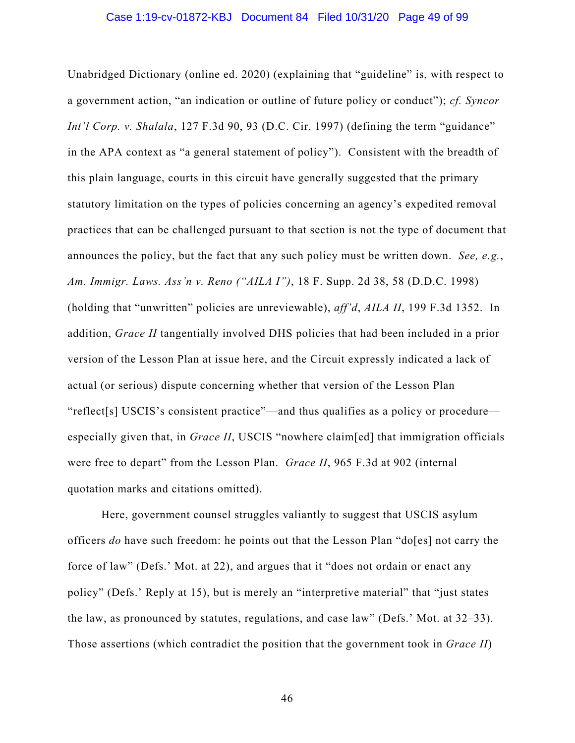Unabridged Dictionary (online ed. 2020) (explaining that "guideline" is, with respect to a government action, "an indication or outline of future policy or conduct"); *cf. Syncor Int'l Corp. v. Shalala*, 127 F.3d 90, 93 (D.C. Cir. 1997) (defining the term "guidance" in the APA context as "a general statement of policy"). Consistent with the breadth of this plain language, courts in this circuit have generally suggested that the primary statutory limitation on the types of policies concerning an agency's expedited removal practices that can be challenged pursuant to that section is not the type of document that announces the policy, but the fact that any such policy must be written down. *See, e.g.*, *Am. Immigr. Laws. Ass'n v. Reno ("AILA I")*, 18 F. Supp. 2d 38, 58 (D.D.C. 1998) (holding that "unwritten" policies are unreviewable), *aff'd*, *AILA II*, 199 F.3d 1352. In addition, *Grace II* tangentially involved DHS policies that had been included in a prior version of the Lesson Plan at issue here, and the Circuit expressly indicated a lack of actual (or serious) dispute concerning whether that version of the Lesson Plan "reflect[s] USCIS's consistent practice"—and thus qualifies as a policy or procedure—especially given that, in *Grace II*, USCIS "nowhere claim[ed] that immigration officials were free to depart" from the Lesson Plan. *Grace II*, 965 F.3d at 902 (internal quotation marks and citations omitted).

Here, government counsel struggles valiantly to suggest that USCIS asylum officers *do* have such freedom: he points out that the Lesson Plan "do[es] not carry the force of law" (Defs.' Mot. at 22), and argues that it "does not ordain or enact any policy" (Defs.' Reply at 15), but is merely an "interpretive material" that "just states the law, as pronounced by statutes, regulations, and case law" (Defs.' Mot. at 32–33). Those assertions (which contradict the position that the government took in *Grace II*)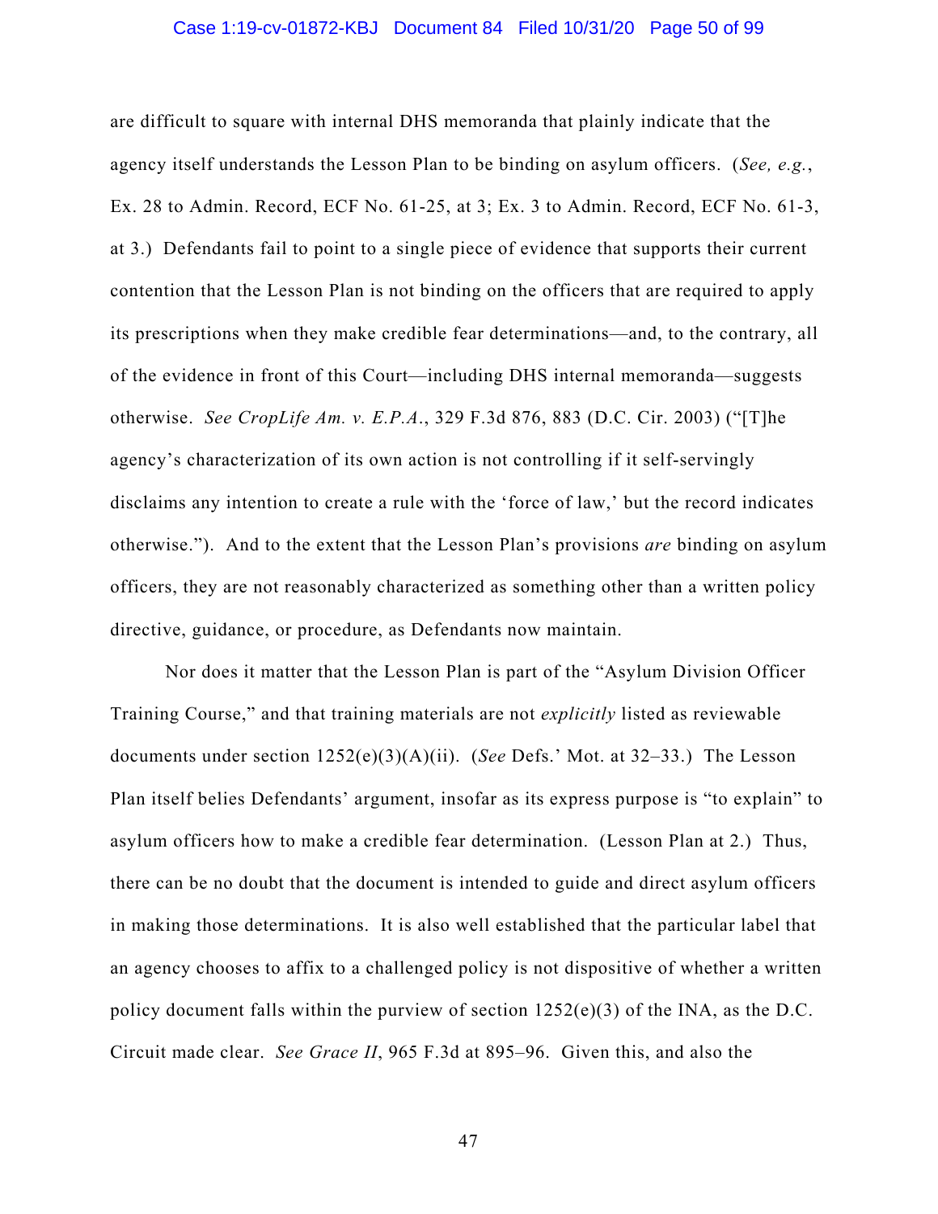are difficult to square with internal DHS memoranda that plainly indicate that the agency itself understands the Lesson Plan to be binding on asylum officers. (*See, e.g.*, Ex. 28 to Admin. Record, ECF No. 61-25, at 3; Ex. 3 to Admin. Record, ECF No. 61-3, at 3.) Defendants fail to point to a single piece of evidence that supports their current contention that the Lesson Plan is not binding on the officers that are required to apply its prescriptions when they make credible fear determinations—and, to the contrary, all of the evidence in front of this Court—including DHS internal memoranda—suggests otherwise. *See CropLife Am. v. E.P.A.*, 329 F.3d 876, 883 (D.C. Cir. 2003) ("[T]he agency's characterization of its own action is not controlling if it self-servingly disclaims any intention to create a rule with the 'force of law,' but the record indicates otherwise."). And to the extent that the Lesson Plan's provisions *are* binding on asylum officers, they are not reasonably characterized as something other than a written policy directive, guidance, or procedure, as Defendants now maintain.

Nor does it matter that the Lesson Plan is part of the "Asylum Division Officer Training Course," and that training materials are not *explicitly* listed as reviewable documents under section 1252(e)(3)(A)(ii). (*See* Defs.' Mot. at 32–33.) The Lesson Plan itself belies Defendants' argument, insofar as its express purpose is "to explain" to asylum officers how to make a credible fear determination. (Lesson Plan at 2.) Thus, there can be no doubt that the document is intended to guide and direct asylum officers in making those determinations. It is also well established that the particular label that an agency chooses to affix to a challenged policy is not dispositive of whether a written policy document falls within the purview of section 1252(e)(3) of the INA, as the D.C. Circuit made clear. *See Grace II*, 965 F.3d at 895–96. Given this, and also the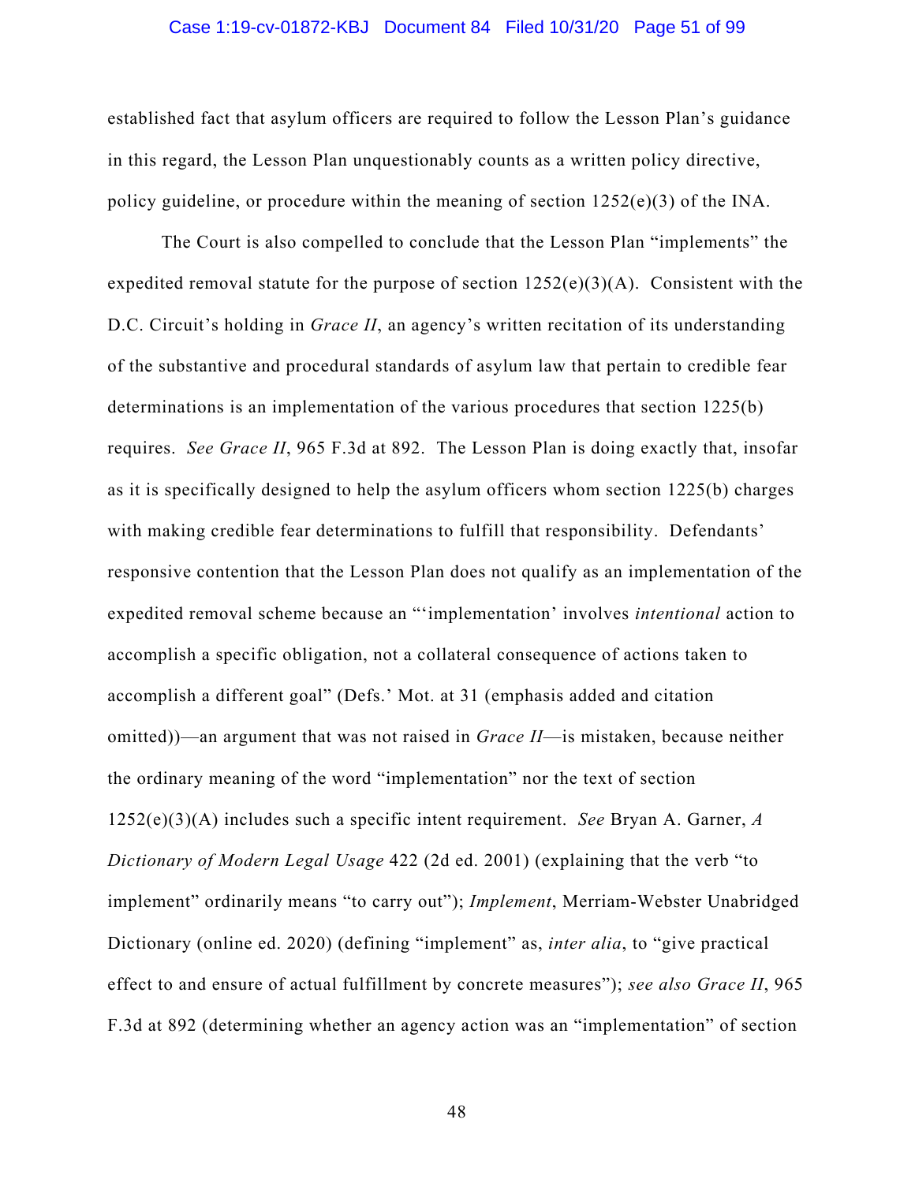established fact that asylum officers are required to follow the Lesson Plan's guidance in this regard, the Lesson Plan unquestionably counts as a written policy directive, policy guideline, or procedure within the meaning of section 1252(e)(3) of the INA.

The Court is also compelled to conclude that the Lesson Plan "implements" the expedited removal statute for the purpose of section 1252(e)(3)(A). Consistent with the D.C. Circuit's holding in *Grace II*, an agency's written recitation of its understanding of the substantive and procedural standards of asylum law that pertain to credible fear determinations is an implementation of the various procedures that section 1225(b) requires. *See Grace II*, 965 F.3d at 892. The Lesson Plan is doing exactly that, insofar as it is specifically designed to help the asylum officers whom section 1225(b) charges with making credible fear determinations to fulfill that responsibility. Defendants' responsive contention that the Lesson Plan does not qualify as an implementation of the expedited removal scheme because an "'implementation' involves *intentional* action to accomplish a specific obligation, not a collateral consequence of actions taken to accomplish a different goal" (Defs.' Mot. at 31 (emphasis added and citation omitted))—an argument that was not raised in *Grace II*—is mistaken, because neither the ordinary meaning of the word "implementation" nor the text of section 1252(e)(3)(A) includes such a specific intent requirement. *See* Bryan A. Garner, *A Dictionary of Modern Legal Usage* 422 (2d ed. 2001) (explaining that the verb "to implement" ordinarily means "to carry out"); *Implement*, Merriam-Webster Unabridged Dictionary (online ed. 2020) (defining "implement" as, *inter alia*, to "give practical effect to and ensure of actual fulfillment by concrete measures"); *see also Grace II*, 965 F.3d at 892 (determining whether an agency action was an "implementation" of section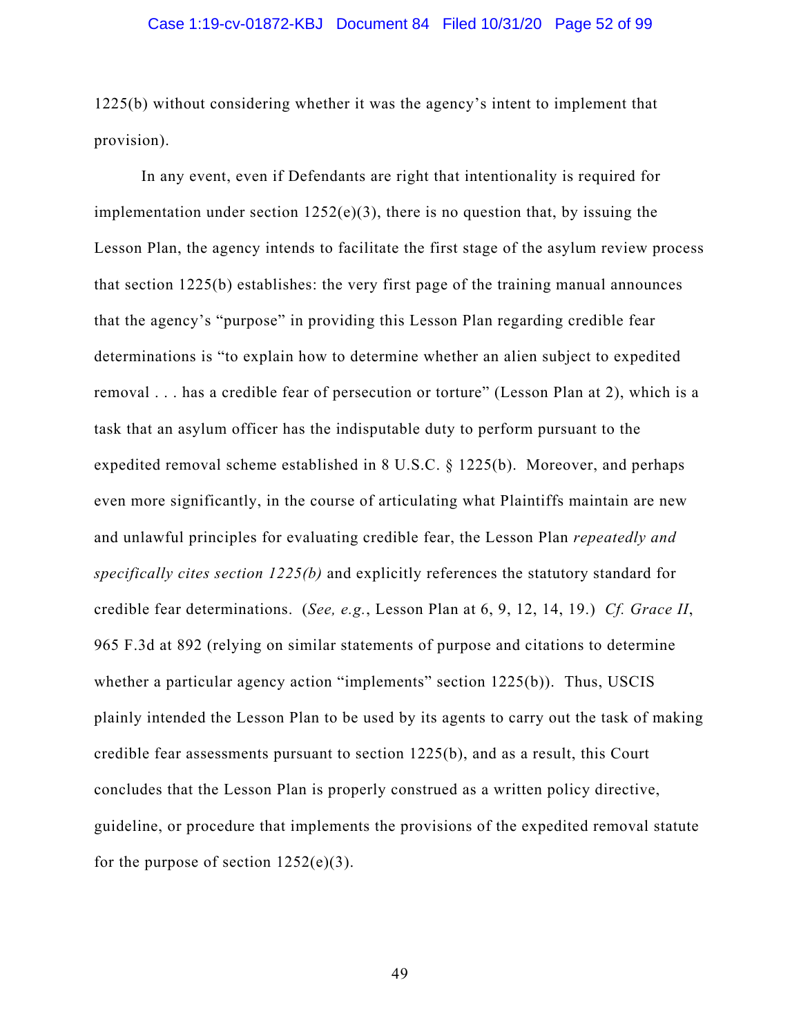1225(b) without considering whether it was the agency's intent to implement that provision).

In any event, even if Defendants are right that intentionality is required for implementation under section 1252(e)(3), there is no question that, by issuing the Lesson Plan, the agency intends to facilitate the first stage of the asylum review process that section 1225(b) establishes: the very first page of the training manual announces that the agency's "purpose" in providing this Lesson Plan regarding credible fear determinations is "to explain how to determine whether an alien subject to expedited removal . . . has a credible fear of persecution or torture" (Lesson Plan at 2), which is a task that an asylum officer has the indisputable duty to perform pursuant to the expedited removal scheme established in 8 U.S.C. § 1225(b). Moreover, and perhaps even more significantly, in the course of articulating what Plaintiffs maintain are new and unlawful principles for evaluating credible fear, the Lesson Plan *repeatedly and specifically cites section 1225(b)* and explicitly references the statutory standard for credible fear determinations. (*See, e.g.*, Lesson Plan at 6, 9, 12, 14, 19.) *Cf. Grace II*, 965 F.3d at 892 (relying on similar statements of purpose and citations to determine whether a particular agency action "implements" section 1225(b)). Thus, USCIS plainly intended the Lesson Plan to be used by its agents to carry out the task of making credible fear assessments pursuant to section 1225(b), and as a result, this Court concludes that the Lesson Plan is properly construed as a written policy directive, guideline, or procedure that implements the provisions of the expedited removal statute for the purpose of section 1252(e)(3).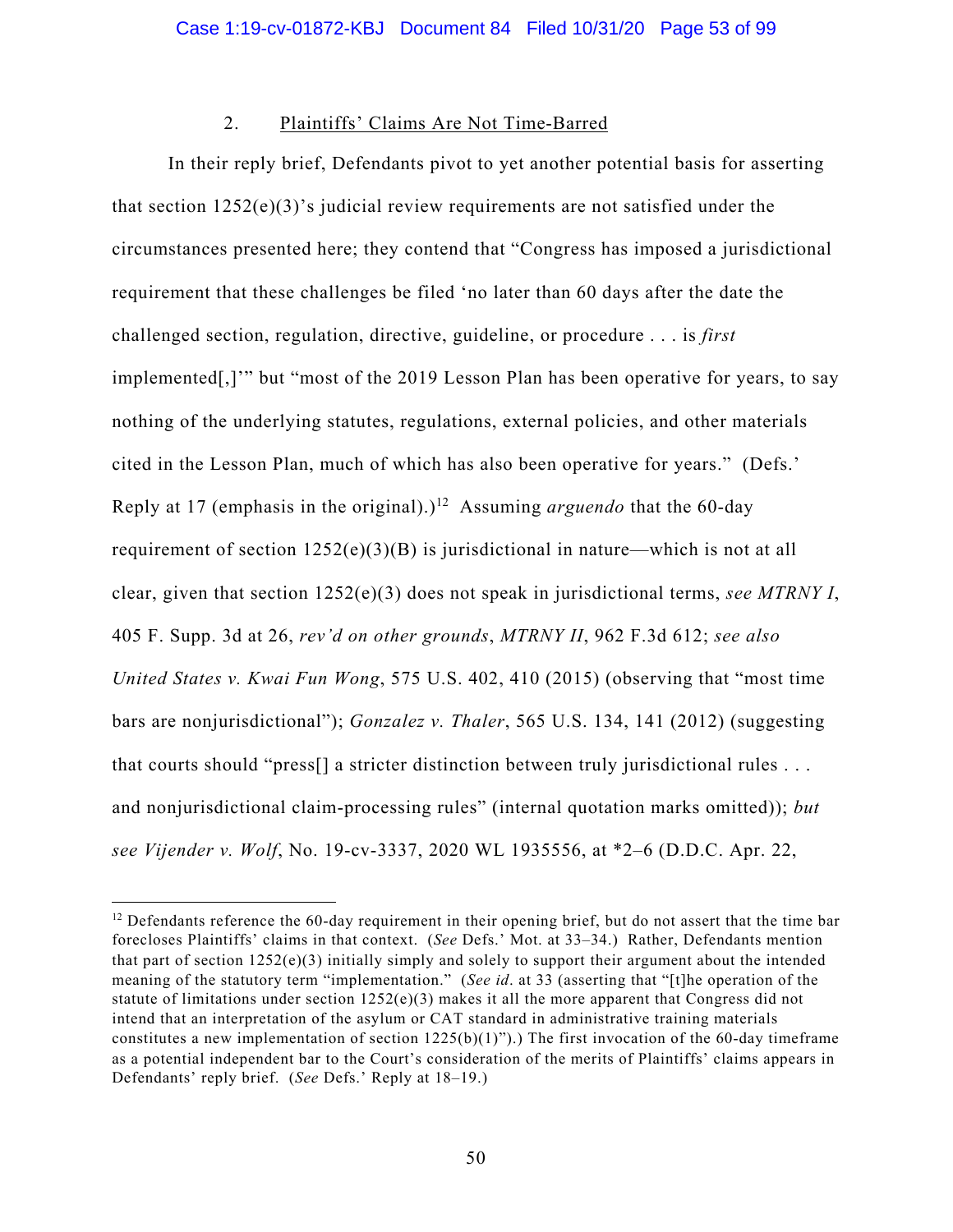### 2. Plaintiffs' Claims Are Not Time-Barred

In their reply brief, Defendants pivot to yet another potential basis for asserting that section 1252(e)(3)'s judicial review requirements are not satisfied under the circumstances presented here; they contend that "Congress has imposed a jurisdictional requirement that these challenges be filed 'no later than 60 days after the date the challenged section, regulation, directive, guideline, or procedure . . . is *first* implemented[,]'" but "most of the 2019 Lesson Plan has been operative for years, to say nothing of the underlying statutes, regulations, external policies, and other materials cited in the Lesson Plan, much of which has also been operative for years." (Defs.' Reply at 17 (emphasis in the original).)[12] Assuming *arguendo* that the 60-day requirement of section 1252(e)(3)(B) is jurisdictional in nature—which is not at all clear, given that section 1252(e)(3) does not speak in jurisdictional terms, *see MTRNY I*, 405 F. Supp. 3d at 26, *rev'd on other grounds*, *MTRNY II*, 962 F.3d 612; *see also United States v. Kwai Fun Wong*, 575 U.S. 402, 410 (2015) (observing that "most time bars are nonjurisdictional"); *Gonzalez v. Thaler*, 565 U.S. 134, 141 (2012) (suggesting that courts should "press[] a stricter distinction between truly jurisdictional rules . . . and nonjurisdictional claim-processing rules" (internal quotation marks omitted)); *but see Vijender v. Wolf*, No. 19-cv-3337, 2020 WL 1935556, at *2–6 (D.D.C. Apr. 22,

---

[12] Defendants reference the 60-day requirement in their opening brief, but do not assert that the time bar forecloses Plaintiffs' claims in that context. (*See* Defs.' Mot. at 33–34.) Rather, Defendants mention that part of section 1252(e)(3) initially simply and solely to support their argument about the intended meaning of the statutory term "implementation." (*See id*. at 33 (asserting that "[t]he operation of the statute of limitations under section 1252(e)(3) makes it all the more apparent that Congress did not intend that an interpretation of the asylum or CAT standard in administrative training materials constitutes a new implementation of section 1225(b)(1)").) The first invocation of the 60-day timeframe as a potential independent bar to the Court's consideration of the merits of Plaintiffs' claims appears in Defendants' reply brief. (*See* Defs.' Reply at 18–19.)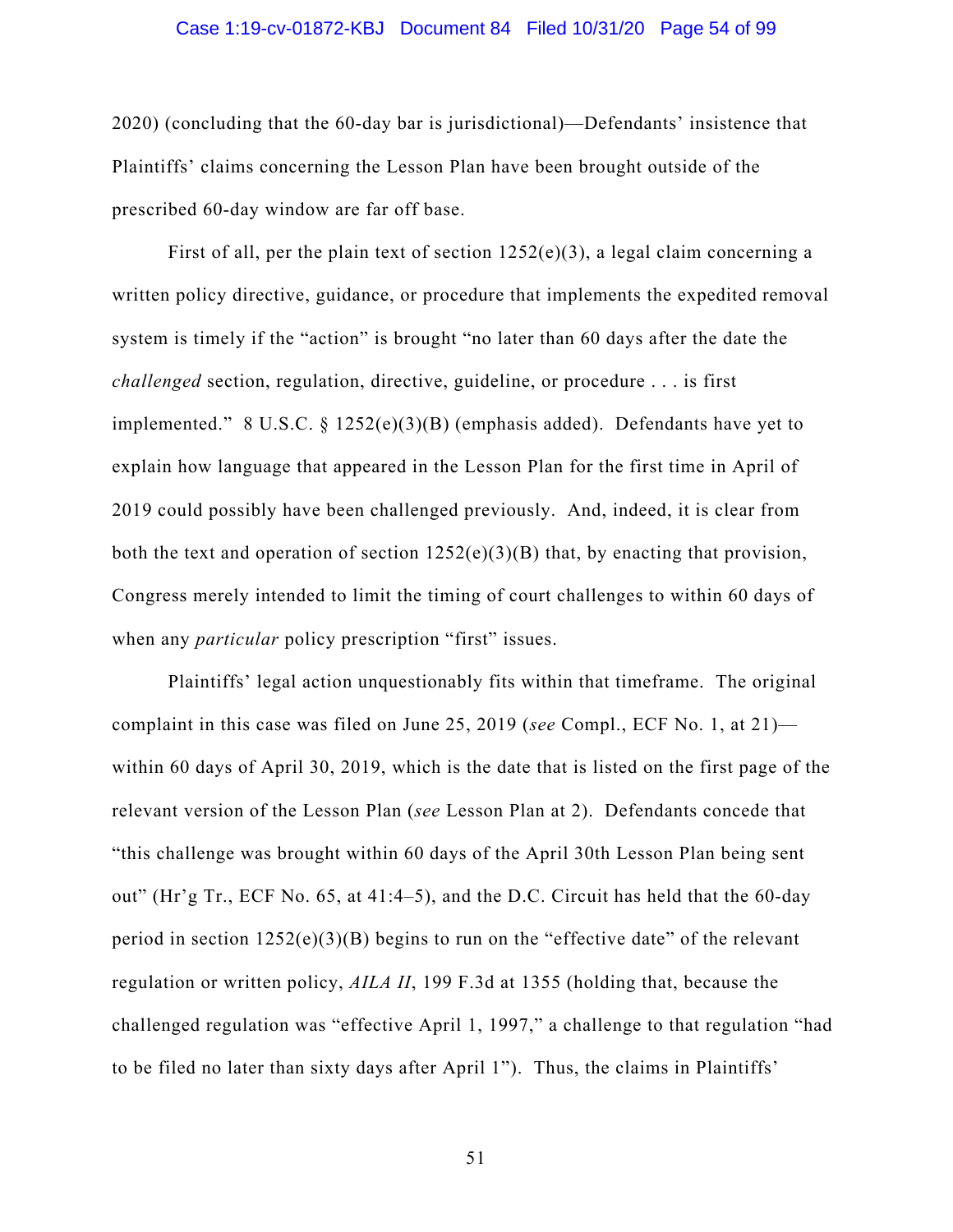2020) (concluding that the 60-day bar is jurisdictional)—Defendants' insistence that Plaintiffs' claims concerning the Lesson Plan have been brought outside of the prescribed 60-day window are far off base.

First of all, per the plain text of section 1252(e)(3), a legal claim concerning a written policy directive, guidance, or procedure that implements the expedited removal system is timely if the "action" is brought "no later than 60 days after the date the *challenged* section, regulation, directive, guideline, or procedure . . . is first implemented." 8 U.S.C. § 1252(e)(3)(B) (emphasis added). Defendants have yet to explain how language that appeared in the Lesson Plan for the first time in April of 2019 could possibly have been challenged previously. And, indeed, it is clear from both the text and operation of section 1252(e)(3)(B) that, by enacting that provision, Congress merely intended to limit the timing of court challenges to within 60 days of when any *particular* policy prescription "first" issues.

Plaintiffs' legal action unquestionably fits within that timeframe. The original complaint in this case was filed on June 25, 2019 (*see* Compl., ECF No. 1, at 21)—within 60 days of April 30, 2019, which is the date that is listed on the first page of the relevant version of the Lesson Plan (*see* Lesson Plan at 2). Defendants concede that "this challenge was brought within 60 days of the April 30th Lesson Plan being sent out" (Hr'g Tr., ECF No. 65, at 41:4–5), and the D.C. Circuit has held that the 60-day period in section 1252(e)(3)(B) begins to run on the "effective date" of the relevant regulation or written policy, *AILA II*, 199 F.3d at 1355 (holding that, because the challenged regulation was "effective April 1, 1997," a challenge to that regulation "had to be filed no later than sixty days after April 1"). Thus, the claims in Plaintiffs'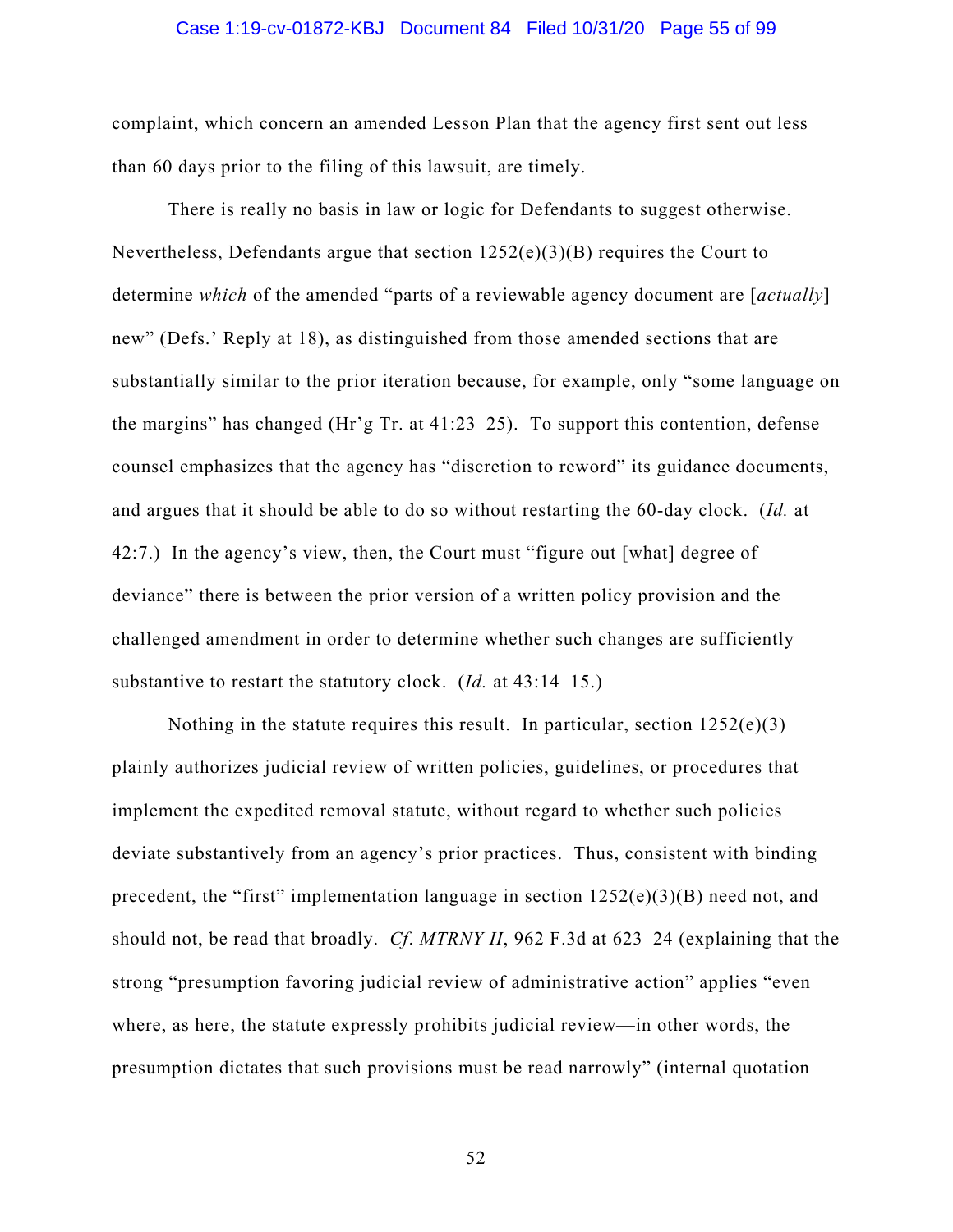complaint, which concern an amended Lesson Plan that the agency first sent out less than 60 days prior to the filing of this lawsuit, are timely.

There is really no basis in law or logic for Defendants to suggest otherwise. Nevertheless, Defendants argue that section 1252(e)(3)(B) requires the Court to determine *which* of the amended "parts of a reviewable agency document are [*actually*] new" (Defs.' Reply at 18), as distinguished from those amended sections that are substantially similar to the prior iteration because, for example, only "some language on the margins" has changed (Hr'g Tr. at 41:23–25). To support this contention, defense counsel emphasizes that the agency has "discretion to reword" its guidance documents, and argues that it should be able to do so without restarting the 60-day clock. (*Id.* at 42:7.) In the agency's view, then, the Court must "figure out [what] degree of deviance" there is between the prior version of a written policy provision and the challenged amendment in order to determine whether such changes are sufficiently substantive to restart the statutory clock. (*Id.* at 43:14–15.)

Nothing in the statute requires this result. In particular, section 1252(e)(3) plainly authorizes judicial review of written policies, guidelines, or procedures that implement the expedited removal statute, without regard to whether such policies deviate substantively from an agency's prior practices. Thus, consistent with binding precedent, the "first" implementation language in section 1252(e)(3)(B) need not, and should not, be read that broadly. *Cf. MTRNY II*, 962 F.3d at 623–24 (explaining that the strong "presumption favoring judicial review of administrative action" applies "even where, as here, the statute expressly prohibits judicial review—in other words, the presumption dictates that such provisions must be read narrowly" (internal quotation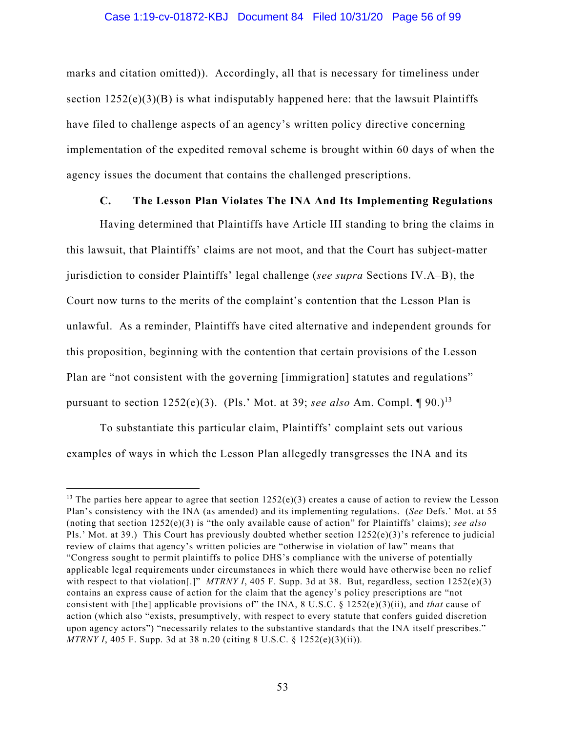marks and citation omitted)). Accordingly, all that is necessary for timeliness under section 1252(e)(3)(B) is what indisputably happened here: that the lawsuit Plaintiffs have filed to challenge aspects of an agency's written policy directive concerning implementation of the expedited removal scheme is brought within 60 days of when the agency issues the document that contains the challenged prescriptions.

### C. The Lesson Plan Violates The INA And Its Implementing Regulations

Having determined that Plaintiffs have Article III standing to bring the claims in this lawsuit, that Plaintiffs' claims are not moot, and that the Court has subject-matter jurisdiction to consider Plaintiffs' legal challenge (*see supra* Sections IV.A–B), the Court now turns to the merits of the complaint's contention that the Lesson Plan is unlawful. As a reminder, Plaintiffs have cited alternative and independent grounds for this proposition, beginning with the contention that certain provisions of the Lesson Plan are "not consistent with the governing [immigration] statutes and regulations" pursuant to section 1252(e)(3). (Pls.' Mot. at 39; *see also* Am. Compl. ¶ 90.)[13]

To substantiate this particular claim, Plaintiffs' complaint sets out various examples of ways in which the Lesson Plan allegedly transgresses the INA and its

---

[13] The parties here appear to agree that section 1252(e)(3) creates a cause of action to review the Lesson Plan's consistency with the INA (as amended) and its implementing regulations. (*See* Defs.' Mot. at 55 (noting that section 1252(e)(3) is "the only available cause of action" for Plaintiffs' claims); *see also* Pls.' Mot. at 39.) This Court has previously doubted whether section 1252(e)(3)'s reference to judicial review of claims that agency's written policies are "otherwise in violation of law" means that "Congress sought to permit plaintiffs to police DHS's compliance with the universe of potentially applicable legal requirements under circumstances in which there would have otherwise been no relief with respect to that violation[.]" *MTRNY I*, 405 F. Supp. 3d at 38. But, regardless, section 1252(e)(3) contains an express cause of action for the claim that the agency's policy prescriptions are "not consistent with [the] applicable provisions of" the INA, 8 U.S.C. § 1252(e)(3)(ii), and *that* cause of action (which also "exists, presumptively, with respect to every statute that confers guided discretion upon agency actors") "necessarily relates to the substantive standards that the INA itself prescribes." *MTRNY I*, 405 F. Supp. 3d at 38 n.20 (citing 8 U.S.C. § 1252(e)(3)(ii)).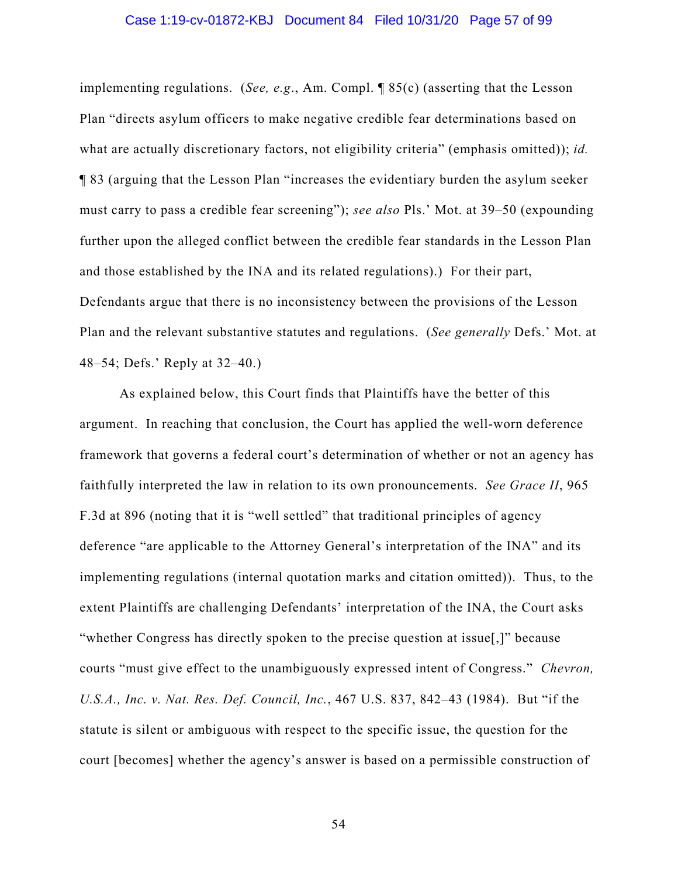implementing regulations. (*See, e.g.*, Am. Compl. ¶ 85(c) (asserting that the Lesson Plan "directs asylum officers to make negative credible fear determinations based on what are actually discretionary factors, not eligibility criteria" (emphasis omitted)); *id.* ¶ 83 (arguing that the Lesson Plan "increases the evidentiary burden the asylum seeker must carry to pass a credible fear screening"); *see also* Pls.' Mot. at 39–50 (expounding further upon the alleged conflict between the credible fear standards in the Lesson Plan and those established by the INA and its related regulations).) For their part, Defendants argue that there is no inconsistency between the provisions of the Lesson Plan and the relevant substantive statutes and regulations. (*See generally* Defs.' Mot. at 48–54; Defs.' Reply at 32–40.)

As explained below, this Court finds that Plaintiffs have the better of this argument. In reaching that conclusion, the Court has applied the well-worn deference framework that governs a federal court's determination of whether or not an agency has faithfully interpreted the law in relation to its own pronouncements. *See Grace II*, 965 F.3d at 896 (noting that it is "well settled" that traditional principles of agency deference "are applicable to the Attorney General's interpretation of the INA" and its implementing regulations (internal quotation marks and citation omitted)). Thus, to the extent Plaintiffs are challenging Defendants' interpretation of the INA, the Court asks "whether Congress has directly spoken to the precise question at issue[,]" because courts "must give effect to the unambiguously expressed intent of Congress." *Chevron, U.S.A., Inc. v. Nat. Res. Def. Council, Inc.*, 467 U.S. 837, 842–43 (1984). But "if the statute is silent or ambiguous with respect to the specific issue, the question for the court [becomes] whether the agency's answer is based on a permissible construction of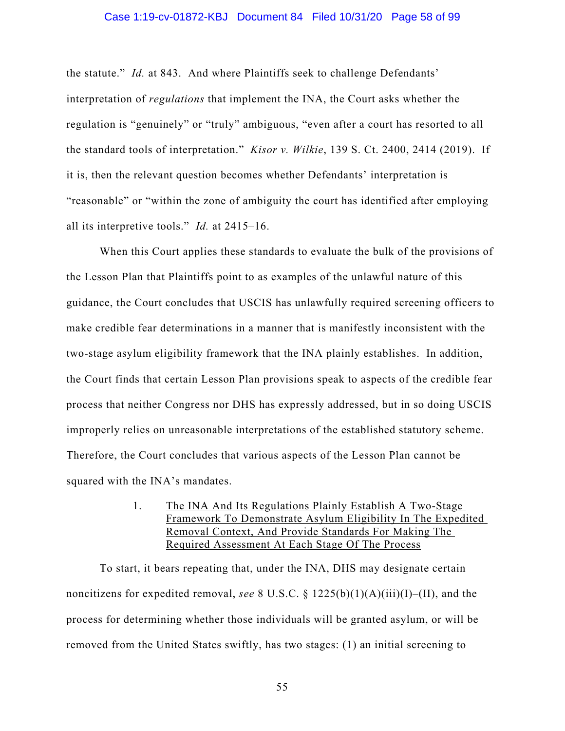the statute." *Id.* at 843. And where Plaintiffs seek to challenge Defendants' interpretation of *regulations* that implement the INA, the Court asks whether the regulation is "genuinely" or "truly" ambiguous, "even after a court has resorted to all the standard tools of interpretation." *Kisor v. Wilkie*, 139 S. Ct. 2400, 2414 (2019). If it is, then the relevant question becomes whether Defendants' interpretation is "reasonable" or "within the zone of ambiguity the court has identified after employing all its interpretive tools." *Id.* at 2415–16.

When this Court applies these standards to evaluate the bulk of the provisions of the Lesson Plan that Plaintiffs point to as examples of the unlawful nature of this guidance, the Court concludes that USCIS has unlawfully required screening officers to make credible fear determinations in a manner that is manifestly inconsistent with the two-stage asylum eligibility framework that the INA plainly establishes. In addition, the Court finds that certain Lesson Plan provisions speak to aspects of the credible fear process that neither Congress nor DHS has expressly addressed, but in so doing USCIS improperly relies on unreasonable interpretations of the established statutory scheme. Therefore, the Court concludes that various aspects of the Lesson Plan cannot be squared with the INA's mandates.

1. <u>The INA And Its Regulations Plainly Establish A Two-Stage Framework To Demonstrate Asylum Eligibility In The Expedited Removal Context, And Provide Standards For Making The Required Assessment At Each Stage Of The Process</u>

To start, it bears repeating that, under the INA, DHS may designate certain noncitizens for expedited removal, *see* 8 U.S.C. § 1225(b)(1)(A)(iii)(I)–(II), and the process for determining whether those individuals will be granted asylum, or will be removed from the United States swiftly, has two stages: (1) an initial screening to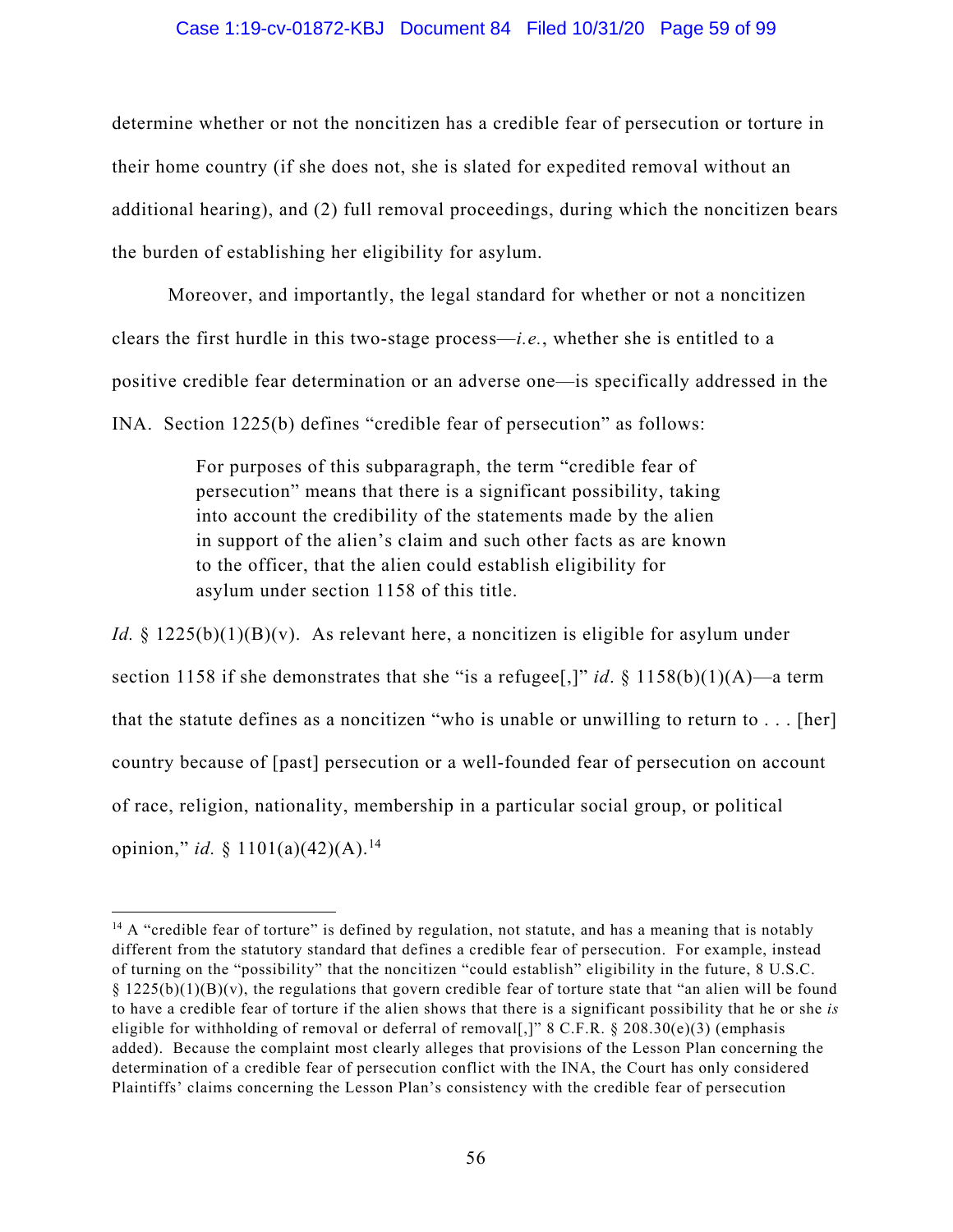determine whether or not the noncitizen has a credible fear of persecution or torture in their home country (if she does not, she is slated for expedited removal without an additional hearing), and (2) full removal proceedings, during which the noncitizen bears the burden of establishing her eligibility for asylum.

Moreover, and importantly, the legal standard for whether or not a noncitizen clears the first hurdle in this two-stage process—*i.e.*, whether she is entitled to a positive credible fear determination or an adverse one—is specifically addressed in the INA. Section 1225(b) defines "credible fear of persecution" as follows:

> For purposes of this subparagraph, the term "credible fear of persecution" means that there is a significant possibility, taking into account the credibility of the statements made by the alien in support of the alien's claim and such other facts as are known to the officer, that the alien could establish eligibility for asylum under section 1158 of this title.

*Id.* § 1225(b)(1)(B)(v). As relevant here, a noncitizen is eligible for asylum under section 1158 if she demonstrates that she "is a refugee[,]" *id*. § 1158(b)(1)(A)—a term that the statute defines as a noncitizen "who is unable or unwilling to return to . . . [her] country because of [past] persecution or a well-founded fear of persecution on account of race, religion, nationality, membership in a particular social group, or political opinion," *id.* § 1101(a)(42)(A).[14]

---

[14] A "credible fear of torture" is defined by regulation, not statute, and has a meaning that is notably different from the statutory standard that defines a credible fear of persecution. For example, instead of turning on the "possibility" that the noncitizen "could establish" eligibility in the future, 8 U.S.C. § 1225(b)(1)(B)(v), the regulations that govern credible fear of torture state that "an alien will be found to have a credible fear of torture if the alien shows that there is a significant possibility that he or she *is* eligible for withholding of removal or deferral of removal[,]" 8 C.F.R. § 208.30(e)(3) (emphasis added). Because the complaint most clearly alleges that provisions of the Lesson Plan concerning the determination of a credible fear of persecution conflict with the INA, the Court has only considered Plaintiffs' claims concerning the Lesson Plan's consistency with the credible fear of persecution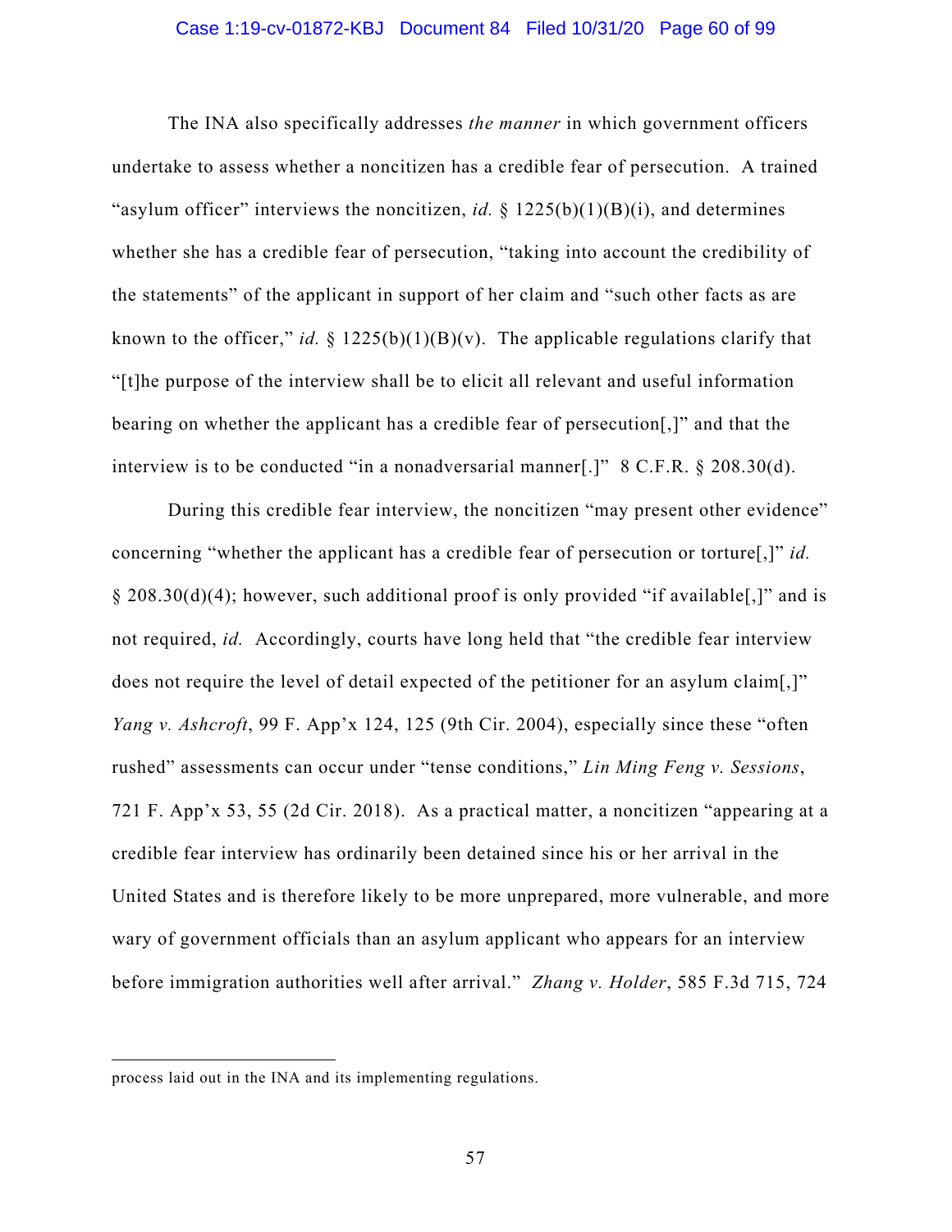The INA also specifically addresses *the manner* in which government officers undertake to assess whether a noncitizen has a credible fear of persecution. A trained "asylum officer" interviews the noncitizen, *id.* § 1225(b)(1)(B)(i), and determines whether she has a credible fear of persecution, "taking into account the credibility of the statements" of the applicant in support of her claim and "such other facts as are known to the officer," *id.* § 1225(b)(1)(B)(v). The applicable regulations clarify that "[t]he purpose of the interview shall be to elicit all relevant and useful information bearing on whether the applicant has a credible fear of persecution[,]" and that the interview is to be conducted "in a nonadversarial manner[.]" 8 C.F.R. § 208.30(d).

During this credible fear interview, the noncitizen "may present other evidence" concerning "whether the applicant has a credible fear of persecution or torture[,]" *id.* § 208.30(d)(4); however, such additional proof is only provided "if available[,]" and is not required, *id.* Accordingly, courts have long held that "the credible fear interview does not require the level of detail expected of the petitioner for an asylum claim[,]" *Yang v. Ashcroft*, 99 F. App'x 124, 125 (9th Cir. 2004), especially since these "often rushed" assessments can occur under "tense conditions," *Lin Ming Feng v. Sessions*, 721 F. App'x 53, 55 (2d Cir. 2018). As a practical matter, a noncitizen "appearing at a credible fear interview has ordinarily been detained since his or her arrival in the United States and is therefore likely to be more unprepared, more vulnerable, and more wary of government officials than an asylum applicant who appears for an interview before immigration authorities well after arrival." *Zhang v. Holder*, 585 F.3d 715, 724

---

process laid out in the INA and its implementing regulations.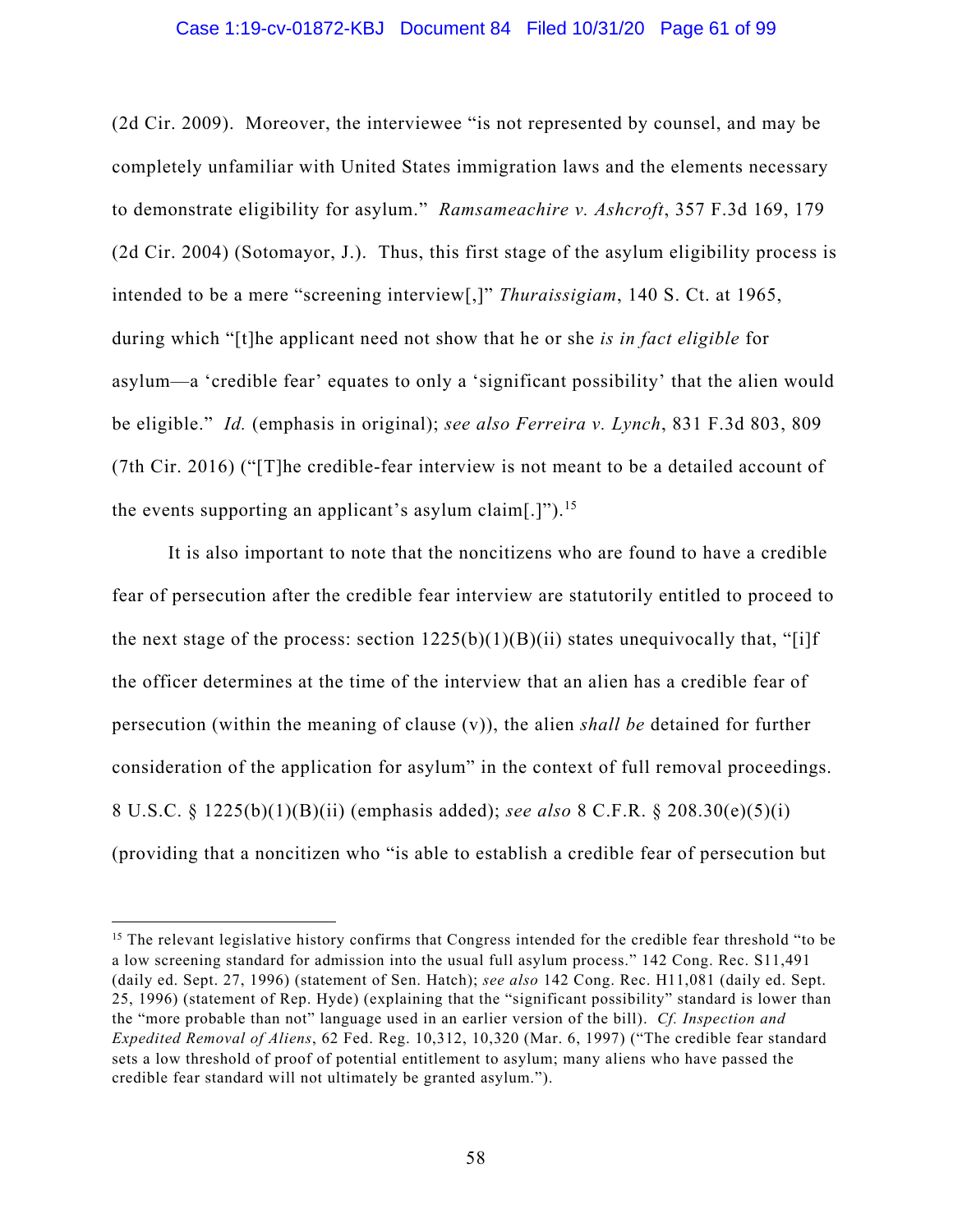(2d Cir. 2009). Moreover, the interviewee "is not represented by counsel, and may be completely unfamiliar with United States immigration laws and the elements necessary to demonstrate eligibility for asylum." *Ramsameachire v. Ashcroft*, 357 F.3d 169, 179 (2d Cir. 2004) (Sotomayor, J.). Thus, this first stage of the asylum eligibility process is intended to be a mere "screening interview[,]" *Thuraissigiam*, 140 S. Ct. at 1965, during which "[t]he applicant need not show that he or she *is in fact eligible* for asylum—a 'credible fear' equates to only a 'significant possibility' that the alien would be eligible." *Id.* (emphasis in original); *see also Ferreira v. Lynch*, 831 F.3d 803, 809 (7th Cir. 2016) ("[T]he credible-fear interview is not meant to be a detailed account of the events supporting an applicant's asylum claim[.]").[15]

It is also important to note that the noncitizens who are found to have a credible fear of persecution after the credible fear interview are statutorily entitled to proceed to the next stage of the process: section 1225(b)(1)(B)(ii) states unequivocally that, "[i]f the officer determines at the time of the interview that an alien has a credible fear of persecution (within the meaning of clause (v)), the alien *shall be* detained for further consideration of the application for asylum" in the context of full removal proceedings. 8 U.S.C. § 1225(b)(1)(B)(ii) (emphasis added); *see also* 8 C.F.R. § 208.30(e)(5)(i) (providing that a noncitizen who "is able to establish a credible fear of persecution but

---

[15] The relevant legislative history confirms that Congress intended for the credible fear threshold "to be a low screening standard for admission into the usual full asylum process." 142 Cong. Rec. S11,491 (daily ed. Sept. 27, 1996) (statement of Sen. Hatch); *see also* 142 Cong. Rec. H11,081 (daily ed. Sept. 25, 1996) (statement of Rep. Hyde) (explaining that the "significant possibility" standard is lower than the "more probable than not" language used in an earlier version of the bill). *Cf. Inspection and Expedited Removal of Aliens*, 62 Fed. Reg. 10,312, 10,320 (Mar. 6, 1997) ("The credible fear standard sets a low threshold of proof of potential entitlement to asylum; many aliens who have passed the credible fear standard will not ultimately be granted asylum.").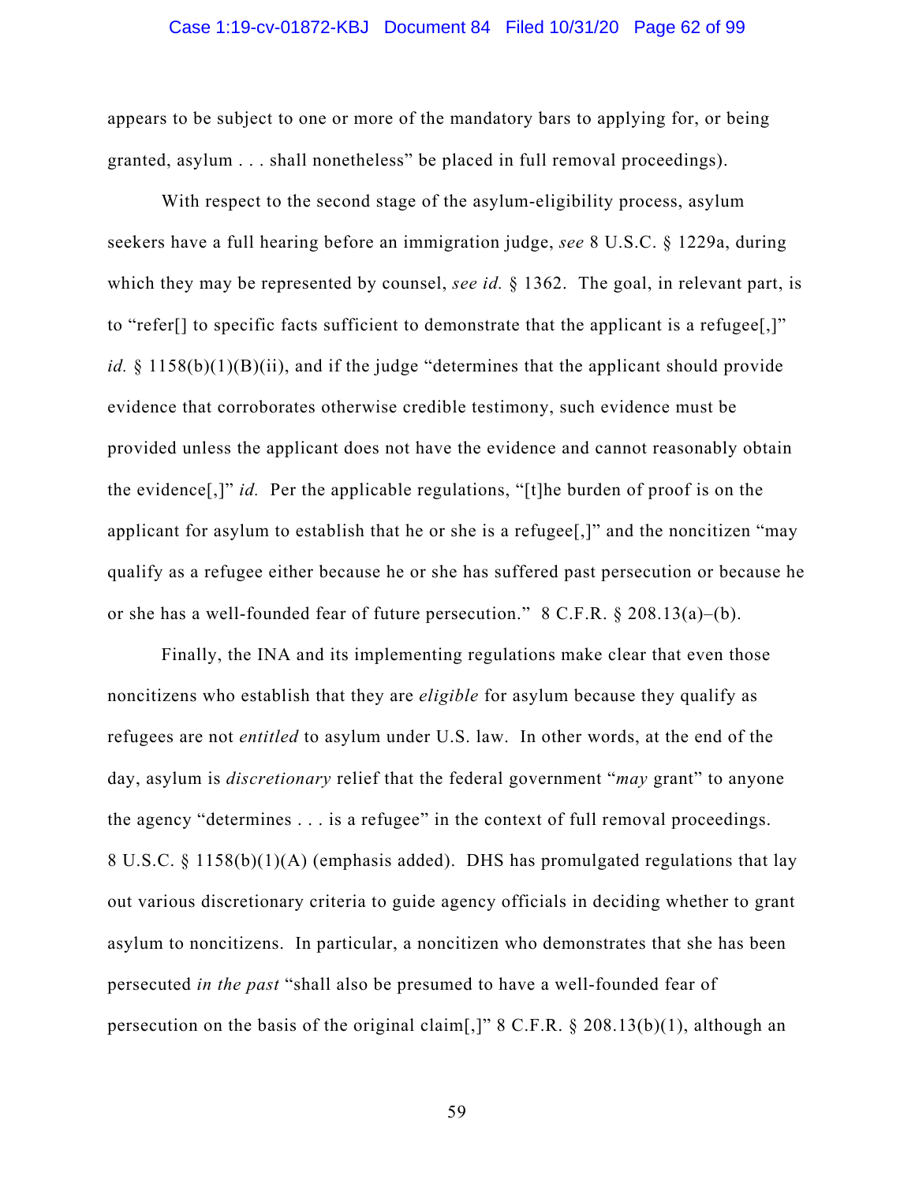appears to be subject to one or more of the mandatory bars to applying for, or being granted, asylum . . . shall nonetheless" be placed in full removal proceedings).

With respect to the second stage of the asylum-eligibility process, asylum seekers have a full hearing before an immigration judge, *see* 8 U.S.C. § 1229a, during which they may be represented by counsel, *see id.* § 1362. The goal, in relevant part, is to "refer[] to specific facts sufficient to demonstrate that the applicant is a refugee[,]" *id.* § 1158(b)(1)(B)(ii), and if the judge "determines that the applicant should provide evidence that corroborates otherwise credible testimony, such evidence must be provided unless the applicant does not have the evidence and cannot reasonably obtain the evidence[,]" *id.* Per the applicable regulations, "[t]he burden of proof is on the applicant for asylum to establish that he or she is a refugee[,]" and the noncitizen "may qualify as a refugee either because he or she has suffered past persecution or because he or she has a well-founded fear of future persecution." 8 C.F.R. § 208.13(a)–(b).

Finally, the INA and its implementing regulations make clear that even those noncitizens who establish that they are *eligible* for asylum because they qualify as refugees are not *entitled* to asylum under U.S. law. In other words, at the end of the day, asylum is *discretionary* relief that the federal government "*may* grant" to anyone the agency "determines . . . is a refugee" in the context of full removal proceedings. 8 U.S.C. § 1158(b)(1)(A) (emphasis added). DHS has promulgated regulations that lay out various discretionary criteria to guide agency officials in deciding whether to grant asylum to noncitizens. In particular, a noncitizen who demonstrates that she has been persecuted *in the past* "shall also be presumed to have a well-founded fear of persecution on the basis of the original claim[,]" 8 C.F.R. § 208.13(b)(1), although an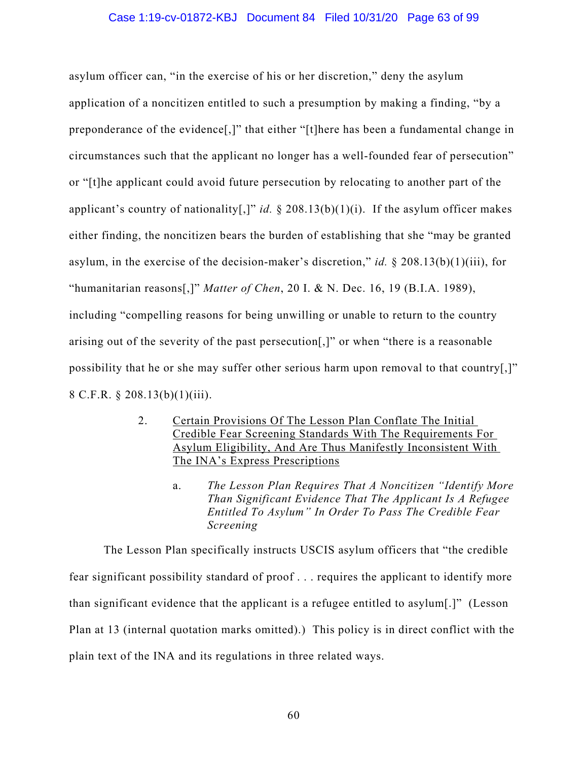asylum officer can, "in the exercise of his or her discretion," deny the asylum application of a noncitizen entitled to such a presumption by making a finding, "by a preponderance of the evidence[,]" that either "[t]here has been a fundamental change in circumstances such that the applicant no longer has a well-founded fear of persecution" or "[t]he applicant could avoid future persecution by relocating to another part of the applicant's country of nationality[,]" *id.* § 208.13(b)(1)(i). If the asylum officer makes either finding, the noncitizen bears the burden of establishing that she "may be granted asylum, in the exercise of the decision-maker's discretion," *id.* § 208.13(b)(1)(iii), for "humanitarian reasons[,]" *Matter of Chen*, 20 I. & N. Dec. 16, 19 (B.I.A. 1989), including "compelling reasons for being unwilling or unable to return to the country arising out of the severity of the past persecution[,]" or when "there is a reasonable possibility that he or she may suffer other serious harm upon removal to that country[,]" 8 C.F.R. § 208.13(b)(1)(iii).

### 2. Certain Provisions Of The Lesson Plan Conflate The Initial Credible Fear Screening Standards With The Requirements For Asylum Eligibility, And Are Thus Manifestly Inconsistent With The INA's Express Prescriptions

#### a. *The Lesson Plan Requires That A Noncitizen "Identify More Than Significant Evidence That The Applicant Is A Refugee Entitled To Asylum" In Order To Pass The Credible Fear Screening*

The Lesson Plan specifically instructs USCIS asylum officers that "the credible fear significant possibility standard of proof . . . requires the applicant to identify more than significant evidence that the applicant is a refugee entitled to asylum[.]" (Lesson Plan at 13 (internal quotation marks omitted).) This policy is in direct conflict with the plain text of the INA and its regulations in three related ways.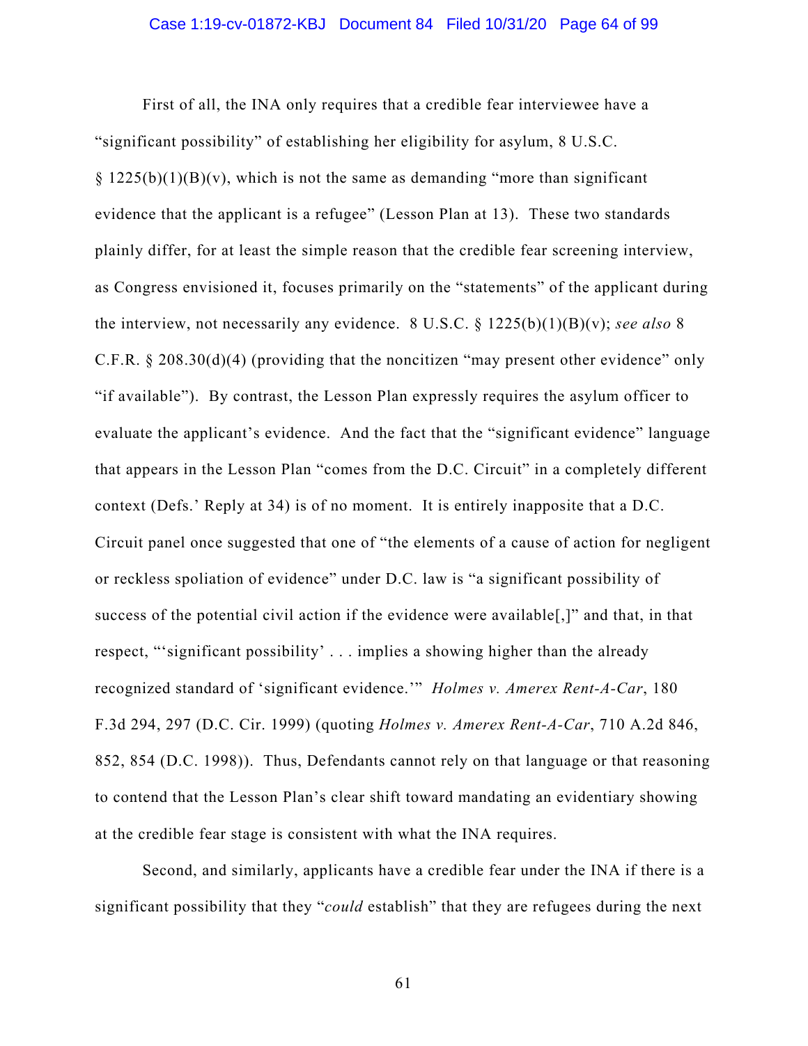First of all, the INA only requires that a credible fear interviewee have a "significant possibility" of establishing her eligibility for asylum, 8 U.S.C. § 1225(b)(1)(B)(v), which is not the same as demanding "more than significant evidence that the applicant is a refugee" (Lesson Plan at 13). These two standards plainly differ, for at least the simple reason that the credible fear screening interview, as Congress envisioned it, focuses primarily on the "statements" of the applicant during the interview, not necessarily any evidence. 8 U.S.C. § 1225(b)(1)(B)(v); *see also* 8 C.F.R. § 208.30(d)(4) (providing that the noncitizen "may present other evidence" only "if available"). By contrast, the Lesson Plan expressly requires the asylum officer to evaluate the applicant's evidence. And the fact that the "significant evidence" language that appears in the Lesson Plan "comes from the D.C. Circuit" in a completely different context (Defs.' Reply at 34) is of no moment. It is entirely inapposite that a D.C. Circuit panel once suggested that one of "the elements of a cause of action for negligent or reckless spoliation of evidence" under D.C. law is "a significant possibility of success of the potential civil action if the evidence were available[,]" and that, in that respect, "'significant possibility' . . . implies a showing higher than the already recognized standard of 'significant evidence.'" *Holmes v. Amerex Rent-A-Car*, 180 F.3d 294, 297 (D.C. Cir. 1999) (quoting *Holmes v. Amerex Rent-A-Car*, 710 A.2d 846, 852, 854 (D.C. 1998)). Thus, Defendants cannot rely on that language or that reasoning to contend that the Lesson Plan's clear shift toward mandating an evidentiary showing at the credible fear stage is consistent with what the INA requires.

Second, and similarly, applicants have a credible fear under the INA if there is a significant possibility that they "*could* establish" that they are refugees during the next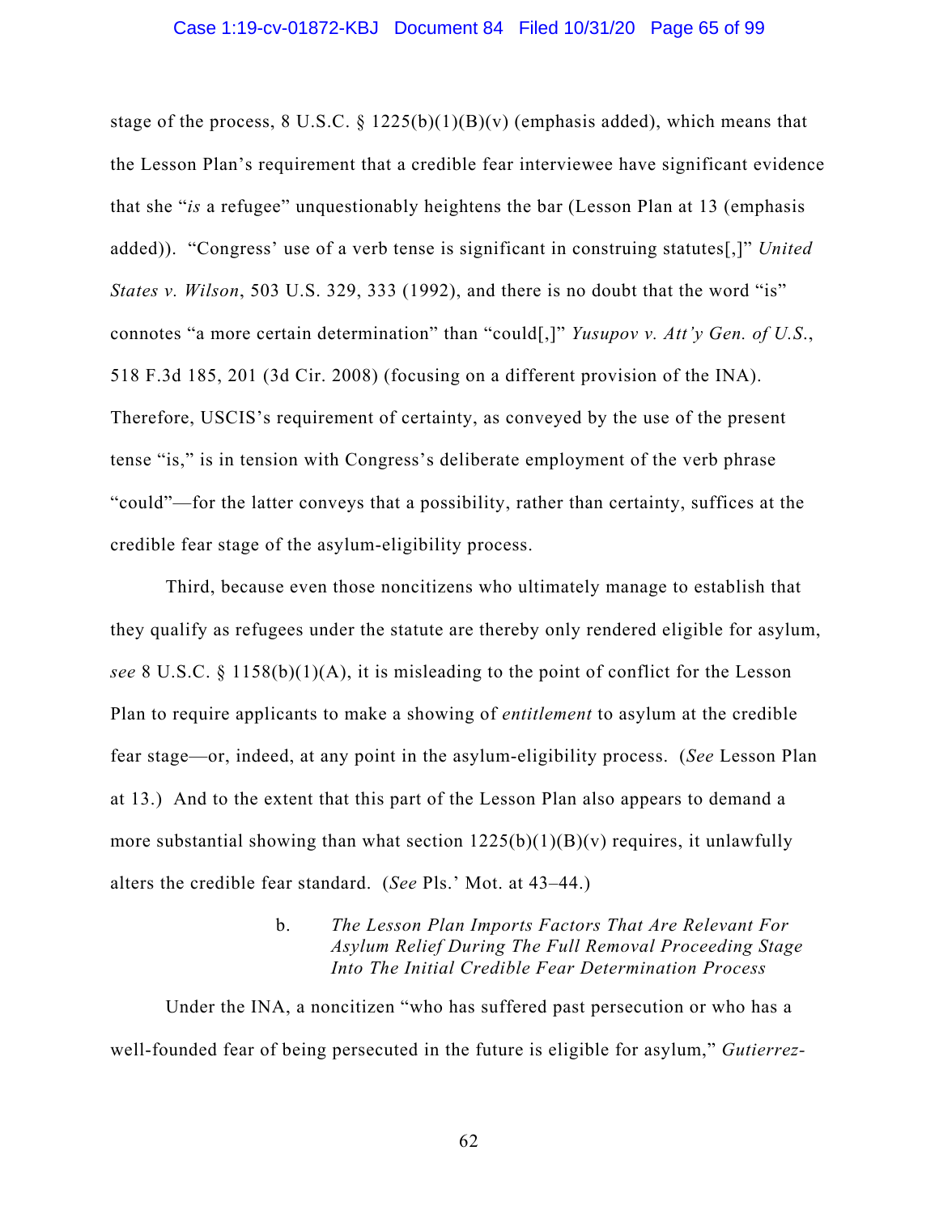stage of the process, 8 U.S.C. § 1225(b)(1)(B)(v) (emphasis added), which means that the Lesson Plan's requirement that a credible fear interviewee have significant evidence that she "*is* a refugee" unquestionably heightens the bar (Lesson Plan at 13 (emphasis added)). "Congress' use of a verb tense is significant in construing statutes[,]" *United States v. Wilson*, 503 U.S. 329, 333 (1992), and there is no doubt that the word "is" connotes "a more certain determination" than "could[,]" *Yusupov v. Att'y Gen. of U.S.*, 518 F.3d 185, 201 (3d Cir. 2008) (focusing on a different provision of the INA). Therefore, USCIS's requirement of certainty, as conveyed by the use of the present tense "is," is in tension with Congress's deliberate employment of the verb phrase "could"—for the latter conveys that a possibility, rather than certainty, suffices at the credible fear stage of the asylum-eligibility process.

Third, because even those noncitizens who ultimately manage to establish that they qualify as refugees under the statute are thereby only rendered eligible for asylum, *see* 8 U.S.C. § 1158(b)(1)(A), it is misleading to the point of conflict for the Lesson Plan to require applicants to make a showing of *entitlement* to asylum at the credible fear stage—or, indeed, at any point in the asylum-eligibility process. (*See* Lesson Plan at 13.) And to the extent that this part of the Lesson Plan also appears to demand a more substantial showing than what section 1225(b)(1)(B)(v) requires, it unlawfully alters the credible fear standard. (*See* Pls.' Mot. at 43–44.)

b. *The Lesson Plan Imports Factors That Are Relevant For Asylum Relief During The Full Removal Proceeding Stage Into The Initial Credible Fear Determination Process*

Under the INA, a noncitizen "who has suffered past persecution or who has a well-founded fear of being persecuted in the future is eligible for asylum," *Gutierrez-*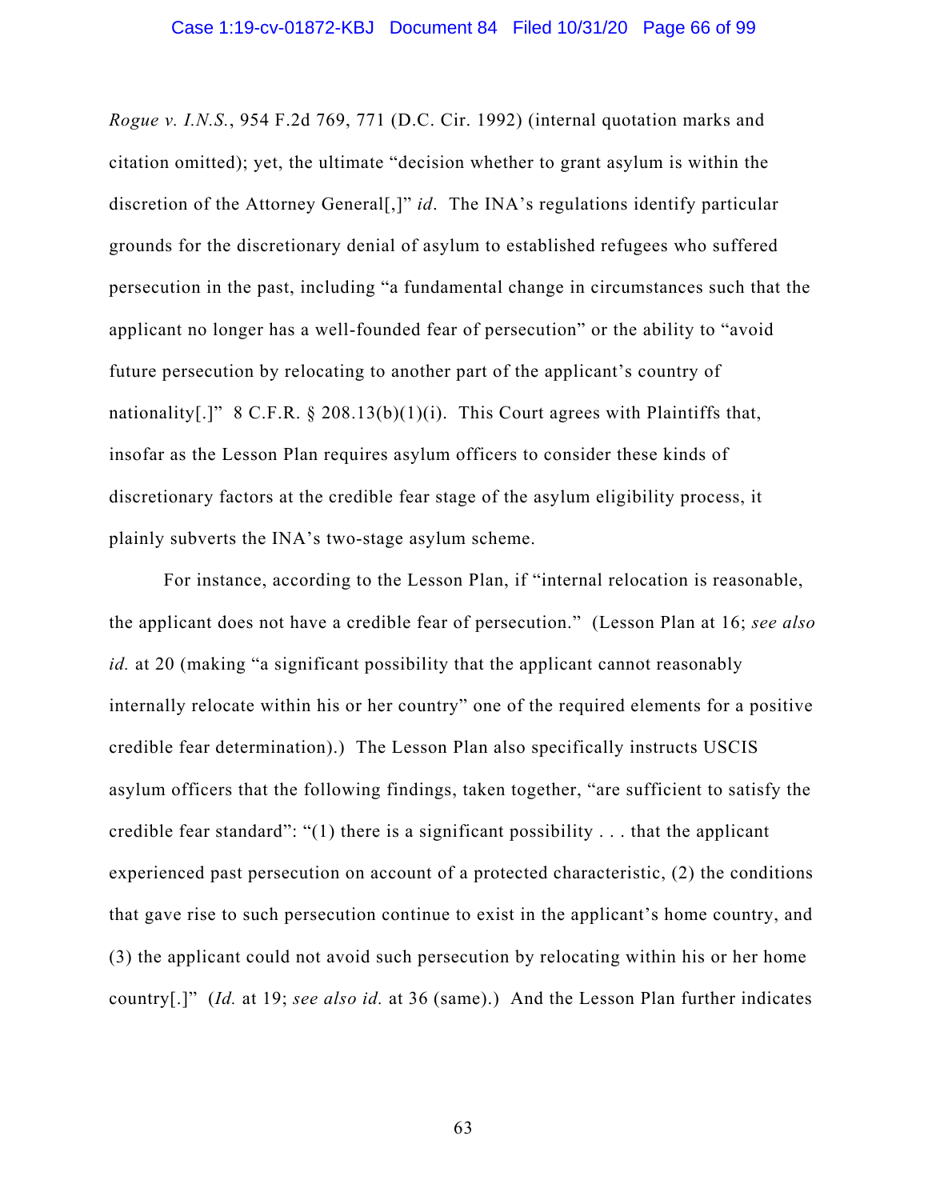*Rogue v. I.N.S.*, 954 F.2d 769, 771 (D.C. Cir. 1992) (internal quotation marks and citation omitted); yet, the ultimate "decision whether to grant asylum is within the discretion of the Attorney General[,]" *id*. The INA's regulations identify particular grounds for the discretionary denial of asylum to established refugees who suffered persecution in the past, including "a fundamental change in circumstances such that the applicant no longer has a well-founded fear of persecution" or the ability to "avoid future persecution by relocating to another part of the applicant's country of nationality[.]" 8 C.F.R. § 208.13(b)(1)(i). This Court agrees with Plaintiffs that, insofar as the Lesson Plan requires asylum officers to consider these kinds of discretionary factors at the credible fear stage of the asylum eligibility process, it plainly subverts the INA's two-stage asylum scheme.

For instance, according to the Lesson Plan, if "internal relocation is reasonable, the applicant does not have a credible fear of persecution." (Lesson Plan at 16; *see also id.* at 20 (making "a significant possibility that the applicant cannot reasonably internally relocate within his or her country" one of the required elements for a positive credible fear determination).) The Lesson Plan also specifically instructs USCIS asylum officers that the following findings, taken together, "are sufficient to satisfy the credible fear standard": "(1) there is a significant possibility . . . that the applicant experienced past persecution on account of a protected characteristic, (2) the conditions that gave rise to such persecution continue to exist in the applicant's home country, and (3) the applicant could not avoid such persecution by relocating within his or her home country[.]" (*Id.* at 19; *see also id.* at 36 (same).) And the Lesson Plan further indicates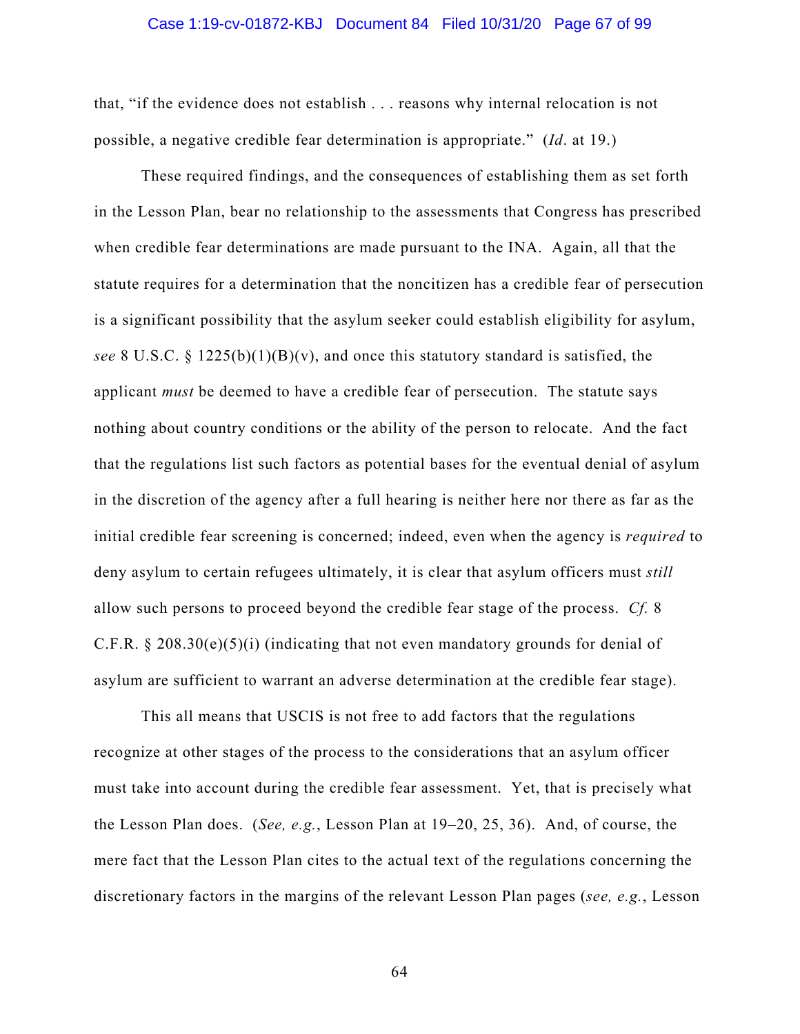that, "if the evidence does not establish . . . reasons why internal relocation is not possible, a negative credible fear determination is appropriate." (*Id*. at 19.)

These required findings, and the consequences of establishing them as set forth in the Lesson Plan, bear no relationship to the assessments that Congress has prescribed when credible fear determinations are made pursuant to the INA. Again, all that the statute requires for a determination that the noncitizen has a credible fear of persecution is a significant possibility that the asylum seeker could establish eligibility for asylum, *see* 8 U.S.C. § 1225(b)(1)(B)(v), and once this statutory standard is satisfied, the applicant *must* be deemed to have a credible fear of persecution. The statute says nothing about country conditions or the ability of the person to relocate. And the fact that the regulations list such factors as potential bases for the eventual denial of asylum in the discretion of the agency after a full hearing is neither here nor there as far as the initial credible fear screening is concerned; indeed, even when the agency is *required* to deny asylum to certain refugees ultimately, it is clear that asylum officers must *still* allow such persons to proceed beyond the credible fear stage of the process. *Cf.* 8 C.F.R. § 208.30(e)(5)(i) (indicating that not even mandatory grounds for denial of asylum are sufficient to warrant an adverse determination at the credible fear stage).

This all means that USCIS is not free to add factors that the regulations recognize at other stages of the process to the considerations that an asylum officer must take into account during the credible fear assessment. Yet, that is precisely what the Lesson Plan does. (*See, e.g.*, Lesson Plan at 19–20, 25, 36). And, of course, the mere fact that the Lesson Plan cites to the actual text of the regulations concerning the discretionary factors in the margins of the relevant Lesson Plan pages (*see, e.g.*, Lesson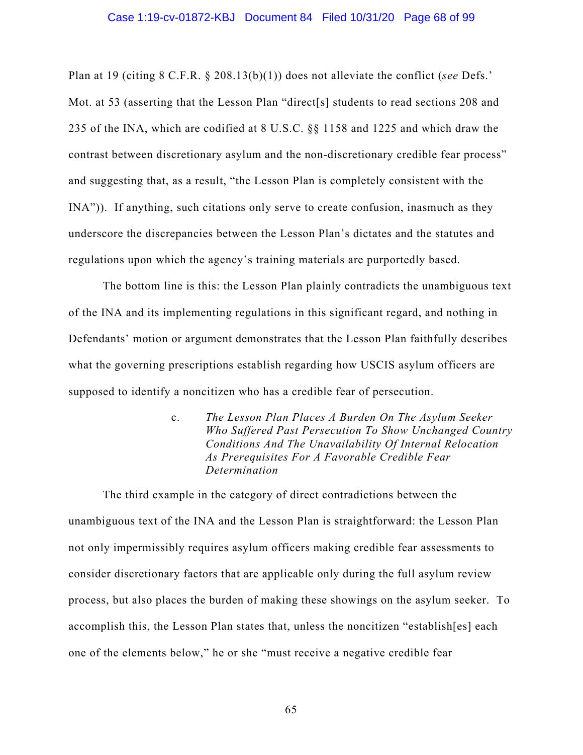Plan at 19 (citing 8 C.F.R. § 208.13(b)(1)) does not alleviate the conflict (*see* Defs.' Mot. at 53 (asserting that the Lesson Plan "direct[s] students to read sections 208 and 235 of the INA, which are codified at 8 U.S.C. §§ 1158 and 1225 and which draw the contrast between discretionary asylum and the non-discretionary credible fear process" and suggesting that, as a result, "the Lesson Plan is completely consistent with the INA")). If anything, such citations only serve to create confusion, inasmuch as they underscore the discrepancies between the Lesson Plan's dictates and the statutes and regulations upon which the agency's training materials are purportedly based.

The bottom line is this: the Lesson Plan plainly contradicts the unambiguous text of the INA and its implementing regulations in this significant regard, and nothing in Defendants' motion or argument demonstrates that the Lesson Plan faithfully describes what the governing prescriptions establish regarding how USCIS asylum officers are supposed to identify a noncitizen who has a credible fear of persecution.

c. *The Lesson Plan Places A Burden On The Asylum Seeker Who Suffered Past Persecution To Show Unchanged Country Conditions And The Unavailability Of Internal Relocation As Prerequisites For A Favorable Credible Fear Determination*

The third example in the category of direct contradictions between the unambiguous text of the INA and the Lesson Plan is straightforward: the Lesson Plan not only impermissibly requires asylum officers making credible fear assessments to consider discretionary factors that are applicable only during the full asylum review process, but also places the burden of making these showings on the asylum seeker. To accomplish this, the Lesson Plan states that, unless the noncitizen "establish[es] each one of the elements below," he or she "must receive a negative credible fear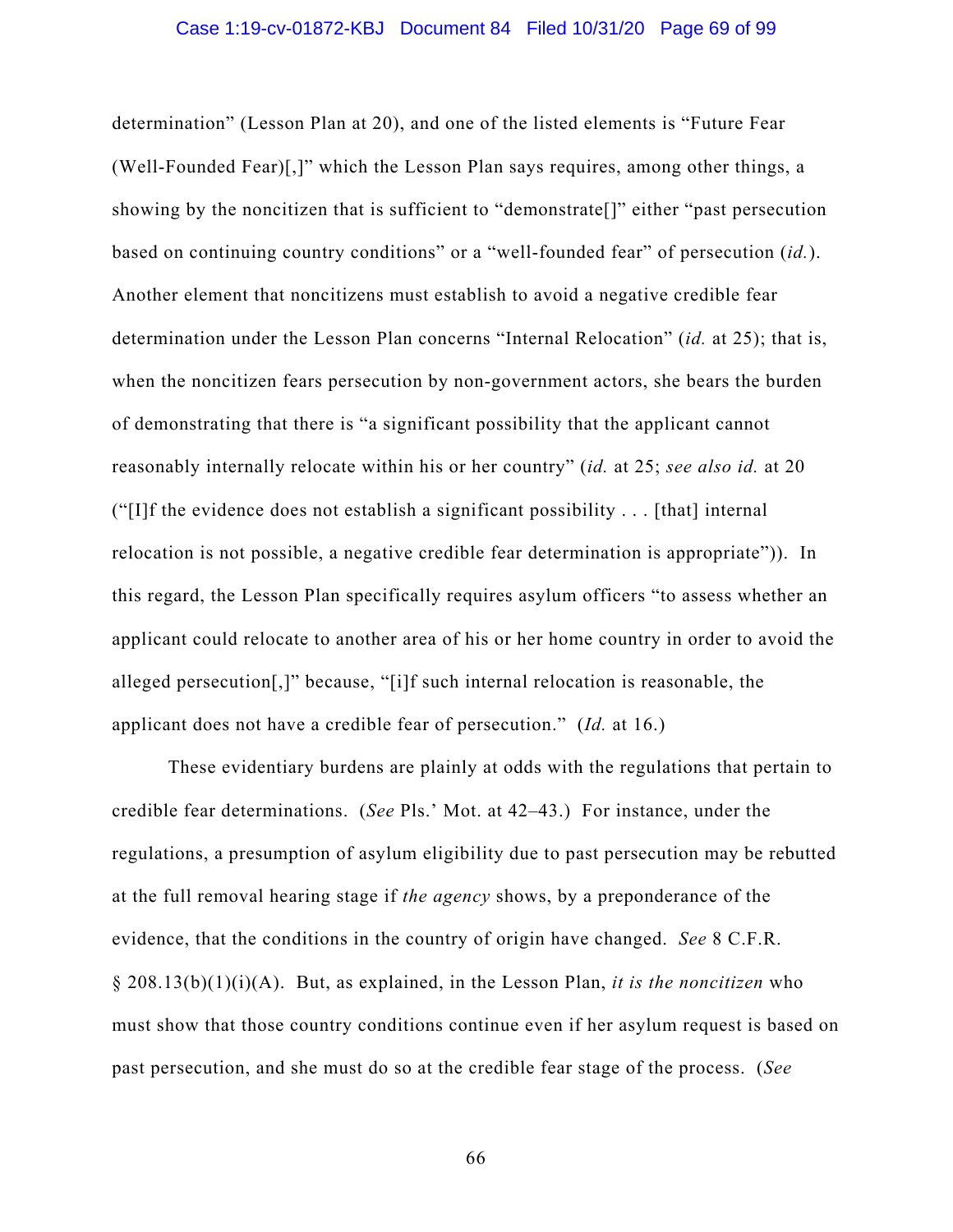determination" (Lesson Plan at 20), and one of the listed elements is "Future Fear (Well-Founded Fear)[,]" which the Lesson Plan says requires, among other things, a showing by the noncitizen that is sufficient to "demonstrate[]" either "past persecution based on continuing country conditions" or a "well-founded fear" of persecution (*id.*). Another element that noncitizens must establish to avoid a negative credible fear determination under the Lesson Plan concerns "Internal Relocation" (*id.* at 25); that is, when the noncitizen fears persecution by non-government actors, she bears the burden of demonstrating that there is "a significant possibility that the applicant cannot reasonably internally relocate within his or her country" (*id.* at 25; *see also id.* at 20 ("[I]f the evidence does not establish a significant possibility . . . [that] internal relocation is not possible, a negative credible fear determination is appropriate")). In this regard, the Lesson Plan specifically requires asylum officers "to assess whether an applicant could relocate to another area of his or her home country in order to avoid the alleged persecution[,]" because, "[i]f such internal relocation is reasonable, the applicant does not have a credible fear of persecution." (*Id.* at 16.)

These evidentiary burdens are plainly at odds with the regulations that pertain to credible fear determinations. (*See* Pls.' Mot. at 42–43.) For instance, under the regulations, a presumption of asylum eligibility due to past persecution may be rebutted at the full removal hearing stage if *the agency* shows, by a preponderance of the evidence, that the conditions in the country of origin have changed. *See* 8 C.F.R. § 208.13(b)(1)(i)(A). But, as explained, in the Lesson Plan, *it is the noncitizen* who must show that those country conditions continue even if her asylum request is based on past persecution, and she must do so at the credible fear stage of the process. (*See*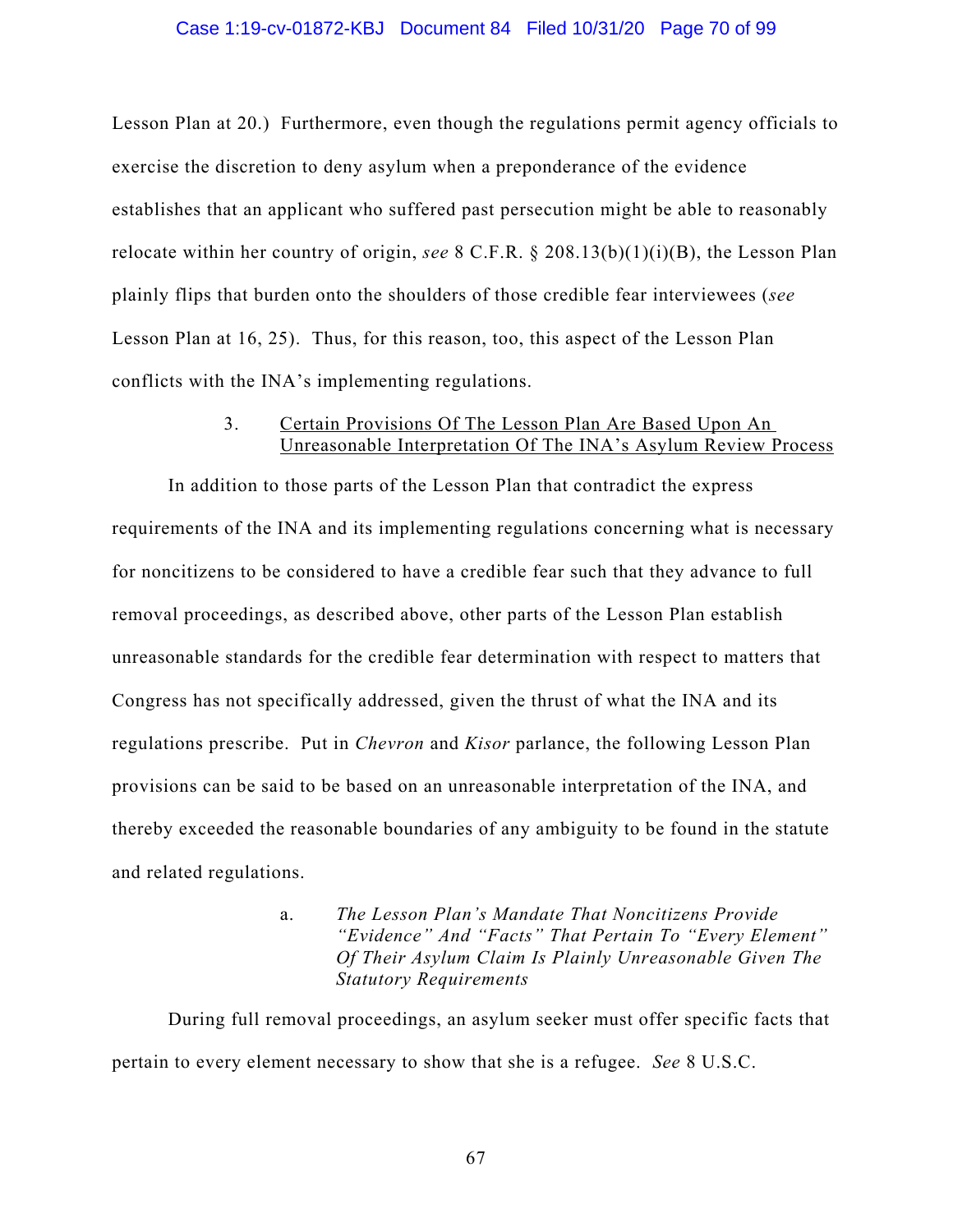Lesson Plan at 20.) Furthermore, even though the regulations permit agency officials to exercise the discretion to deny asylum when a preponderance of the evidence establishes that an applicant who suffered past persecution might be able to reasonably relocate within her country of origin, *see* 8 C.F.R. § 208.13(b)(1)(i)(B), the Lesson Plan plainly flips that burden onto the shoulders of those credible fear interviewees (*see* Lesson Plan at 16, 25). Thus, for this reason, too, this aspect of the Lesson Plan conflicts with the INA's implementing regulations.

### 3. Certain Provisions Of The Lesson Plan Are Based Upon An Unreasonable Interpretation Of The INA's Asylum Review Process

In addition to those parts of the Lesson Plan that contradict the express requirements of the INA and its implementing regulations concerning what is necessary for noncitizens to be considered to have a credible fear such that they advance to full removal proceedings, as described above, other parts of the Lesson Plan establish unreasonable standards for the credible fear determination with respect to matters that Congress has not specifically addressed, given the thrust of what the INA and its regulations prescribe. Put in *Chevron* and *Kisor* parlance, the following Lesson Plan provisions can be said to be based on an unreasonable interpretation of the INA, and thereby exceeded the reasonable boundaries of any ambiguity to be found in the statute and related regulations.

#### a. *The Lesson Plan's Mandate That Noncitizens Provide "Evidence" And "Facts" That Pertain To "Every Element" Of Their Asylum Claim Is Plainly Unreasonable Given The Statutory Requirements*

During full removal proceedings, an asylum seeker must offer specific facts that pertain to every element necessary to show that she is a refugee. *See* 8 U.S.C.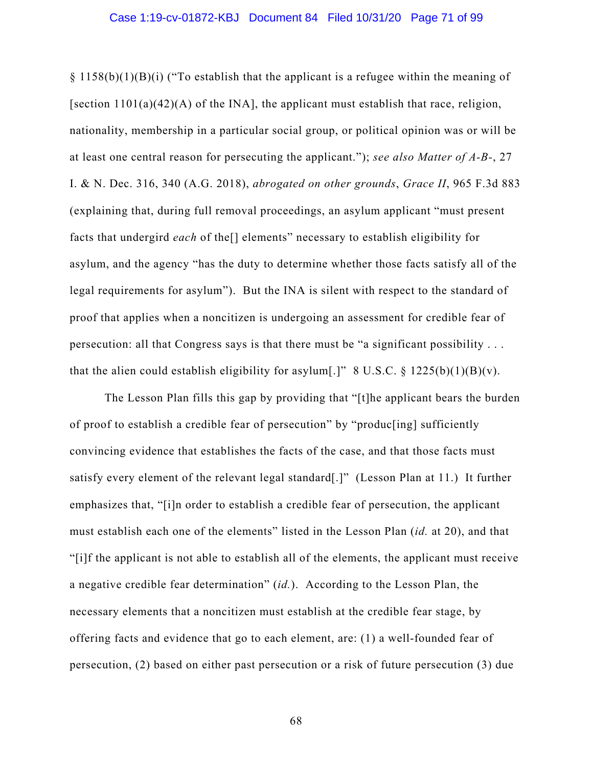§ 1158(b)(1)(B)(i) ("To establish that the applicant is a refugee within the meaning of [section 1101(a)(42)(A) of the INA], the applicant must establish that race, religion, nationality, membership in a particular social group, or political opinion was or will be at least one central reason for persecuting the applicant."); *see also Matter of A-B-*, 27 I. & N. Dec. 316, 340 (A.G. 2018), *abrogated on other grounds*, *Grace II*, 965 F.3d 883 (explaining that, during full removal proceedings, an asylum applicant "must present facts that undergird *each* of the[] elements" necessary to establish eligibility for asylum, and the agency "has the duty to determine whether those facts satisfy all of the legal requirements for asylum"). But the INA is silent with respect to the standard of proof that applies when a noncitizen is undergoing an assessment for credible fear of persecution: all that Congress says is that there must be "a significant possibility . . . that the alien could establish eligibility for asylum[.]" 8 U.S.C. § 1225(b)(1)(B)(v).

The Lesson Plan fills this gap by providing that "[t]he applicant bears the burden of proof to establish a credible fear of persecution" by "produc[ing] sufficiently convincing evidence that establishes the facts of the case, and that those facts must satisfy every element of the relevant legal standard[.]" (Lesson Plan at 11.) It further emphasizes that, "[i]n order to establish a credible fear of persecution, the applicant must establish each one of the elements" listed in the Lesson Plan (*id.* at 20), and that "[i]f the applicant is not able to establish all of the elements, the applicant must receive a negative credible fear determination" (*id.*). According to the Lesson Plan, the necessary elements that a noncitizen must establish at the credible fear stage, by offering facts and evidence that go to each element, are: (1) a well-founded fear of persecution, (2) based on either past persecution or a risk of future persecution (3) due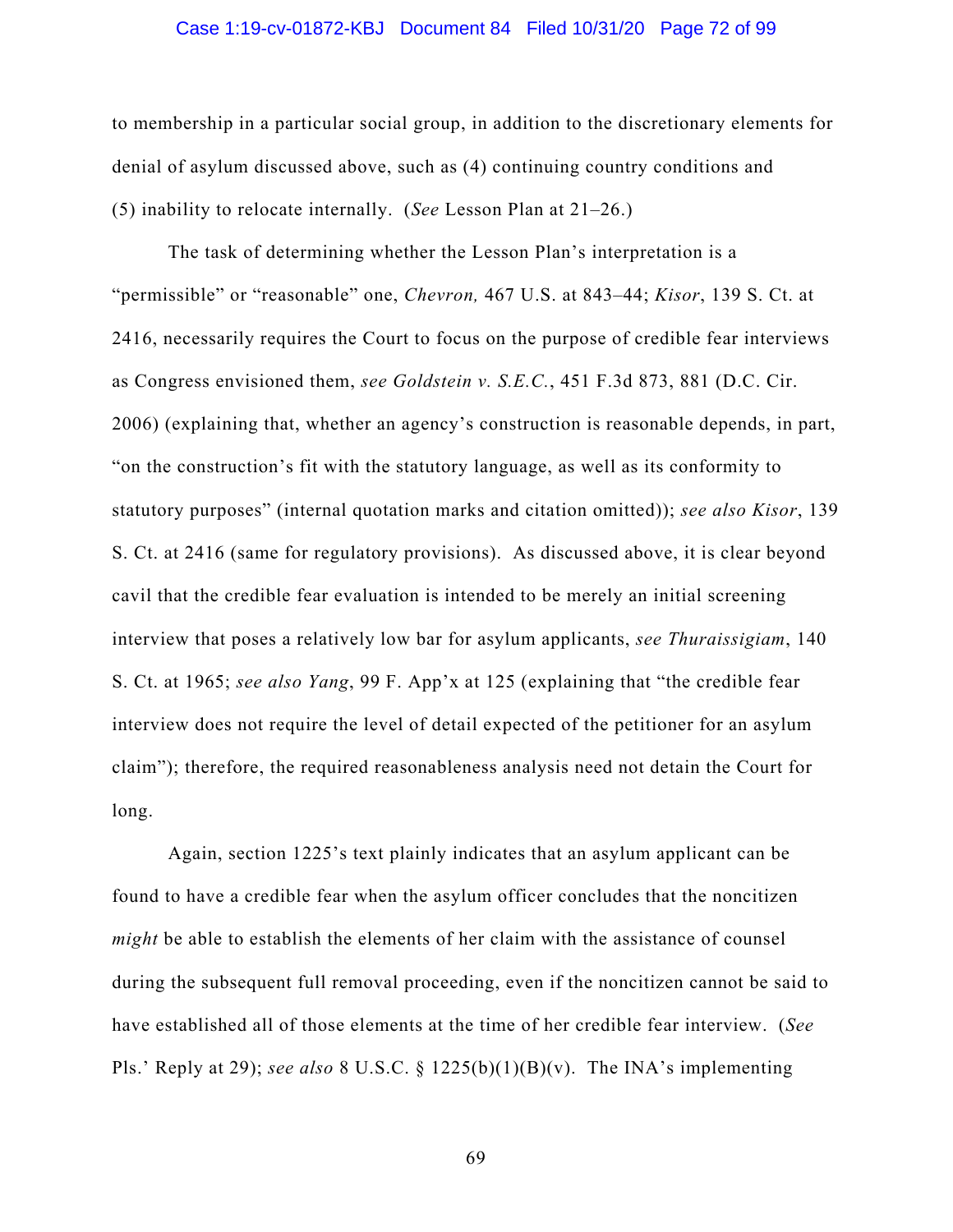to membership in a particular social group, in addition to the discretionary elements for denial of asylum discussed above, such as (4) continuing country conditions and (5) inability to relocate internally. (*See* Lesson Plan at 21–26.)

The task of determining whether the Lesson Plan's interpretation is a "permissible" or "reasonable" one, *Chevron,* 467 U.S. at 843–44; *Kisor*, 139 S. Ct. at 2416, necessarily requires the Court to focus on the purpose of credible fear interviews as Congress envisioned them, *see Goldstein v. S.E.C.*, 451 F.3d 873, 881 (D.C. Cir. 2006) (explaining that, whether an agency's construction is reasonable depends, in part, "on the construction's fit with the statutory language, as well as its conformity to statutory purposes" (internal quotation marks and citation omitted)); *see also Kisor*, 139 S. Ct. at 2416 (same for regulatory provisions). As discussed above, it is clear beyond cavil that the credible fear evaluation is intended to be merely an initial screening interview that poses a relatively low bar for asylum applicants, *see Thuraissigiam*, 140 S. Ct. at 1965; *see also Yang*, 99 F. App'x at 125 (explaining that "the credible fear interview does not require the level of detail expected of the petitioner for an asylum claim"); therefore, the required reasonableness analysis need not detain the Court for long.

Again, section 1225's text plainly indicates that an asylum applicant can be found to have a credible fear when the asylum officer concludes that the noncitizen *might* be able to establish the elements of her claim with the assistance of counsel during the subsequent full removal proceeding, even if the noncitizen cannot be said to have established all of those elements at the time of her credible fear interview. (*See* Pls.' Reply at 29); *see also* 8 U.S.C. § 1225(b)(1)(B)(v). The INA's implementing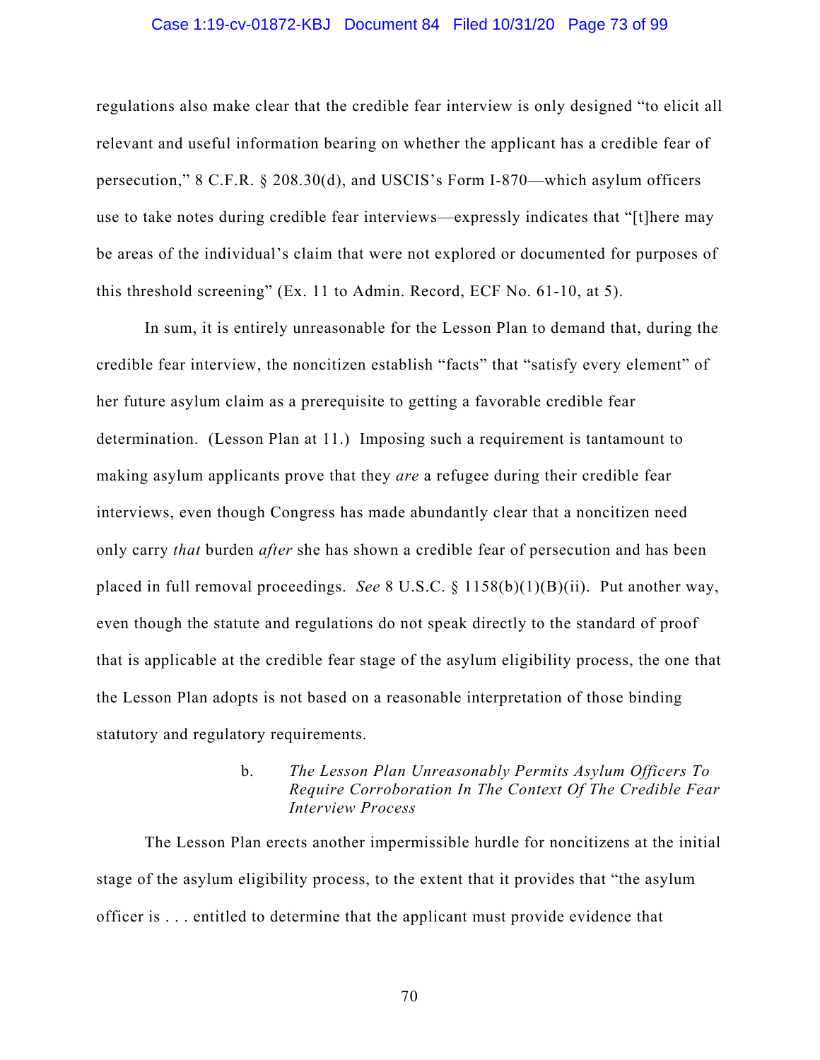regulations also make clear that the credible fear interview is only designed "to elicit all relevant and useful information bearing on whether the applicant has a credible fear of persecution," 8 C.F.R. § 208.30(d), and USCIS's Form I-870—which asylum officers use to take notes during credible fear interviews—expressly indicates that "[t]here may be areas of the individual's claim that were not explored or documented for purposes of this threshold screening" (Ex. 11 to Admin. Record, ECF No. 61-10, at 5).

In sum, it is entirely unreasonable for the Lesson Plan to demand that, during the credible fear interview, the noncitizen establish "facts" that "satisfy every element" of her future asylum claim as a prerequisite to getting a favorable credible fear determination. (Lesson Plan at 11.) Imposing such a requirement is tantamount to making asylum applicants prove that they *are* a refugee during their credible fear interviews, even though Congress has made abundantly clear that a noncitizen need only carry *that* burden *after* she has shown a credible fear of persecution and has been placed in full removal proceedings. *See* 8 U.S.C. § 1158(b)(1)(B)(ii). Put another way, even though the statute and regulations do not speak directly to the standard of proof that is applicable at the credible fear stage of the asylum eligibility process, the one that the Lesson Plan adopts is not based on a reasonable interpretation of those binding statutory and regulatory requirements.

#### b. *The Lesson Plan Unreasonably Permits Asylum Officers To Require Corroboration In The Context Of The Credible Fear Interview Process*

The Lesson Plan erects another impermissible hurdle for noncitizens at the initial stage of the asylum eligibility process, to the extent that it provides that "the asylum officer is . . . entitled to determine that the applicant must provide evidence that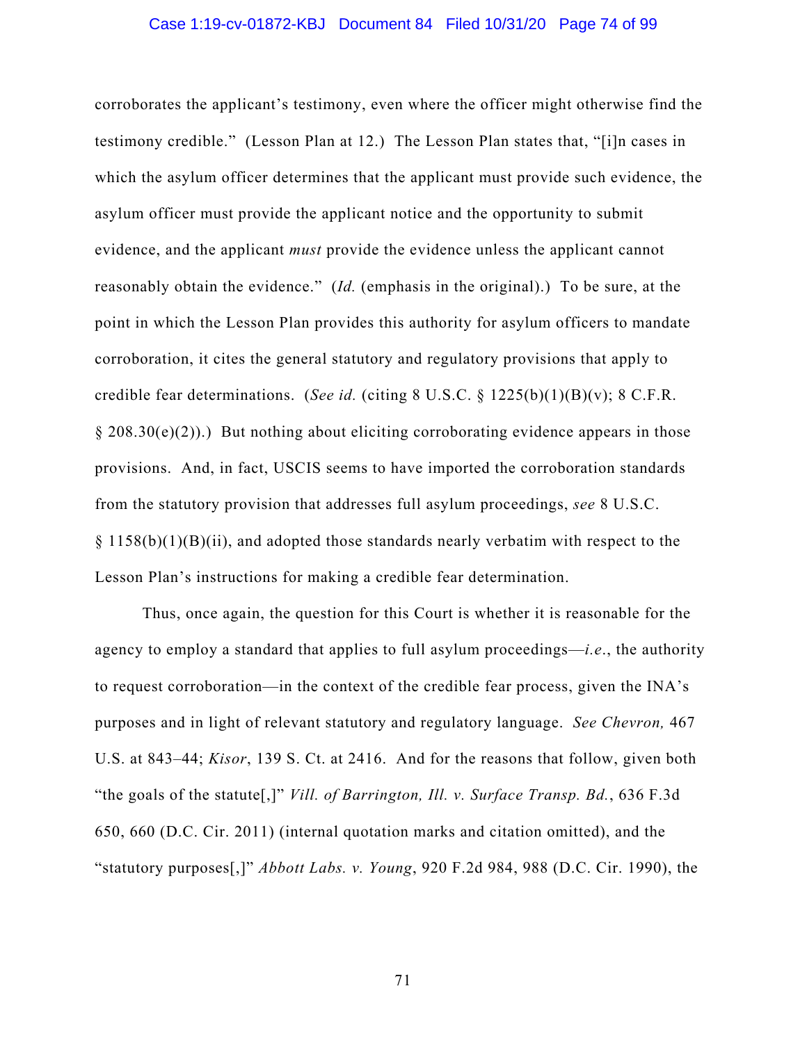corroborates the applicant's testimony, even where the officer might otherwise find the testimony credible." (Lesson Plan at 12.) The Lesson Plan states that, "[i]n cases in which the asylum officer determines that the applicant must provide such evidence, the asylum officer must provide the applicant notice and the opportunity to submit evidence, and the applicant *must* provide the evidence unless the applicant cannot reasonably obtain the evidence." (*Id.* (emphasis in the original).) To be sure, at the point in which the Lesson Plan provides this authority for asylum officers to mandate corroboration, it cites the general statutory and regulatory provisions that apply to credible fear determinations. (*See id.* (citing 8 U.S.C. § 1225(b)(1)(B)(v); 8 C.F.R. § 208.30(e)(2)).) But nothing about eliciting corroborating evidence appears in those provisions. And, in fact, USCIS seems to have imported the corroboration standards from the statutory provision that addresses full asylum proceedings, *see* 8 U.S.C. § 1158(b)(1)(B)(ii), and adopted those standards nearly verbatim with respect to the Lesson Plan's instructions for making a credible fear determination.

Thus, once again, the question for this Court is whether it is reasonable for the agency to employ a standard that applies to full asylum proceedings—*i.e.*, the authority to request corroboration—in the context of the credible fear process, given the INA's purposes and in light of relevant statutory and regulatory language. *See Chevron,* 467 U.S. at 843–44; *Kisor*, 139 S. Ct. at 2416. And for the reasons that follow, given both "the goals of the statute[,]" *Vill. of Barrington, Ill. v. Surface Transp. Bd.*, 636 F.3d 650, 660 (D.C. Cir. 2011) (internal quotation marks and citation omitted), and the "statutory purposes[,]" *Abbott Labs. v. Young*, 920 F.2d 984, 988 (D.C. Cir. 1990), the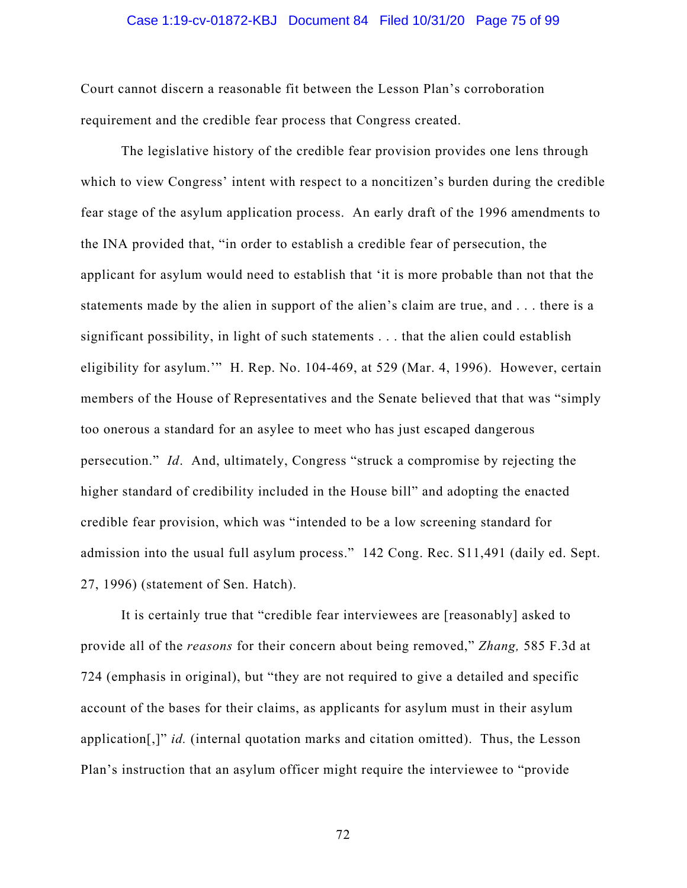Court cannot discern a reasonable fit between the Lesson Plan's corroboration requirement and the credible fear process that Congress created.

The legislative history of the credible fear provision provides one lens through which to view Congress' intent with respect to a noncitizen's burden during the credible fear stage of the asylum application process. An early draft of the 1996 amendments to the INA provided that, "in order to establish a credible fear of persecution, the applicant for asylum would need to establish that 'it is more probable than not that the statements made by the alien in support of the alien's claim are true, and . . . there is a significant possibility, in light of such statements . . . that the alien could establish eligibility for asylum.'" H. Rep. No. 104-469, at 529 (Mar. 4, 1996). However, certain members of the House of Representatives and the Senate believed that that was "simply too onerous a standard for an asylee to meet who has just escaped dangerous persecution." *Id*. And, ultimately, Congress "struck a compromise by rejecting the higher standard of credibility included in the House bill" and adopting the enacted credible fear provision, which was "intended to be a low screening standard for admission into the usual full asylum process." 142 Cong. Rec. S11,491 (daily ed. Sept. 27, 1996) (statement of Sen. Hatch).

It is certainly true that "credible fear interviewees are [reasonably] asked to provide all of the *reasons* for their concern about being removed," *Zhang,* 585 F.3d at 724 (emphasis in original), but "they are not required to give a detailed and specific account of the bases for their claims, as applicants for asylum must in their asylum application[,]" *id.* (internal quotation marks and citation omitted). Thus, the Lesson Plan's instruction that an asylum officer might require the interviewee to "provide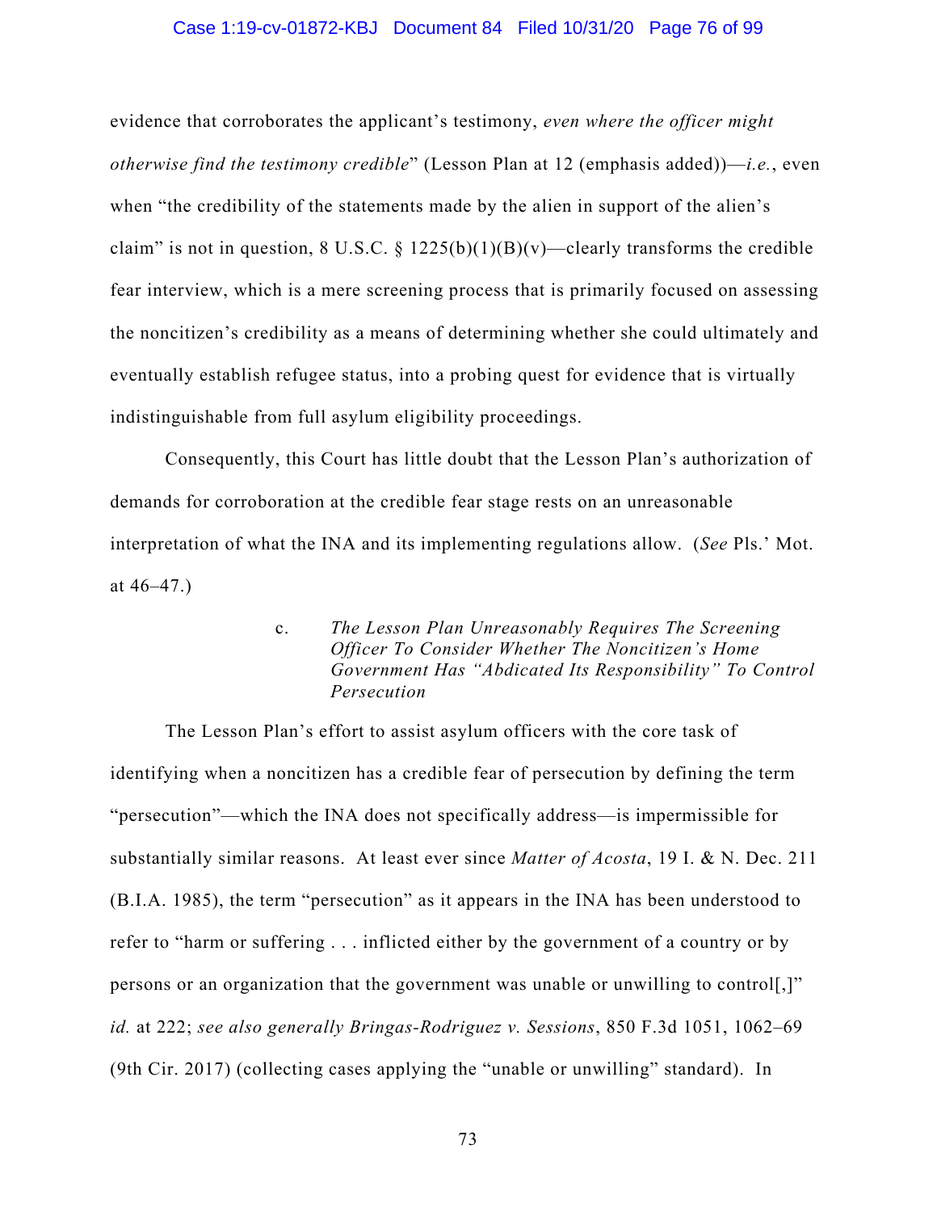evidence that corroborates the applicant's testimony, *even where the officer might otherwise find the testimony credible*" (Lesson Plan at 12 (emphasis added))—*i.e.*, even when "the credibility of the statements made by the alien in support of the alien's claim" is not in question, 8 U.S.C. § 1225(b)(1)(B)(v)—clearly transforms the credible fear interview, which is a mere screening process that is primarily focused on assessing the noncitizen's credibility as a means of determining whether she could ultimately and eventually establish refugee status, into a probing quest for evidence that is virtually indistinguishable from full asylum eligibility proceedings.

Consequently, this Court has little doubt that the Lesson Plan's authorization of demands for corroboration at the credible fear stage rests on an unreasonable interpretation of what the INA and its implementing regulations allow. (*See* Pls.' Mot. at 46–47.)

c. *The Lesson Plan Unreasonably Requires The Screening Officer To Consider Whether The Noncitizen's Home Government Has "Abdicated Its Responsibility" To Control Persecution*

The Lesson Plan's effort to assist asylum officers with the core task of identifying when a noncitizen has a credible fear of persecution by defining the term "persecution"—which the INA does not specifically address—is impermissible for substantially similar reasons. At least ever since *Matter of Acosta*, 19 I. & N. Dec. 211 (B.I.A. 1985), the term "persecution" as it appears in the INA has been understood to refer to "harm or suffering . . . inflicted either by the government of a country or by persons or an organization that the government was unable or unwilling to control[,]" *id.* at 222; *see also generally Bringas-Rodriguez v. Sessions*, 850 F.3d 1051, 1062–69 (9th Cir. 2017) (collecting cases applying the "unable or unwilling" standard). In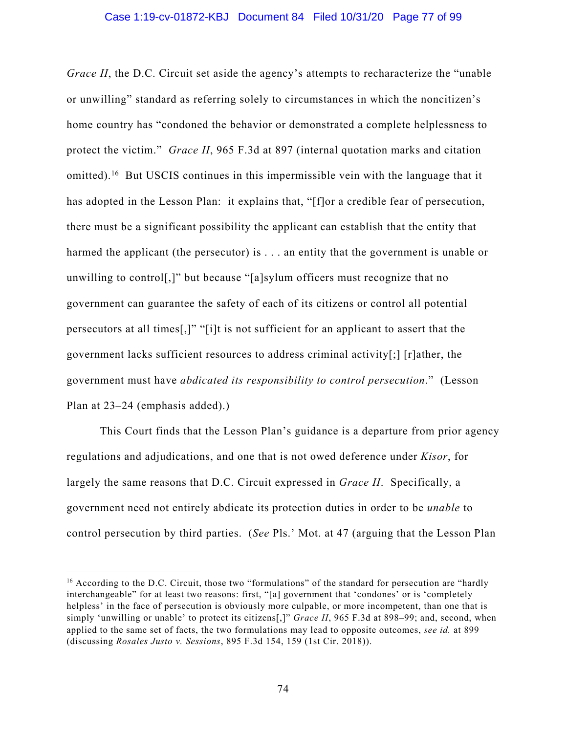*Grace II*, the D.C. Circuit set aside the agency's attempts to recharacterize the "unable or unwilling" standard as referring solely to circumstances in which the noncitizen's home country has "condoned the behavior or demonstrated a complete helplessness to protect the victim." *Grace II*, 965 F.3d at 897 (internal quotation marks and citation omitted).[16] But USCIS continues in this impermissible vein with the language that it has adopted in the Lesson Plan: it explains that, "[f]or a credible fear of persecution, there must be a significant possibility the applicant can establish that the entity that harmed the applicant (the persecutor) is . . . an entity that the government is unable or unwilling to control[,]" but because "[a]sylum officers must recognize that no government can guarantee the safety of each of its citizens or control all potential persecutors at all times[,]" "[i]t is not sufficient for an applicant to assert that the government lacks sufficient resources to address criminal activity[;] [r]ather, the government must have *abdicated its responsibility to control persecution*." (Lesson Plan at 23–24 (emphasis added).)

This Court finds that the Lesson Plan's guidance is a departure from prior agency regulations and adjudications, and one that is not owed deference under *Kisor*, for largely the same reasons that D.C. Circuit expressed in *Grace II*. Specifically, a government need not entirely abdicate its protection duties in order to be *unable* to control persecution by third parties. (*See* Pls.' Mot. at 47 (arguing that the Lesson Plan

---

[16] According to the D.C. Circuit, those two "formulations" of the standard for persecution are "hardly interchangeable" for at least two reasons: first, "[a] government that 'condones' or is 'completely helpless' in the face of persecution is obviously more culpable, or more incompetent, than one that is simply 'unwilling or unable' to protect its citizens[,]" *Grace II*, 965 F.3d at 898–99; and, second, when applied to the same set of facts, the two formulations may lead to opposite outcomes, *see id.* at 899 (discussing *Rosales Justo v. Sessions*, 895 F.3d 154, 159 (1st Cir. 2018)).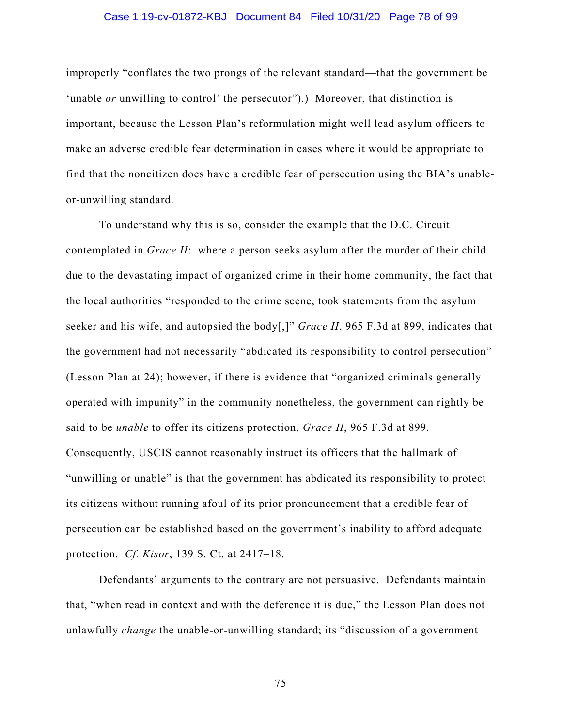improperly "conflates the two prongs of the relevant standard—that the government be 'unable *or* unwilling to control' the persecutor").) Moreover, that distinction is important, because the Lesson Plan's reformulation might well lead asylum officers to make an adverse credible fear determination in cases where it would be appropriate to find that the noncitizen does have a credible fear of persecution using the BIA's unable-or-unwilling standard.

To understand why this is so, consider the example that the D.C. Circuit contemplated in *Grace II*: where a person seeks asylum after the murder of their child due to the devastating impact of organized crime in their home community, the fact that the local authorities "responded to the crime scene, took statements from the asylum seeker and his wife, and autopsied the body[,]" *Grace II*, 965 F.3d at 899, indicates that the government had not necessarily "abdicated its responsibility to control persecution" (Lesson Plan at 24); however, if there is evidence that "organized criminals generally operated with impunity" in the community nonetheless, the government can rightly be said to be *unable* to offer its citizens protection, *Grace II*, 965 F.3d at 899. Consequently, USCIS cannot reasonably instruct its officers that the hallmark of "unwilling or unable" is that the government has abdicated its responsibility to protect its citizens without running afoul of its prior pronouncement that a credible fear of persecution can be established based on the government's inability to afford adequate protection. *Cf. Kisor*, 139 S. Ct. at 2417–18.

Defendants' arguments to the contrary are not persuasive. Defendants maintain that, "when read in context and with the deference it is due," the Lesson Plan does not unlawfully *change* the unable-or-unwilling standard; its "discussion of a government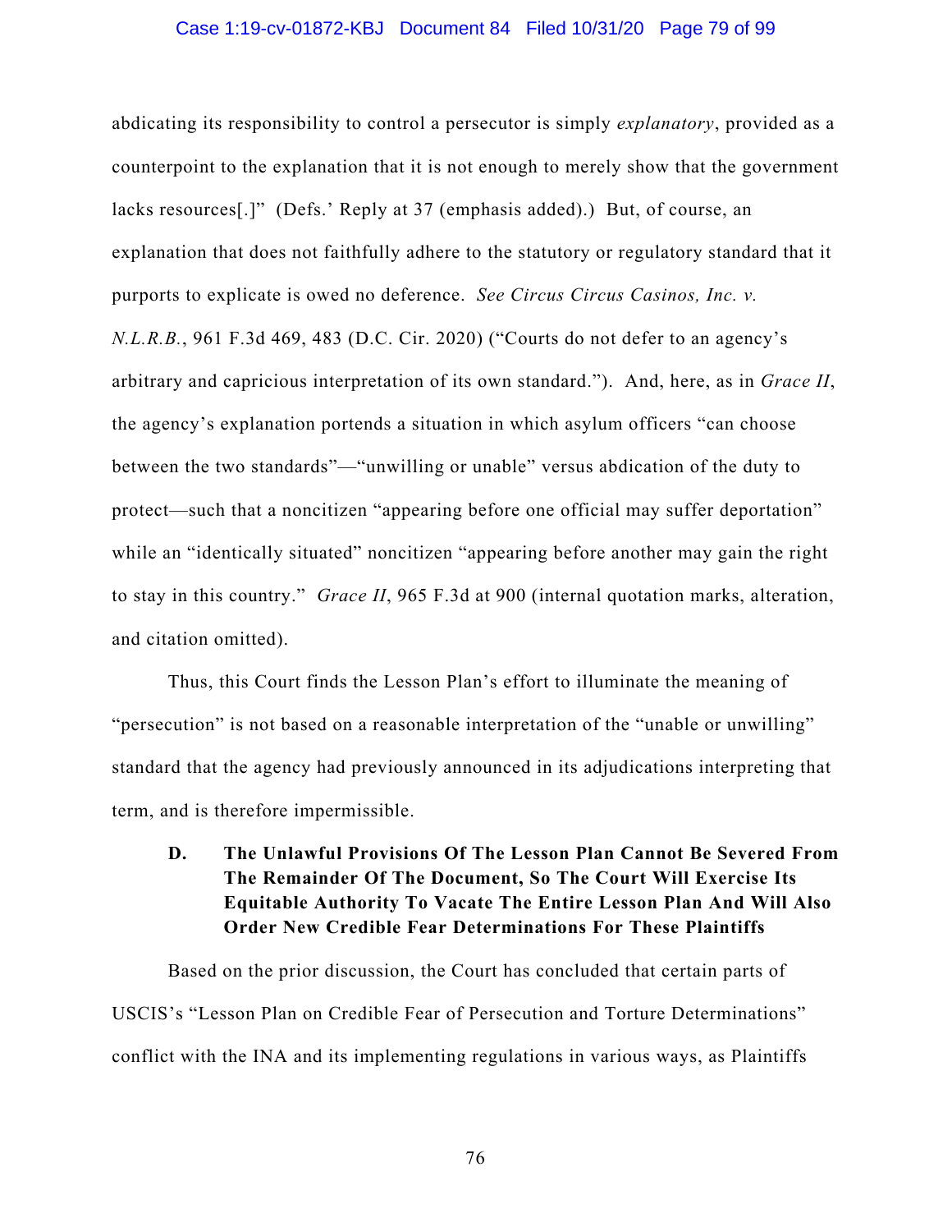abdicating its responsibility to control a persecutor is simply *explanatory*, provided as a counterpoint to the explanation that it is not enough to merely show that the government lacks resources[.]" (Defs.' Reply at 37 (emphasis added).) But, of course, an explanation that does not faithfully adhere to the statutory or regulatory standard that it purports to explicate is owed no deference. *See Circus Circus Casinos, Inc. v. N.L.R.B.*, 961 F.3d 469, 483 (D.C. Cir. 2020) ("Courts do not defer to an agency's arbitrary and capricious interpretation of its own standard."). And, here, as in *Grace II*, the agency's explanation portends a situation in which asylum officers "can choose between the two standards"—"unwilling or unable" versus abdication of the duty to protect—such that a noncitizen "appearing before one official may suffer deportation" while an "identically situated" noncitizen "appearing before another may gain the right to stay in this country." *Grace II*, 965 F.3d at 900 (internal quotation marks, alteration, and citation omitted).

Thus, this Court finds the Lesson Plan's effort to illuminate the meaning of "persecution" is not based on a reasonable interpretation of the "unable or unwilling" standard that the agency had previously announced in its adjudications interpreting that term, and is therefore impermissible.

### D. The Unlawful Provisions Of The Lesson Plan Cannot Be Severed From The Remainder Of The Document, So The Court Will Exercise Its Equitable Authority To Vacate The Entire Lesson Plan And Will Also Order New Credible Fear Determinations For These Plaintiffs

Based on the prior discussion, the Court has concluded that certain parts of USCIS's "Lesson Plan on Credible Fear of Persecution and Torture Determinations" conflict with the INA and its implementing regulations in various ways, as Plaintiffs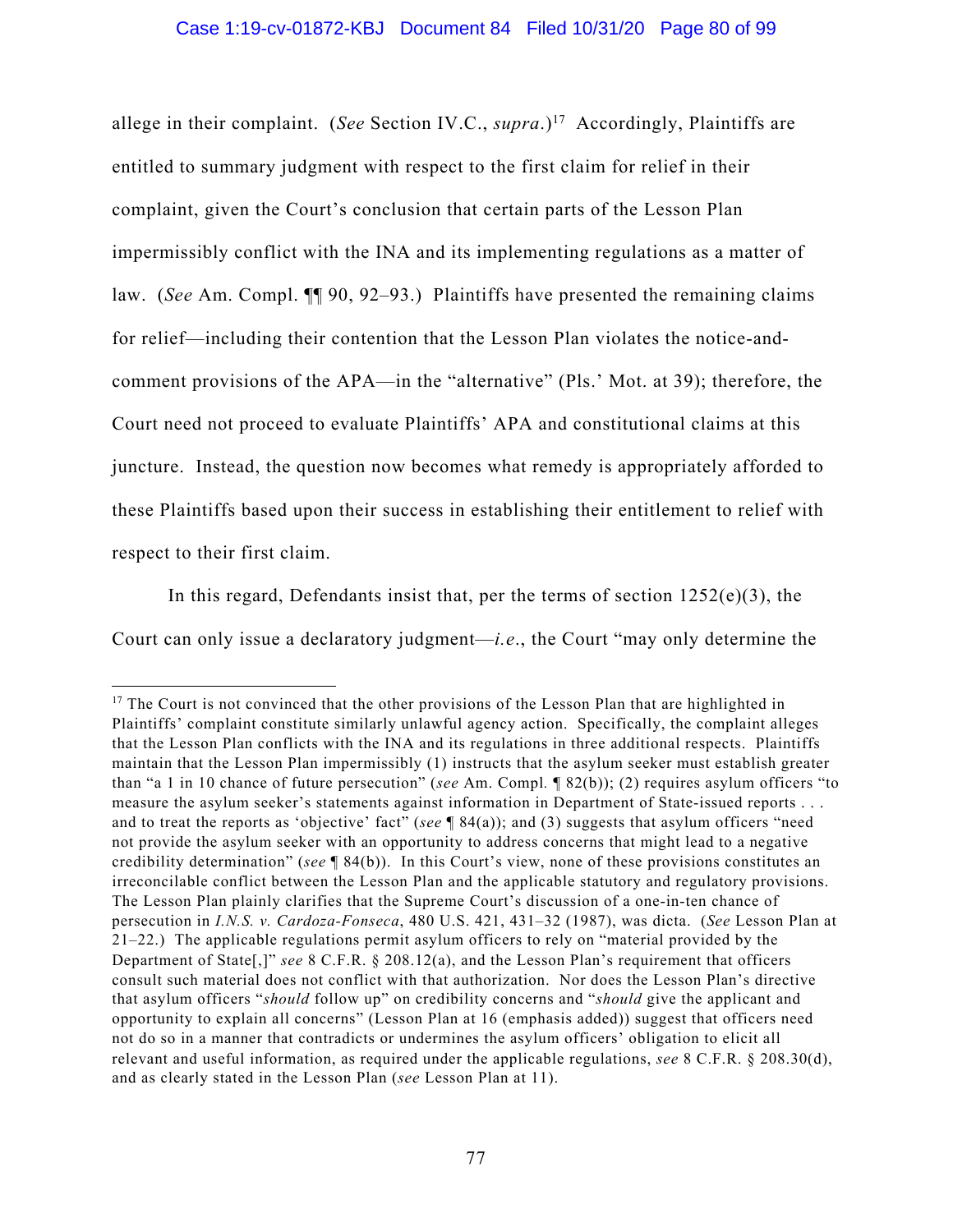allege in their complaint. (*See* Section IV.C., *supra*.)[17] Accordingly, Plaintiffs are entitled to summary judgment with respect to the first claim for relief in their complaint, given the Court's conclusion that certain parts of the Lesson Plan impermissibly conflict with the INA and its implementing regulations as a matter of law. (*See* Am. Compl. ¶¶ 90, 92–93.) Plaintiffs have presented the remaining claims for relief—including their contention that the Lesson Plan violates the notice-and-comment provisions of the APA—in the "alternative" (Pls.' Mot. at 39); therefore, the Court need not proceed to evaluate Plaintiffs' APA and constitutional claims at this juncture. Instead, the question now becomes what remedy is appropriately afforded to these Plaintiffs based upon their success in establishing their entitlement to relief with respect to their first claim.

In this regard, Defendants insist that, per the terms of section 1252(e)(3), the Court can only issue a declaratory judgment—*i.e.*, the Court "may only determine the

---

[17] The Court is not convinced that the other provisions of the Lesson Plan that are highlighted in Plaintiffs' complaint constitute similarly unlawful agency action. Specifically, the complaint alleges that the Lesson Plan conflicts with the INA and its regulations in three additional respects. Plaintiffs maintain that the Lesson Plan impermissibly (1) instructs that the asylum seeker must establish greater than "a 1 in 10 chance of future persecution" (*see* Am. Compl. ¶ 82(b)); (2) requires asylum officers "to measure the asylum seeker's statements against information in Department of State-issued reports . . . and to treat the reports as 'objective' fact" (*see* ¶ 84(a)); and (3) suggests that asylum officers "need not provide the asylum seeker with an opportunity to address concerns that might lead to a negative credibility determination" (*see* ¶ 84(b)). In this Court's view, none of these provisions constitutes an irreconcilable conflict between the Lesson Plan and the applicable statutory and regulatory provisions. The Lesson Plan plainly clarifies that the Supreme Court's discussion of a one-in-ten chance of persecution in *I.N.S. v. Cardoza-Fonseca*, 480 U.S. 421, 431–32 (1987), was dicta. (*See* Lesson Plan at 21–22.) The applicable regulations permit asylum officers to rely on "material provided by the Department of State[,]" *see* 8 C.F.R. § 208.12(a), and the Lesson Plan's requirement that officers consult such material does not conflict with that authorization. Nor does the Lesson Plan's directive that asylum officers "*should* follow up" on credibility concerns and "*should* give the applicant and opportunity to explain all concerns" (Lesson Plan at 16 (emphasis added)) suggest that officers need not do so in a manner that contradicts or undermines the asylum officers' obligation to elicit all relevant and useful information, as required under the applicable regulations, *see* 8 C.F.R. § 208.30(d), and as clearly stated in the Lesson Plan (*see* Lesson Plan at 11).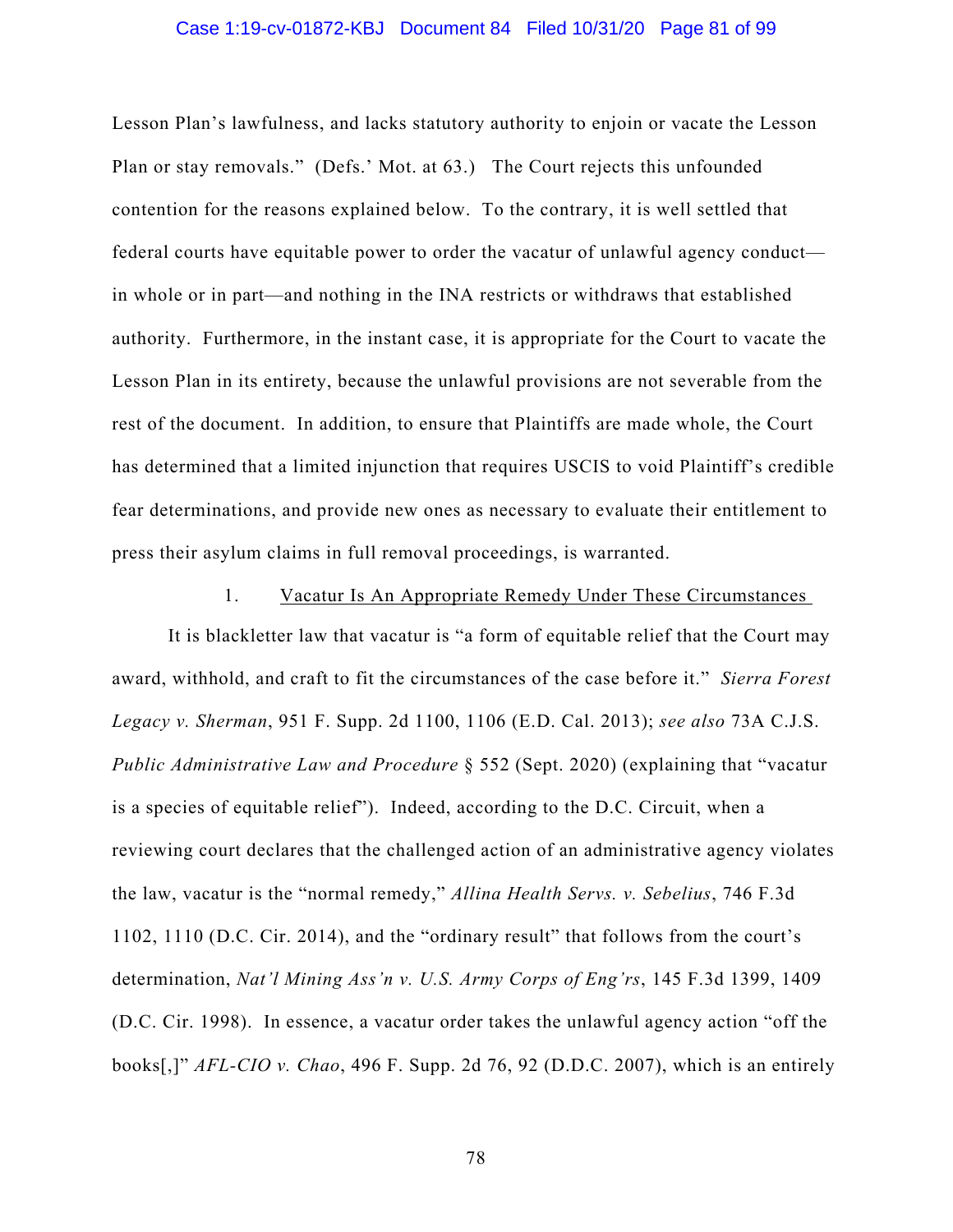Lesson Plan's lawfulness, and lacks statutory authority to enjoin or vacate the Lesson Plan or stay removals." (Defs.' Mot. at 63.) The Court rejects this unfounded contention for the reasons explained below. To the contrary, it is well settled that federal courts have equitable power to order the vacatur of unlawful agency conduct—in whole or in part—and nothing in the INA restricts or withdraws that established authority. Furthermore, in the instant case, it is appropriate for the Court to vacate the Lesson Plan in its entirety, because the unlawful provisions are not severable from the rest of the document. In addition, to ensure that Plaintiffs are made whole, the Court has determined that a limited injunction that requires USCIS to void Plaintiff's credible fear determinations, and provide new ones as necessary to evaluate their entitlement to press their asylum claims in full removal proceedings, is warranted.

1. Vacatur Is An Appropriate Remedy Under These Circumstances

It is blackletter law that vacatur is "a form of equitable relief that the Court may award, withhold, and craft to fit the circumstances of the case before it." *Sierra Forest Legacy v. Sherman*, 951 F. Supp. 2d 1100, 1106 (E.D. Cal. 2013); *see also* 73A C.J.S. *Public Administrative Law and Procedure* § 552 (Sept. 2020) (explaining that "vacatur is a species of equitable relief"). Indeed, according to the D.C. Circuit, when a reviewing court declares that the challenged action of an administrative agency violates the law, vacatur is the "normal remedy," *Allina Health Servs. v. Sebelius*, 746 F.3d 1102, 1110 (D.C. Cir. 2014), and the "ordinary result" that follows from the court's determination, *Nat'l Mining Ass'n v. U.S. Army Corps of Eng'rs*, 145 F.3d 1399, 1409 (D.C. Cir. 1998). In essence, a vacatur order takes the unlawful agency action "off the books[,]" *AFL-CIO v. Chao*, 496 F. Supp. 2d 76, 92 (D.D.C. 2007), which is an entirely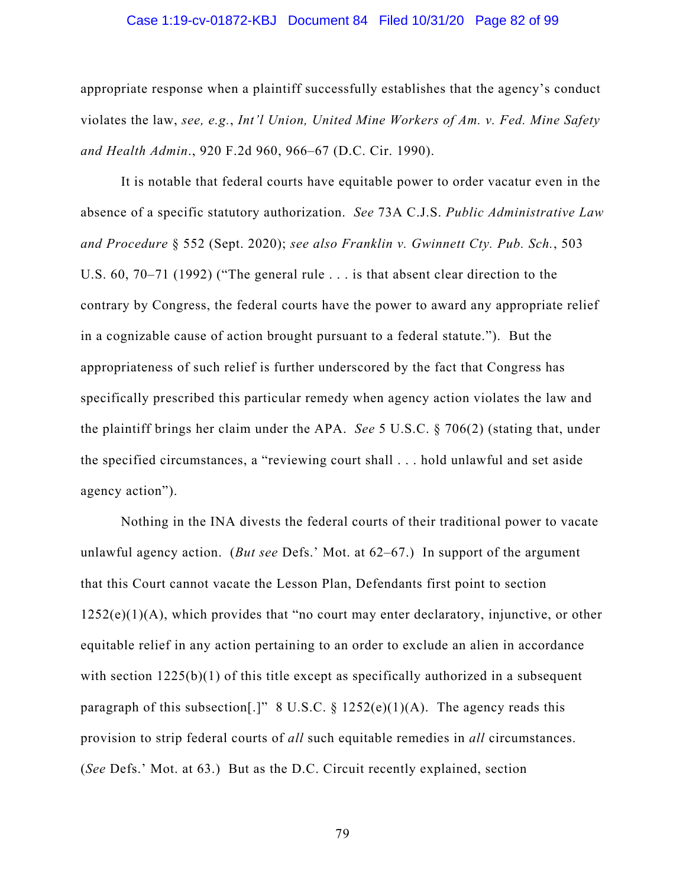appropriate response when a plaintiff successfully establishes that the agency's conduct violates the law, *see, e.g.*, *Int'l Union, United Mine Workers of Am. v. Fed. Mine Safety and Health Admin*., 920 F.2d 960, 966–67 (D.C. Cir. 1990).

It is notable that federal courts have equitable power to order vacatur even in the absence of a specific statutory authorization. *See* 73A C.J.S. *Public Administrative Law and Procedure* § 552 (Sept. 2020); *see also Franklin v. Gwinnett Cty. Pub. Sch.*, 503 U.S. 60, 70–71 (1992) ("The general rule . . . is that absent clear direction to the contrary by Congress, the federal courts have the power to award any appropriate relief in a cognizable cause of action brought pursuant to a federal statute."). But the appropriateness of such relief is further underscored by the fact that Congress has specifically prescribed this particular remedy when agency action violates the law and the plaintiff brings her claim under the APA. *See* 5 U.S.C. § 706(2) (stating that, under the specified circumstances, a "reviewing court shall . . . hold unlawful and set aside agency action").

Nothing in the INA divests the federal courts of their traditional power to vacate unlawful agency action. (*But see* Defs.' Mot. at 62–67.) In support of the argument that this Court cannot vacate the Lesson Plan, Defendants first point to section 1252(e)(1)(A), which provides that "no court may enter declaratory, injunctive, or other equitable relief in any action pertaining to an order to exclude an alien in accordance with section 1225(b)(1) of this title except as specifically authorized in a subsequent paragraph of this subsection[.]" 8 U.S.C. § 1252(e)(1)(A). The agency reads this provision to strip federal courts of *all* such equitable remedies in *all* circumstances. (*See* Defs.' Mot. at 63.) But as the D.C. Circuit recently explained, section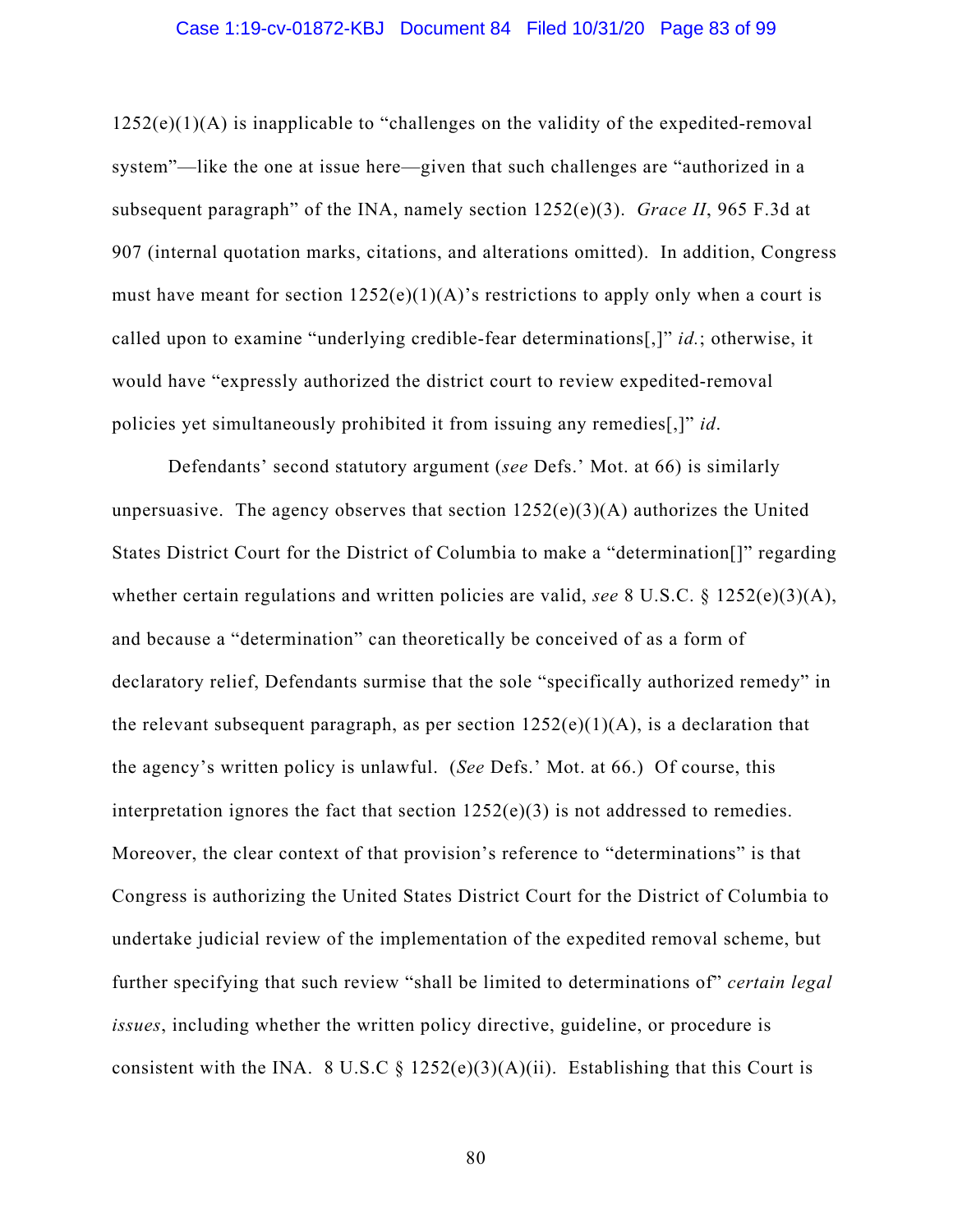1252(e)(1)(A) is inapplicable to "challenges on the validity of the expedited-removal system"—like the one at issue here—given that such challenges are "authorized in a subsequent paragraph" of the INA, namely section 1252(e)(3). *Grace II*, 965 F.3d at 907 (internal quotation marks, citations, and alterations omitted). In addition, Congress must have meant for section 1252(e)(1)(A)'s restrictions to apply only when a court is called upon to examine "underlying credible-fear determinations[,]" *id.*; otherwise, it would have "expressly authorized the district court to review expedited-removal policies yet simultaneously prohibited it from issuing any remedies[,]" *id*.

Defendants' second statutory argument (*see* Defs.' Mot. at 66) is similarly unpersuasive. The agency observes that section 1252(e)(3)(A) authorizes the United States District Court for the District of Columbia to make a "determination[]" regarding whether certain regulations and written policies are valid, *see* 8 U.S.C. § 1252(e)(3)(A), and because a "determination" can theoretically be conceived of as a form of declaratory relief, Defendants surmise that the sole "specifically authorized remedy" in the relevant subsequent paragraph, as per section 1252(e)(1)(A), is a declaration that the agency's written policy is unlawful. (*See* Defs.' Mot. at 66.) Of course, this interpretation ignores the fact that section 1252(e)(3) is not addressed to remedies. Moreover, the clear context of that provision's reference to "determinations" is that Congress is authorizing the United States District Court for the District of Columbia to undertake judicial review of the implementation of the expedited removal scheme, but further specifying that such review "shall be limited to determinations of" *certain legal issues*, including whether the written policy directive, guideline, or procedure is consistent with the INA. 8 U.S.C § 1252(e)(3)(A)(ii). Establishing that this Court is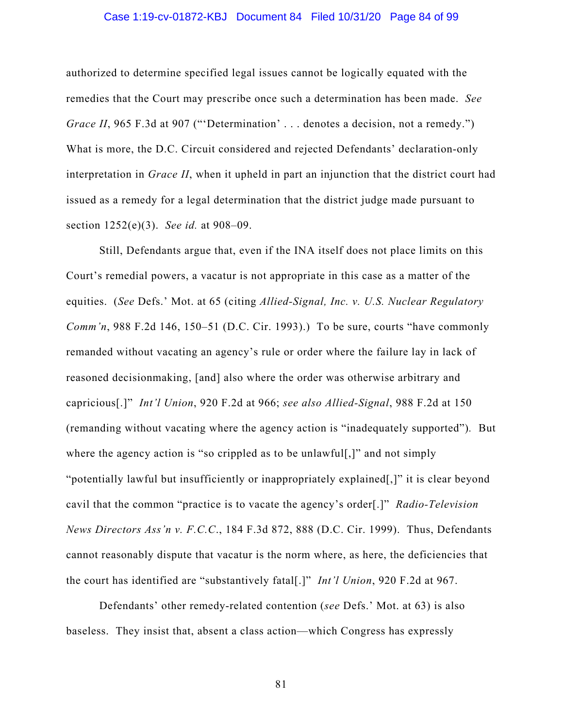authorized to determine specified legal issues cannot be logically equated with the remedies that the Court may prescribe once such a determination has been made. *See Grace II*, 965 F.3d at 907 ("'Determination' . . . denotes a decision, not a remedy.") What is more, the D.C. Circuit considered and rejected Defendants' declaration-only interpretation in *Grace II*, when it upheld in part an injunction that the district court had issued as a remedy for a legal determination that the district judge made pursuant to section 1252(e)(3). *See id.* at 908–09.

Still, Defendants argue that, even if the INA itself does not place limits on this Court's remedial powers, a vacatur is not appropriate in this case as a matter of the equities. (*See* Defs.' Mot. at 65 (citing *Allied-Signal, Inc. v. U.S. Nuclear Regulatory Comm'n*, 988 F.2d 146, 150–51 (D.C. Cir. 1993).) To be sure, courts "have commonly remanded without vacating an agency's rule or order where the failure lay in lack of reasoned decisionmaking, [and] also where the order was otherwise arbitrary and capricious[.]" *Int'l Union*, 920 F.2d at 966; *see also Allied-Signal*, 988 F.2d at 150 (remanding without vacating where the agency action is "inadequately supported"). But where the agency action is "so crippled as to be unlawful[,]" and not simply "potentially lawful but insufficiently or inappropriately explained[,]" it is clear beyond cavil that the common "practice is to vacate the agency's order[.]" *Radio-Television News Directors Ass'n v. F.C.C.*, 184 F.3d 872, 888 (D.C. Cir. 1999). Thus, Defendants cannot reasonably dispute that vacatur is the norm where, as here, the deficiencies that the court has identified are "substantively fatal[.]" *Int'l Union*, 920 F.2d at 967.

Defendants' other remedy-related contention (*see* Defs.' Mot. at 63) is also baseless. They insist that, absent a class action—which Congress has expressly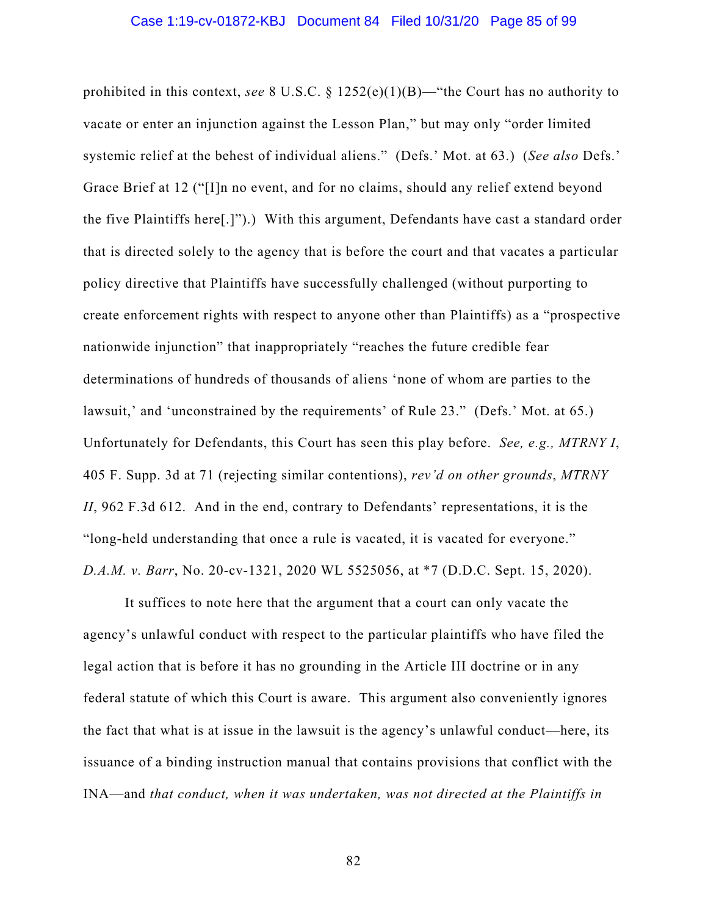prohibited in this context, *see* 8 U.S.C. § 1252(e)(1)(B)—"the Court has no authority to vacate or enter an injunction against the Lesson Plan," but may only "order limited systemic relief at the behest of individual aliens." (Defs.' Mot. at 63.) (*See also* Defs.' Grace Brief at 12 ("[I]n no event, and for no claims, should any relief extend beyond the five Plaintiffs here[.]").) With this argument, Defendants have cast a standard order that is directed solely to the agency that is before the court and that vacates a particular policy directive that Plaintiffs have successfully challenged (without purporting to create enforcement rights with respect to anyone other than Plaintiffs) as a "prospective nationwide injunction" that inappropriately "reaches the future credible fear determinations of hundreds of thousands of aliens 'none of whom are parties to the lawsuit,' and 'unconstrained by the requirements' of Rule 23." (Defs.' Mot. at 65.) Unfortunately for Defendants, this Court has seen this play before. *See, e.g., MTRNY I*, 405 F. Supp. 3d at 71 (rejecting similar contentions), *rev'd on other grounds*, *MTRNY II*, 962 F.3d 612. And in the end, contrary to Defendants' representations, it is the "long-held understanding that once a rule is vacated, it is vacated for everyone." *D.A.M. v. Barr*, No. 20-cv-1321, 2020 WL 5525056, at *7 (D.D.C. Sept. 15, 2020).

It suffices to note here that the argument that a court can only vacate the agency's unlawful conduct with respect to the particular plaintiffs who have filed the legal action that is before it has no grounding in the Article III doctrine or in any federal statute of which this Court is aware. This argument also conveniently ignores the fact that what is at issue in the lawsuit is the agency's unlawful conduct—here, its issuance of a binding instruction manual that contains provisions that conflict with the INA—and *that conduct, when it was undertaken, was not directed at the Plaintiffs in*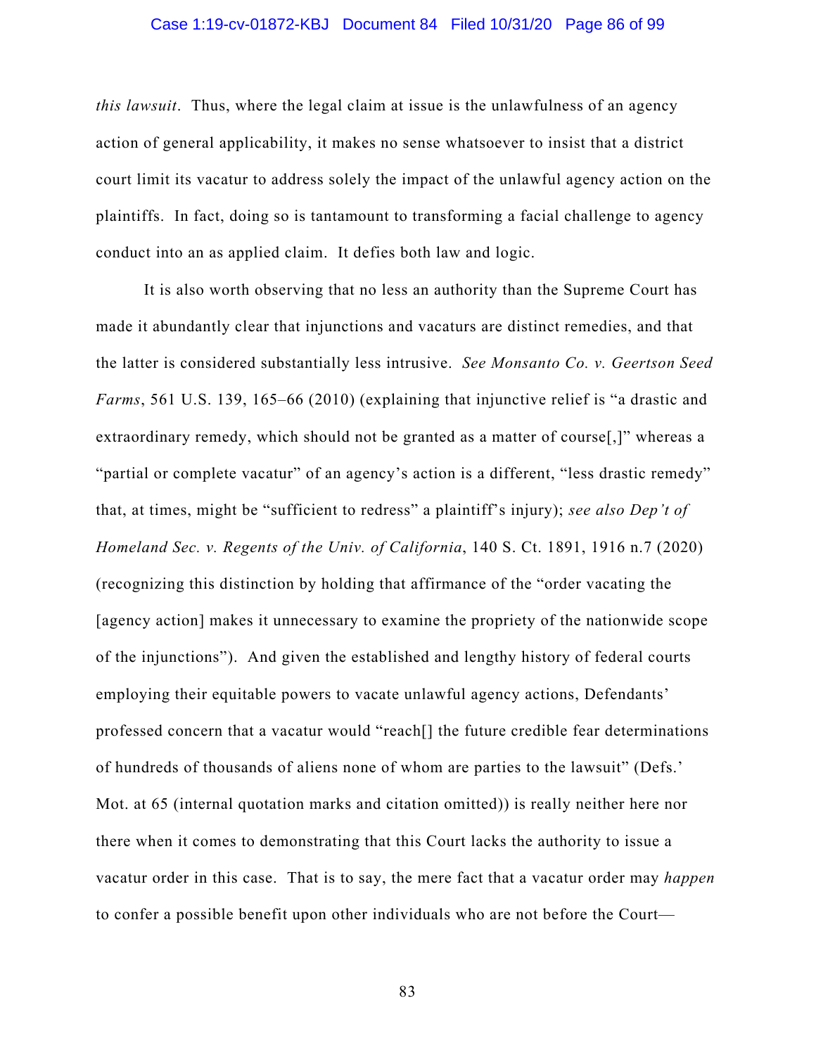*this lawsuit*. Thus, where the legal claim at issue is the unlawfulness of an agency action of general applicability, it makes no sense whatsoever to insist that a district court limit its vacatur to address solely the impact of the unlawful agency action on the plaintiffs. In fact, doing so is tantamount to transforming a facial challenge to agency conduct into an as applied claim. It defies both law and logic.

It is also worth observing that no less an authority than the Supreme Court has made it abundantly clear that injunctions and vacaturs are distinct remedies, and that the latter is considered substantially less intrusive. *See Monsanto Co. v. Geertson Seed Farms*, 561 U.S. 139, 165–66 (2010) (explaining that injunctive relief is "a drastic and extraordinary remedy, which should not be granted as a matter of course[,]" whereas a "partial or complete vacatur" of an agency's action is a different, "less drastic remedy" that, at times, might be "sufficient to redress" a plaintiff's injury); *see also Dep't of Homeland Sec. v. Regents of the Univ. of California*, 140 S. Ct. 1891, 1916 n.7 (2020) (recognizing this distinction by holding that affirmance of the "order vacating the [agency action] makes it unnecessary to examine the propriety of the nationwide scope of the injunctions"). And given the established and lengthy history of federal courts employing their equitable powers to vacate unlawful agency actions, Defendants' professed concern that a vacatur would "reach[] the future credible fear determinations of hundreds of thousands of aliens none of whom are parties to the lawsuit" (Defs.' Mot. at 65 (internal quotation marks and citation omitted)) is really neither here nor there when it comes to demonstrating that this Court lacks the authority to issue a vacatur order in this case. That is to say, the mere fact that a vacatur order may *happen* to confer a possible benefit upon other individuals who are not before the Court—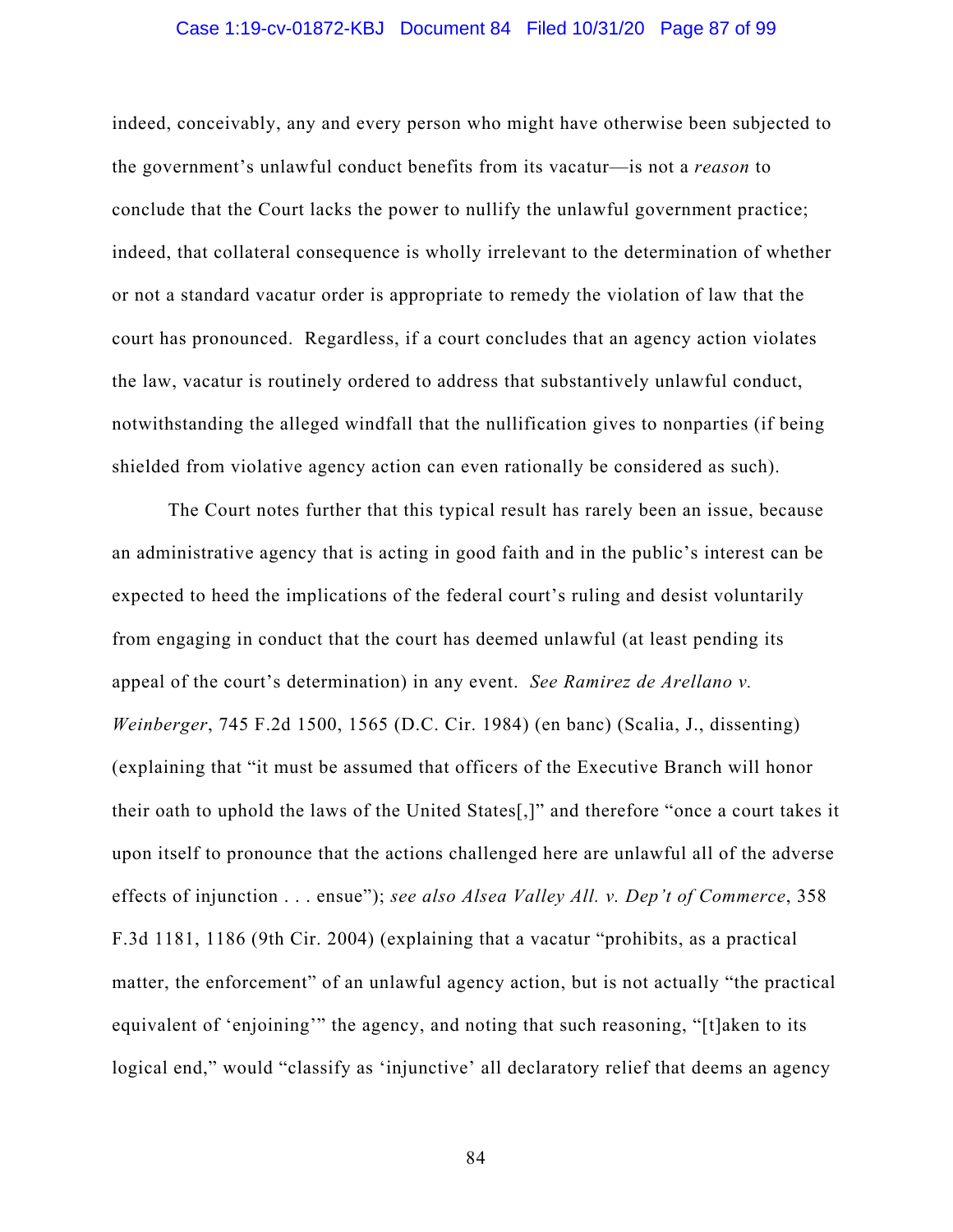indeed, conceivably, any and every person who might have otherwise been subjected to the government's unlawful conduct benefits from its vacatur—is not a *reason* to conclude that the Court lacks the power to nullify the unlawful government practice; indeed, that collateral consequence is wholly irrelevant to the determination of whether or not a standard vacatur order is appropriate to remedy the violation of law that the court has pronounced. Regardless, if a court concludes that an agency action violates the law, vacatur is routinely ordered to address that substantively unlawful conduct, notwithstanding the alleged windfall that the nullification gives to nonparties (if being shielded from violative agency action can even rationally be considered as such).

The Court notes further that this typical result has rarely been an issue, because an administrative agency that is acting in good faith and in the public's interest can be expected to heed the implications of the federal court's ruling and desist voluntarily from engaging in conduct that the court has deemed unlawful (at least pending its appeal of the court's determination) in any event. *See Ramirez de Arellano v. Weinberger*, 745 F.2d 1500, 1565 (D.C. Cir. 1984) (en banc) (Scalia, J., dissenting) (explaining that "it must be assumed that officers of the Executive Branch will honor their oath to uphold the laws of the United States[,]" and therefore "once a court takes it upon itself to pronounce that the actions challenged here are unlawful all of the adverse effects of injunction . . . ensue"); *see also Alsea Valley All. v. Dep't of Commerce*, 358 F.3d 1181, 1186 (9th Cir. 2004) (explaining that a vacatur "prohibits, as a practical matter, the enforcement" of an unlawful agency action, but is not actually "the practical equivalent of 'enjoining'" the agency, and noting that such reasoning, "[t]aken to its logical end," would "classify as 'injunctive' all declaratory relief that deems an agency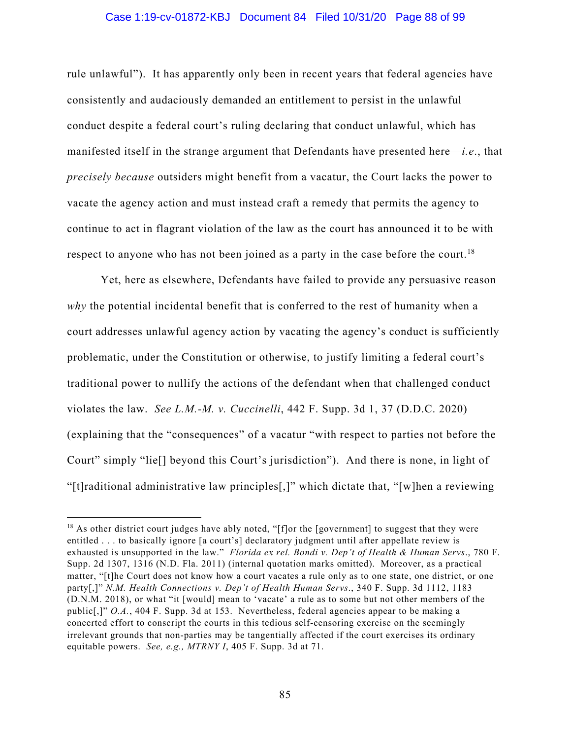rule unlawful"). It has apparently only been in recent years that federal agencies have consistently and audaciously demanded an entitlement to persist in the unlawful conduct despite a federal court's ruling declaring that conduct unlawful, which has manifested itself in the strange argument that Defendants have presented here—*i.e.*, that *precisely because* outsiders might benefit from a vacatur, the Court lacks the power to vacate the agency action and must instead craft a remedy that permits the agency to continue to act in flagrant violation of the law as the court has announced it to be with respect to anyone who has not been joined as a party in the case before the court.[18]

Yet, here as elsewhere, Defendants have failed to provide any persuasive reason *why* the potential incidental benefit that is conferred to the rest of humanity when a court addresses unlawful agency action by vacating the agency's conduct is sufficiently problematic, under the Constitution or otherwise, to justify limiting a federal court's traditional power to nullify the actions of the defendant when that challenged conduct violates the law. *See L.M.-M. v. Cuccinelli*, 442 F. Supp. 3d 1, 37 (D.D.C. 2020) (explaining that the "consequences" of a vacatur "with respect to parties not before the Court" simply "lie[] beyond this Court's jurisdiction"). And there is none, in light of "[t]raditional administrative law principles[,]" which dictate that, "[w]hen a reviewing

---

[18] As other district court judges have ably noted, "[f]or the [government] to suggest that they were entitled . . . to basically ignore [a court's] declaratory judgment until after appellate review is exhausted is unsupported in the law." *Florida ex rel. Bondi v. Dep't of Health & Human Servs*., 780 F. Supp. 2d 1307, 1316 (N.D. Fla. 2011) (internal quotation marks omitted). Moreover, as a practical matter, "[t]he Court does not know how a court vacates a rule only as to one state, one district, or one party[,]" *N.M. Health Connections v. Dep't of Health Human Servs*., 340 F. Supp. 3d 1112, 1183 (D.N.M. 2018), or what "it [would] mean to 'vacate' a rule as to some but not other members of the public[,]" *O.A.*, 404 F. Supp. 3d at 153. Nevertheless, federal agencies appear to be making a concerted effort to conscript the courts in this tedious self-censoring exercise on the seemingly irrelevant grounds that non-parties may be tangentially affected if the court exercises its ordinary equitable powers. *See, e.g., MTRNY I*, 405 F. Supp. 3d at 71.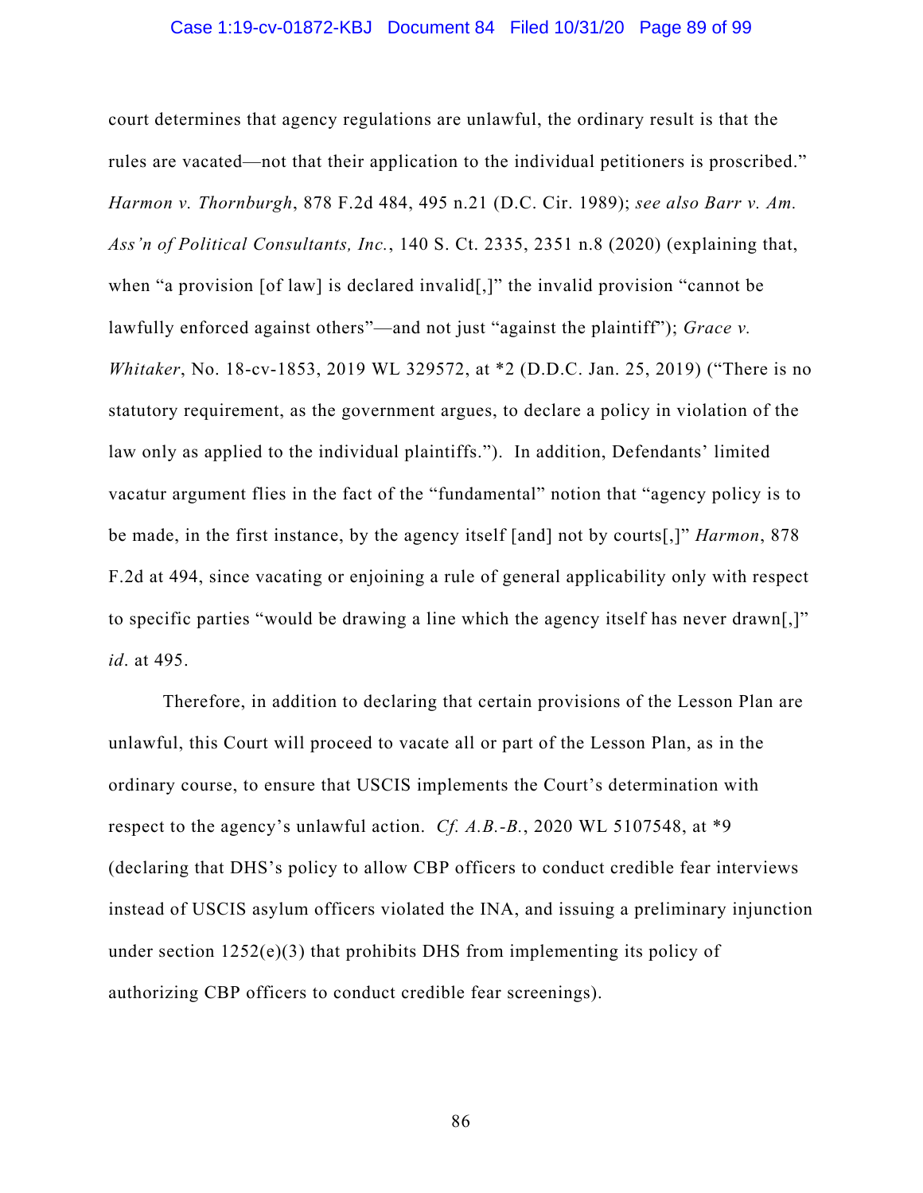court determines that agency regulations are unlawful, the ordinary result is that the rules are vacated—not that their application to the individual petitioners is proscribed." *Harmon v. Thornburgh*, 878 F.2d 484, 495 n.21 (D.C. Cir. 1989); *see also Barr v. Am. Ass'n of Political Consultants, Inc.*, 140 S. Ct. 2335, 2351 n.8 (2020) (explaining that, when "a provision [of law] is declared invalid[,]" the invalid provision "cannot be lawfully enforced against others"—and not just "against the plaintiff"); *Grace v. Whitaker*, No. 18-cv-1853, 2019 WL 329572, at *2 (D.D.C. Jan. 25, 2019) ("There is no statutory requirement, as the government argues, to declare a policy in violation of the law only as applied to the individual plaintiffs."). In addition, Defendants' limited vacatur argument flies in the fact of the "fundamental" notion that "agency policy is to be made, in the first instance, by the agency itself [and] not by courts[,]" *Harmon*, 878 F.2d at 494, since vacating or enjoining a rule of general applicability only with respect to specific parties "would be drawing a line which the agency itself has never drawn[,]" *id*. at 495.

Therefore, in addition to declaring that certain provisions of the Lesson Plan are unlawful, this Court will proceed to vacate all or part of the Lesson Plan, as in the ordinary course, to ensure that USCIS implements the Court's determination with respect to the agency's unlawful action. *Cf. A.B.-B.*, 2020 WL 5107548, at *9 (declaring that DHS's policy to allow CBP officers to conduct credible fear interviews instead of USCIS asylum officers violated the INA, and issuing a preliminary injunction under section 1252(e)(3) that prohibits DHS from implementing its policy of authorizing CBP officers to conduct credible fear screenings).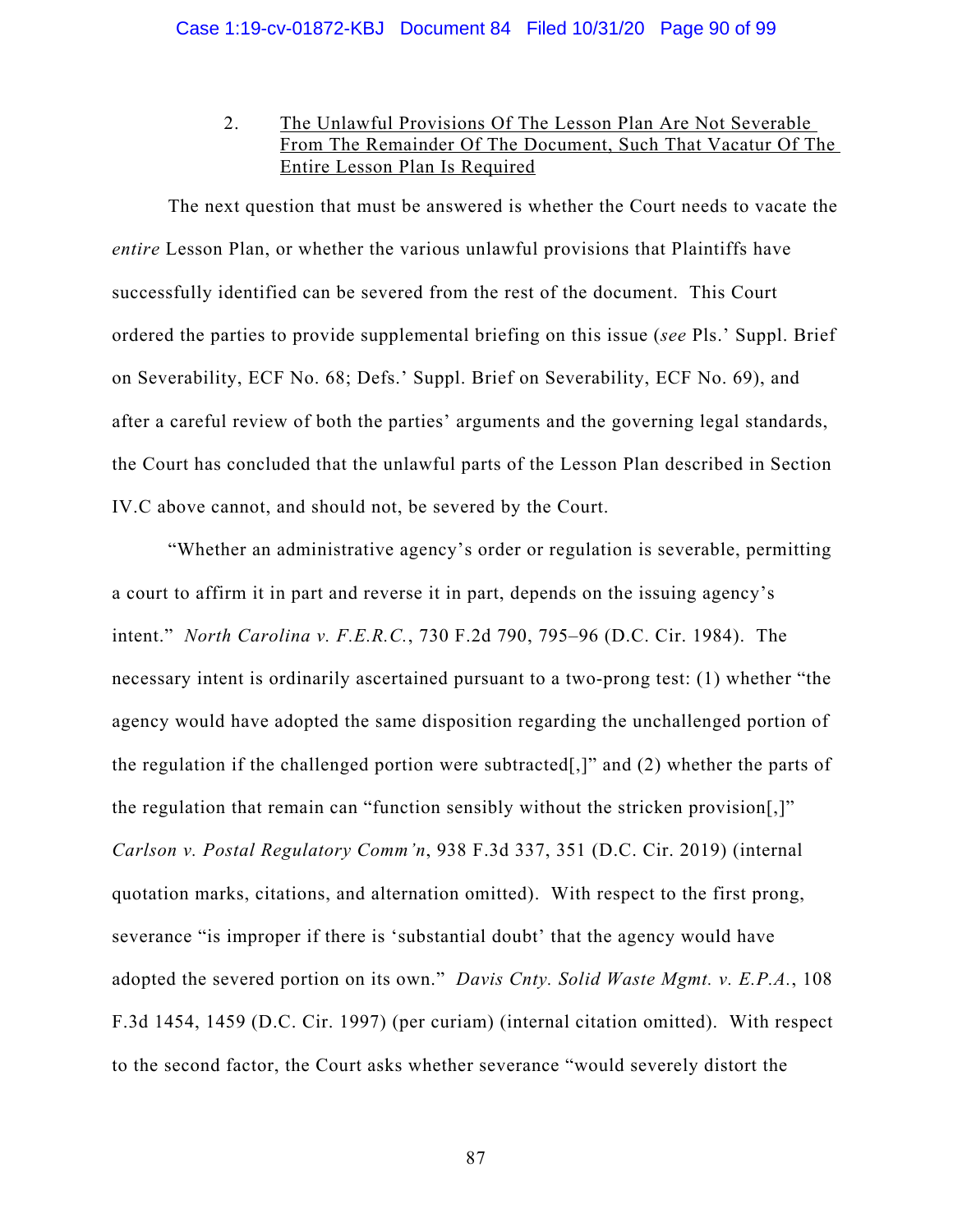2. <u>The Unlawful Provisions Of The Lesson Plan Are Not Severable From The Remainder Of The Document, Such That Vacatur Of The Entire Lesson Plan Is Required</u>

The next question that must be answered is whether the Court needs to vacate the *entire* Lesson Plan, or whether the various unlawful provisions that Plaintiffs have successfully identified can be severed from the rest of the document. This Court ordered the parties to provide supplemental briefing on this issue (*see* Pls.' Suppl. Brief on Severability, ECF No. 68; Defs.' Suppl. Brief on Severability, ECF No. 69), and after a careful review of both the parties' arguments and the governing legal standards, the Court has concluded that the unlawful parts of the Lesson Plan described in Section IV.C above cannot, and should not, be severed by the Court.

"Whether an administrative agency's order or regulation is severable, permitting a court to affirm it in part and reverse it in part, depends on the issuing agency's intent." *North Carolina v. F.E.R.C.*, 730 F.2d 790, 795–96 (D.C. Cir. 1984). The necessary intent is ordinarily ascertained pursuant to a two-prong test: (1) whether "the agency would have adopted the same disposition regarding the unchallenged portion of the regulation if the challenged portion were subtracted[,]" and (2) whether the parts of the regulation that remain can "function sensibly without the stricken provision[,]" *Carlson v. Postal Regulatory Comm'n*, 938 F.3d 337, 351 (D.C. Cir. 2019) (internal quotation marks, citations, and alternation omitted). With respect to the first prong, severance "is improper if there is 'substantial doubt' that the agency would have adopted the severed portion on its own." *Davis Cnty. Solid Waste Mgmt. v. E.P.A.*, 108 F.3d 1454, 1459 (D.C. Cir. 1997) (per curiam) (internal citation omitted). With respect to the second factor, the Court asks whether severance "would severely distort the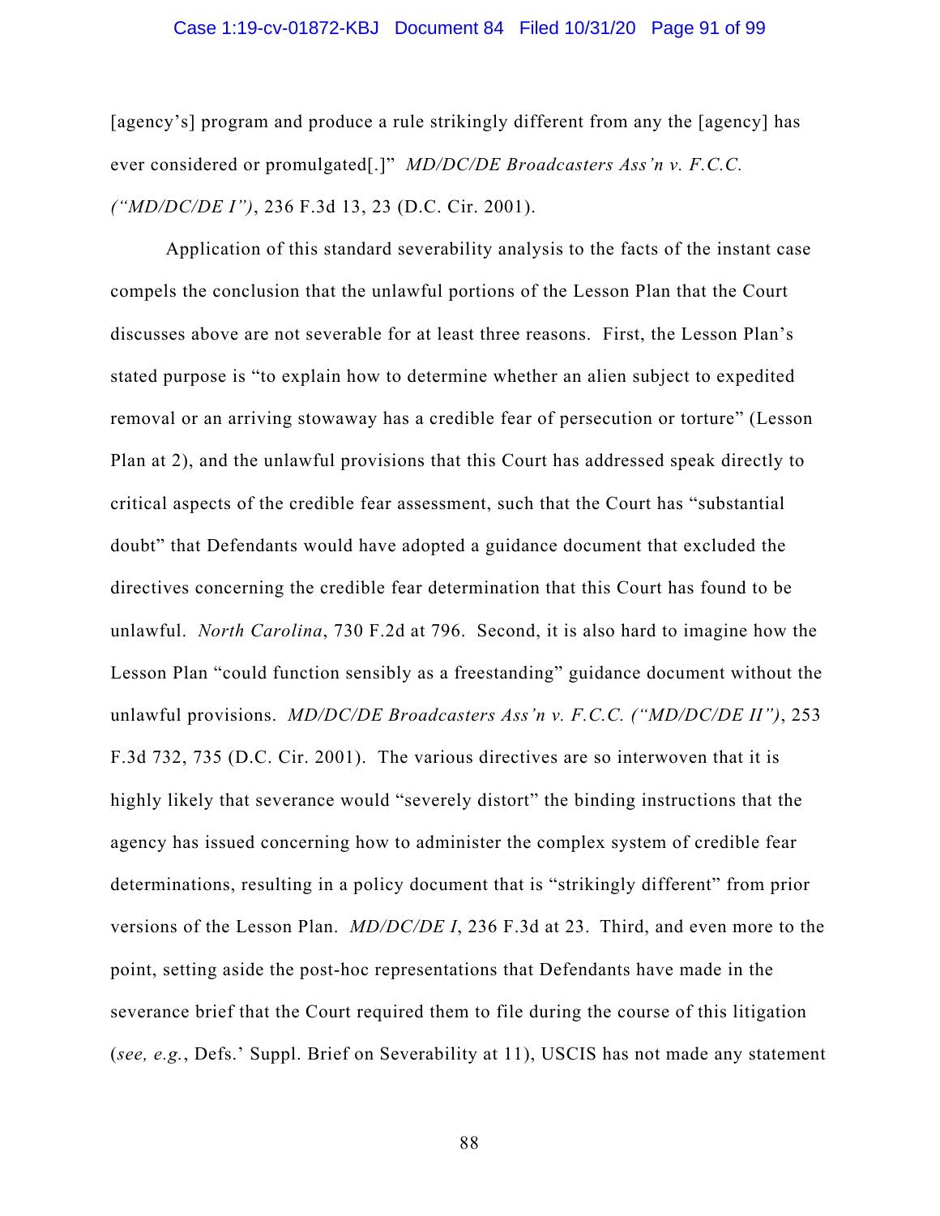[agency's] program and produce a rule strikingly different from any the [agency] has ever considered or promulgated[.]" *MD/DC/DE Broadcasters Ass'n v. F.C.C. ("MD/DC/DE I")*, 236 F.3d 13, 23 (D.C. Cir. 2001).

Application of this standard severability analysis to the facts of the instant case compels the conclusion that the unlawful portions of the Lesson Plan that the Court discusses above are not severable for at least three reasons. First, the Lesson Plan's stated purpose is "to explain how to determine whether an alien subject to expedited removal or an arriving stowaway has a credible fear of persecution or torture" (Lesson Plan at 2), and the unlawful provisions that this Court has addressed speak directly to critical aspects of the credible fear assessment, such that the Court has "substantial doubt" that Defendants would have adopted a guidance document that excluded the directives concerning the credible fear determination that this Court has found to be unlawful. *North Carolina*, 730 F.2d at 796. Second, it is also hard to imagine how the Lesson Plan "could function sensibly as a freestanding" guidance document without the unlawful provisions. *MD/DC/DE Broadcasters Ass'n v. F.C.C. ("MD/DC/DE II")*, 253 F.3d 732, 735 (D.C. Cir. 2001). The various directives are so interwoven that it is highly likely that severance would "severely distort" the binding instructions that the agency has issued concerning how to administer the complex system of credible fear determinations, resulting in a policy document that is "strikingly different" from prior versions of the Lesson Plan. *MD/DC/DE I*, 236 F.3d at 23. Third, and even more to the point, setting aside the post-hoc representations that Defendants have made in the severance brief that the Court required them to file during the course of this litigation (*see, e.g.*, Defs.' Suppl. Brief on Severability at 11), USCIS has not made any statement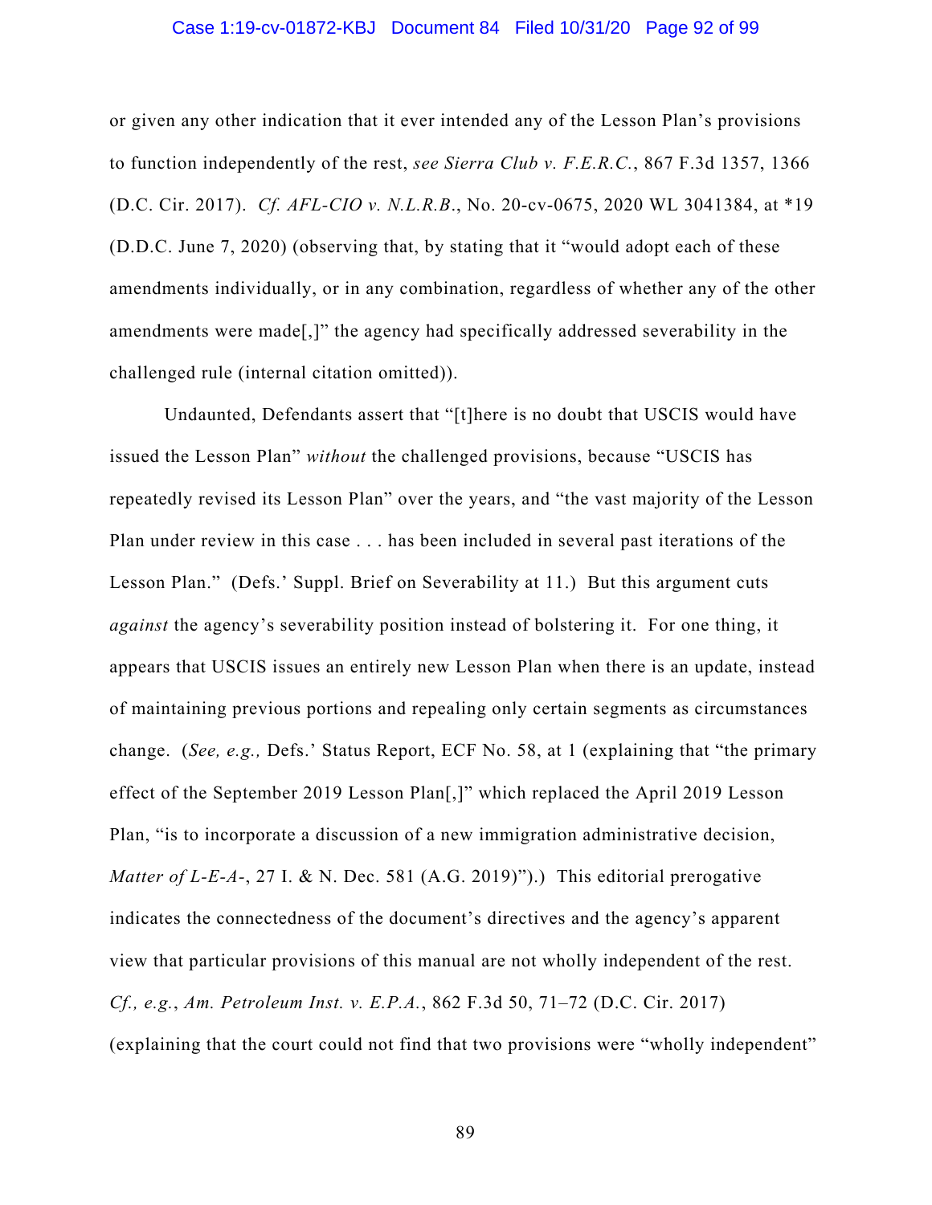or given any other indication that it ever intended any of the Lesson Plan's provisions to function independently of the rest, *see Sierra Club v. F.E.R.C.*, 867 F.3d 1357, 1366 (D.C. Cir. 2017). *Cf. AFL-CIO v. N.L.R.B.*, No. 20-cv-0675, 2020 WL 3041384, at *19 (D.D.C. June 7, 2020) (observing that, by stating that it "would adopt each of these amendments individually, or in any combination, regardless of whether any of the other amendments were made[,]" the agency had specifically addressed severability in the challenged rule (internal citation omitted)).

Undaunted, Defendants assert that "[t]here is no doubt that USCIS would have issued the Lesson Plan" *without* the challenged provisions, because "USCIS has repeatedly revised its Lesson Plan" over the years, and "the vast majority of the Lesson Plan under review in this case . . . has been included in several past iterations of the Lesson Plan." (Defs.' Suppl. Brief on Severability at 11.) But this argument cuts *against* the agency's severability position instead of bolstering it. For one thing, it appears that USCIS issues an entirely new Lesson Plan when there is an update, instead of maintaining previous portions and repealing only certain segments as circumstances change. (*See, e.g.,* Defs.' Status Report, ECF No. 58, at 1 (explaining that "the primary effect of the September 2019 Lesson Plan[,]" which replaced the April 2019 Lesson Plan, "is to incorporate a discussion of a new immigration administrative decision, *Matter of L-E-A-*, 27 I. & N. Dec. 581 (A.G. 2019)").) This editorial prerogative indicates the connectedness of the document's directives and the agency's apparent view that particular provisions of this manual are not wholly independent of the rest. *Cf., e.g.*, *Am. Petroleum Inst. v. E.P.A.*, 862 F.3d 50, 71–72 (D.C. Cir. 2017) (explaining that the court could not find that two provisions were "wholly independent"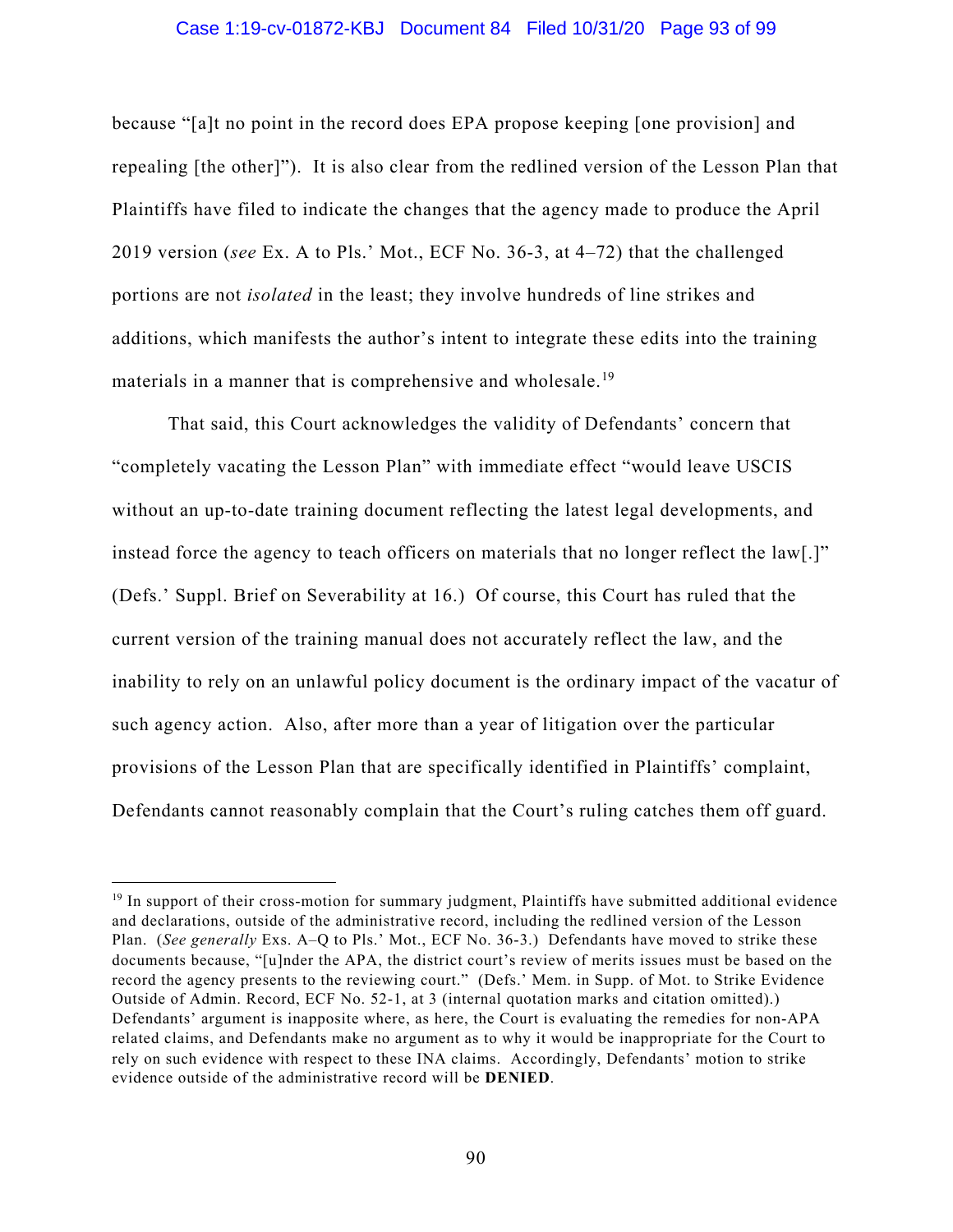because "[a]t no point in the record does EPA propose keeping [one provision] and repealing [the other]"). It is also clear from the redlined version of the Lesson Plan that Plaintiffs have filed to indicate the changes that the agency made to produce the April 2019 version (*see* Ex. A to Pls.' Mot., ECF No. 36-3, at 4–72) that the challenged portions are not *isolated* in the least; they involve hundreds of line strikes and additions, which manifests the author's intent to integrate these edits into the training materials in a manner that is comprehensive and wholesale.[19]

That said, this Court acknowledges the validity of Defendants' concern that "completely vacating the Lesson Plan" with immediate effect "would leave USCIS without an up-to-date training document reflecting the latest legal developments, and instead force the agency to teach officers on materials that no longer reflect the law[.]" (Defs.' Suppl. Brief on Severability at 16.) Of course, this Court has ruled that the current version of the training manual does not accurately reflect the law, and the inability to rely on an unlawful policy document is the ordinary impact of the vacatur of such agency action. Also, after more than a year of litigation over the particular provisions of the Lesson Plan that are specifically identified in Plaintiffs' complaint, Defendants cannot reasonably complain that the Court's ruling catches them off guard.

---

[19] In support of their cross-motion for summary judgment, Plaintiffs have submitted additional evidence and declarations, outside of the administrative record, including the redlined version of the Lesson Plan. (*See generally* Exs. A–Q to Pls.' Mot., ECF No. 36-3.) Defendants have moved to strike these documents because, "[u]nder the APA, the district court's review of merits issues must be based on the record the agency presents to the reviewing court." (Defs.' Mem. in Supp. of Mot. to Strike Evidence Outside of Admin. Record, ECF No. 52-1, at 3 (internal quotation marks and citation omitted).) Defendants' argument is inapposite where, as here, the Court is evaluating the remedies for non-APA related claims, and Defendants make no argument as to why it would be inappropriate for the Court to rely on such evidence with respect to these INA claims. Accordingly, Defendants' motion to strike evidence outside of the administrative record will be **DENIED**.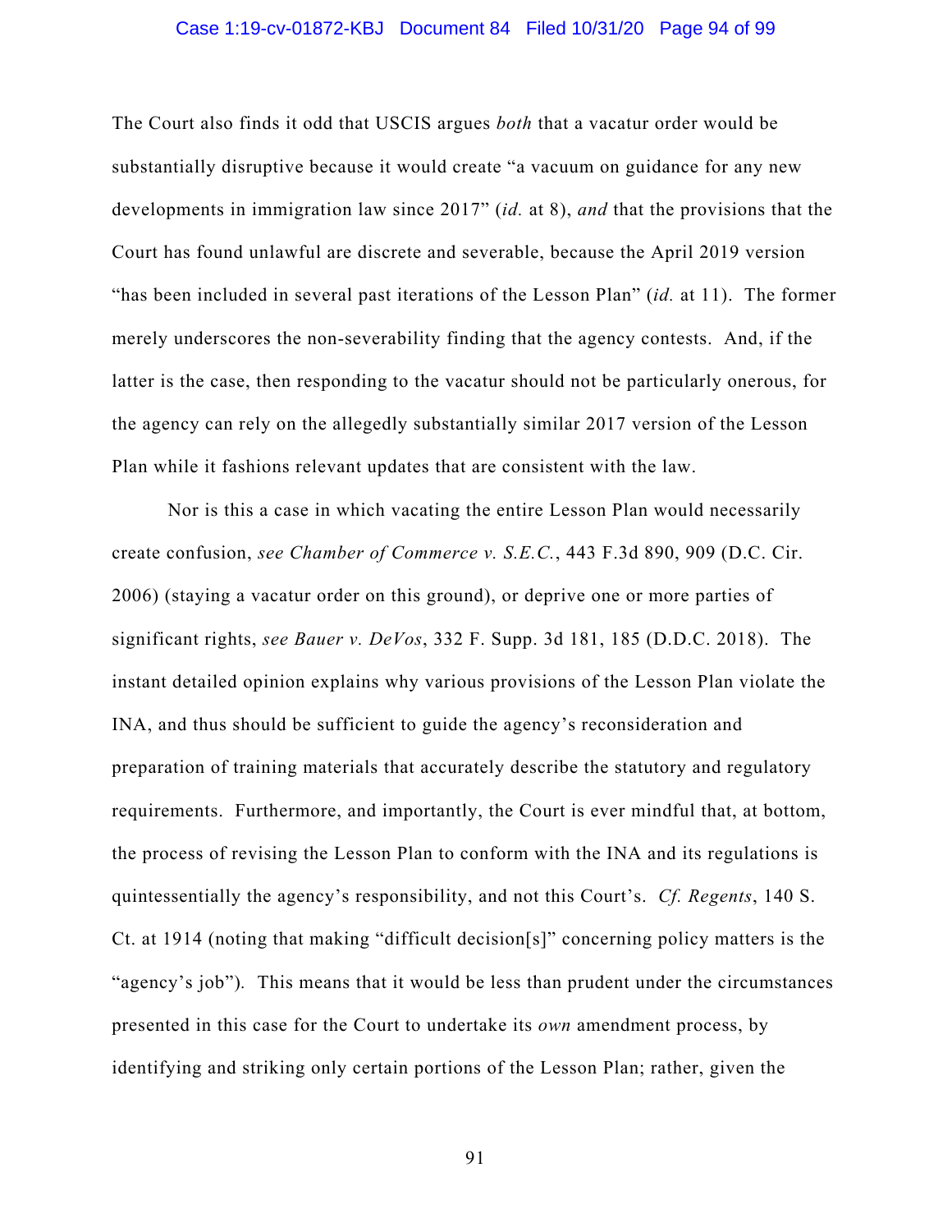The Court also finds it odd that USCIS argues *both* that a vacatur order would be substantially disruptive because it would create "a vacuum on guidance for any new developments in immigration law since 2017" (*id.* at 8), *and* that the provisions that the Court has found unlawful are discrete and severable, because the April 2019 version "has been included in several past iterations of the Lesson Plan" (*id.* at 11). The former merely underscores the non-severability finding that the agency contests. And, if the latter is the case, then responding to the vacatur should not be particularly onerous, for the agency can rely on the allegedly substantially similar 2017 version of the Lesson Plan while it fashions relevant updates that are consistent with the law.

Nor is this a case in which vacating the entire Lesson Plan would necessarily create confusion, *see Chamber of Commerce v. S.E.C.*, 443 F.3d 890, 909 (D.C. Cir. 2006) (staying a vacatur order on this ground), or deprive one or more parties of significant rights, *see Bauer v. DeVos*, 332 F. Supp. 3d 181, 185 (D.D.C. 2018). The instant detailed opinion explains why various provisions of the Lesson Plan violate the INA, and thus should be sufficient to guide the agency's reconsideration and preparation of training materials that accurately describe the statutory and regulatory requirements. Furthermore, and importantly, the Court is ever mindful that, at bottom, the process of revising the Lesson Plan to conform with the INA and its regulations is quintessentially the agency's responsibility, and not this Court's. *Cf. Regents*, 140 S. Ct. at 1914 (noting that making "difficult decision[s]" concerning policy matters is the "agency's job"). This means that it would be less than prudent under the circumstances presented in this case for the Court to undertake its *own* amendment process, by identifying and striking only certain portions of the Lesson Plan; rather, given the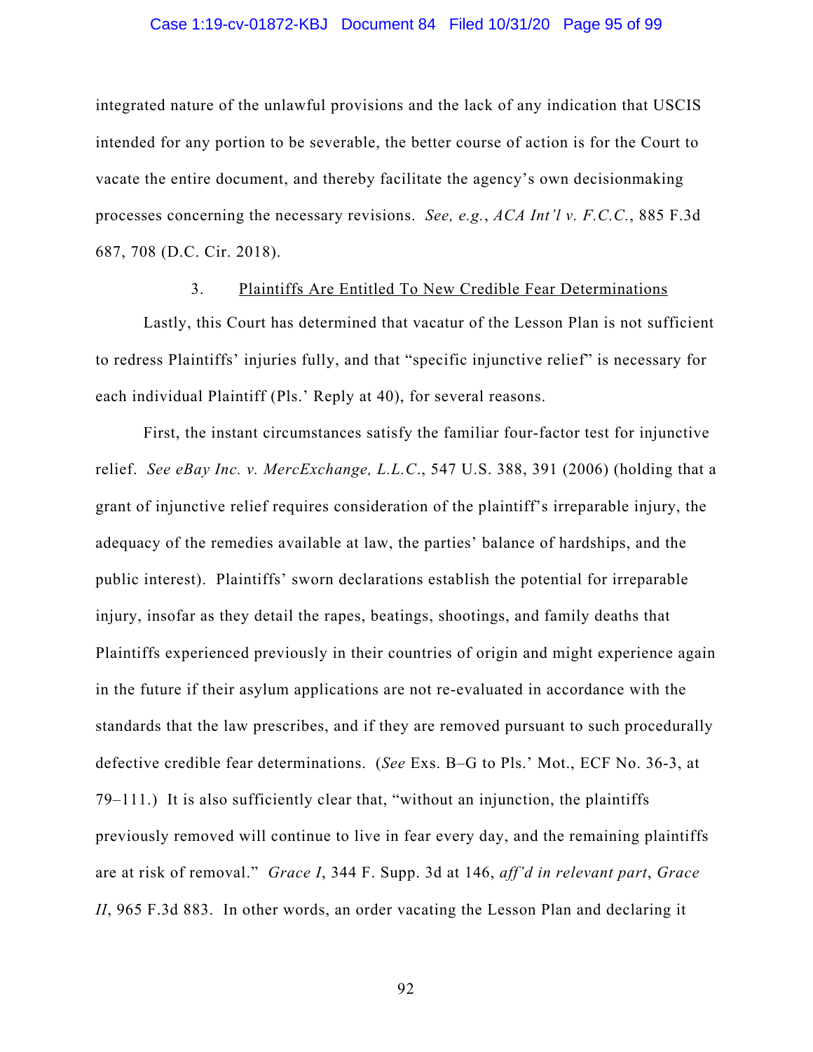integrated nature of the unlawful provisions and the lack of any indication that USCIS intended for any portion to be severable, the better course of action is for the Court to vacate the entire document, and thereby facilitate the agency's own decisionmaking processes concerning the necessary revisions. *See, e.g.*, *ACA Int'l v. F.C.C.*, 885 F.3d 687, 708 (D.C. Cir. 2018).

### 3. Plaintiffs Are Entitled To New Credible Fear Determinations

Lastly, this Court has determined that vacatur of the Lesson Plan is not sufficient to redress Plaintiffs' injuries fully, and that "specific injunctive relief" is necessary for each individual Plaintiff (Pls.' Reply at 40), for several reasons.

First, the instant circumstances satisfy the familiar four-factor test for injunctive relief. *See eBay Inc. v. MercExchange, L.L.C.*, 547 U.S. 388, 391 (2006) (holding that a grant of injunctive relief requires consideration of the plaintiff's irreparable injury, the adequacy of the remedies available at law, the parties' balance of hardships, and the public interest). Plaintiffs' sworn declarations establish the potential for irreparable injury, insofar as they detail the rapes, beatings, shootings, and family deaths that Plaintiffs experienced previously in their countries of origin and might experience again in the future if their asylum applications are not re-evaluated in accordance with the standards that the law prescribes, and if they are removed pursuant to such procedurally defective credible fear determinations. (*See* Exs. B–G to Pls.' Mot., ECF No. 36-3, at 79–111.) It is also sufficiently clear that, "without an injunction, the plaintiffs previously removed will continue to live in fear every day, and the remaining plaintiffs are at risk of removal." *Grace I*, 344 F. Supp. 3d at 146, *aff'd in relevant part*, *Grace II*, 965 F.3d 883. In other words, an order vacating the Lesson Plan and declaring it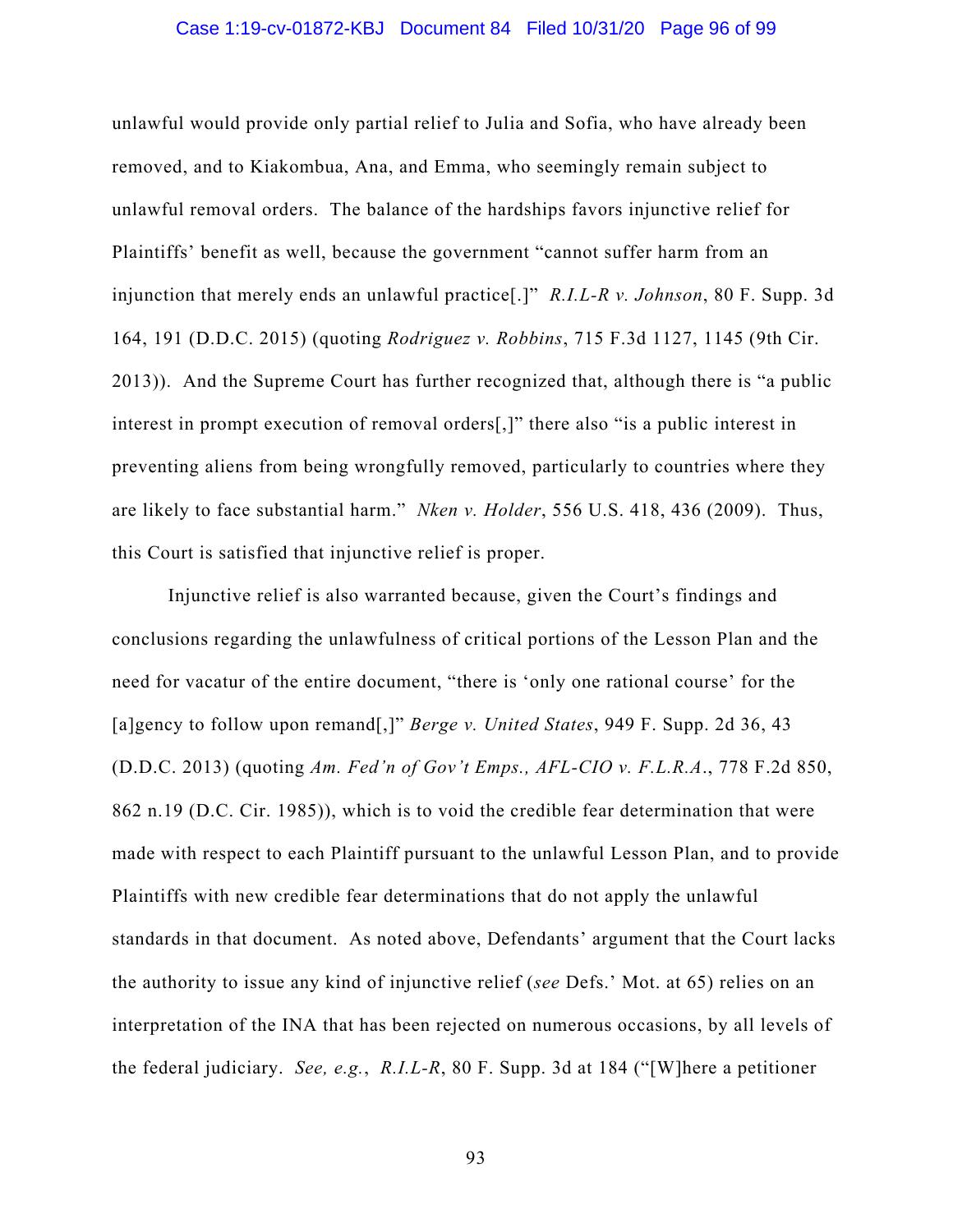unlawful would provide only partial relief to Julia and Sofia, who have already been removed, and to Kiakombua, Ana, and Emma, who seemingly remain subject to unlawful removal orders. The balance of the hardships favors injunctive relief for Plaintiffs' benefit as well, because the government "cannot suffer harm from an injunction that merely ends an unlawful practice[.]" *R.I.L-R v. Johnson*, 80 F. Supp. 3d 164, 191 (D.D.C. 2015) (quoting *Rodriguez v. Robbins*, 715 F.3d 1127, 1145 (9th Cir. 2013)). And the Supreme Court has further recognized that, although there is "a public interest in prompt execution of removal orders[,]" there also "is a public interest in preventing aliens from being wrongfully removed, particularly to countries where they are likely to face substantial harm." *Nken v. Holder*, 556 U.S. 418, 436 (2009). Thus, this Court is satisfied that injunctive relief is proper.

Injunctive relief is also warranted because, given the Court's findings and conclusions regarding the unlawfulness of critical portions of the Lesson Plan and the need for vacatur of the entire document, "there is 'only one rational course' for the [a]gency to follow upon remand[,]" *Berge v. United States*, 949 F. Supp. 2d 36, 43 (D.D.C. 2013) (quoting *Am. Fed'n of Gov't Emps., AFL-CIO v. F.L.R.A.*, 778 F.2d 850, 862 n.19 (D.C. Cir. 1985)), which is to void the credible fear determination that were made with respect to each Plaintiff pursuant to the unlawful Lesson Plan, and to provide Plaintiffs with new credible fear determinations that do not apply the unlawful standards in that document. As noted above, Defendants' argument that the Court lacks the authority to issue any kind of injunctive relief (*see* Defs.' Mot. at 65) relies on an interpretation of the INA that has been rejected on numerous occasions, by all levels of the federal judiciary. *See, e.g.*, *R.I.L-R*, 80 F. Supp. 3d at 184 ("[W]here a petitioner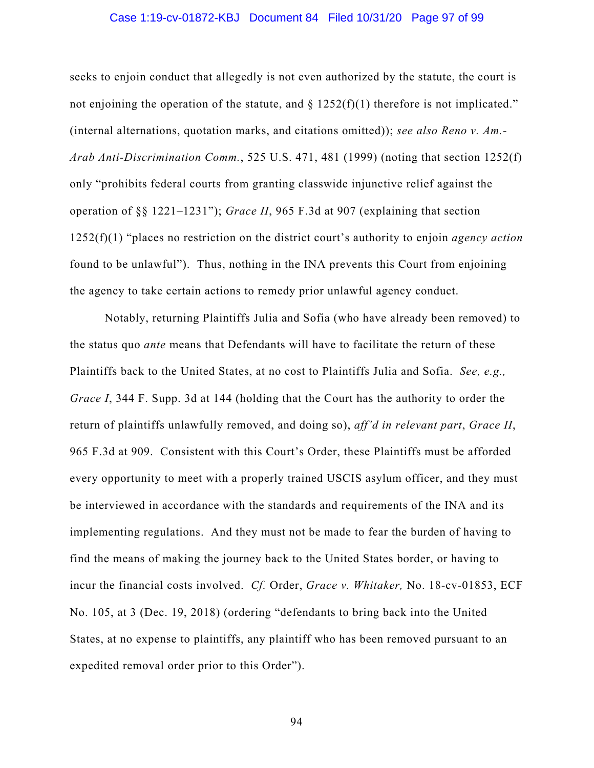seeks to enjoin conduct that allegedly is not even authorized by the statute, the court is not enjoining the operation of the statute, and § 1252(f)(1) therefore is not implicated." (internal alternations, quotation marks, and citations omitted)); *see also Reno v. Am.-Arab Anti-Discrimination Comm.*, 525 U.S. 471, 481 (1999) (noting that section 1252(f) only "prohibits federal courts from granting classwide injunctive relief against the operation of §§ 1221–1231"); *Grace II*, 965 F.3d at 907 (explaining that section 1252(f)(1) "places no restriction on the district court's authority to enjoin *agency action* found to be unlawful"). Thus, nothing in the INA prevents this Court from enjoining the agency to take certain actions to remedy prior unlawful agency conduct.

Notably, returning Plaintiffs Julia and Sofia (who have already been removed) to the status quo *ante* means that Defendants will have to facilitate the return of these Plaintiffs back to the United States, at no cost to Plaintiffs Julia and Sofia. *See, e.g., Grace I*, 344 F. Supp. 3d at 144 (holding that the Court has the authority to order the return of plaintiffs unlawfully removed, and doing so), *aff'd in relevant part*, *Grace II*, 965 F.3d at 909. Consistent with this Court's Order, these Plaintiffs must be afforded every opportunity to meet with a properly trained USCIS asylum officer, and they must be interviewed in accordance with the standards and requirements of the INA and its implementing regulations. And they must not be made to fear the burden of having to find the means of making the journey back to the United States border, or having to incur the financial costs involved. *Cf.* Order, *Grace v. Whitaker,* No. 18-cv-01853, ECF No. 105, at 3 (Dec. 19, 2018) (ordering "defendants to bring back into the United States, at no expense to plaintiffs, any plaintiff who has been removed pursuant to an expedited removal order prior to this Order").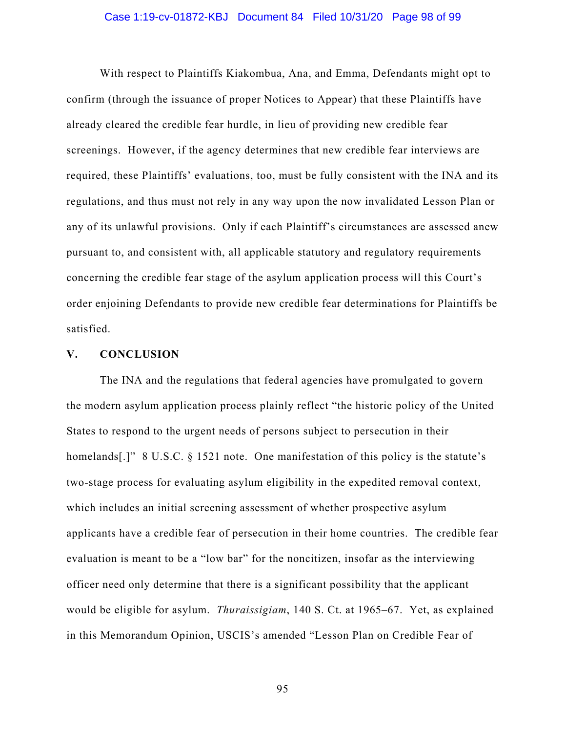With respect to Plaintiffs Kiakombua, Ana, and Emma, Defendants might opt to confirm (through the issuance of proper Notices to Appear) that these Plaintiffs have already cleared the credible fear hurdle, in lieu of providing new credible fear screenings. However, if the agency determines that new credible fear interviews are required, these Plaintiffs' evaluations, too, must be fully consistent with the INA and its regulations, and thus must not rely in any way upon the now invalidated Lesson Plan or any of its unlawful provisions. Only if each Plaintiff's circumstances are assessed anew pursuant to, and consistent with, all applicable statutory and regulatory requirements concerning the credible fear stage of the asylum application process will this Court's order enjoining Defendants to provide new credible fear determinations for Plaintiffs be satisfied.

## V. CONCLUSION

The INA and the regulations that federal agencies have promulgated to govern the modern asylum application process plainly reflect "the historic policy of the United States to respond to the urgent needs of persons subject to persecution in their homelands[.]" 8 U.S.C. § 1521 note. One manifestation of this policy is the statute's two-stage process for evaluating asylum eligibility in the expedited removal context, which includes an initial screening assessment of whether prospective asylum applicants have a credible fear of persecution in their home countries. The credible fear evaluation is meant to be a "low bar" for the noncitizen, insofar as the interviewing officer need only determine that there is a significant possibility that the applicant would be eligible for asylum. *Thuraissigiam*, 140 S. Ct. at 1965–67. Yet, as explained in this Memorandum Opinion, USCIS's amended "Lesson Plan on Credible Fear of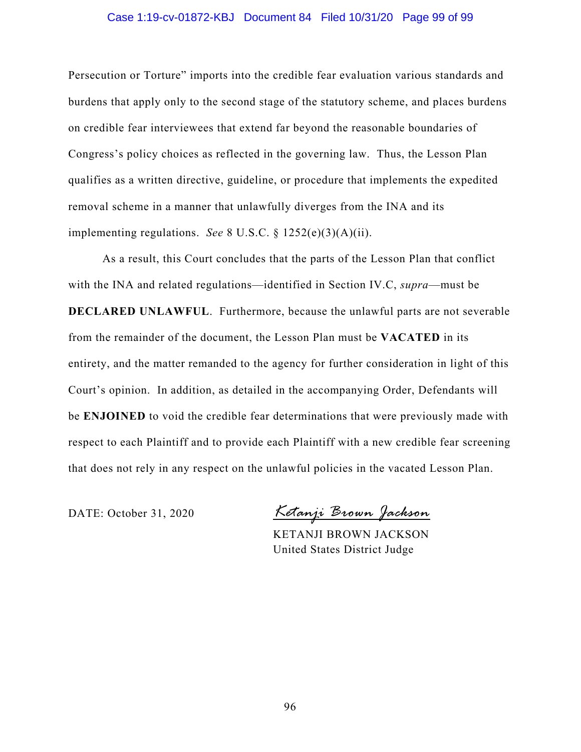Persecution or Torture" imports into the credible fear evaluation various standards and burdens that apply only to the second stage of the statutory scheme, and places burdens on credible fear interviewees that extend far beyond the reasonable boundaries of Congress's policy choices as reflected in the governing law. Thus, the Lesson Plan qualifies as a written directive, guideline, or procedure that implements the expedited removal scheme in a manner that unlawfully diverges from the INA and its implementing regulations. *See* 8 U.S.C. § 1252(e)(3)(A)(ii).

As a result, this Court concludes that the parts of the Lesson Plan that conflict with the INA and related regulations—identified in Section IV.C, *supra*—must be **DECLARED UNLAWFUL**. Furthermore, because the unlawful parts are not severable from the remainder of the document, the Lesson Plan must be **VACATED** in its entirety, and the matter remanded to the agency for further consideration in light of this Court's opinion. In addition, as detailed in the accompanying Order, Defendants will be **ENJOINED** to void the credible fear determinations that were previously made with respect to each Plaintiff and to provide each Plaintiff with a new credible fear screening that does not rely in any respect on the unlawful policies in the vacated Lesson Plan.

DATE: October 31, 2020

*Ketanji Brown Jackson*

KETANJI BROWN JACKSON
United States District Judge